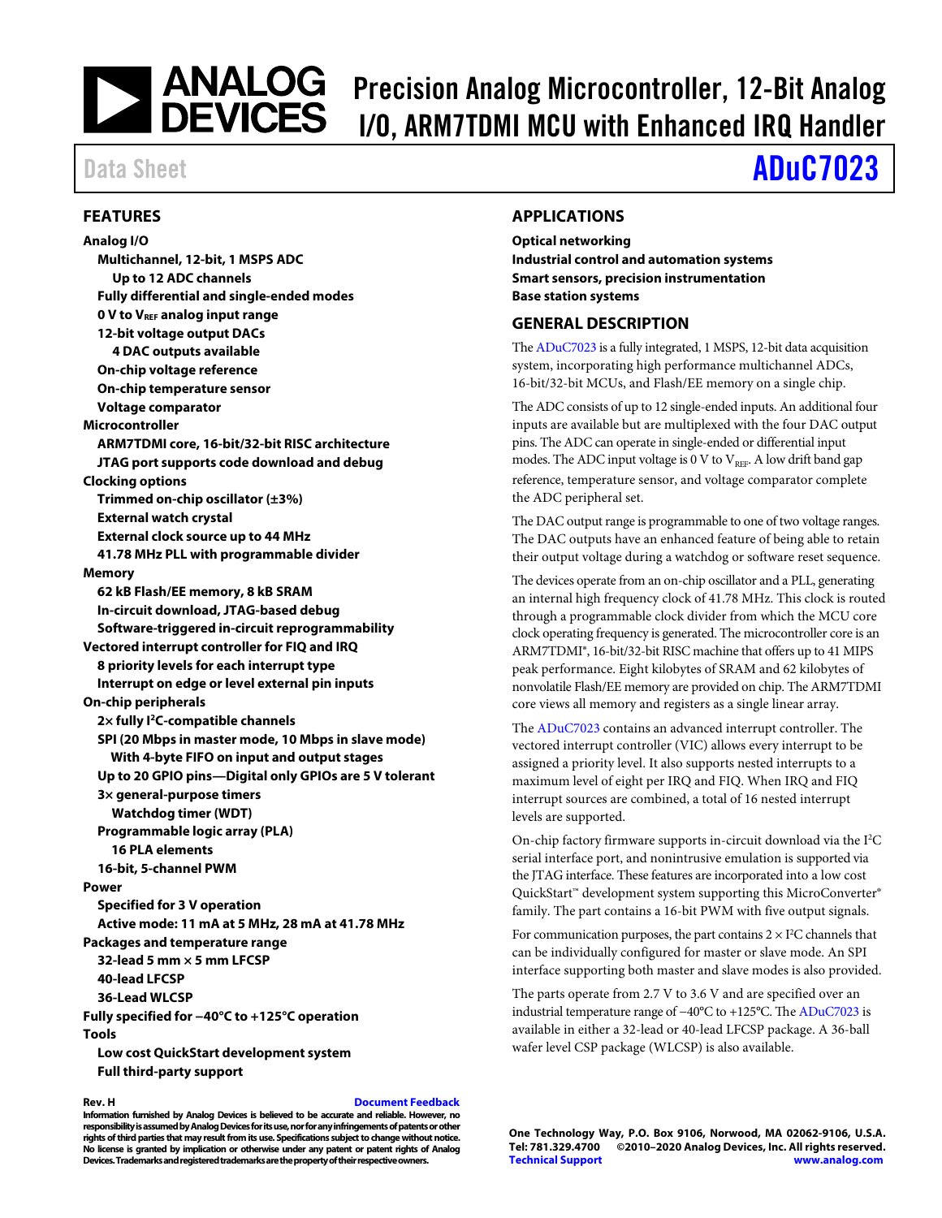# Precision Analog Microcontroller, 12-Bit Analog I/O, ARM7TDMI MCU with Enhanced IRQ Handler

Data Sheet

**ADuC7023**

## FEATURES

**Analog I/O**
- **Multichannel, 12-bit, 1 MSPS ADC**
  - **Up to 12 ADC channels**
- **Fully differential and single-ended modes**
- **0 V to $V_{REF}$ analog input range**
- **12-bit voltage output DACs**
  - **4 DAC outputs available**
- **On-chip voltage reference**
- **On-chip temperature sensor**
- **Voltage comparator**

**Microcontroller**
- **ARM7TDMI core, 16-bit/32-bit RISC architecture**
- **JTAG port supports code download and debug**

**Clocking options**
- **Trimmed on-chip oscillator (±3%)**
- **External watch crystal**
- **External clock source up to 44 MHz**
- **41.78 MHz PLL with programmable divider**

**Memory**
- **62 kB Flash/EE memory, 8 kB SRAM**
- **In-circuit download, JTAG-based debug**
- **Software-triggered in-circuit reprogrammability**

**Vectored interrupt controller for FIQ and IRQ**
- **8 priority levels for each interrupt type**
- **Interrupt on edge or level external pin inputs**

**On-chip peripherals**
- **2× fully I²C-compatible channels**
- **SPI (20 Mbps in master mode, 10 Mbps in slave mode)**
  - **With 4-byte FIFO on input and output stages**
- **Up to 20 GPIO pins—Digital only GPIOs are 5 V tolerant**
- **3× general-purpose timers**
  - **Watchdog timer (WDT)**
- **Programmable logic array (PLA)**
  - **16 PLA elements**
- **16-bit, 5-channel PWM**

**Power**
- **Specified for 3 V operation**
- **Active mode: 11 mA at 5 MHz, 28 mA at 41.78 MHz**

**Packages and temperature range**
- **32-lead 5 mm × 5 mm LFCSP**
- **40-lead LFCSP**
- **36-Lead WLCSP**

**Fully specified for −40°C to +125°C operation**

**Tools**
- **Low cost QuickStart development system**
- **Full third-party support**

## APPLICATIONS

**Optical networking**
**Industrial control and automation systems**
**Smart sensors, precision instrumentation**
**Base station systems**

## GENERAL DESCRIPTION

The ADuC7023 is a fully integrated, 1 MSPS, 12-bit data acquisition system, incorporating high performance multichannel ADCs, 16-bit/32-bit MCUs, and Flash/EE memory on a single chip.

The ADC consists of up to 12 single-ended inputs. An additional four inputs are available but are multiplexed with the four DAC output pins. The ADC can operate in single-ended or differential input modes. The ADC input voltage is 0 V to $V_{REF}$. A low drift band gap reference, temperature sensor, and voltage comparator complete the ADC peripheral set.

The DAC output range is programmable to one of two voltage ranges. The DAC outputs have an enhanced feature of being able to retain their output voltage during a watchdog or software reset sequence.

The devices operate from an on-chip oscillator and a PLL, generating an internal high frequency clock of 41.78 MHz. This clock is routed through a programmable clock divider from which the MCU core clock operating frequency is generated. The microcontroller core is an ARM7TDMI®, 16-bit/32-bit RISC machine that offers up to 41 MIPS peak performance. Eight kilobytes of SRAM and 62 kilobytes of nonvolatile Flash/EE memory are provided on chip. The ARM7TDMI core views all memory and registers as a single linear array.

The ADuC7023 contains an advanced interrupt controller. The vectored interrupt controller (VIC) allows every interrupt to be assigned a priority level. It also supports nested interrupts to a maximum level of eight per IRQ and FIQ. When IRQ and FIQ interrupt sources are combined, a total of 16 nested interrupt levels are supported.

On-chip factory firmware supports in-circuit download via the I²C serial interface port, and nonintrusive emulation is supported via the JTAG interface. These features are incorporated into a low cost QuickStart™ development system supporting this MicroConverter® family. The part contains a 16-bit PWM with five output signals.

For communication purposes, the part contains 2 × I²C channels that can be individually configured for master or slave mode. An SPI interface supporting both master and slave modes is also provided.

The parts operate from 2.7 V to 3.6 V and are specified over an industrial temperature range of −40°C to +125°C. The ADuC7023 is available in either a 32-lead or 40-lead LFCSP package. A 36-ball wafer level CSP package (WLCSP) is also available.

**Rev. H** Document Feedback

**Information furnished by Analog Devices is believed to be accurate and reliable. However, no responsibility is assumed by Analog Devices for its use, nor for any infringements of patents or other rights of third parties that may result from its use. Specifications subject to change without notice. No license is granted by implication or otherwise under any patent or patent rights of Analog Devices. Trademarks and registered trademarks are the property of their respective owners.**

**One Technology Way, P.O. Box 9106, Norwood, MA 02062-9106, U.S.A.**
**Tel: 781.329.4700 ©2010–2020 Analog Devices, Inc. All rights reserved.**
**Technical Support www.analog.com**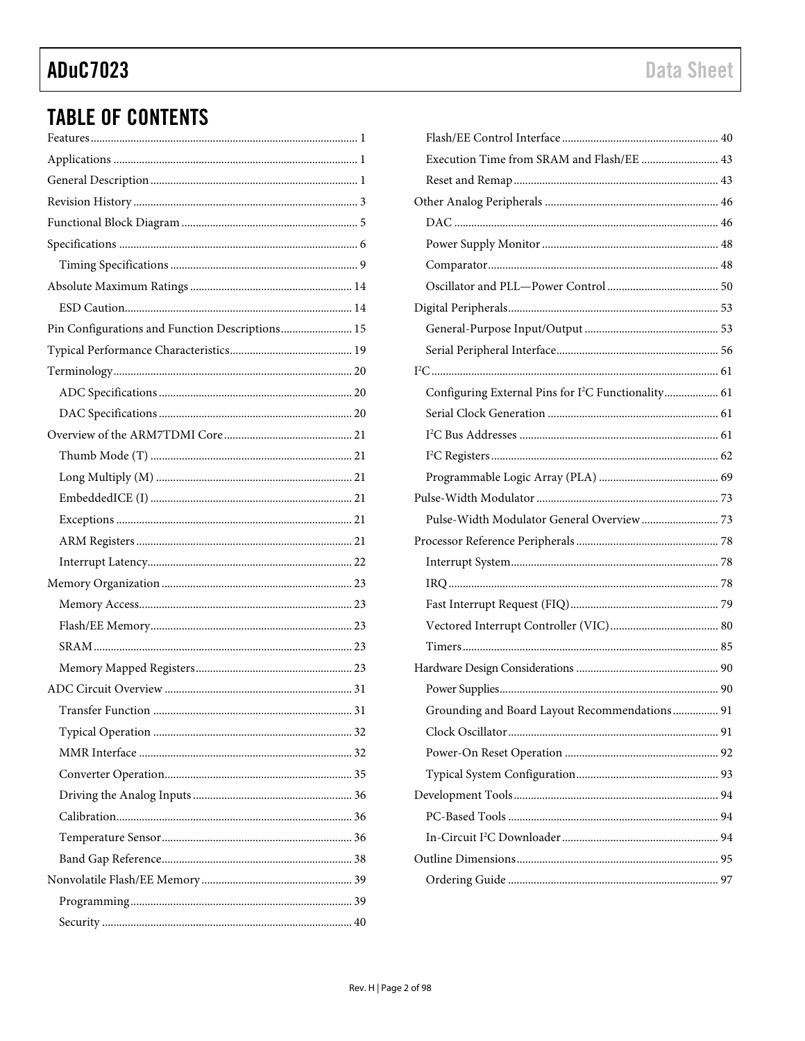## TABLE OF CONTENTS

Features ... 1
Applications ... 1
General Description ... 1
Revision History ... 3
Functional Block Diagram ... 5
Specifications ... 6
- Timing Specifications ... 9

Absolute Maximum Ratings ... 14
- ESD Caution ... 14

Pin Configurations and Function Descriptions ... 15
Typical Performance Characteristics ... 19
Terminology ... 20
- ADC Specifications ... 20
- DAC Specifications ... 20

Overview of the ARM7TDMI Core ... 21
- Thumb Mode (T) ... 21
- Long Multiply (M) ... 21
- EmbeddedICE (I) ... 21
- Exceptions ... 21
- ARM Registers ... 21
- Interrupt Latency ... 22

Memory Organization ... 23
- Memory Access ... 23
- Flash/EE Memory ... 23
- SRAM ... 23
- Memory Mapped Registers ... 23

ADC Circuit Overview ... 31
- Transfer Function ... 31
- Typical Operation ... 32
- MMR Interface ... 32
- Converter Operation ... 35
- Driving the Analog Inputs ... 36
- Calibration ... 36
- Temperature Sensor ... 36
- Band Gap Reference ... 38

Nonvolatile Flash/EE Memory ... 39
- Programming ... 39
- Security ... 40
- Flash/EE Control Interface ... 40
- Execution Time from SRAM and Flash/EE ... 43
- Reset and Remap ... 43

Other Analog Peripherals ... 46
- DAC ... 46
- Power Supply Monitor ... 48
- Comparator ... 48
- Oscillator and PLL—Power Control ... 50

Digital Peripherals ... 53
- General-Purpose Input/Output ... 53
- Serial Peripheral Interface ... 56

I²C ... 61
- Configuring External Pins for I²C Functionality ... 61
- Serial Clock Generation ... 61
- I²C Bus Addresses ... 61
- I²C Registers ... 62
- Programmable Logic Array (PLA) ... 69

Pulse-Width Modulator ... 73
- Pulse-Width Modulator General Overview ... 73

Processor Reference Peripherals ... 78
- Interrupt System ... 78
- IRQ ... 78
- Fast Interrupt Request (FIQ) ... 79
- Vectored Interrupt Controller (VIC) ... 80
- Timers ... 85

Hardware Design Considerations ... 90
- Power Supplies ... 90
- Grounding and Board Layout Recommendations ... 91
- Clock Oscillator ... 91
- Power-On Reset Operation ... 92
- Typical System Configuration ... 93

Development Tools ... 94
- PC-Based Tools ... 94
- In-Circuit I²C Downloader ... 94

Outline Dimensions ... 95
- Ordering Guide ... 97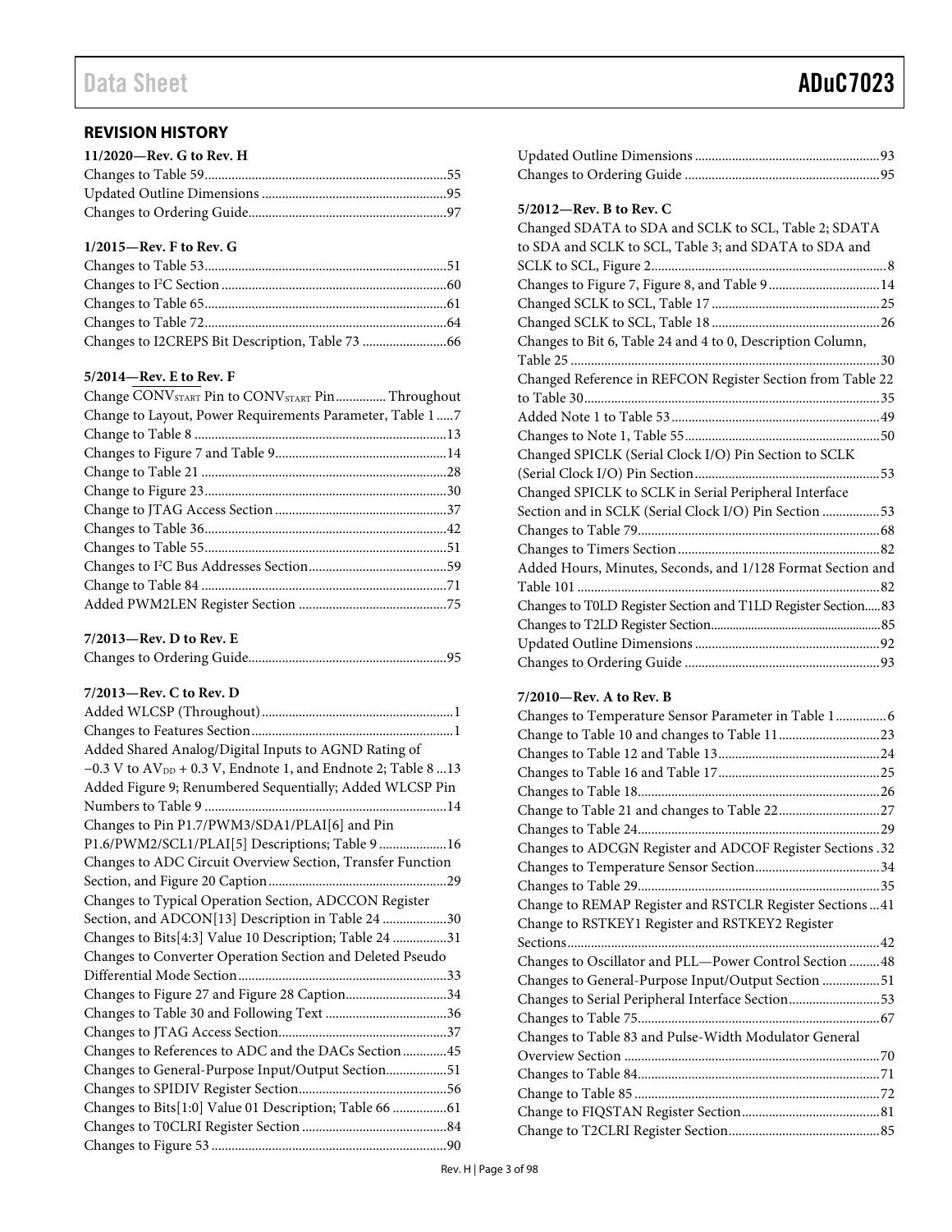## REVISION HISTORY

**11/2020—Rev. G to Rev. H**

Changes to Table 59 .......................................................................55
Updated Outline Dimensions .......................................................95
Changes to Ordering Guide ..........................................................97

**1/2015—Rev. F to Rev. G**

Changes to Table 53 .......................................................................51
Changes to I²C Section ..................................................................60
Changes to Table 65 .......................................................................61
Changes to Table 72 .......................................................................64
Changes to I2CREPS Bit Description, Table 73 .........................66

**5/2014—Rev. E to Rev. F**

Change $\overline{CONV_{START}}$ Pin to $CONV_{START}$ Pin ............... Throughout
Change to Layout, Power Requirements Parameter, Table 1 .....7
Change to Table 8 ..........................................................................13
Changes to Figure 7 and Table 9 ..................................................14
Change to Table 21 ........................................................................28
Change to Figure 23 .......................................................................30
Change to JTAG Access Section ..................................................37
Changes to Table 36 .......................................................................42
Changes to Table 55 .......................................................................51
Changes to I²C Bus Addresses Section .........................................59
Change to Table 84 ........................................................................71
Added PWM2LEN Register Section ............................................75

**7/2013—Rev. D to Rev. E**

Changes to Ordering Guide ..........................................................95

**7/2013—Rev. C to Rev. D**

Added WLCSP (Throughout) .........................................................1
Changes to Features Section ...........................................................1
Added Shared Analog/Digital Inputs to AGND Rating of −0.3 V to $AV_{DD}$ + 0.3 V, Endnote 1, and Endnote 2; Table 8 ...13
Added Figure 9; Renumbered Sequentially; Added WLCSP Pin Numbers to Table 9 .......................................................................14
Changes to Pin P1.7/PWM3/SDA1/PLAI[6] and Pin P1.6/PWM2/SCL1/PLAI[5] Descriptions; Table 9 ....................16
Changes to ADC Circuit Overview Section, Transfer Function Section, and Figure 20 Caption .....................................................29
Changes to Typical Operation Section, ADCCON Register Section, and ADCON[13] Description in Table 24 ...................30
Changes to Bits[4:3] Value 10 Description; Table 24 ................31
Changes to Converter Operation Section and Deleted Pseudo Differential Mode Section .............................................................33
Changes to Figure 27 and Figure 28 Caption ..............................34
Changes to Table 30 and Following Text ....................................36
Changes to JTAG Access Section .................................................37
Changes to References to ADC and the DACs Section .............45
Changes to General-Purpose Input/Output Section ..................51
Changes to SPIDIV Register Section ............................................56
Changes to Bits[1:0] Value 01 Description; Table 66 ................61
Changes to T0CLRI Register Section ...........................................84
Changes to Figure 53 .....................................................................90
Updated Outline Dimensions .......................................................93
Changes to Ordering Guide ..........................................................95

**5/2012—Rev. B to Rev. C**

Changed SDATA to SDA and SCLK to SCL, Table 2; SDATA to SDA and SCLK to SCL, Table 3; and SDATA to SDA and SCLK to SCL, Figure 2 .....................................................................8
Changes to Figure 7, Figure 8, and Table 9 .................................14
Changed SCLK to SCL, Table 17 .................................................25
Changed SCLK to SCL, Table 18 .................................................26
Changes to Bit 6, Table 24 and 4 to 0, Description Column, Table 25 ..........................................................................................30
Changed Reference in REFCON Register Section from Table 22 to Table 30 .......................................................................................35
Added Note 1 to Table 53 .............................................................49
Changes to Note 1, Table 55 .........................................................50
Changed SPICLK (Serial Clock I/O) Pin Section to SCLK (Serial Clock I/O) Pin Section ......................................................53
Changed SPICLK to SCLK in Serial Peripheral Interface Section and in SCLK (Serial Clock I/O) Pin Section .................53
Changes to Table 79 .......................................................................68
Changes to Timers Section ............................................................82
Added Hours, Minutes, Seconds, and 1/128 Format Section and Table 101 .........................................................................................82
Changes to T0LD Register Section and T1LD Register Section .....83
Changes to T2LD Register Section ......................................................85
Updated Outline Dimensions .......................................................92
Changes to Ordering Guide ..........................................................93

**7/2010—Rev. A to Rev. B**

Changes to Temperature Sensor Parameter in Table 1 ...............6
Change to Table 10 and changes to Table 11 .............................23
Changes to Table 12 and Table 13 ................................................24
Changes to Table 16 and Table 17 ................................................25
Changes to Table 18 .......................................................................26
Change to Table 21 and changes to Table 22 ..............................27
Changes to Table 24 .......................................................................29
Changes to ADCGN Register and ADCOF Register Sections .32
Changes to Temperature Sensor Section .....................................34
Changes to Table 29 .......................................................................35
Change to REMAP Register and RSTCLR Register Sections ...41
Change to RSTKEY1 Register and RSTKEY2 Register Sections ...........................................................................................42
Changes to Oscillator and PLL—Power Control Section .........48
Changes to General-Purpose Input/Output Section .................51
Changes to Serial Peripheral Interface Section ...........................53
Changes to Table 75 .......................................................................67
Changes to Table 83 and Pulse-Width Modulator General Overview Section ...........................................................................70
Changes to Table 84 .......................................................................71
Change to Table 85 ........................................................................72
Change to FIQSTAN Register Section .........................................81
Change to T2CLRI Register Section .............................................85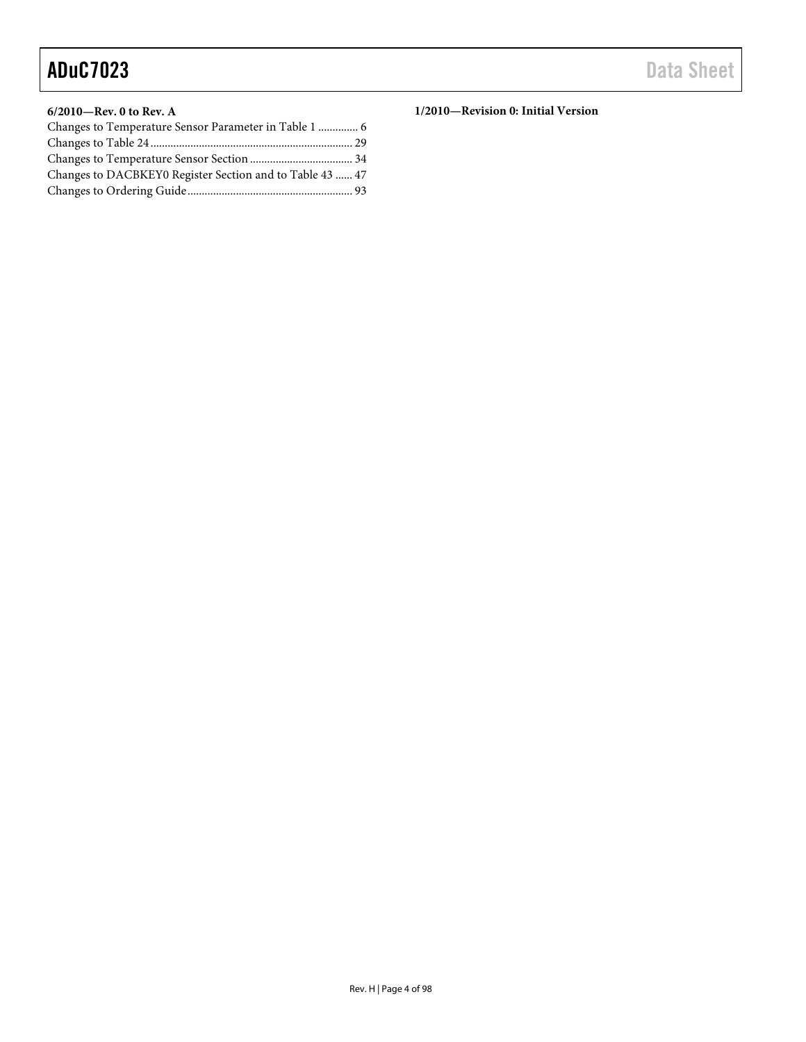**6/2010—Rev. 0 to Rev. A**

Changes to Temperature Sensor Parameter in Table 1 .............. 6
Changes to Table 24 ....................................................................... 29
Changes to Temperature Sensor Section .................................... 34
Changes to DACBKEY0 Register Section and to Table 43 ...... 47
Changes to Ordering Guide .......................................................... 93

**1/2010—Revision 0: Initial Version**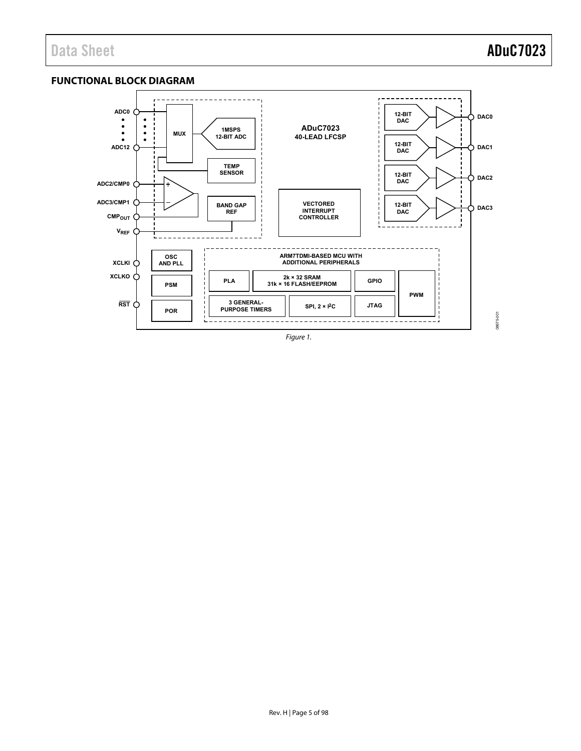## FUNCTIONAL BLOCK DIAGRAM

Figure 1.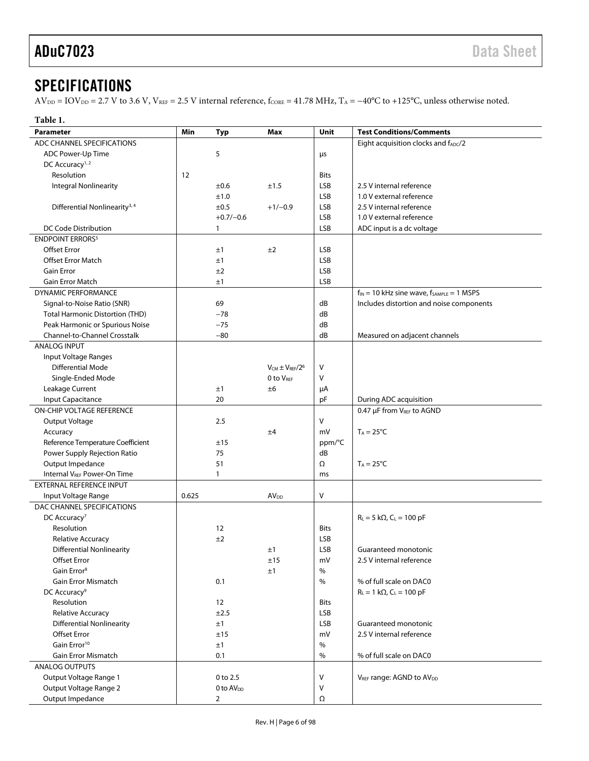## SPECIFICATIONS

$AV_{DD} = IOV_{DD} = 2.7$ V to 3.6 V, $V_{REF} = 2.5$ V internal reference, $f_{CORE} = 41.78$ MHz, $T_A = -40°C$ to $+125°C$, unless otherwise noted.

**Table 1.**

| Parameter | Min | Typ | Max | Unit | Test Conditions/Comments |
|---|---|---|---|---|---|
| ADC CHANNEL SPECIFICATIONS | | | | | Eight acquisition clocks and $f_{ADC}/2$ |
| ADC Power-Up Time | | 5 | | μs | |
| DC Accuracy[1, 2] | | | | | |
| Resolution | 12 | | | Bits | |
| Integral Nonlinearity | | ±0.6 | ±1.5 | LSB | 2.5 V internal reference |
| | | ±1.0 | | LSB | 1.0 V external reference |
| Differential Nonlinearity[3, 4] | | ±0.5 | +1/−0.9 | LSB | 2.5 V internal reference |
| | | +0.7/−0.6 | | LSB | 1.0 V external reference |
| DC Code Distribution | | 1 | | LSB | ADC input is a dc voltage |
| ENDPOINT ERRORS[5] | | | | | |
| Offset Error | | ±1 | ±2 | LSB | |
| Offset Error Match | | ±1 | | LSB | |
| Gain Error | | ±2 | | LSB | |
| Gain Error Match | | ±1 | | LSB | |
| DYNAMIC PERFORMANCE | | | | | $f_{IN}$ = 10 kHz sine wave, $f_{SAMPLE}$ = 1 MSPS |
| Signal-to-Noise Ratio (SNR) | | 69 | | dB | Includes distortion and noise components |
| Total Harmonic Distortion (THD) | | −78 | | dB | |
| Peak Harmonic or Spurious Noise | | −75 | | dB | |
| Channel-to-Channel Crosstalk | | −80 | | dB | Measured on adjacent channels |
| ANALOG INPUT | | | | | |
| Input Voltage Ranges | | | | | |
| Differential Mode | | | $V_{CM} \pm V_{REF}/2$[6] | V | |
| Single-Ended Mode | | | 0 to $V_{REF}$ | V | |
| Leakage Current | | ±1 | ±6 | μA | |
| Input Capacitance | | 20 | | pF | During ADC acquisition |
| ON-CHIP VOLTAGE REFERENCE | | | | | 0.47 μF from $V_{REF}$ to AGND |
| Output Voltage | | 2.5 | | V | |
| Accuracy | | | ±4 | mV | $T_A$ = 25°C |
| Reference Temperature Coefficient | | ±15 | | ppm/°C | |
| Power Supply Rejection Ratio | | 75 | | dB | |
| Output Impedance | | 51 | | Ω | $T_A$ = 25°C |
| Internal $V_{REF}$ Power-On Time | | 1 | | ms | |
| EXTERNAL REFERENCE INPUT | | | | | |
| Input Voltage Range | 0.625 | | $AV_{DD}$ | V | |
| DAC CHANNEL SPECIFICATIONS | | | | | |
| DC Accuracy[7] | | | | | $R_L$ = 5 kΩ, $C_L$ = 100 pF |
| Resolution | | 12 | | Bits | |
| Relative Accuracy | | ±2 | | LSB | |
| Differential Nonlinearity | | | ±1 | LSB | Guaranteed monotonic |
| Offset Error | | | ±15 | mV | 2.5 V internal reference |
| Gain Error[8] | | | ±1 | % | |
| Gain Error Mismatch | | 0.1 | | % | % of full scale on DAC0 |
| DC Accuracy[9] | | | | | $R_L$ = 1 kΩ, $C_L$ = 100 pF |
| Resolution | | 12 | | Bits | |
| Relative Accuracy | | ±2.5 | | LSB | |
| Differential Nonlinearity | | ±1 | | LSB | Guaranteed monotonic |
| Offset Error | | ±15 | | mV | 2.5 V internal reference |
| Gain Error[10] | | ±1 | | % | |
| Gain Error Mismatch | | 0.1 | | % | % of full scale on DAC0 |
| ANALOG OUTPUTS | | | | | |
| Output Voltage Range 1 | | 0 to 2.5 | | V | $V_{REF}$ range: AGND to $AV_{DD}$ |
| Output Voltage Range 2 | | 0 to $AV_{DD}$ | | V | |
| Output Impedance | | 2 | | Ω | |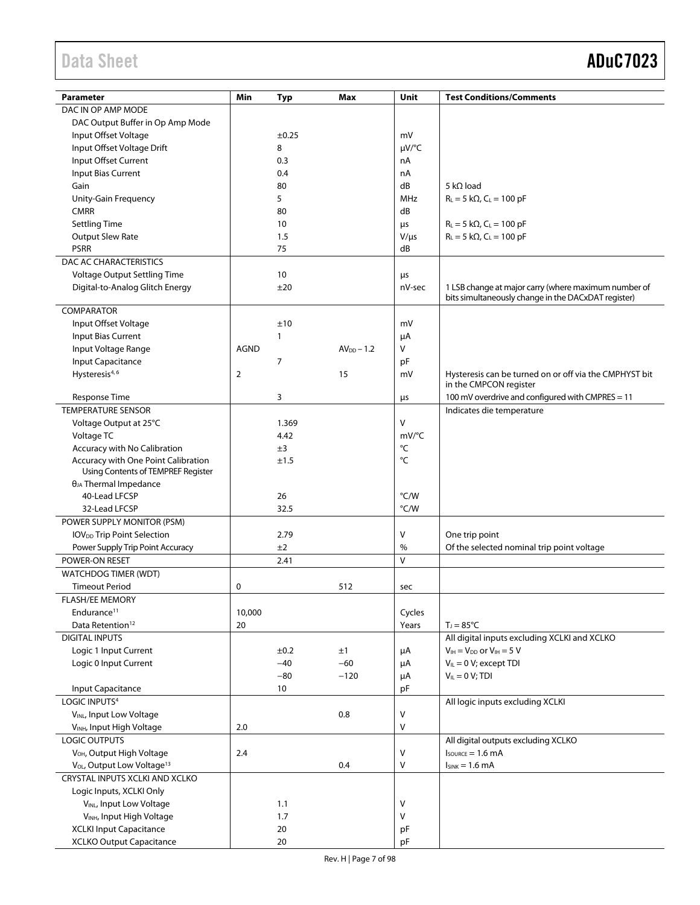| Parameter | Min | Typ | Max | Unit | Test Conditions/Comments |
|---|---|---|---|---|---|
| DAC IN OP AMP MODE | | | | | |
| DAC Output Buffer in Op Amp Mode | | | | | |
| Input Offset Voltage | | ±0.25 | | mV | |
| Input Offset Voltage Drift | | 8 | | μV/°C | |
| Input Offset Current | | 0.3 | | nA | |
| Input Bias Current | | 0.4 | | nA | |
| Gain | | 80 | | dB | 5 kΩ load |
| Unity-Gain Frequency | | 5 | | MHz | $R_L$ = 5 kΩ, $C_L$ = 100 pF |
| CMRR | | 80 | | dB | |
| Settling Time | | 10 | | μs | $R_L$ = 5 kΩ, $C_L$ = 100 pF |
| Output Slew Rate | | 1.5 | | V/μs | $R_L$ = 5 kΩ, $C_L$ = 100 pF |
| PSRR | | 75 | | dB | |
| DAC AC CHARACTERISTICS | | | | | |
| Voltage Output Settling Time | | 10 | | μs | |
| Digital-to-Analog Glitch Energy | | ±20 | | nV-sec | 1 LSB change at major carry (where maximum number of bits simultaneously change in the DACxDAT register) |
| COMPARATOR | | | | | |
| Input Offset Voltage | | ±10 | | mV | |
| Input Bias Current | | 1 | | μA | |
| Input Voltage Range | AGND | | $AV_{DD}$ − 1.2 | V | |
| Input Capacitance | | 7 | | pF | |
| Hysteresis[4, 6] | 2 | | 15 | mV | Hysteresis can be turned on or off via the CMPHYST bit in the CMPCON register |
| Response Time | | 3 | | μs | 100 mV overdrive and configured with CMPRES = 11 |
| TEMPERATURE SENSOR | | | | | Indicates die temperature |
| Voltage Output at 25°C | | 1.369 | | V | |
| Voltage TC | | 4.42 | | mV/°C | |
| Accuracy with No Calibration | | ±3 | | °C | |
| Accuracy with One Point Calibration Using Contents of TEMPREF Register | | ±1.5 | | °C | |
| $θ_{JA}$ Thermal Impedance | | | | | |
| 40-Lead LFCSP | | 26 | | °C/W | |
| 32-Lead LFCSP | | 32.5 | | °C/W | |
| POWER SUPPLY MONITOR (PSM) | | | | | |
| $IOV_{DD}$ Trip Point Selection | | 2.79 | | V | One trip point |
| Power Supply Trip Point Accuracy | | ±2 | | % | Of the selected nominal trip point voltage |
| POWER-ON RESET | | 2.41 | | V | |
| WATCHDOG TIMER (WDT) | | | | | |
| Timeout Period | 0 | | 512 | sec | |
| FLASH/EE MEMORY | | | | | |
| Endurance[11] | 10,000 | | | Cycles | |
| Data Retention[12] | 20 | | | Years | $T_J$ = 85°C |
| DIGITAL INPUTS | | | | | All digital inputs excluding XCLKI and XCLKO |
| Logic 1 Input Current | | ±0.2 | ±1 | μA | $V_{IH}$ = $V_{DD}$ or $V_{IH}$ = 5 V |
| Logic 0 Input Current | | −40 | −60 | μA | $V_{IL}$ = 0 V; except TDI |
| | | −80 | −120 | μA | $V_{IL}$ = 0 V; TDI |
| Input Capacitance | | 10 | | pF | |
| LOGIC INPUTS[4] | | | | | All logic inputs excluding XCLKI |
| $V_{INL}$, Input Low Voltage | | | 0.8 | V | |
| $V_{INH}$, Input High Voltage | 2.0 | | | V | |
| LOGIC OUTPUTS | | | | | All digital outputs excluding XCLKO |
| $V_{OH}$, Output High Voltage | 2.4 | | | V | $I_{SOURCE}$ = 1.6 mA |
| $V_{OL}$, Output Low Voltage[13] | | | 0.4 | V | $I_{SINK}$ = 1.6 mA |
| CRYSTAL INPUTS XCLKI AND XCLKO | | | | | |
| Logic Inputs, XCLKI Only | | | | | |
| $V_{INL}$, Input Low Voltage | | 1.1 | | V | |
| $V_{INH}$, Input High Voltage | | 1.7 | | V | |
| XCLKI Input Capacitance | | 20 | | pF | |
| XCLKO Output Capacitance | | 20 | | pF | |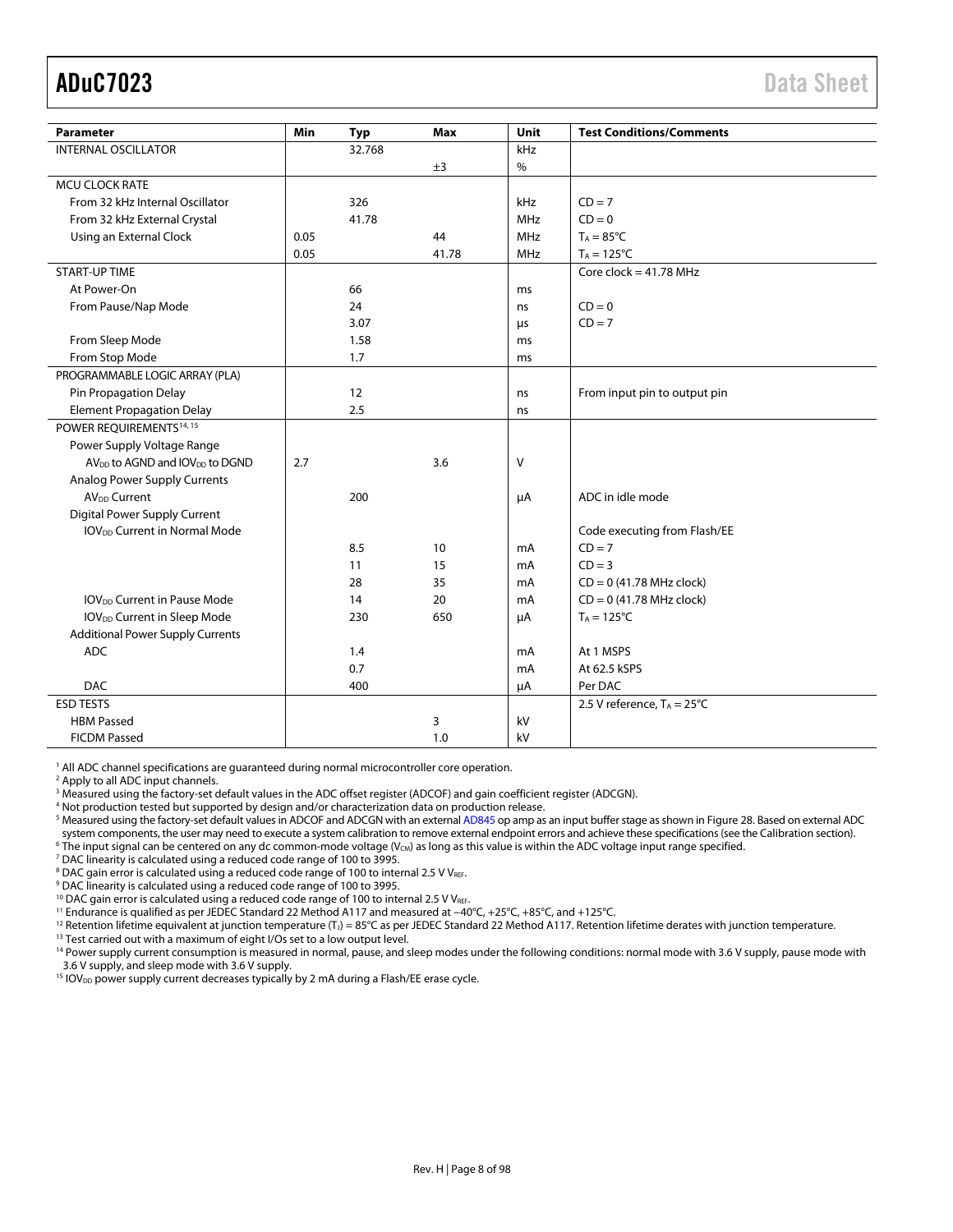| Parameter | Min | Typ | Max | Unit | Test Conditions/Comments |
|---|---|---|---|---|---|
| INTERNAL OSCILLATOR | | 32.768 | | kHz | |
| | | | ±3 | % | |
| MCU CLOCK RATE | | | | | |
| From 32 kHz Internal Oscillator | | 326 | | kHz | CD = 7 |
| From 32 kHz External Crystal | | 41.78 | | MHz | CD = 0 |
| Using an External Clock | 0.05 | | 44 | MHz | $T_A$ = 85°C |
| | 0.05 | | 41.78 | MHz | $T_A$ = 125°C |
| START-UP TIME | | | | | Core clock = 41.78 MHz |
| At Power-On | | 66 | | ms | |
| From Pause/Nap Mode | | 24 | | ns | CD = 0 |
| | | 3.07 | | µs | CD = 7 |
| From Sleep Mode | | 1.58 | | ms | |
| From Stop Mode | | 1.7 | | ms | |
| PROGRAMMABLE LOGIC ARRAY (PLA) | | | | | |
| Pin Propagation Delay | | 12 | | ns | From input pin to output pin |
| Element Propagation Delay | | 2.5 | | ns | |
| POWER REQUIREMENTS[14, 15] | | | | | |
| Power Supply Voltage Range | | | | | |
| $AV_{DD}$ to AGND and $IOV_{DD}$ to DGND | 2.7 | | 3.6 | V | |
| Analog Power Supply Currents | | | | | |
| $AV_{DD}$ Current | | 200 | | µA | ADC in idle mode |
| Digital Power Supply Current | | | | | |
| $IOV_{DD}$ Current in Normal Mode | | | | | Code executing from Flash/EE |
| | | 8.5 | 10 | mA | CD = 7 |
| | | 11 | 15 | mA | CD = 3 |
| | | 28 | 35 | mA | CD = 0 (41.78 MHz clock) |
| $IOV_{DD}$ Current in Pause Mode | | 14 | 20 | mA | CD = 0 (41.78 MHz clock) |
| $IOV_{DD}$ Current in Sleep Mode | | 230 | 650 | µA | $T_A$ = 125°C |
| Additional Power Supply Currents | | | | | |
| ADC | | 1.4 | | mA | At 1 MSPS |
| | | 0.7 | | mA | At 62.5 kSPS |
| DAC | | 400 | | µA | Per DAC |
| ESD TESTS | | | | | 2.5 V reference, $T_A$ = 25°C |
| HBM Passed | | | 3 | kV | |
| FICDM Passed | | | 1.0 | kV | |

[1] All ADC channel specifications are guaranteed during normal microcontroller core operation.
[2] Apply to all ADC input channels.
[3] Measured using the factory-set default values in the ADC offset register (ADCOF) and gain coefficient register (ADCGN).
[4] Not production tested but supported by design and/or characterization data on production release.
[5] Measured using the factory-set default values in ADCOF and ADCGN with an external AD845 op amp as an input buffer stage as shown in Figure 28. Based on external ADC system components, the user may need to execute a system calibration to remove external endpoint errors and achieve these specifications (see the Calibration section).
[6] The input signal can be centered on any dc common-mode voltage ($V_{CM}$) as long as this value is within the ADC voltage input range specified.
[7] DAC linearity is calculated using a reduced code range of 100 to 3995.
[8] DAC gain error is calculated using a reduced code range of 100 to internal 2.5 V $V_{REF}$.
[9] DAC linearity is calculated using a reduced code range of 100 to 3995.
[10] DAC gain error is calculated using a reduced code range of 100 to internal 2.5 V $V_{REF}$.
[11] Endurance is qualified as per JEDEC Standard 22 Method A117 and measured at −40°C, +25°C, +85°C, and +125°C.
[12] Retention lifetime equivalent at junction temperature ($T_J$) = 85°C as per JEDEC Standard 22 Method A117. Retention lifetime derates with junction temperature.
[13] Test carried out with a maximum of eight I/Os set to a low output level.
[14] Power supply current consumption is measured in normal, pause, and sleep modes under the following conditions: normal mode with 3.6 V supply, pause mode with 3.6 V supply, and sleep mode with 3.6 V supply.
[15] $IOV_{DD}$ power supply current decreases typically by 2 mA during a Flash/EE erase cycle.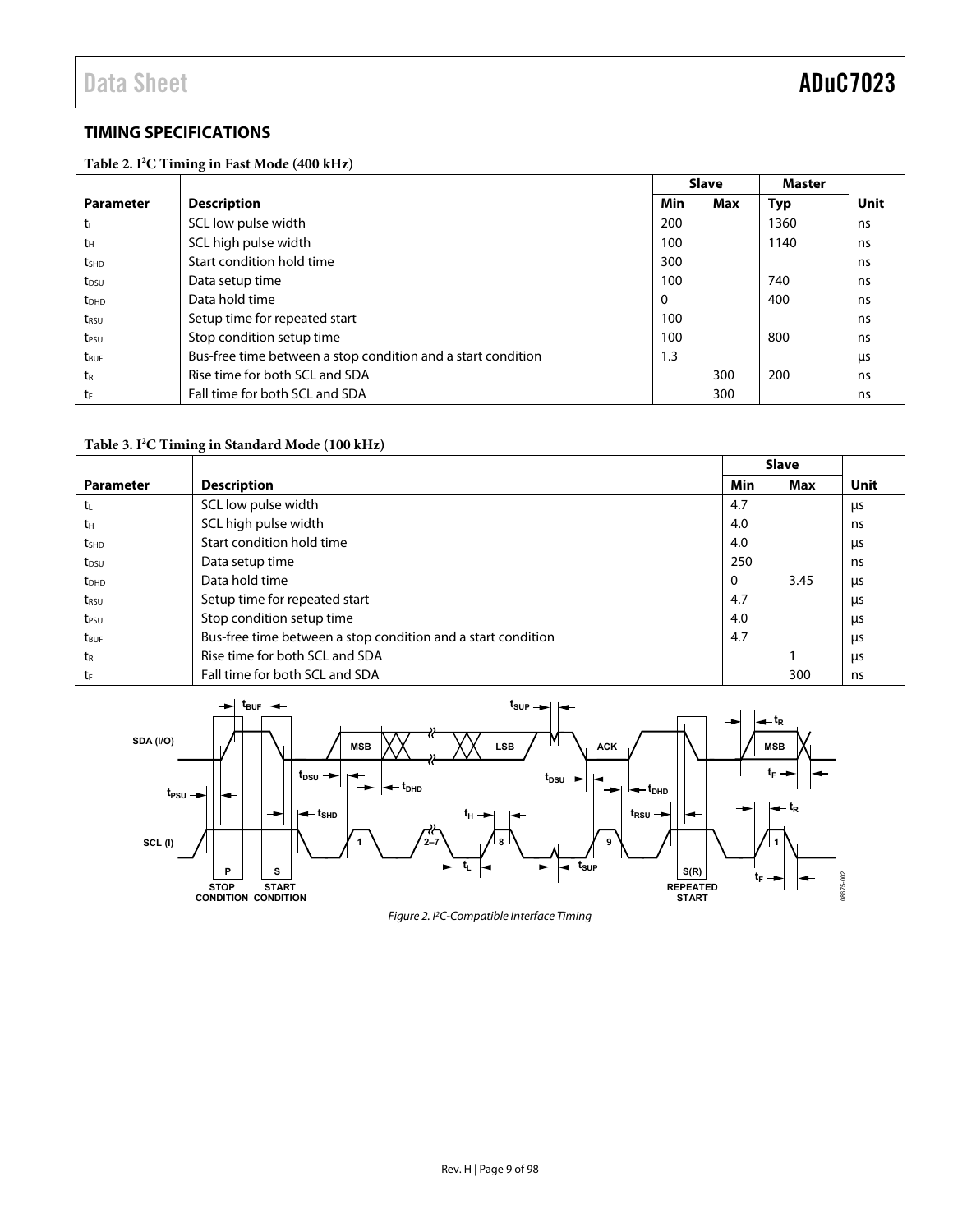## TIMING SPECIFICATIONS

**Table 2. I²C Timing in Fast Mode (400 kHz)**

| | | Slave | | Master | |
|---|---|---|---|---|---|
| **Parameter** | **Description** | **Min** | **Max** | **Typ** | **Unit** |
| $t_L$ | SCL low pulse width | 200 | | 1360 | ns |
| $t_H$ | SCL high pulse width | 100 | | 1140 | ns |
| $t_{SHD}$ | Start condition hold time | 300 | | | ns |
| $t_{DSU}$ | Data setup time | 100 | | 740 | ns |
| $t_{DHD}$ | Data hold time | 0 | | 400 | ns |
| $t_{RSU}$ | Setup time for repeated start | 100 | | | ns |
| $t_{PSU}$ | Stop condition setup time | 100 | | 800 | ns |
| $t_{BUF}$ | Bus-free time between a stop condition and a start condition | 1.3 | | | µs |
| $t_R$ | Rise time for both SCL and SDA | | 300 | 200 | ns |
| $t_F$ | Fall time for both SCL and SDA | | 300 | | ns |

**Table 3. I²C Timing in Standard Mode (100 kHz)**

| | | Slave | | |
|---|---|---|---|---|
| **Parameter** | **Description** | **Min** | **Max** | **Unit** |
| $t_L$ | SCL low pulse width | 4.7 | | µs |
| $t_H$ | SCL high pulse width | 4.0 | | ns |
| $t_{SHD}$ | Start condition hold time | 4.0 | | µs |
| $t_{DSU}$ | Data setup time | 250 | | ns |
| $t_{DHD}$ | Data hold time | 0 | 3.45 | µs |
| $t_{RSU}$ | Setup time for repeated start | 4.7 | | µs |
| $t_{PSU}$ | Stop condition setup time | 4.0 | | µs |
| $t_{BUF}$ | Bus-free time between a stop condition and a start condition | 4.7 | | µs |
| $t_R$ | Rise time for both SCL and SDA | | 1 | µs |
| $t_F$ | Fall time for both SCL and SDA | | 300 | ns |

*Figure 2. I²C-Compatible Interface Timing*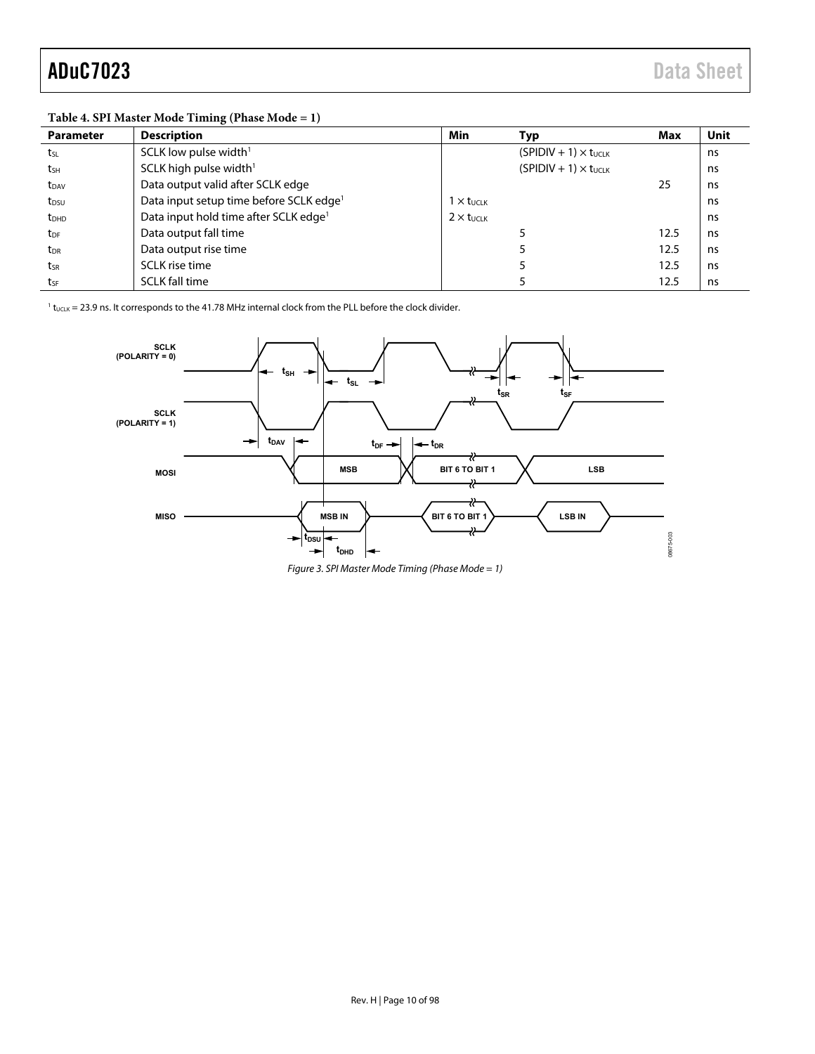**Table 4. SPI Master Mode Timing (Phase Mode = 1)**

| Parameter | Description | Min | Typ | Max | Unit |
|---|---|---|---|---|---|
| $t_{SL}$ | SCLK low pulse width[1] | | $(SPIDIV + 1) \times t_{UCLK}$ | | ns |
| $t_{SH}$ | SCLK high pulse width[1] | | $(SPIDIV + 1) \times t_{UCLK}$ | | ns |
| $t_{DAV}$ | Data output valid after SCLK edge | | | 25 | ns |
| $t_{DSU}$ | Data input setup time before SCLK edge[1] | $1 \times t_{UCLK}$ | | | ns |
| $t_{DHD}$ | Data input hold time after SCLK edge[1] | $2 \times t_{UCLK}$ | | | ns |
| $t_{DF}$ | Data output fall time | | 5 | 12.5 | ns |
| $t_{DR}$ | Data output rise time | | 5 | 12.5 | ns |
| $t_{SR}$ | SCLK rise time | | 5 | 12.5 | ns |
| $t_{SF}$ | SCLK fall time | | 5 | 12.5 | ns |

[1] $t_{UCLK}$ = 23.9 ns. It corresponds to the 41.78 MHz internal clock from the PLL before the clock divider.

*Figure 3. SPI Master Mode Timing (Phase Mode = 1)*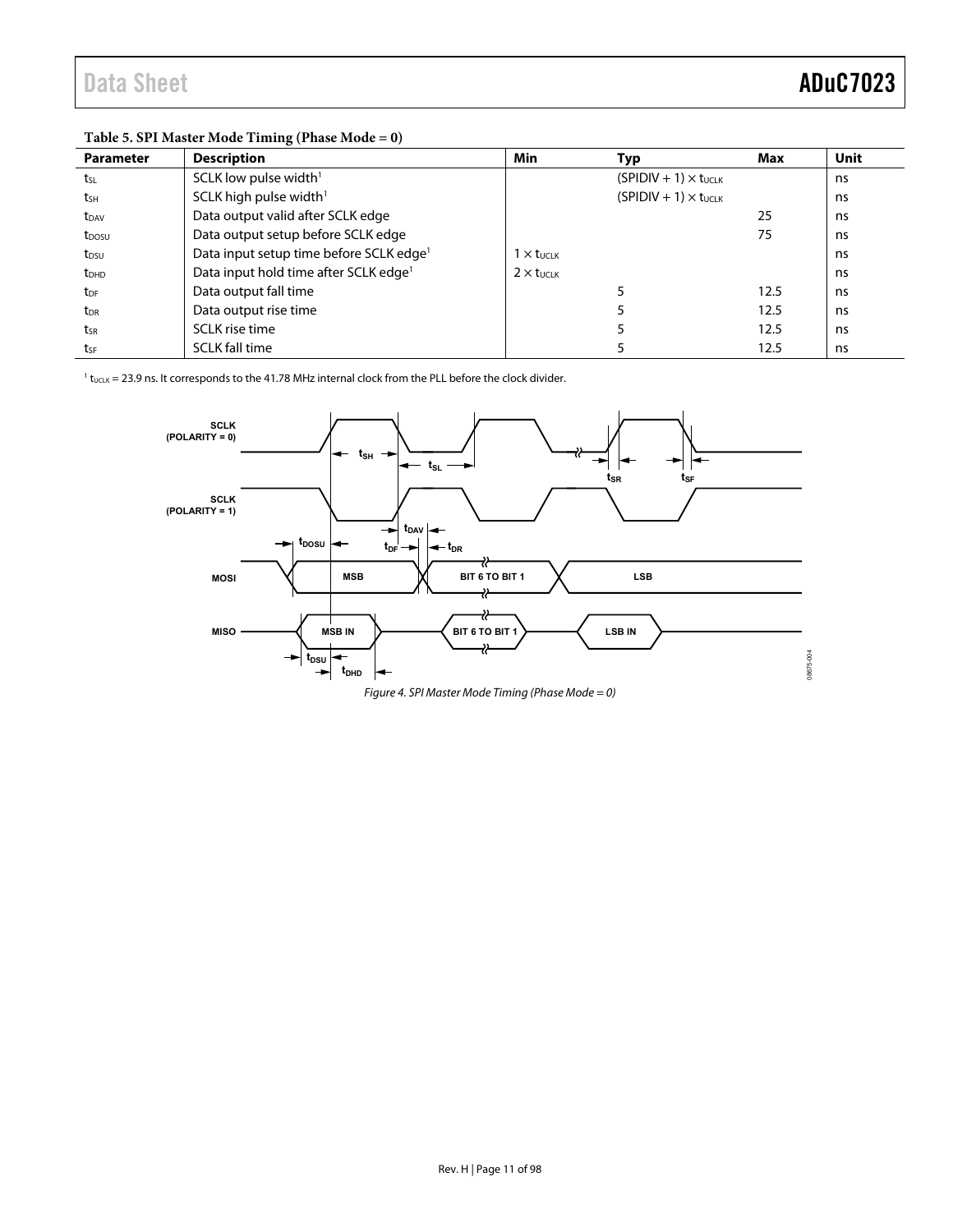**Table 5. SPI Master Mode Timing (Phase Mode = 0)**

| Parameter | Description | Min | Typ | Max | Unit |
|---|---|---|---|---|---|
| $t_{SL}$ | SCLK low pulse width[1] | | $(SPIDIV + 1) \times t_{UCLK}$ | | ns |
| $t_{SH}$ | SCLK high pulse width[1] | | $(SPIDIV + 1) \times t_{UCLK}$ | | ns |
| $t_{DAV}$ | Data output valid after SCLK edge | | | 25 | ns |
| $t_{DOSU}$ | Data output setup before SCLK edge | | | 75 | ns |
| $t_{DSU}$ | Data input setup time before SCLK edge[1] | $1 \times t_{UCLK}$ | | | ns |
| $t_{DHD}$ | Data input hold time after SCLK edge[1] | $2 \times t_{UCLK}$ | | | ns |
| $t_{DF}$ | Data output fall time | | 5 | 12.5 | ns |
| $t_{DR}$ | Data output rise time | | 5 | 12.5 | ns |
| $t_{SR}$ | SCLK rise time | | 5 | 12.5 | ns |
| $t_{SF}$ | SCLK fall time | | 5 | 12.5 | ns |

[1] $t_{UCLK}$ = 23.9 ns. It corresponds to the 41.78 MHz internal clock from the PLL before the clock divider.

*Figure 4. SPI Master Mode Timing (Phase Mode = 0)*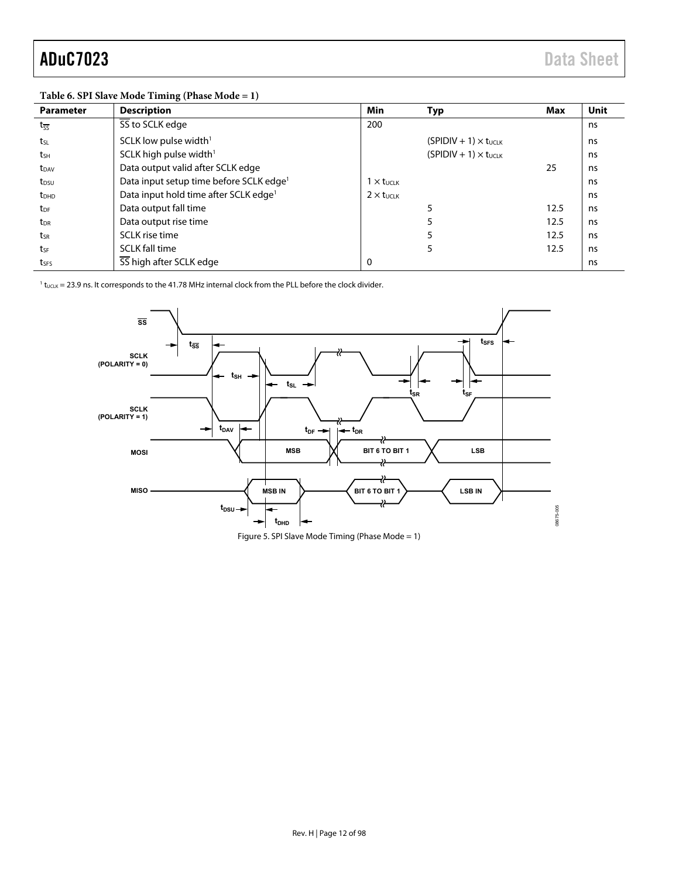**Table 6. SPI Slave Mode Timing (Phase Mode = 1)**

| Parameter | Description | Min | Typ | Max | Unit |
|---|---|---|---|---|---|
| $t_{\overline{SS}}$ | $\overline{SS}$ to SCLK edge | 200 | | | ns |
| $t_{SL}$ | SCLK low pulse width[1] | | $(SPIDIV + 1) \times t_{UCLK}$ | | ns |
| $t_{SH}$ | SCLK high pulse width[1] | | $(SPIDIV + 1) \times t_{UCLK}$ | | ns |
| $t_{DAV}$ | Data output valid after SCLK edge | | | 25 | ns |
| $t_{DSU}$ | Data input setup time before SCLK edge[1] | $1 \times t_{UCLK}$ | | | ns |
| $t_{DHD}$ | Data input hold time after SCLK edge[1] | $2 \times t_{UCLK}$ | | | ns |
| $t_{DF}$ | Data output fall time | | 5 | 12.5 | ns |
| $t_{DR}$ | Data output rise time | | 5 | 12.5 | ns |
| $t_{SR}$ | SCLK rise time | | 5 | 12.5 | ns |
| $t_{SF}$ | SCLK fall time | | 5 | 12.5 | ns |
| $t_{SFS}$ | $\overline{SS}$ high after SCLK edge | 0 | | | ns |

[1] $t_{UCLK}$ = 23.9 ns. It corresponds to the 41.78 MHz internal clock from the PLL before the clock divider.

Figure 5. SPI Slave Mode Timing (Phase Mode = 1)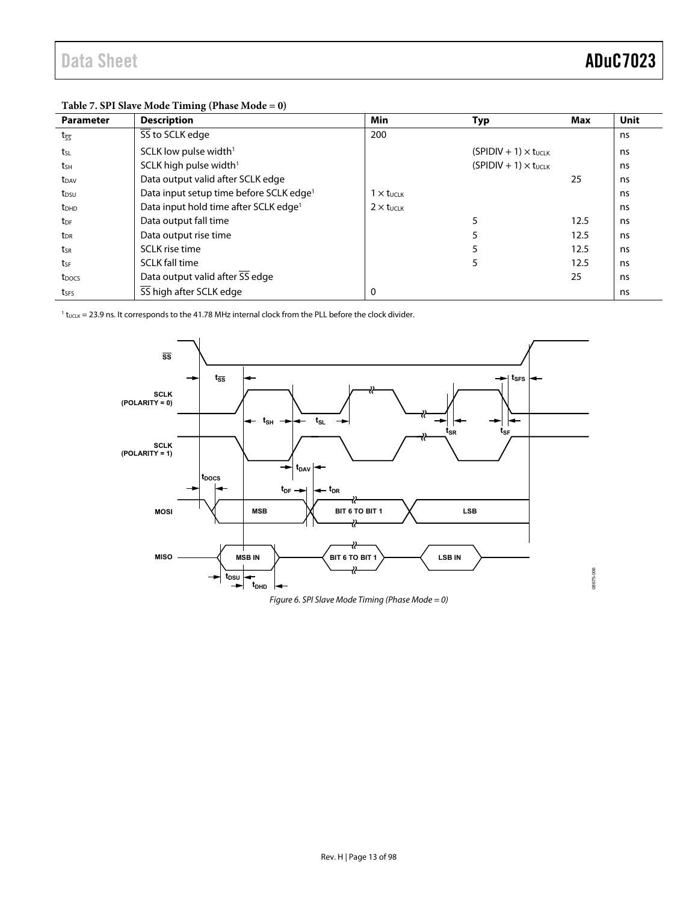**Table 7. SPI Slave Mode Timing (Phase Mode = 0)**

| Parameter | Description | Min | Typ | Max | Unit |
|---|---|---|---|---|---|
| $t_{\overline{SS}}$ | $\overline{SS}$ to SCLK edge | 200 | | | ns |
| $t_{SL}$ | SCLK low pulse width[1] | | $(SPIDIV + 1) \times t_{UCLK}$ | | ns |
| $t_{SH}$ | SCLK high pulse width[1] | | $(SPIDIV + 1) \times t_{UCLK}$ | | ns |
| $t_{DAV}$ | Data output valid after SCLK edge | | | 25 | ns |
| $t_{DSU}$ | Data input setup time before SCLK edge[1] | $1 \times t_{UCLK}$ | | | ns |
| $t_{DHD}$ | Data input hold time after SCLK edge[1] | $2 \times t_{UCLK}$ | | | ns |
| $t_{DF}$ | Data output fall time | | 5 | 12.5 | ns |
| $t_{DR}$ | Data output rise time | | 5 | 12.5 | ns |
| $t_{SR}$ | SCLK rise time | | 5 | 12.5 | ns |
| $t_{SF}$ | SCLK fall time | | 5 | 12.5 | ns |
| $t_{DOCS}$ | Data output valid after $\overline{SS}$ edge | | | 25 | ns |
| $t_{SFS}$ | $\overline{SS}$ high after SCLK edge | 0 | | | ns |

[1] $t_{UCLK}$ = 23.9 ns. It corresponds to the 41.78 MHz internal clock from the PLL before the clock divider.

*Figure 6. SPI Slave Mode Timing (Phase Mode = 0)*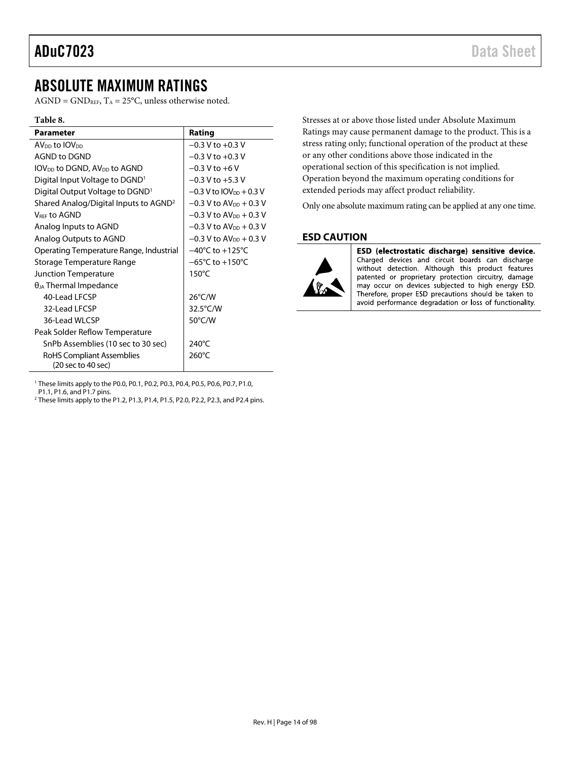# ABSOLUTE MAXIMUM RATINGS

$AGND = GND_{REF}$, $T_A = 25°C$, unless otherwise noted.

**Table 8.**

| Parameter | Rating |
|---|---|
| $AV_{DD}$ to $IOV_{DD}$ | −0.3 V to +0.3 V |
| AGND to DGND | −0.3 V to +0.3 V |
| $IOV_{DD}$ to DGND, $AV_{DD}$ to AGND | −0.3 V to +6 V |
| Digital Input Voltage to DGND[1] | −0.3 V to +5.3 V |
| Digital Output Voltage to DGND[1] | −0.3 V to $IOV_{DD}$ + 0.3 V |
| Shared Analog/Digital Inputs to AGND[2] | −0.3 V to $AV_{DD}$ + 0.3 V |
| $V_{REF}$ to AGND | −0.3 V to $AV_{DD}$ + 0.3 V |
| Analog Inputs to AGND | −0.3 V to $AV_{DD}$ + 0.3 V |
| Analog Outputs to AGND | −0.3 V to $AV_{DD}$ + 0.3 V |
| Operating Temperature Range, Industrial | −40°C to +125°C |
| Storage Temperature Range | −65°C to +150°C |
| Junction Temperature | 150°C |
| $θ_{JA}$ Thermal Impedance | |
| 40-Lead LFCSP | 26°C/W |
| 32-Lead LFCSP | 32.5°C/W |
| 36-Lead WLCSP | 50°C/W |
| Peak Solder Reflow Temperature | |
| SnPb Assemblies (10 sec to 30 sec) | 240°C |
| RoHS Compliant Assemblies (20 sec to 40 sec) | 260°C |

[1] These limits apply to the P0.0, P0.1, P0.2, P0.3, P0.4, P0.5, P0.6, P0.7, P1.0, P1.1, P1.6, and P1.7 pins.
[2] These limits apply to the P1.2, P1.3, P1.4, P1.5, P2.0, P2.2, P2.3, and P2.4 pins.

Stresses at or above those listed under Absolute Maximum Ratings may cause permanent damage to the product. This is a stress rating only; functional operation of the product at these or any other conditions above those indicated in the operational section of this specification is not implied. Operation beyond the maximum operating conditions for extended periods may affect product reliability.

Only one absolute maximum rating can be applied at any one time.

## ESD CAUTION

**ESD (electrostatic discharge) sensitive device.** Charged devices and circuit boards can discharge without detection. Although this product features patented or proprietary protection circuitry, damage may occur on devices subjected to high energy ESD. Therefore, proper ESD precautions should be taken to avoid performance degradation or loss of functionality.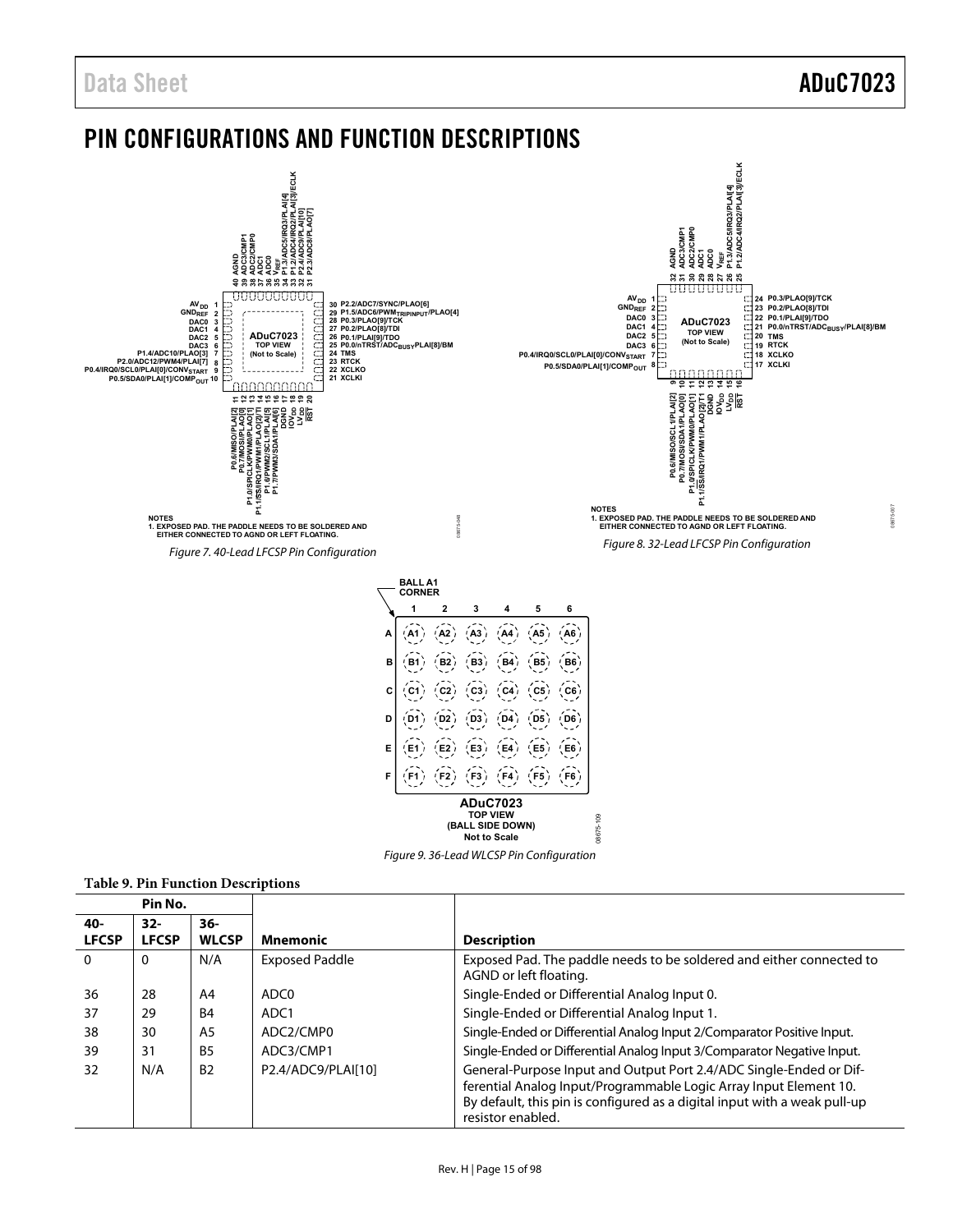# PIN CONFIGURATIONS AND FUNCTION DESCRIPTIONS

NOTES
1. EXPOSED PAD. THE PADDLE NEEDS TO BE SOLDERED AND EITHER CONNECTED TO AGND OR LEFT FLOATING.

*Figure 7. 40-Lead LFCSP Pin Configuration*

NOTES
1. EXPOSED PAD. THE PADDLE NEEDS TO BE SOLDERED AND EITHER CONNECTED TO AGND OR LEFT FLOATING.

*Figure 8. 32-Lead LFCSP Pin Configuration*

*Figure 9. 36-Lead WLCSP Pin Configuration*

**Table 9. Pin Function Descriptions**

| Pin No. | | | | |
|---|---|---|---|---|
| 40-LFCSP | 32-LFCSP | 36-WLCSP | Mnemonic | Description |
| 0 | 0 | N/A | Exposed Paddle | Exposed Pad. The paddle needs to be soldered and either connected to AGND or left floating. |
| 36 | 28 | A4 | ADC0 | Single-Ended or Differential Analog Input 0. |
| 37 | 29 | B4 | ADC1 | Single-Ended or Differential Analog Input 1. |
| 38 | 30 | A5 | ADC2/CMP0 | Single-Ended or Differential Analog Input 2/Comparator Positive Input. |
| 39 | 31 | B5 | ADC3/CMP1 | Single-Ended or Differential Analog Input 3/Comparator Negative Input. |
| 32 | N/A | B2 | P2.4/ADC9/PLAI[10] | General-Purpose Input and Output Port 2.4/ADC Single-Ended or Differential Analog Input/Programmable Logic Array Input Element 10. By default, this pin is configured as a digital input with a weak pull-up resistor enabled. |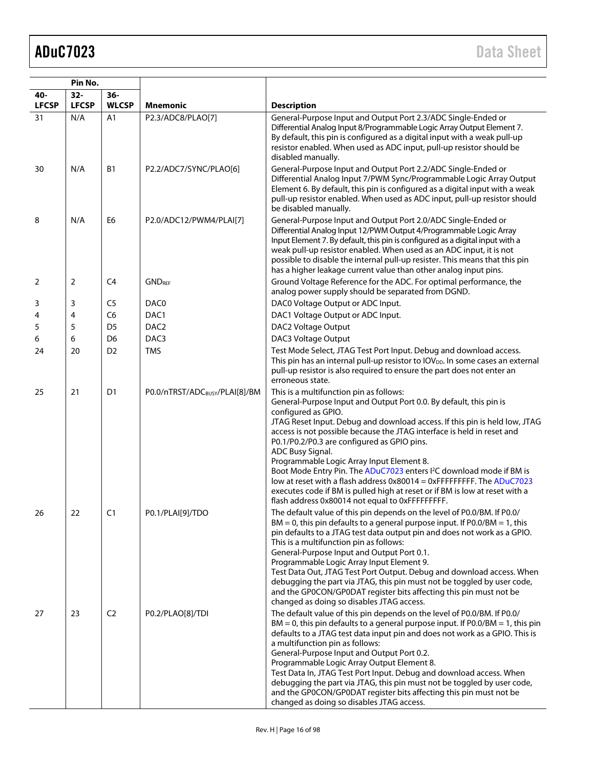| Pin No. | | | Mnemonic | Description |
|---|---|---|---|---|
| 40-LFCSP | 32-LFCSP | 36-WLCSP | | |
| 31 | N/A | A1 | P2.3/ADC8/PLAO[7] | General-Purpose Input and Output Port 2.3/ADC Single-Ended or Differential Analog Input 8/Programmable Logic Array Output Element 7. By default, this pin is configured as a digital input with a weak pull-up resistor enabled. When used as ADC input, pull-up resistor should be disabled manually. |
| 30 | N/A | B1 | P2.2/ADC7/SYNC/PLAO[6] | General-Purpose Input and Output Port 2.2/ADC Single-Ended or Differential Analog Input 7/PWM Sync/Programmable Logic Array Output Element 6. By default, this pin is configured as a digital input with a weak pull-up resistor enabled. When used as ADC input, pull-up resistor should be disabled manually. |
| 8 | N/A | E6 | P2.0/ADC12/PWM4/PLAI[7] | General-Purpose Input and Output Port 2.0/ADC Single-Ended or Differential Analog Input 12/PWM Output 4/Programmable Logic Array Input Element 7. By default, this pin is configured as a digital input with a weak pull-up resistor enabled. When used as an ADC input, it is not possible to disable the internal pull-up resister. This means that this pin has a higher leakage current value than other analog input pins. |
| 2 | 2 | C4 | $GND_{REF}$ | Ground Voltage Reference for the ADC. For optimal performance, the analog power supply should be separated from DGND. |
| 3 | 3 | C5 | DAC0 | DAC0 Voltage Output or ADC Input. |
| 4 | 4 | C6 | DAC1 | DAC1 Voltage Output or ADC Input. |
| 5 | 5 | D5 | DAC2 | DAC2 Voltage Output |
| 6 | 6 | D6 | DAC3 | DAC3 Voltage Output |
| 24 | 20 | D2 | TMS | Test Mode Select, JTAG Test Port Input. Debug and download access. This pin has an internal pull-up resistor to $IOV_{DD}$. In some cases an external pull-up resistor is also required to ensure the part does not enter an erroneous state. |
| 25 | 21 | D1 | P0.0/nTRST/$ADC_{BUSY}$/PLAI[8]/BM | This is a multifunction pin as follows:<br>General-Purpose Input and Output Port 0.0. By default, this pin is configured as GPIO.<br>JTAG Reset Input. Debug and download access. If this pin is held low, JTAG access is not possible because the JTAG interface is held in reset and P0.1/P0.2/P0.3 are configured as GPIO pins.<br>ADC Busy Signal.<br>Programmable Logic Array Input Element 8.<br>Boot Mode Entry Pin. The ADuC7023 enters I²C download mode if BM is low at reset with a flash address 0x80014 = 0xFFFFFFFFF. The ADuC7023 executes code if BM is pulled high at reset or if BM is low at reset with a flash address 0x80014 not equal to 0xFFFFFFFFF. |
| 26 | 22 | C1 | P0.1/PLAI[9]/TDO | The default value of this pin depends on the level of P0.0/BM. If P0.0/BM = 0, this pin defaults to a general purpose input. If P0.0/BM = 1, this pin defaults to a JTAG test data output pin and does not work as a GPIO. This is a multifunction pin as follows:<br>General-Purpose Input and Output Port 0.1.<br>Programmable Logic Array Input Element 9.<br>Test Data Out, JTAG Test Port Output. Debug and download access. When debugging the part via JTAG, this pin must not be toggled by user code, and the GP0CON/GP0DAT register bits affecting this pin must not be changed as doing so disables JTAG access. |
| 27 | 23 | C2 | P0.2/PLAO[8]/TDI | The default value of this pin depends on the level of P0.0/BM. If P0.0/BM = 0, this pin defaults to a general purpose input. If P0.0/BM = 1, this pin defaults to a JTAG test data input pin and does not work as a GPIO. This is a multifunction pin as follows:<br>General-Purpose Input and Output Port 0.2.<br>Programmable Logic Array Output Element 8.<br>Test Data In, JTAG Test Port Input. Debug and download access. When debugging the part via JTAG, this pin must not be toggled by user code, and the GP0CON/GP0DAT register bits affecting this pin must not be changed as doing so disables JTAG access. |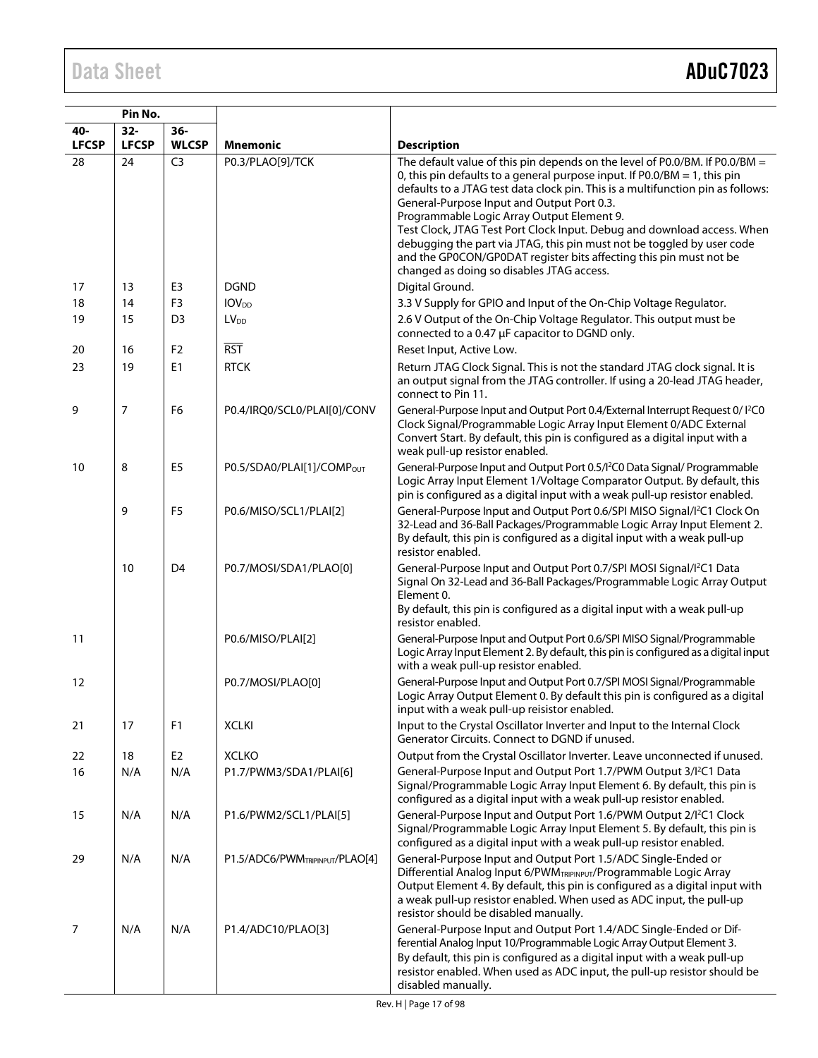| Pin No. | | | | |
|---|---|---|---|---|
| 40-LFCSP | 32-LFCSP | 36-WLCSP | Mnemonic | Description |
| 28 | 24 | C3 | P0.3/PLAO[9]/TCK | The default value of this pin depends on the level of P0.0/BM. If P0.0/BM = 0, this pin defaults to a general purpose input. If P0.0/BM = 1, this pin defaults to a JTAG test data clock pin. This is a multifunction pin as follows: General-Purpose Input and Output Port 0.3. Programmable Logic Array Output Element 9. Test Clock, JTAG Test Port Clock Input. Debug and download access. When debugging the part via JTAG, this pin must not be toggled by user code and the GP0CON/GP0DAT register bits affecting this pin must not be changed as doing so disables JTAG access. |
| 17 | 13 | E3 | DGND | Digital Ground. |
| 18 | 14 | F3 | $IOV_{DD}$ | 3.3 V Supply for GPIO and Input of the On-Chip Voltage Regulator. |
| 19 | 15 | D3 | $LV_{DD}$ | 2.6 V Output of the On-Chip Voltage Regulator. This output must be connected to a 0.47 µF capacitor to DGND only. |
| 20 | 16 | F2 | $\overline{RST}$ | Reset Input, Active Low. |
| 23 | 19 | E1 | RTCK | Return JTAG Clock Signal. This is not the standard JTAG clock signal. It is an output signal from the JTAG controller. If using a 20-lead JTAG header, connect to Pin 11. |
| 9 | 7 | F6 | P0.4/IRQ0/SCL0/PLAI[0]/CONV | General-Purpose Input and Output Port 0.4/External Interrupt Request 0/ I²C0 Clock Signal/Programmable Logic Array Input Element 0/ADC External Convert Start. By default, this pin is configured as a digital input with a weak pull-up resistor enabled. |
| 10 | 8 | E5 | P0.5/SDA0/PLAI[1]/$COMP_{OUT}$ | General-Purpose Input and Output Port 0.5/I²C0 Data Signal/ Programmable Logic Array Input Element 1/Voltage Comparator Output. By default, this pin is configured as a digital input with a weak pull-up resistor enabled. |
| | 9 | F5 | P0.6/MISO/SCL1/PLAI[2] | General-Purpose Input and Output Port 0.6/SPI MISO Signal/I²C1 Clock On 32-Lead and 36-Ball Packages/Programmable Logic Array Input Element 2. By default, this pin is configured as a digital input with a weak pull-up resistor enabled. |
| | 10 | D4 | P0.7/MOSI/SDA1/PLAO[0] | General-Purpose Input and Output Port 0.7/SPI MOSI Signal/I²C1 Data Signal On 32-Lead and 36-Ball Packages/Programmable Logic Array Output Element 0. By default, this pin is configured as a digital input with a weak pull-up resistor enabled. |
| 11 | | | P0.6/MISO/PLAI[2] | General-Purpose Input and Output Port 0.6/SPI MISO Signal/Programmable Logic Array Input Element 2. By default, this pin is configured as a digital input with a weak pull-up resistor enabled. |
| 12 | | | P0.7/MOSI/PLAO[0] | General-Purpose Input and Output Port 0.7/SPI MOSI Signal/Programmable Logic Array Output Element 0. By default this pin is configured as a digital input with a weak pull-up reisistor enabled. |
| 21 | 17 | F1 | XCLKI | Input to the Crystal Oscillator Inverter and Input to the Internal Clock Generator Circuits. Connect to DGND if unused. |
| 22 | 18 | E2 | XCLKO | Output from the Crystal Oscillator Inverter. Leave unconnected if unused. |
| 16 | N/A | N/A | P1.7/PWM3/SDA1/PLAI[6] | General-Purpose Input and Output Port 1.7/PWM Output 3/I²C1 Data Signal/Programmable Logic Array Input Element 6. By default, this pin is configured as a digital input with a weak pull-up resistor enabled. |
| 15 | N/A | N/A | P1.6/PWM2/SCL1/PLAI[5] | General-Purpose Input and Output Port 1.6/PWM Output 2/I²C1 Clock Signal/Programmable Logic Array Input Element 5. By default, this pin is configured as a digital input with a weak pull-up resistor enabled. |
| 29 | N/A | N/A | P1.5/ADC6/$PWM_{TRIPINPUT}$/PLAO[4] | General-Purpose Input and Output Port 1.5/ADC Single-Ended or Differential Analog Input 6/$PWM_{TRIPINPUT}$/Programmable Logic Array Output Element 4. By default, this pin is configured as a digital input with a weak pull-up resistor enabled. When used as ADC input, the pull-up resistor should be disabled manually. |
| 7 | N/A | N/A | P1.4/ADC10/PLAO[3] | General-Purpose Input and Output Port 1.4/ADC Single-Ended or Differential Analog Input 10/Programmable Logic Array Output Element 3. By default, this pin is configured as a digital input with a weak pull-up resistor enabled. When used as ADC input, the pull-up resistor should be disabled manually. |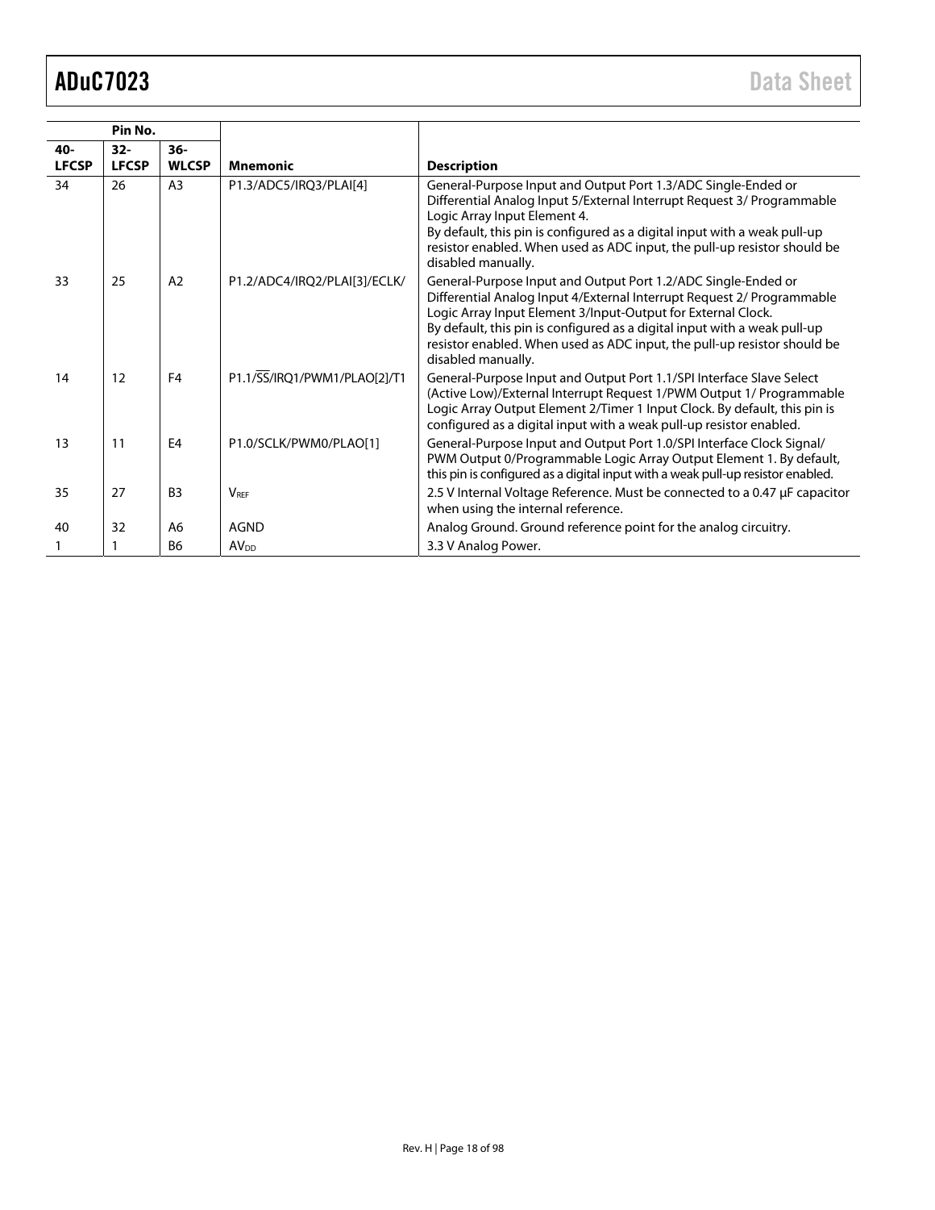| Pin No. | | | Mnemonic | Description |
|---|---|---|---|---|
| 40-LFCSP | 32-LFCSP | 36-WLCSP | | |
| 34 | 26 | A3 | P1.3/ADC5/IRQ3/PLAI[4] | General-Purpose Input and Output Port 1.3/ADC Single-Ended or Differential Analog Input 5/External Interrupt Request 3/ Programmable Logic Array Input Element 4. By default, this pin is configured as a digital input with a weak pull-up resistor enabled. When used as ADC input, the pull-up resistor should be disabled manually. |
| 33 | 25 | A2 | P1.2/ADC4/IRQ2/PLAI[3]/ECLK/ | General-Purpose Input and Output Port 1.2/ADC Single-Ended or Differential Analog Input 4/External Interrupt Request 2/ Programmable Logic Array Input Element 3/Input-Output for External Clock. By default, this pin is configured as a digital input with a weak pull-up resistor enabled. When used as ADC input, the pull-up resistor should be disabled manually. |
| 14 | 12 | F4 | P1.1/$\overline{SS}$/IRQ1/PWM1/PLAO[2]/T1 | General-Purpose Input and Output Port 1.1/SPI Interface Slave Select (Active Low)/External Interrupt Request 1/PWM Output 1/ Programmable Logic Array Output Element 2/Timer 1 Input Clock. By default, this pin is configured as a digital input with a weak pull-up resistor enabled. |
| 13 | 11 | E4 | P1.0/SCLK/PWM0/PLAO[1] | General-Purpose Input and Output Port 1.0/SPI Interface Clock Signal/ PWM Output 0/Programmable Logic Array Output Element 1. By default, this pin is configured as a digital input with a weak pull-up resistor enabled. |
| 35 | 27 | B3 | $V_{REF}$ | 2.5 V Internal Voltage Reference. Must be connected to a 0.47 µF capacitor when using the internal reference. |
| 40 | 32 | A6 | AGND | Analog Ground. Ground reference point for the analog circuitry. |
| 1 | 1 | B6 | $AV_{DD}$ | 3.3 V Analog Power. |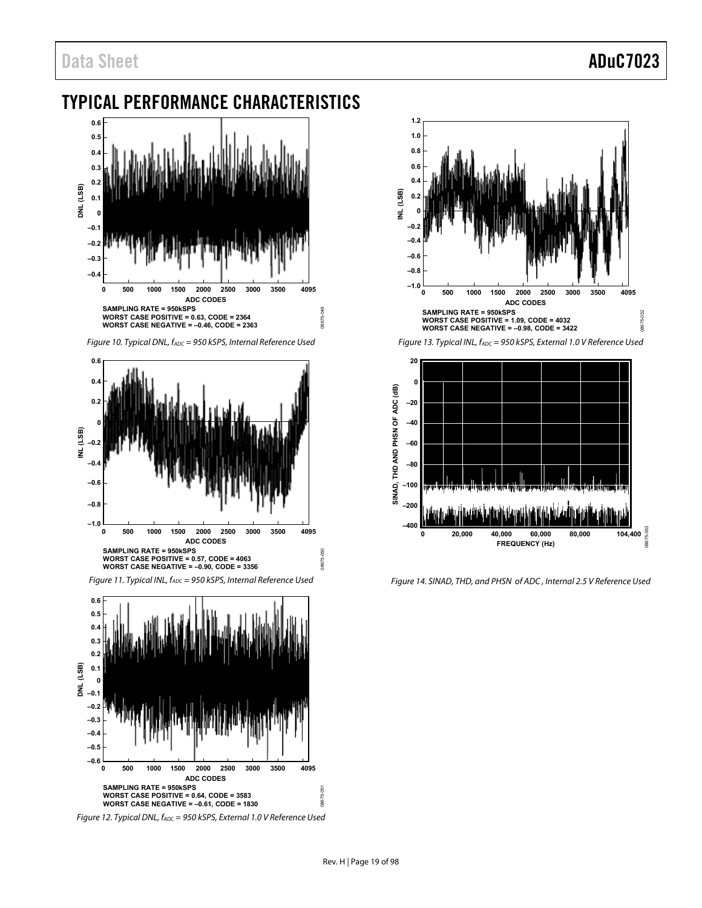# TYPICAL PERFORMANCE CHARACTERISTICS

SAMPLING RATE = 950kSPS
WORST CASE POSITIVE = 0.63, CODE = 2364
WORST CASE NEGATIVE = –0.46, CODE = 2363

*Figure 10. Typical DNL, $f_{ADC}$ = 950 kSPS, Internal Reference Used*

SAMPLING RATE = 950kSPS
WORST CASE POSITIVE = 0.57, CODE = 4063
WORST CASE NEGATIVE = –0.90, CODE = 3356

*Figure 11. Typical INL, $f_{ADC}$ = 950 kSPS, Internal Reference Used*

SAMPLING RATE = 950kSPS
WORST CASE POSITIVE = 0.64, CODE = 3583
WORST CASE NEGATIVE = –0.61, CODE = 1830

*Figure 12. Typical DNL, $f_{ADC}$ = 950 kSPS, External 1.0 V Reference Used*

SAMPLING RATE = 950kSPS
WORST CASE POSITIVE = 1.09, CODE = 4032
WORST CASE NEGATIVE = –0.98, CODE = 3422

*Figure 13. Typical INL, $f_{ADC}$ = 950 kSPS, External 1.0 V Reference Used*

*Figure 14. SINAD, THD, and PHSN of ADC, Internal 2.5 V Reference Used*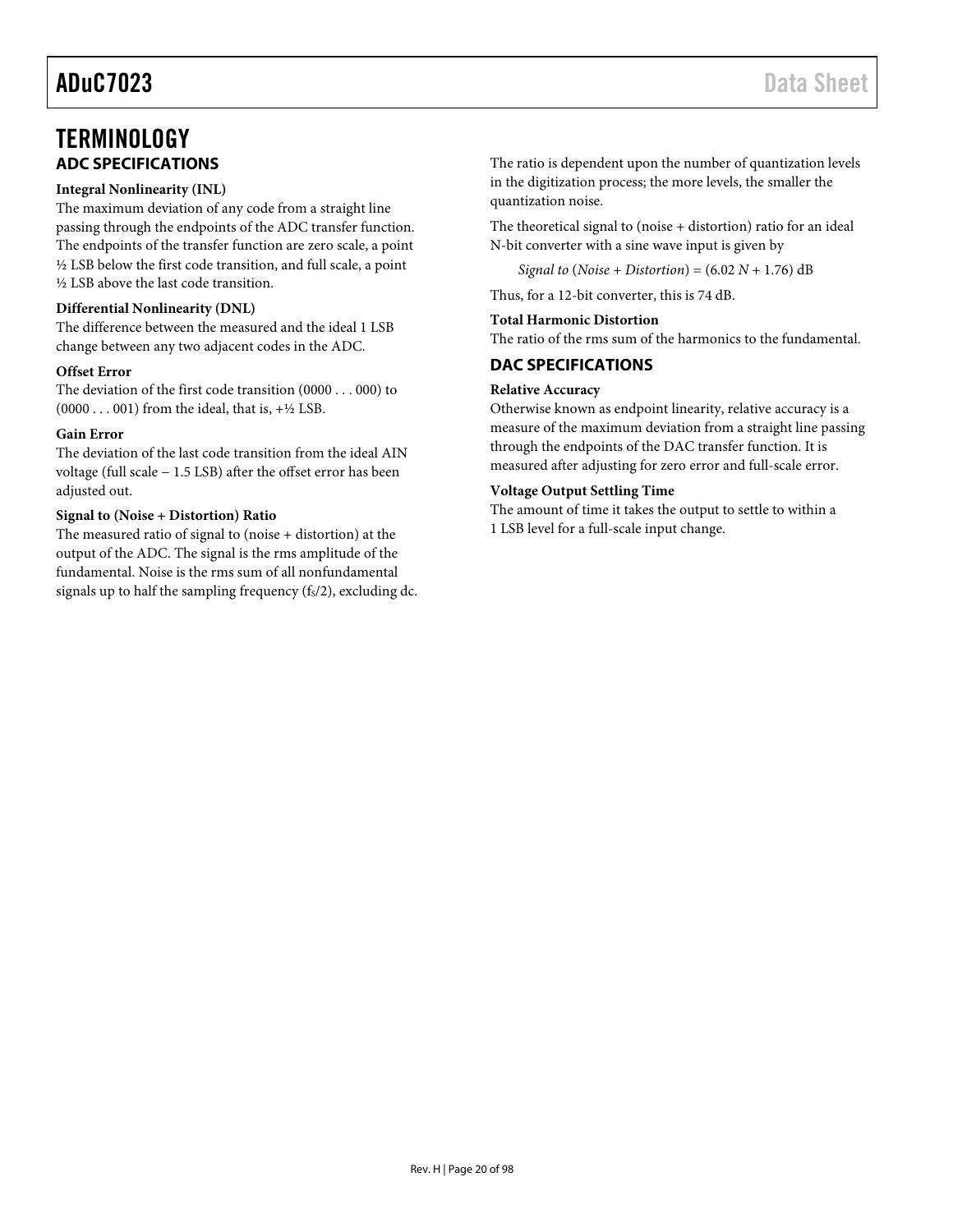# TERMINOLOGY

## ADC SPECIFICATIONS

**Integral Nonlinearity (INL)**

The maximum deviation of any code from a straight line passing through the endpoints of the ADC transfer function. The endpoints of the transfer function are zero scale, a point ½ LSB below the first code transition, and full scale, a point ½ LSB above the last code transition.

**Differential Nonlinearity (DNL)**

The difference between the measured and the ideal 1 LSB change between any two adjacent codes in the ADC.

**Offset Error**

The deviation of the first code transition (0000 . . . 000) to (0000 . . . 001) from the ideal, that is, +½ LSB.

**Gain Error**

The deviation of the last code transition from the ideal AIN voltage (full scale − 1.5 LSB) after the offset error has been adjusted out.

**Signal to (Noise + Distortion) Ratio**

The measured ratio of signal to (noise + distortion) at the output of the ADC. The signal is the rms amplitude of the fundamental. Noise is the rms sum of all nonfundamental signals up to half the sampling frequency ($f_S/2$), excluding dc. The ratio is dependent upon the number of quantization levels in the digitization process; the more levels, the smaller the quantization noise.

The theoretical signal to (noise + distortion) ratio for an ideal N-bit converter with a sine wave input is given by

$$\textit{Signal to (Noise + Distortion)} = (6.02\,N + 1.76)\text{ dB}$$

Thus, for a 12-bit converter, this is 74 dB.

**Total Harmonic Distortion**

The ratio of the rms sum of the harmonics to the fundamental.

## DAC SPECIFICATIONS

**Relative Accuracy**

Otherwise known as endpoint linearity, relative accuracy is a measure of the maximum deviation from a straight line passing through the endpoints of the DAC transfer function. It is measured after adjusting for zero error and full-scale error.

**Voltage Output Settling Time**

The amount of time it takes the output to settle to within a 1 LSB level for a full-scale input change.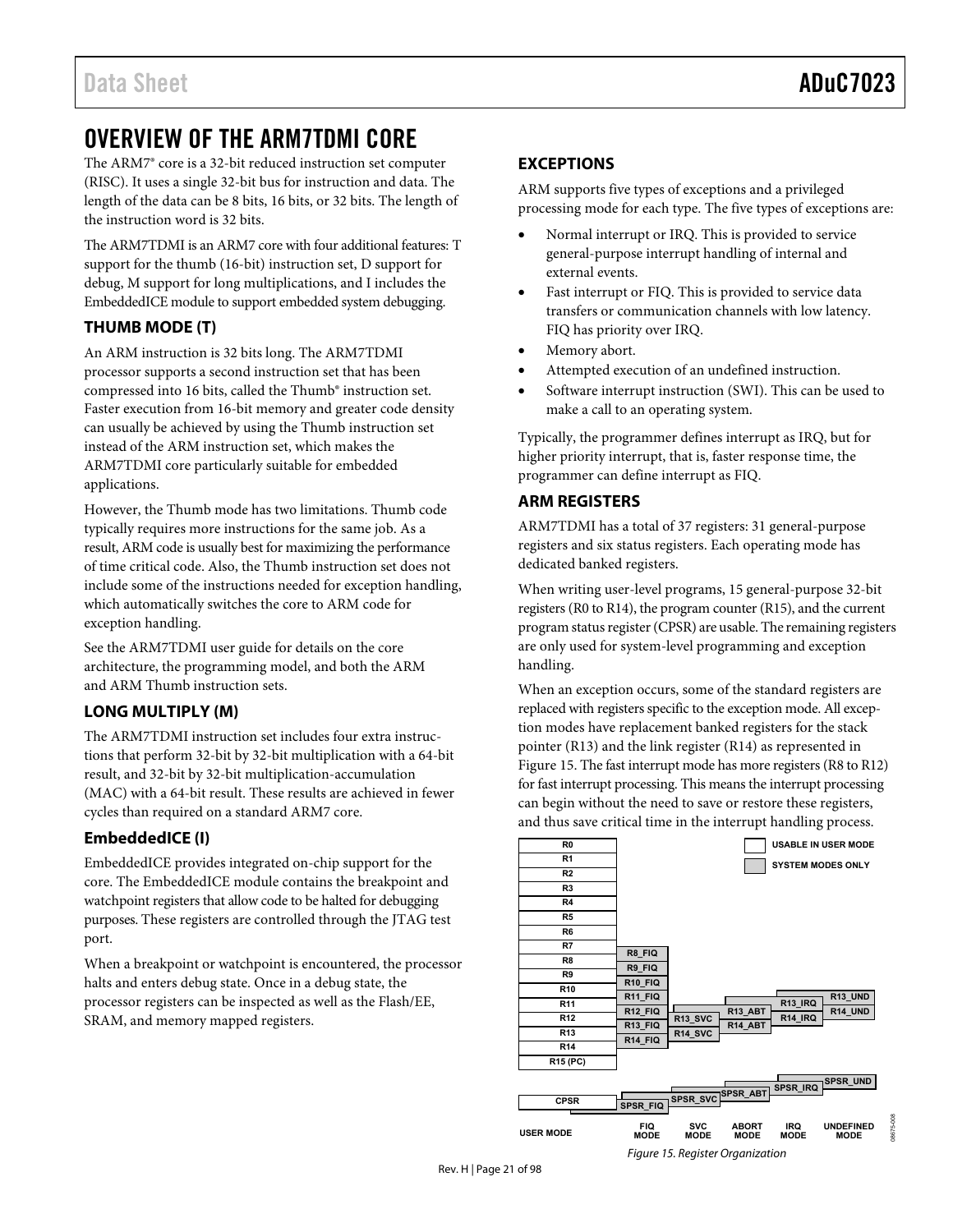# OVERVIEW OF THE ARM7TDMI CORE

The ARM7® core is a 32-bit reduced instruction set computer (RISC). It uses a single 32-bit bus for instruction and data. The length of the data can be 8 bits, 16 bits, or 32 bits. The length of the instruction word is 32 bits.

The ARM7TDMI is an ARM7 core with four additional features: T support for the thumb (16-bit) instruction set, D support for debug, M support for long multiplications, and I includes the EmbeddedICE module to support embedded system debugging.

## THUMB MODE (T)

An ARM instruction is 32 bits long. The ARM7TDMI processor supports a second instruction set that has been compressed into 16 bits, called the Thumb® instruction set. Faster execution from 16-bit memory and greater code density can usually be achieved by using the Thumb instruction set instead of the ARM instruction set, which makes the ARM7TDMI core particularly suitable for embedded applications.

However, the Thumb mode has two limitations. Thumb code typically requires more instructions for the same job. As a result, ARM code is usually best for maximizing the performance of time critical code. Also, the Thumb instruction set does not include some of the instructions needed for exception handling, which automatically switches the core to ARM code for exception handling.

See the ARM7TDMI user guide for details on the core architecture, the programming model, and both the ARM and ARM Thumb instruction sets.

## LONG MULTIPLY (M)

The ARM7TDMI instruction set includes four extra instructions that perform 32-bit by 32-bit multiplication with a 64-bit result, and 32-bit by 32-bit multiplication-accumulation (MAC) with a 64-bit result. These results are achieved in fewer cycles than required on a standard ARM7 core.

## EmbeddedICE (I)

EmbeddedICE provides integrated on-chip support for the core. The EmbeddedICE module contains the breakpoint and watchpoint registers that allow code to be halted for debugging purposes. These registers are controlled through the JTAG test port.

When a breakpoint or watchpoint is encountered, the processor halts and enters debug state. Once in a debug state, the processor registers can be inspected as well as the Flash/EE, SRAM, and memory mapped registers.

## EXCEPTIONS

ARM supports five types of exceptions and a privileged processing mode for each type. The five types of exceptions are:

- Normal interrupt or IRQ. This is provided to service general-purpose interrupt handling of internal and external events.
- Fast interrupt or FIQ. This is provided to service data transfers or communication channels with low latency. FIQ has priority over IRQ.
- Memory abort.
- Attempted execution of an undefined instruction.
- Software interrupt instruction (SWI). This can be used to make a call to an operating system.

Typically, the programmer defines interrupt as IRQ, but for higher priority interrupt, that is, faster response time, the programmer can define interrupt as FIQ.

## ARM REGISTERS

ARM7TDMI has a total of 37 registers: 31 general-purpose registers and six status registers. Each operating mode has dedicated banked registers.

When writing user-level programs, 15 general-purpose 32-bit registers (R0 to R14), the program counter (R15), and the current program status register (CPSR) are usable. The remaining registers are only used for system-level programming and exception handling.

When an exception occurs, some of the standard registers are replaced with registers specific to the exception mode. All exception modes have replacement banked registers for the stack pointer (R13) and the link register (R14) as represented in Figure 15. The fast interrupt mode has more registers (R8 to R12) for fast interrupt processing. This means the interrupt processing can begin without the need to save or restore these registers, and thus save critical time in the interrupt handling process.

| USER MODE | FIQ MODE | SVC MODE | ABORT MODE | IRQ MODE | UNDEFINED MODE |
|---|---|---|---|---|---|
| R0 | | | | | |
| R1 | | | | | |
| R2 | | | | | |
| R3 | | | | | |
| R4 | | | | | |
| R5 | | | | | |
| R6 | | | | | |
| R7 | | | | | |
| R8 | R8_FIQ | | | | |
| R9 | R9_FIQ | | | | |
| R10 | R10_FIQ | | | | |
| R11 | R11_FIQ | | | | |
| R12 | R12_FIQ | | | | |
| R13 | R13_FIQ | R13_SVC | R13_ABT | R13_IRQ | R13_UND |
| R14 | R14_FIQ | R14_SVC | R14_ABT | R14_IRQ | R14_UND |
| R15 (PC) | | | | | |
| CPSR | SPSR_FIQ | SPSR_SVC | SPSR_ABT | SPSR_IRQ | SPSR_UND |

USABLE IN USER MODE: user mode registers (R0 to R15 (PC), CPSR). SYSTEM MODES ONLY: banked registers.

*Figure 15. Register Organization*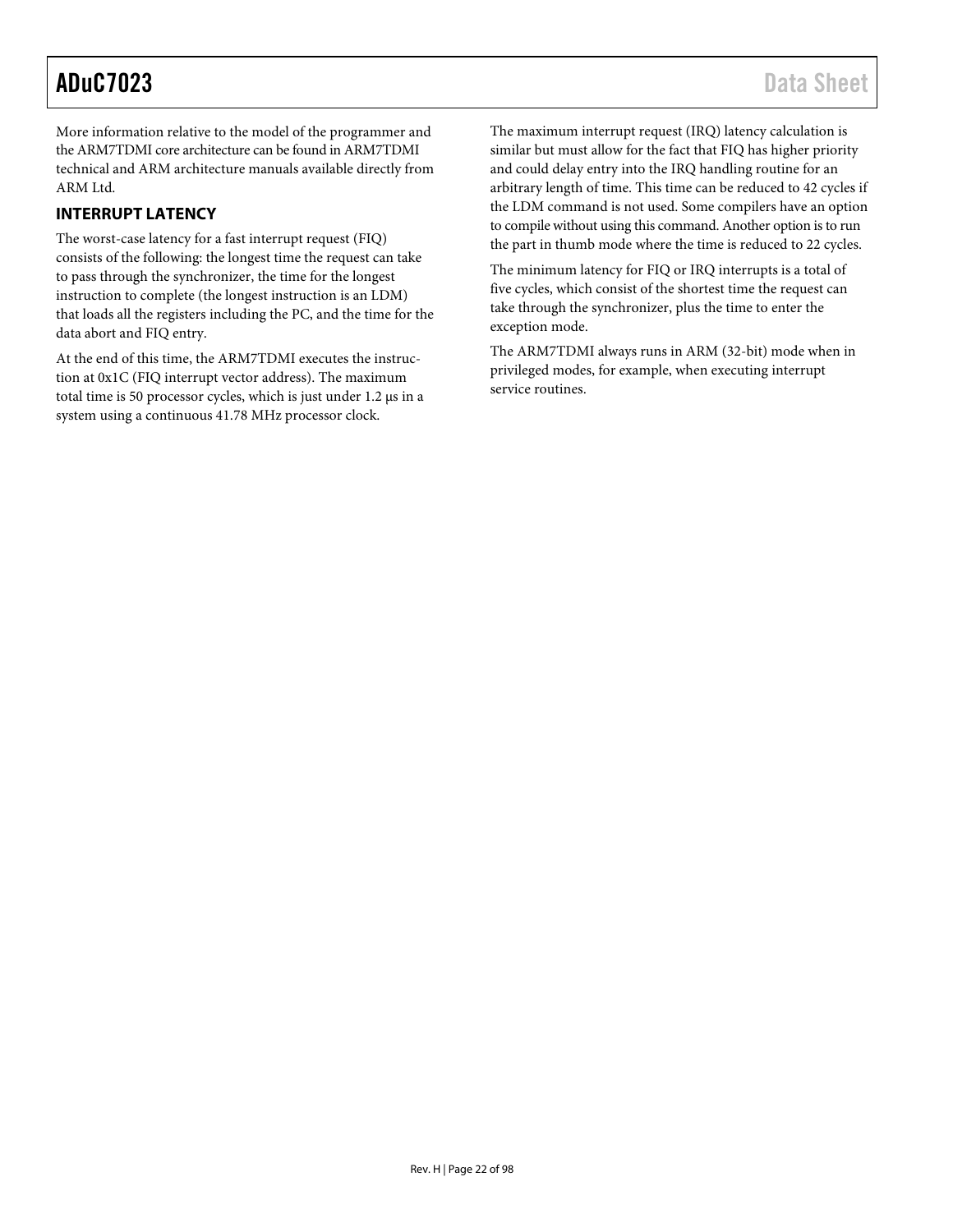More information relative to the model of the programmer and the ARM7TDMI core architecture can be found in ARM7TDMI technical and ARM architecture manuals available directly from ARM Ltd.

## INTERRUPT LATENCY

The worst-case latency for a fast interrupt request (FIQ) consists of the following: the longest time the request can take to pass through the synchronizer, the time for the longest instruction to complete (the longest instruction is an LDM) that loads all the registers including the PC, and the time for the data abort and FIQ entry.

At the end of this time, the ARM7TDMI executes the instruction at 0x1C (FIQ interrupt vector address). The maximum total time is 50 processor cycles, which is just under 1.2 μs in a system using a continuous 41.78 MHz processor clock.

The maximum interrupt request (IRQ) latency calculation is similar but must allow for the fact that FIQ has higher priority and could delay entry into the IRQ handling routine for an arbitrary length of time. This time can be reduced to 42 cycles if the LDM command is not used. Some compilers have an option to compile without using this command. Another option is to run the part in thumb mode where the time is reduced to 22 cycles.

The minimum latency for FIQ or IRQ interrupts is a total of five cycles, which consist of the shortest time the request can take through the synchronizer, plus the time to enter the exception mode.

The ARM7TDMI always runs in ARM (32-bit) mode when in privileged modes, for example, when executing interrupt service routines.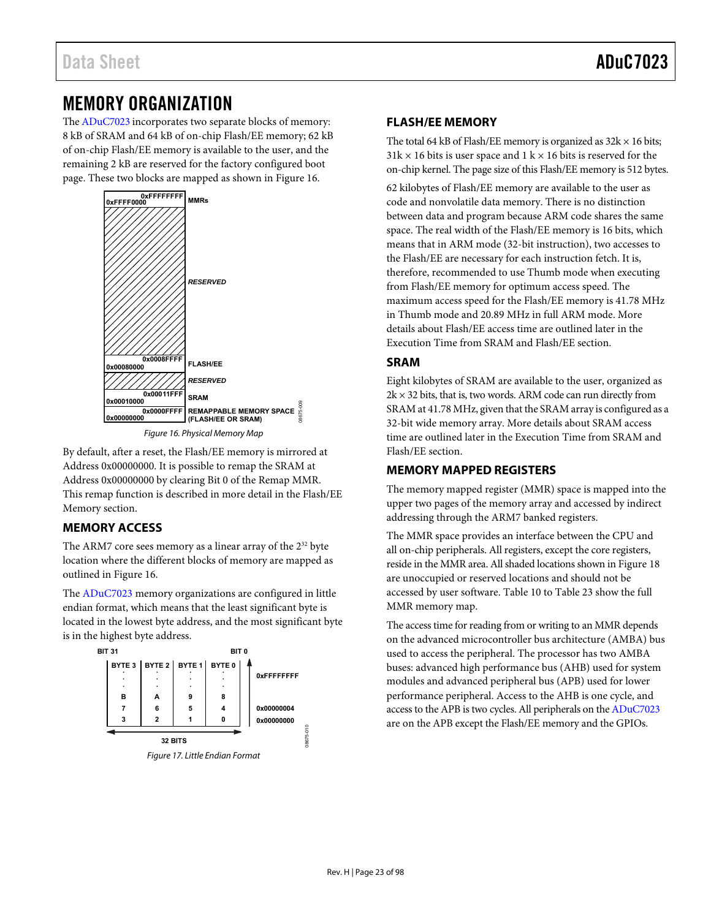# MEMORY ORGANIZATION

The ADuC7023 incorporates two separate blocks of memory: 8 kB of SRAM and 64 kB of on-chip Flash/EE memory; 62 kB of on-chip Flash/EE memory is available to the user, and the remaining 2 kB are reserved for the factory configured boot page. These two blocks are mapped as shown in Figure 16.

Figure 16. Physical Memory Map

By default, after a reset, the Flash/EE memory is mirrored at Address 0x00000000. It is possible to remap the SRAM at Address 0x00000000 by clearing Bit 0 of the Remap MMR. This remap function is described in more detail in the Flash/EE Memory section.

## MEMORY ACCESS

The ARM7 core sees memory as a linear array of the $2^{32}$ byte location where the different blocks of memory are mapped as outlined in Figure 16.

The ADuC7023 memory organizations are configured in little endian format, which means that the least significant byte is located in the lowest byte address, and the most significant byte is in the highest byte address.

Figure 17. Little Endian Format

## FLASH/EE MEMORY

The total 64 kB of Flash/EE memory is organized as 32k × 16 bits; 31k × 16 bits is user space and 1 k × 16 bits is reserved for the on-chip kernel. The page size of this Flash/EE memory is 512 bytes.

62 kilobytes of Flash/EE memory are available to the user as code and nonvolatile data memory. There is no distinction between data and program because ARM code shares the same space. The real width of the Flash/EE memory is 16 bits, which means that in ARM mode (32-bit instruction), two accesses to the Flash/EE are necessary for each instruction fetch. It is, therefore, recommended to use Thumb mode when executing from Flash/EE memory for optimum access speed. The maximum access speed for the Flash/EE memory is 41.78 MHz in Thumb mode and 20.89 MHz in full ARM mode. More details about Flash/EE access time are outlined later in the Execution Time from SRAM and Flash/EE section.

## SRAM

Eight kilobytes of SRAM are available to the user, organized as 2k × 32 bits, that is, two words. ARM code can run directly from SRAM at 41.78 MHz, given that the SRAM array is configured as a 32-bit wide memory array. More details about SRAM access time are outlined later in the Execution Time from SRAM and Flash/EE section.

## MEMORY MAPPED REGISTERS

The memory mapped register (MMR) space is mapped into the upper two pages of the memory array and accessed by indirect addressing through the ARM7 banked registers.

The MMR space provides an interface between the CPU and all on-chip peripherals. All registers, except the core registers, reside in the MMR area. All shaded locations shown in Figure 18 are unoccupied or reserved locations and should not be accessed by user software. Table 10 to Table 23 show the full MMR memory map.

The access time for reading from or writing to an MMR depends on the advanced microcontroller bus architecture (AMBA) bus used to access the peripheral. The processor has two AMBA buses: advanced high performance bus (AHB) used for system modules and advanced peripheral bus (APB) used for lower performance peripheral. Access to the AHB is one cycle, and access to the APB is two cycles. All peripherals on the ADuC7023 are on the APB except the Flash/EE memory and the GPIOs.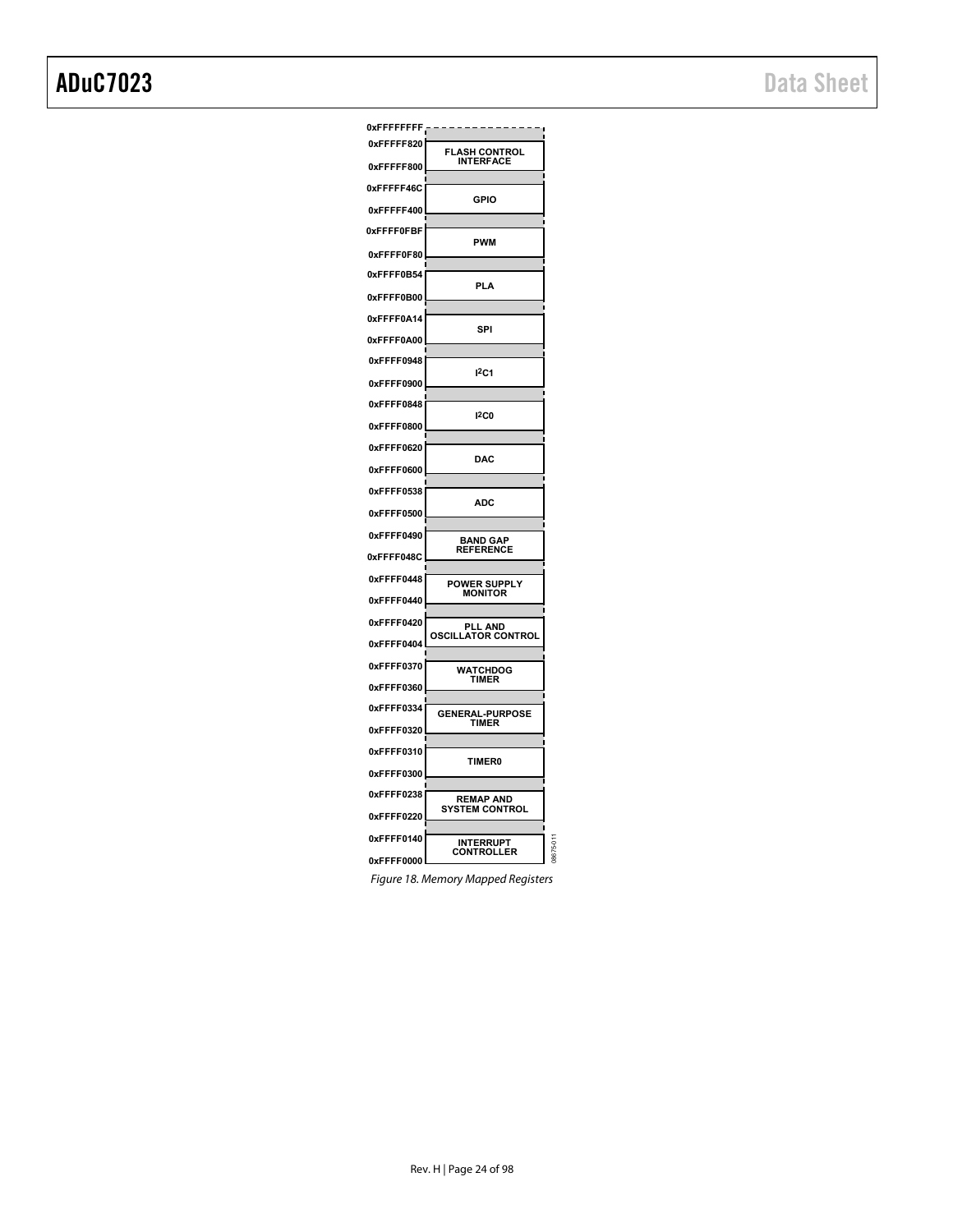| End Address | Start Address | Block |
| --- | --- | --- |
| 0xFFFFFFFF | | |
| 0xFFFFF820 | 0xFFFFF800 | FLASH CONTROL INTERFACE |
| 0xFFFFF46C | 0xFFFFF400 | GPIO |
| 0xFFFF0FBF | 0xFFFF0F80 | PWM |
| 0xFFFF0B54 | 0xFFFF0B00 | PLA |
| 0xFFFF0A14 | 0xFFFF0A00 | SPI |
| 0xFFFF0948 | 0xFFFF0900 | I2C1 |
| 0xFFFF0848 | 0xFFFF0800 | I2C0 |
| 0xFFFF0620 | 0xFFFF0600 | DAC |
| 0xFFFF0538 | 0xFFFF0500 | ADC |
| 0xFFFF0490 | 0xFFFF048C | BAND GAP REFERENCE |
| 0xFFFF0448 | 0xFFFF0440 | POWER SUPPLY MONITOR |
| 0xFFFF0420 | 0xFFFF0404 | PLL AND OSCILLATOR CONTROL |
| 0xFFFF0370 | 0xFFFF0360 | WATCHDOG TIMER |
| 0xFFFF0334 | 0xFFFF0320 | GENERAL-PURPOSE TIMER |
| 0xFFFF0310 | 0xFFFF0300 | TIMER0 |
| 0xFFFF0238 | 0xFFFF0220 | REMAP AND SYSTEM CONTROL |
| 0xFFFF0140 | 0xFFFF0000 | INTERRUPT CONTROLLER |

*Figure 18. Memory Mapped Registers*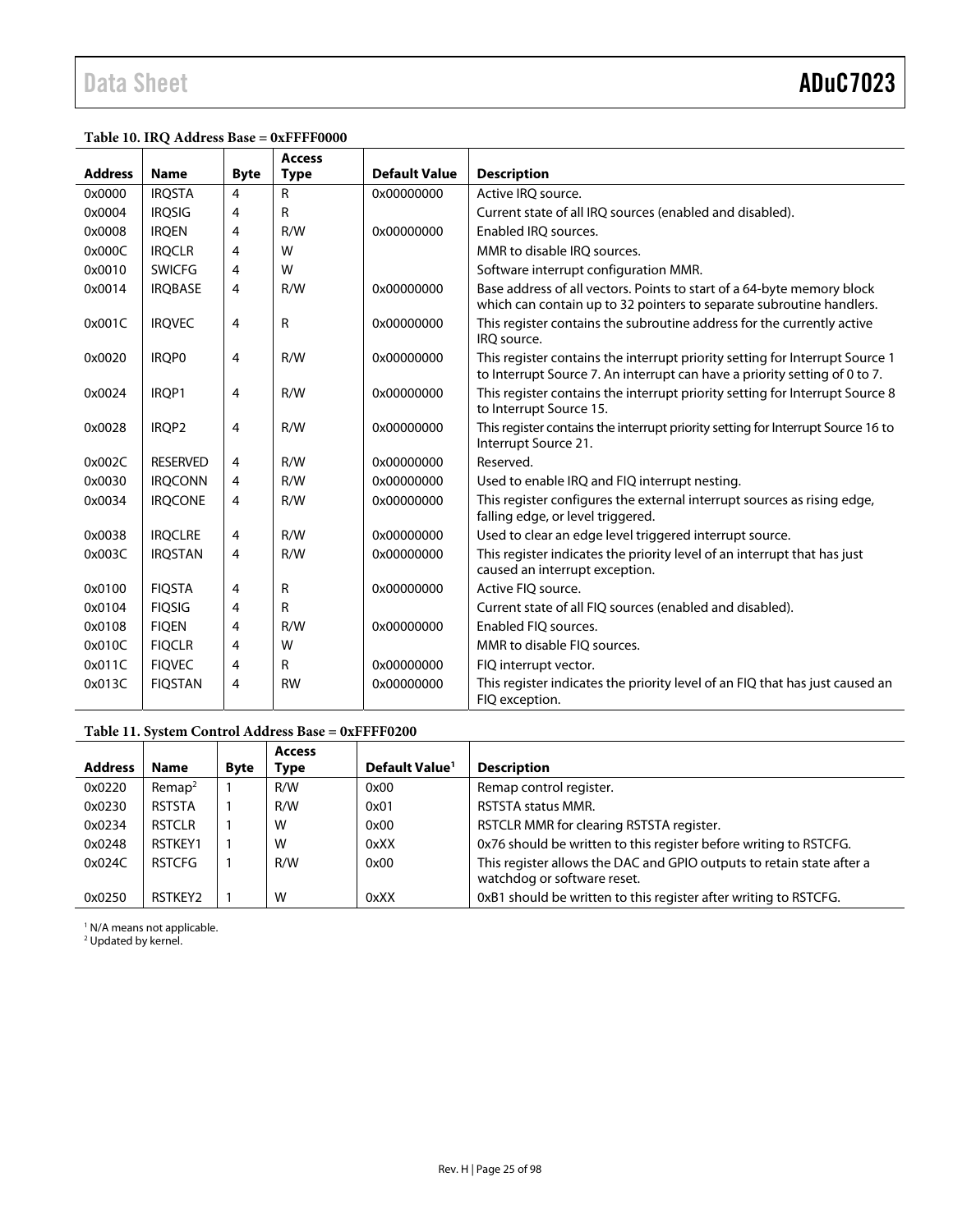**Table 10. IRQ Address Base = 0xFFFF0000**

| Address | Name | Byte | Access Type | Default Value | Description |
|---|---|---|---|---|---|
| 0x0000 | IRQSTA | 4 | R | 0x00000000 | Active IRQ source. |
| 0x0004 | IRQSIG | 4 | R | | Current state of all IRQ sources (enabled and disabled). |
| 0x0008 | IRQEN | 4 | R/W | 0x00000000 | Enabled IRQ sources. |
| 0x000C | IRQCLR | 4 | W | | MMR to disable IRQ sources. |
| 0x0010 | SWICFG | 4 | W | | Software interrupt configuration MMR. |
| 0x0014 | IRQBASE | 4 | R/W | 0x00000000 | Base address of all vectors. Points to start of a 64-byte memory block which can contain up to 32 pointers to separate subroutine handlers. |
| 0x001C | IRQVEC | 4 | R | 0x00000000 | This register contains the subroutine address for the currently active IRQ source. |
| 0x0020 | IRQP0 | 4 | R/W | 0x00000000 | This register contains the interrupt priority setting for Interrupt Source 1 to Interrupt Source 7. An interrupt can have a priority setting of 0 to 7. |
| 0x0024 | IRQP1 | 4 | R/W | 0x00000000 | This register contains the interrupt priority setting for Interrupt Source 8 to Interrupt Source 15. |
| 0x0028 | IRQP2 | 4 | R/W | 0x00000000 | This register contains the interrupt priority setting for Interrupt Source 16 to Interrupt Source 21. |
| 0x002C | RESERVED | 4 | R/W | 0x00000000 | Reserved. |
| 0x0030 | IRQCONN | 4 | R/W | 0x00000000 | Used to enable IRQ and FIQ interrupt nesting. |
| 0x0034 | IRQCONE | 4 | R/W | 0x00000000 | This register configures the external interrupt sources as rising edge, falling edge, or level triggered. |
| 0x0038 | IRQCLRE | 4 | R/W | 0x00000000 | Used to clear an edge level triggered interrupt source. |
| 0x003C | IRQSTAN | 4 | R/W | 0x00000000 | This register indicates the priority level of an interrupt that has just caused an interrupt exception. |
| 0x0100 | FIQSTA | 4 | R | 0x00000000 | Active FIQ source. |
| 0x0104 | FIQSIG | 4 | R | | Current state of all FIQ sources (enabled and disabled). |
| 0x0108 | FIQEN | 4 | R/W | 0x00000000 | Enabled FIQ sources. |
| 0x010C | FIQCLR | 4 | W | | MMR to disable FIQ sources. |
| 0x011C | FIQVEC | 4 | R | 0x00000000 | FIQ interrupt vector. |
| 0x013C | FIQSTAN | 4 | RW | 0x00000000 | This register indicates the priority level of an FIQ that has just caused an FIQ exception. |

**Table 11. System Control Address Base = 0xFFFF0200**

| Address | Name | Byte | Access Type | Default Value[1] | Description |
|---|---|---|---|---|---|
| 0x0220 | Remap[2] | 1 | R/W | 0x00 | Remap control register. |
| 0x0230 | RSTSTA | 1 | R/W | 0x01 | RSTSTA status MMR. |
| 0x0234 | RSTCLR | 1 | W | 0x00 | RSTCLR MMR for clearing RSTSTA register. |
| 0x0248 | RSTKEY1 | 1 | W | 0xXX | 0x76 should be written to this register before writing to RSTCFG. |
| 0x024C | RSTCFG | 1 | R/W | 0x00 | This register allows the DAC and GPIO outputs to retain state after a watchdog or software reset. |
| 0x0250 | RSTKEY2 | 1 | W | 0xXX | 0xB1 should be written to this register after writing to RSTCFG. |

[1] N/A means not applicable.
[2] Updated by kernel.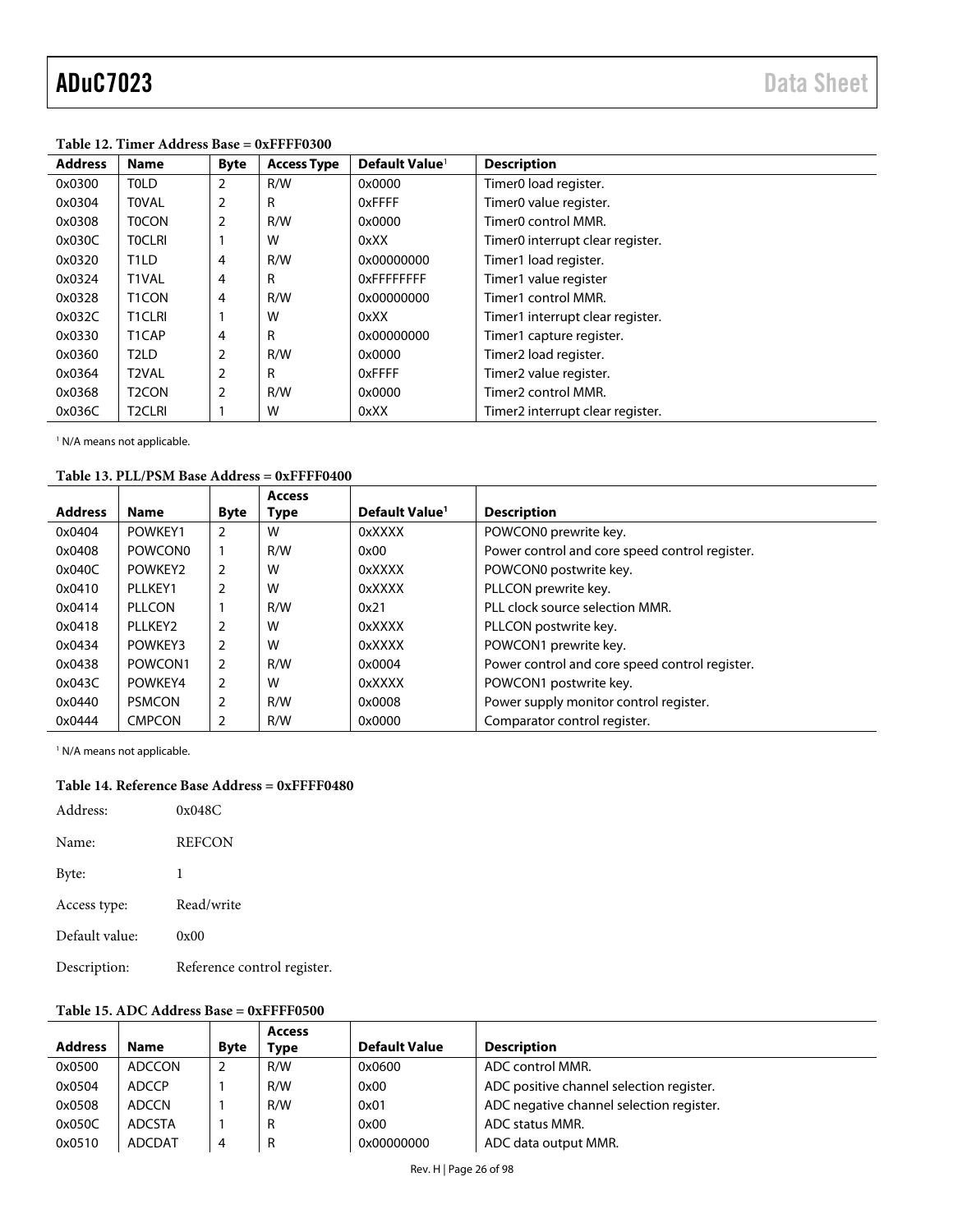**Table 12. Timer Address Base = 0xFFFF0300**

| Address | Name | Byte | Access Type | Default Value[1] | Description |
|---|---|---|---|---|---|
| 0x0300 | T0LD | 2 | R/W | 0x0000 | Timer0 load register. |
| 0x0304 | T0VAL | 2 | R | 0xFFFF | Timer0 value register. |
| 0x0308 | T0CON | 2 | R/W | 0x0000 | Timer0 control MMR. |
| 0x030C | T0CLRI | 1 | W | 0xXX | Timer0 interrupt clear register. |
| 0x0320 | T1LD | 4 | R/W | 0x00000000 | Timer1 load register. |
| 0x0324 | T1VAL | 4 | R | 0xFFFFFFFF | Timer1 value register |
| 0x0328 | T1CON | 4 | R/W | 0x00000000 | Timer1 control MMR. |
| 0x032C | T1CLRI | 1 | W | 0xXX | Timer1 interrupt clear register. |
| 0x0330 | T1CAP | 4 | R | 0x00000000 | Timer1 capture register. |
| 0x0360 | T2LD | 2 | R/W | 0x0000 | Timer2 load register. |
| 0x0364 | T2VAL | 2 | R | 0xFFFF | Timer2 value register. |
| 0x0368 | T2CON | 2 | R/W | 0x0000 | Timer2 control MMR. |
| 0x036C | T2CLRI | 1 | W | 0xXX | Timer2 interrupt clear register. |

[1] N/A means not applicable.

**Table 13. PLL/PSM Base Address = 0xFFFF0400**

| Address | Name | Byte | Access Type | Default Value[1] | Description |
|---|---|---|---|---|---|
| 0x0404 | POWKEY1 | 2 | W | 0xXXXX | POWCON0 prewrite key. |
| 0x0408 | POWCON0 | 1 | R/W | 0x00 | Power control and core speed control register. |
| 0x040C | POWKEY2 | 2 | W | 0xXXXX | POWCON0 postwrite key. |
| 0x0410 | PLLKEY1 | 2 | W | 0xXXXX | PLLCON prewrite key. |
| 0x0414 | PLLCON | 1 | R/W | 0x21 | PLL clock source selection MMR. |
| 0x0418 | PLLKEY2 | 2 | W | 0xXXXX | PLLCON postwrite key. |
| 0x0434 | POWKEY3 | 2 | W | 0xXXXX | POWCON1 prewrite key. |
| 0x0438 | POWCON1 | 2 | R/W | 0x0004 | Power control and core speed control register. |
| 0x043C | POWKEY4 | 2 | W | 0xXXXX | POWCON1 postwrite key. |
| 0x0440 | PSMCON | 2 | R/W | 0x0008 | Power supply monitor control register. |
| 0x0444 | CMPCON | 2 | R/W | 0x0000 | Comparator control register. |

[1] N/A means not applicable.

**Table 14. Reference Base Address = 0xFFFF0480**

Address: 0x048C

Name: REFCON

Byte: 1

Access type: Read/write

Default value: 0x00

Description: Reference control register.

**Table 15. ADC Address Base = 0xFFFF0500**

| Address | Name | Byte | Access Type | Default Value | Description |
|---|---|---|---|---|---|
| 0x0500 | ADCCON | 2 | R/W | 0x0600 | ADC control MMR. |
| 0x0504 | ADCCP | 1 | R/W | 0x00 | ADC positive channel selection register. |
| 0x0508 | ADCCN | 1 | R/W | 0x01 | ADC negative channel selection register. |
| 0x050C | ADCSTA | 1 | R | 0x00 | ADC status MMR. |
| 0x0510 | ADCDAT | 4 | R | 0x00000000 | ADC data output MMR. |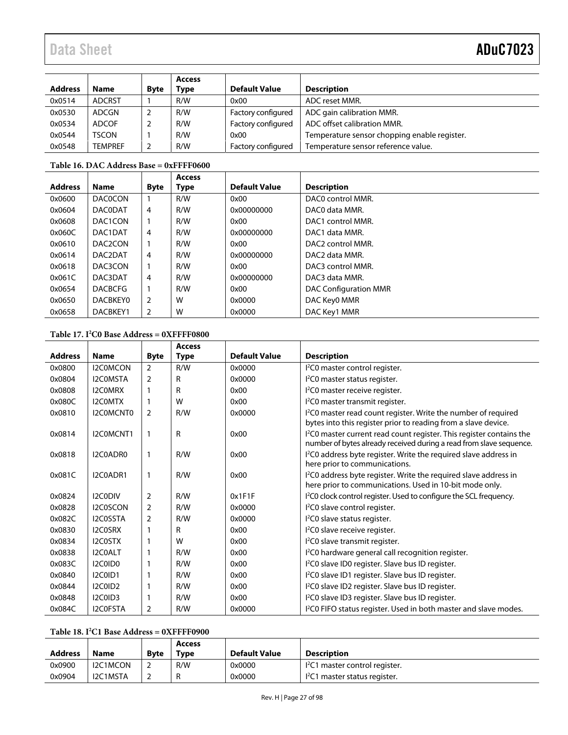| Address | Name | Byte | Access Type | Default Value | Description |
|---|---|---|---|---|---|
| 0x0514 | ADCRST | 1 | R/W | 0x00 | ADC reset MMR. |
| 0x0530 | ADCGN | 2 | R/W | Factory configured | ADC gain calibration MMR. |
| 0x0534 | ADCOF | 2 | R/W | Factory configured | ADC offset calibration MMR. |
| 0x0544 | TSCON | 1 | R/W | 0x00 | Temperature sensor chopping enable register. |
| 0x0548 | TEMPREF | 2 | R/W | Factory configured | Temperature sensor reference value. |

**Table 16. DAC Address Base = 0xFFFF0600**

| Address | Name | Byte | Access Type | Default Value | Description |
|---|---|---|---|---|---|
| 0x0600 | DAC0CON | 1 | R/W | 0x00 | DAC0 control MMR. |
| 0x0604 | DAC0DAT | 4 | R/W | 0x00000000 | DAC0 data MMR. |
| 0x0608 | DAC1CON | 1 | R/W | 0x00 | DAC1 control MMR. |
| 0x060C | DAC1DAT | 4 | R/W | 0x00000000 | DAC1 data MMR. |
| 0x0610 | DAC2CON | 1 | R/W | 0x00 | DAC2 control MMR. |
| 0x0614 | DAC2DAT | 4 | R/W | 0x00000000 | DAC2 data MMR. |
| 0x0618 | DAC3CON | 1 | R/W | 0x00 | DAC3 control MMR. |
| 0x061C | DAC3DAT | 4 | R/W | 0x00000000 | DAC3 data MMR. |
| 0x0654 | DACBCFG | 1 | R/W | 0x00 | DAC Configuration MMR |
| 0x0650 | DACBKEY0 | 2 | W | 0x0000 | DAC Key0 MMR |
| 0x0658 | DACBKEY1 | 2 | W | 0x0000 | DAC Key1 MMR |

**Table 17. I²C0 Base Address = 0XFFFF0800**

| Address | Name | Byte | Access Type | Default Value | Description |
|---|---|---|---|---|---|
| 0x0800 | I2C0MCON | 2 | R/W | 0x0000 | I²C0 master control register. |
| 0x0804 | I2C0MSTA | 2 | R | 0x0000 | I²C0 master status register. |
| 0x0808 | I2C0MRX | 1 | R | 0x00 | I²C0 master receive register. |
| 0x080C | I2C0MTX | 1 | W | 0x00 | I²C0 master transmit register. |
| 0x0810 | I2C0MCNT0 | 2 | R/W | 0x0000 | I²C0 master read count register. Write the number of required bytes into this register prior to reading from a slave device. |
| 0x0814 | I2C0MCNT1 | 1 | R | 0x00 | I²C0 master current read count register. This register contains the number of bytes already received during a read from slave sequence. |
| 0x0818 | I2C0ADR0 | 1 | R/W | 0x00 | I²C0 address byte register. Write the required slave address in here prior to communications. |
| 0x081C | I2C0ADR1 | 1 | R/W | 0x00 | I²C0 address byte register. Write the required slave address in here prior to communications. Used in 10-bit mode only. |
| 0x0824 | I2C0DIV | 2 | R/W | 0x1F1F | I²C0 clock control register. Used to configure the SCL frequency. |
| 0x0828 | I2C0SCON | 2 | R/W | 0x0000 | I²C0 slave control register. |
| 0x082C | I2C0SSTA | 2 | R/W | 0x0000 | I²C0 slave status register. |
| 0x0830 | I2C0SRX | 1 | R | 0x00 | I²C0 slave receive register. |
| 0x0834 | I2C0STX | 1 | W | 0x00 | I²C0 slave transmit register. |
| 0x0838 | I2C0ALT | 1 | R/W | 0x00 | I²C0 hardware general call recognition register. |
| 0x083C | I2C0ID0 | 1 | R/W | 0x00 | I²C0 slave ID0 register. Slave bus ID register. |
| 0x0840 | I2C0ID1 | 1 | R/W | 0x00 | I²C0 slave ID1 register. Slave bus ID register. |
| 0x0844 | I2C0ID2 | 1 | R/W | 0x00 | I²C0 slave ID2 register. Slave bus ID register. |
| 0x0848 | I2C0ID3 | 1 | R/W | 0x00 | I²C0 slave ID3 register. Slave bus ID register. |
| 0x084C | I2C0FSTA | 2 | R/W | 0x0000 | I²C0 FIFO status register. Used in both master and slave modes. |

**Table 18. I²C1 Base Address = 0XFFFF0900**

| Address | Name | Byte | Access Type | Default Value | Description |
|---|---|---|---|---|---|
| 0x0900 | I2C1MCON | 2 | R/W | 0x0000 | I²C1 master control register. |
| 0x0904 | I2C1MSTA | 2 | R | 0x0000 | I²C1 master status register. |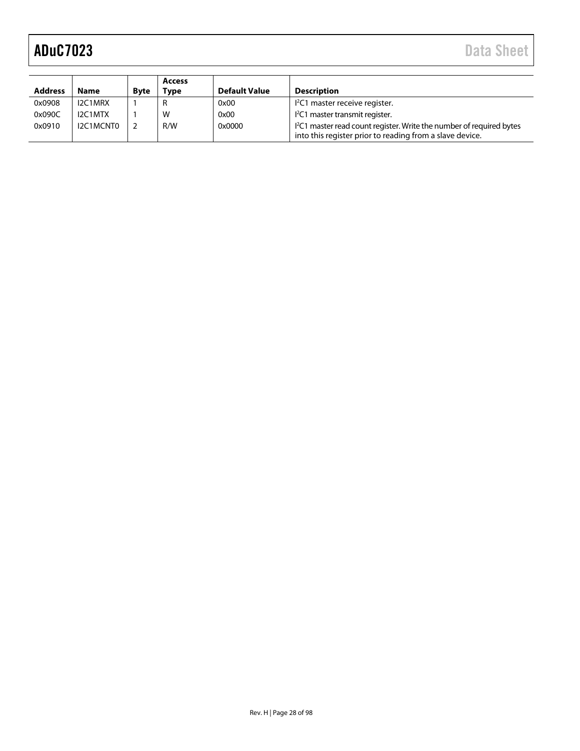| Address | Name | Byte | Access Type | Default Value | Description |
|---|---|---|---|---|---|
| 0x0908 | I2C1MRX | 1 | R | 0x00 | $I^2C1$ master receive register. |
| 0x090C | I2C1MTX | 1 | W | 0x00 | $I^2C1$ master transmit register. |
| 0x0910 | I2C1MCNT0 | 2 | R/W | 0x0000 | $I^2C1$ master read count register. Write the number of required bytes into this register prior to reading from a slave device. |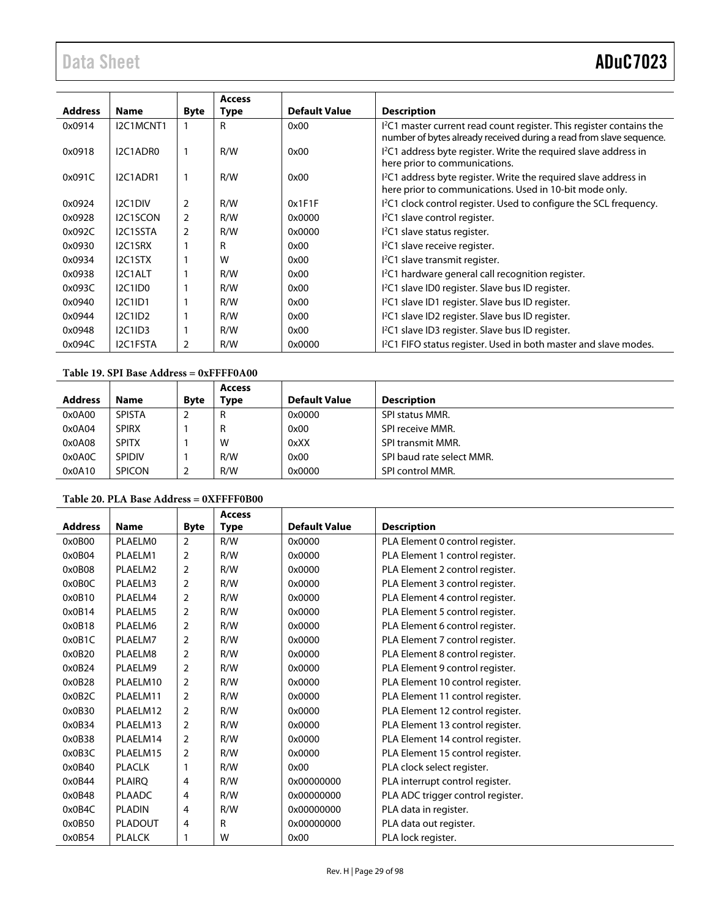| Address | Name | Byte | Access Type | Default Value | Description |
|---|---|---|---|---|---|
| 0x0914 | I2C1MCNT1 | 1 | R | 0x00 | $I^2C1$ master current read count register. This register contains the number of bytes already received during a read from slave sequence. |
| 0x0918 | I2C1ADR0 | 1 | R/W | 0x00 | $I^2C1$ address byte register. Write the required slave address in here prior to communications. |
| 0x091C | I2C1ADR1 | 1 | R/W | 0x00 | $I^2C1$ address byte register. Write the required slave address in here prior to communications. Used in 10-bit mode only. |
| 0x0924 | I2C1DIV | 2 | R/W | 0x1F1F | $I^2C1$ clock control register. Used to configure the SCL frequency. |
| 0x0928 | I2C1SCON | 2 | R/W | 0x0000 | $I^2C1$ slave control register. |
| 0x092C | I2C1SSTA | 2 | R/W | 0x0000 | $I^2C1$ slave status register. |
| 0x0930 | I2C1SRX | 1 | R | 0x00 | $I^2C1$ slave receive register. |
| 0x0934 | I2C1STX | 1 | W | 0x00 | $I^2C1$ slave transmit register. |
| 0x0938 | I2C1ALT | 1 | R/W | 0x00 | $I^2C1$ hardware general call recognition register. |
| 0x093C | I2C1ID0 | 1 | R/W | 0x00 | $I^2C1$ slave ID0 register. Slave bus ID register. |
| 0x0940 | I2C1ID1 | 1 | R/W | 0x00 | $I^2C1$ slave ID1 register. Slave bus ID register. |
| 0x0944 | I2C1ID2 | 1 | R/W | 0x00 | $I^2C1$ slave ID2 register. Slave bus ID register. |
| 0x0948 | I2C1ID3 | 1 | R/W | 0x00 | $I^2C1$ slave ID3 register. Slave bus ID register. |
| 0x094C | I2C1FSTA | 2 | R/W | 0x0000 | $I^2C1$ FIFO status register. Used in both master and slave modes. |

**Table 19. SPI Base Address = 0xFFFF0A00**

| Address | Name | Byte | Access Type | Default Value | Description |
|---|---|---|---|---|---|
| 0x0A00 | SPISTA | 2 | R | 0x0000 | SPI status MMR. |
| 0x0A04 | SPIRX | 1 | R | 0x00 | SPI receive MMR. |
| 0x0A08 | SPITX | 1 | W | 0xXX | SPI transmit MMR. |
| 0x0A0C | SPIDIV | 1 | R/W | 0x00 | SPI baud rate select MMR. |
| 0x0A10 | SPICON | 2 | R/W | 0x0000 | SPI control MMR. |

**Table 20. PLA Base Address = 0XFFFF0B00**

| Address | Name | Byte | Access Type | Default Value | Description |
|---|---|---|---|---|---|
| 0x0B00 | PLAELM0 | 2 | R/W | 0x0000 | PLA Element 0 control register. |
| 0x0B04 | PLAELM1 | 2 | R/W | 0x0000 | PLA Element 1 control register. |
| 0x0B08 | PLAELM2 | 2 | R/W | 0x0000 | PLA Element 2 control register. |
| 0x0B0C | PLAELM3 | 2 | R/W | 0x0000 | PLA Element 3 control register. |
| 0x0B10 | PLAELM4 | 2 | R/W | 0x0000 | PLA Element 4 control register. |
| 0x0B14 | PLAELM5 | 2 | R/W | 0x0000 | PLA Element 5 control register. |
| 0x0B18 | PLAELM6 | 2 | R/W | 0x0000 | PLA Element 6 control register. |
| 0x0B1C | PLAELM7 | 2 | R/W | 0x0000 | PLA Element 7 control register. |
| 0x0B20 | PLAELM8 | 2 | R/W | 0x0000 | PLA Element 8 control register. |
| 0x0B24 | PLAELM9 | 2 | R/W | 0x0000 | PLA Element 9 control register. |
| 0x0B28 | PLAELM10 | 2 | R/W | 0x0000 | PLA Element 10 control register. |
| 0x0B2C | PLAELM11 | 2 | R/W | 0x0000 | PLA Element 11 control register. |
| 0x0B30 | PLAELM12 | 2 | R/W | 0x0000 | PLA Element 12 control register. |
| 0x0B34 | PLAELM13 | 2 | R/W | 0x0000 | PLA Element 13 control register. |
| 0x0B38 | PLAELM14 | 2 | R/W | 0x0000 | PLA Element 14 control register. |
| 0x0B3C | PLAELM15 | 2 | R/W | 0x0000 | PLA Element 15 control register. |
| 0x0B40 | PLACLK | 1 | R/W | 0x00 | PLA clock select register. |
| 0x0B44 | PLAIRQ | 4 | R/W | 0x00000000 | PLA interrupt control register. |
| 0x0B48 | PLAADC | 4 | R/W | 0x00000000 | PLA ADC trigger control register. |
| 0x0B4C | PLADIN | 4 | R/W | 0x00000000 | PLA data in register. |
| 0x0B50 | PLADOUT | 4 | R | 0x00000000 | PLA data out register. |
| 0x0B54 | PLALCK | 1 | W | 0x00 | PLA lock register. |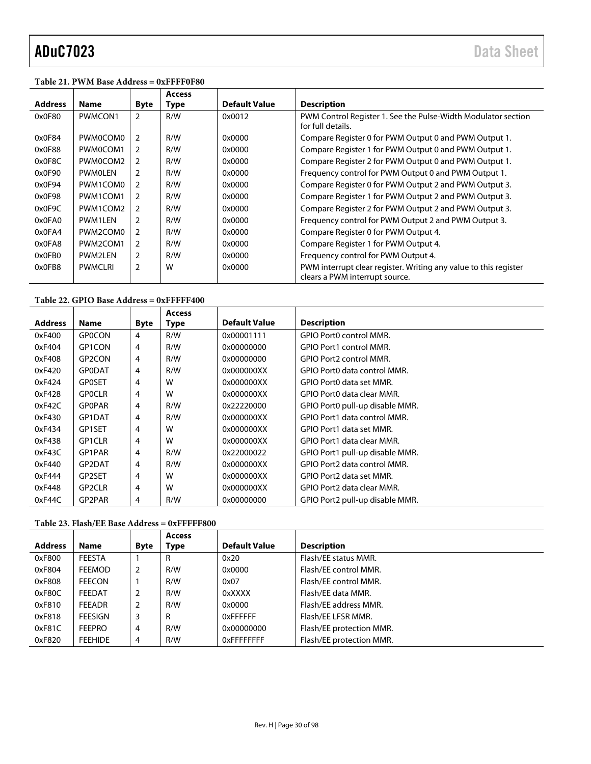**Table 21. PWM Base Address = 0xFFFF0F80**

| Address | Name | Byte | Access Type | Default Value | Description |
|---|---|---|---|---|---|
| 0x0F80 | PWMCON1 | 2 | R/W | 0x0012 | PWM Control Register 1. See the Pulse-Width Modulator section for full details. |
| 0x0F84 | PWM0COM0 | 2 | R/W | 0x0000 | Compare Register 0 for PWM Output 0 and PWM Output 1. |
| 0x0F88 | PWM0COM1 | 2 | R/W | 0x0000 | Compare Register 1 for PWM Output 0 and PWM Output 1. |
| 0x0F8C | PWM0COM2 | 2 | R/W | 0x0000 | Compare Register 2 for PWM Output 0 and PWM Output 1. |
| 0x0F90 | PWM0LEN | 2 | R/W | 0x0000 | Frequency control for PWM Output 0 and PWM Output 1. |
| 0x0F94 | PWM1COM0 | 2 | R/W | 0x0000 | Compare Register 0 for PWM Output 2 and PWM Output 3. |
| 0x0F98 | PWM1COM1 | 2 | R/W | 0x0000 | Compare Register 1 for PWM Output 2 and PWM Output 3. |
| 0x0F9C | PWM1COM2 | 2 | R/W | 0x0000 | Compare Register 2 for PWM Output 2 and PWM Output 3. |
| 0x0FA0 | PWM1LEN | 2 | R/W | 0x0000 | Frequency control for PWM Output 2 and PWM Output 3. |
| 0x0FA4 | PWM2COM0 | 2 | R/W | 0x0000 | Compare Register 0 for PWM Output 4. |
| 0x0FA8 | PWM2COM1 | 2 | R/W | 0x0000 | Compare Register 1 for PWM Output 4. |
| 0x0FB0 | PWM2LEN | 2 | R/W | 0x0000 | Frequency control for PWM Output 4. |
| 0x0FB8 | PWMCLRI | 2 | W | 0x0000 | PWM interrupt clear register. Writing any value to this register clears a PWM interrupt source. |

**Table 22. GPIO Base Address = 0xFFFFF400**

| Address | Name | Byte | Access Type | Default Value | Description |
|---|---|---|---|---|---|
| 0xF400 | GP0CON | 4 | R/W | 0x00001111 | GPIO Port0 control MMR. |
| 0xF404 | GP1CON | 4 | R/W | 0x00000000 | GPIO Port1 control MMR. |
| 0xF408 | GP2CON | 4 | R/W | 0x00000000 | GPIO Port2 control MMR. |
| 0xF420 | GP0DAT | 4 | R/W | 0x000000XX | GPIO Port0 data control MMR. |
| 0xF424 | GP0SET | 4 | W | 0x000000XX | GPIO Port0 data set MMR. |
| 0xF428 | GP0CLR | 4 | W | 0x000000XX | GPIO Port0 data clear MMR. |
| 0xF42C | GP0PAR | 4 | R/W | 0x22220000 | GPIO Port0 pull-up disable MMR. |
| 0xF430 | GP1DAT | 4 | R/W | 0x000000XX | GPIO Port1 data control MMR. |
| 0xF434 | GP1SET | 4 | W | 0x000000XX | GPIO Port1 data set MMR. |
| 0xF438 | GP1CLR | 4 | W | 0x000000XX | GPIO Port1 data clear MMR. |
| 0xF43C | GP1PAR | 4 | R/W | 0x22000022 | GPIO Port1 pull-up disable MMR. |
| 0xF440 | GP2DAT | 4 | R/W | 0x000000XX | GPIO Port2 data control MMR. |
| 0xF444 | GP2SET | 4 | W | 0x000000XX | GPIO Port2 data set MMR. |
| 0xF448 | GP2CLR | 4 | W | 0x000000XX | GPIO Port2 data clear MMR. |
| 0xF44C | GP2PAR | 4 | R/W | 0x00000000 | GPIO Port2 pull-up disable MMR. |

**Table 23. Flash/EE Base Address = 0xFFFFF800**

| Address | Name | Byte | Access Type | Default Value | Description |
|---|---|---|---|---|---|
| 0xF800 | FEESTA | 1 | R | 0x20 | Flash/EE status MMR. |
| 0xF804 | FEEMOD | 2 | R/W | 0x0000 | Flash/EE control MMR. |
| 0xF808 | FEECON | 1 | R/W | 0x07 | Flash/EE control MMR. |
| 0xF80C | FEEDAT | 2 | R/W | 0xXXXX | Flash/EE data MMR. |
| 0xF810 | FEEADR | 2 | R/W | 0x0000 | Flash/EE address MMR. |
| 0xF818 | FEESIGN | 3 | R | 0xFFFFFF | Flash/EE LFSR MMR. |
| 0xF81C | FEEPRO | 4 | R/W | 0x00000000 | Flash/EE protection MMR. |
| 0xF820 | FEEHIDE | 4 | R/W | 0xFFFFFFFF | Flash/EE protection MMR. |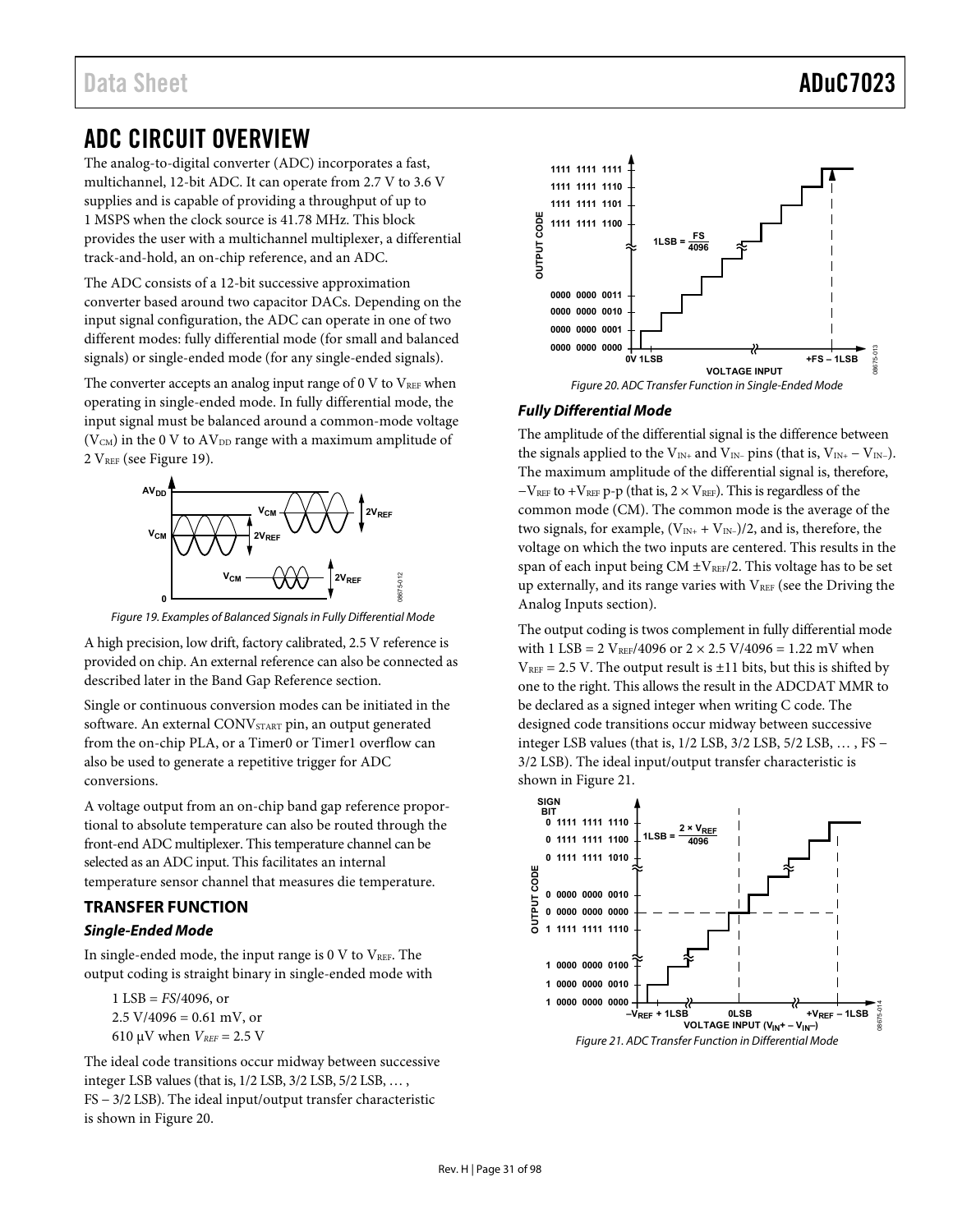# ADC CIRCUIT OVERVIEW

The analog-to-digital converter (ADC) incorporates a fast, multichannel, 12-bit ADC. It can operate from 2.7 V to 3.6 V supplies and is capable of providing a throughput of up to 1 MSPS when the clock source is 41.78 MHz. This block provides the user with a multichannel multiplexer, a differential track-and-hold, an on-chip reference, and an ADC.

The ADC consists of a 12-bit successive approximation converter based around two capacitor DACs. Depending on the input signal configuration, the ADC can operate in one of two different modes: fully differential mode (for small and balanced signals) or single-ended mode (for any single-ended signals).

The converter accepts an analog input range of 0 V to $V_{REF}$ when operating in single-ended mode. In fully differential mode, the input signal must be balanced around a common-mode voltage ($V_{CM}$) in the 0 V to $AV_{DD}$ range with a maximum amplitude of 2 $V_{REF}$ (see Figure 19).

Figure 19. Examples of Balanced Signals in Fully Differential Mode

A high precision, low drift, factory calibrated, 2.5 V reference is provided on chip. An external reference can also be connected as described later in the Band Gap Reference section.

Single or continuous conversion modes can be initiated in the software. An external $CONV_{START}$ pin, an output generated from the on-chip PLA, or a Timer0 or Timer1 overflow can also be used to generate a repetitive trigger for ADC conversions.

A voltage output from an on-chip band gap reference proportional to absolute temperature can also be routed through the front-end ADC multiplexer. This temperature channel can be selected as an ADC input. This facilitates an internal temperature sensor channel that measures die temperature.

## TRANSFER FUNCTION

### Single-Ended Mode

In single-ended mode, the input range is 0 V to $V_{REF}$. The output coding is straight binary in single-ended mode with

1 LSB = *FS*/4096, or
2.5 V/4096 = 0.61 mV, or
610 μV when $V_{REF}$ = 2.5 V

The ideal code transitions occur midway between successive integer LSB values (that is, 1/2 LSB, 3/2 LSB, 5/2 LSB, … , FS – 3/2 LSB). The ideal input/output transfer characteristic is shown in Figure 20.

Figure 20. ADC Transfer Function in Single-Ended Mode

### Fully Differential Mode

The amplitude of the differential signal is the difference between the signals applied to the $V_{IN+}$ and $V_{IN-}$ pins (that is, $V_{IN+} - V_{IN-}$). The maximum amplitude of the differential signal is, therefore, $-V_{REF}$ to $+V_{REF}$ p-p (that is, $2 \times V_{REF}$). This is regardless of the common mode (CM). The common mode is the average of the two signals, for example, $(V_{IN+} + V_{IN-})/2$, and is, therefore, the voltage on which the two inputs are centered. This results in the span of each input being CM $\pm V_{REF}/2$. This voltage has to be set up externally, and its range varies with $V_{REF}$ (see the Driving the Analog Inputs section).

The output coding is twos complement in fully differential mode with 1 LSB = 2 $V_{REF}$/4096 or 2 × 2.5 V/4096 = 1.22 mV when $V_{REF}$ = 2.5 V. The output result is ±11 bits, but this is shifted by one to the right. This allows the result in the ADCDAT MMR to be declared as a signed integer when writing C code. The designed code transitions occur midway between successive integer LSB values (that is, 1/2 LSB, 3/2 LSB, 5/2 LSB, … , FS – 3/2 LSB). The ideal input/output transfer characteristic is shown in Figure 21.

Figure 21. ADC Transfer Function in Differential Mode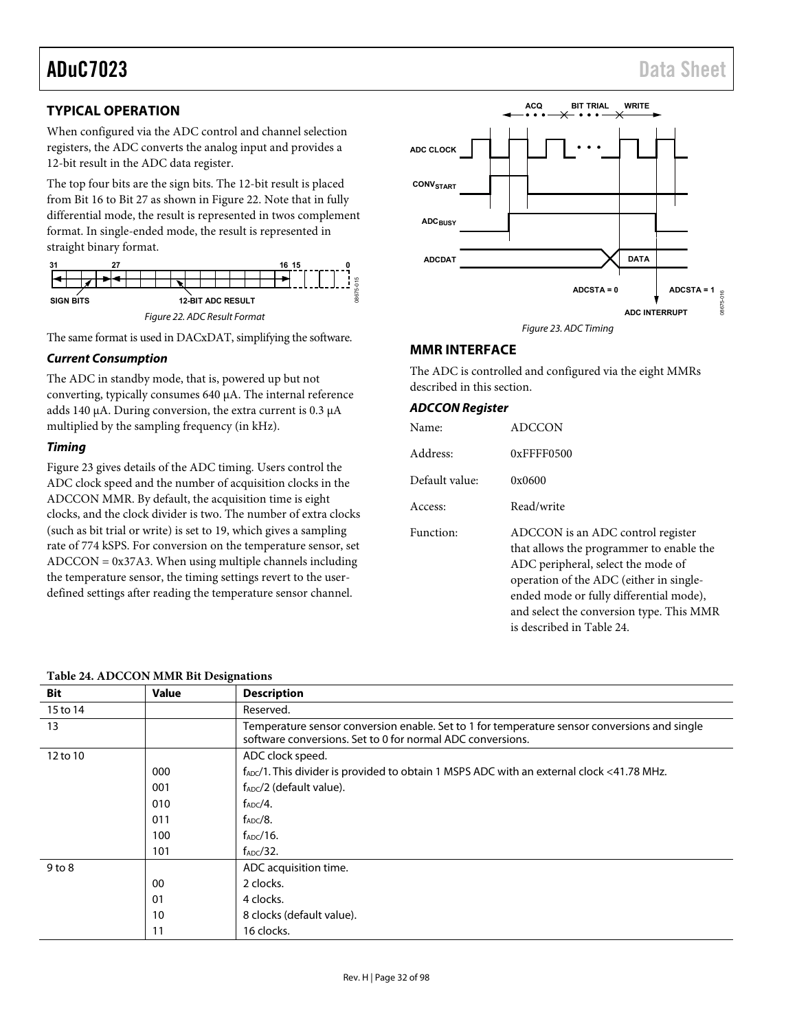## TYPICAL OPERATION

When configured via the ADC control and channel selection registers, the ADC converts the analog input and provides a 12-bit result in the ADC data register.

The top four bits are the sign bits. The 12-bit result is placed from Bit 16 to Bit 27 as shown in Figure 22. Note that in fully differential mode, the result is represented in twos complement format. In single-ended mode, the result is represented in straight binary format.

Figure 22. ADC Result Format

The same format is used in DACxDAT, simplifying the software.

### *Current Consumption*

The ADC in standby mode, that is, powered up but not converting, typically consumes 640 µA. The internal reference adds 140 µA. During conversion, the extra current is 0.3 µA multiplied by the sampling frequency (in kHz).

### *Timing*

Figure 23 gives details of the ADC timing. Users control the ADC clock speed and the number of acquisition clocks in the ADCCON MMR. By default, the acquisition time is eight clocks, and the clock divider is two. The number of extra clocks (such as bit trial or write) is set to 19, which gives a sampling rate of 774 kSPS. For conversion on the temperature sensor, set ADCCON = 0x37A3. When using multiple channels including the temperature sensor, the timing settings revert to the user-defined settings after reading the temperature sensor channel.

Figure 23. ADC Timing

## MMR INTERFACE

The ADC is controlled and configured via the eight MMRs described in this section.

### *ADCCON Register*

Name: ADCCON

Address: 0xFFFF0500

Default value: 0x0600

Access: Read/write

Function: ADCCON is an ADC control register that allows the programmer to enable the ADC peripheral, select the mode of operation of the ADC (either in single-ended mode or fully differential mode), and select the conversion type. This MMR is described in Table 24.

**Table 24. ADCCON MMR Bit Designations**

| Bit | Value | Description |
|---|---|---|
| 15 to 14 | | Reserved. |
| 13 | | Temperature sensor conversion enable. Set to 1 for temperature sensor conversions and single software conversions. Set to 0 for normal ADC conversions. |
| 12 to 10 | | ADC clock speed. |
| | 000 | $f_{ADC}/1$. This divider is provided to obtain 1 MSPS ADC with an external clock <41.78 MHz. |
| | 001 | $f_{ADC}/2$ (default value). |
| | 010 | $f_{ADC}/4$. |
| | 011 | $f_{ADC}/8$. |
| | 100 | $f_{ADC}/16$. |
| | 101 | $f_{ADC}/32$. |
| 9 to 8 | | ADC acquisition time. |
| | 00 | 2 clocks. |
| | 01 | 4 clocks. |
| | 10 | 8 clocks (default value). |
| | 11 | 16 clocks. |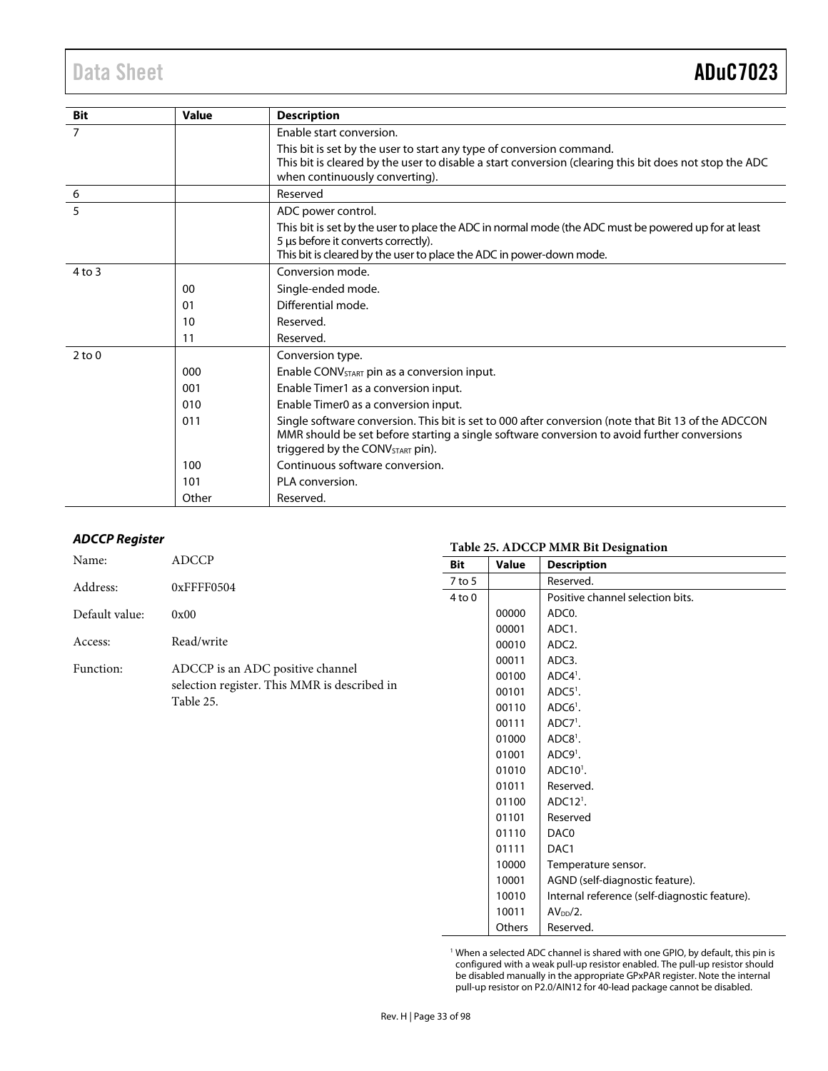| Bit | Value | Description |
|---|---|---|
| 7 | | Enable start conversion. |
| | | This bit is set by the user to start any type of conversion command. This bit is cleared by the user to disable a start conversion (clearing this bit does not stop the ADC when continuously converting). |
| 6 | | Reserved |
| 5 | | ADC power control. |
| | | This bit is set by the user to place the ADC in normal mode (the ADC must be powered up for at least 5 μs before it converts correctly). This bit is cleared by the user to place the ADC in power-down mode. |
| 4 to 3 | | Conversion mode. |
| | 00 | Single-ended mode. |
| | 01 | Differential mode. |
| | 10 | Reserved. |
| | 11 | Reserved. |
| 2 to 0 | | Conversion type. |
| | 000 | Enable $CONV_{START}$ pin as a conversion input. |
| | 001 | Enable Timer1 as a conversion input. |
| | 010 | Enable Timer0 as a conversion input. |
| | 011 | Single software conversion. This bit is set to 000 after conversion (note that Bit 13 of the ADCCON MMR should be set before starting a single software conversion to avoid further conversions triggered by the $CONV_{START}$ pin). |
| | 100 | Continuous software conversion. |
| | 101 | PLA conversion. |
| | Other | Reserved. |

### *ADCCP Register*

Name: ADCCP

Address: 0xFFFF0504

Default value: 0x00

Access: Read/write

Function: ADCCP is an ADC positive channel selection register. This MMR is described in Table 25.

**Table 25. ADCCP MMR Bit Designation**

| Bit | Value | Description |
|---|---|---|
| 7 to 5 | | Reserved. |
| 4 to 0 | | Positive channel selection bits. |
| | 00000 | ADC0. |
| | 00001 | ADC1. |
| | 00010 | ADC2. |
| | 00011 | ADC3. |
| | 00100 | ADC4[1]. |
| | 00101 | ADC5[1]. |
| | 00110 | ADC6[1]. |
| | 00111 | ADC7[1]. |
| | 01000 | ADC8[1]. |
| | 01001 | ADC9[1]. |
| | 01010 | ADC10[1]. |
| | 01011 | Reserved. |
| | 01100 | ADC12[1]. |
| | 01101 | Reserved |
| | 01110 | DAC0 |
| | 01111 | DAC1 |
| | 10000 | Temperature sensor. |
| | 10001 | AGND (self-diagnostic feature). |
| | 10010 | Internal reference (self-diagnostic feature). |
| | 10011 | $AV_{DD}/2$. |
| | Others | Reserved. |

[1] When a selected ADC channel is shared with one GPIO, by default, this pin is configured with a weak pull-up resistor enabled. The pull-up resistor should be disabled manually in the appropriate GPxPAR register. Note the internal pull-up resistor on P2.0/AIN12 for 40-lead package cannot be disabled.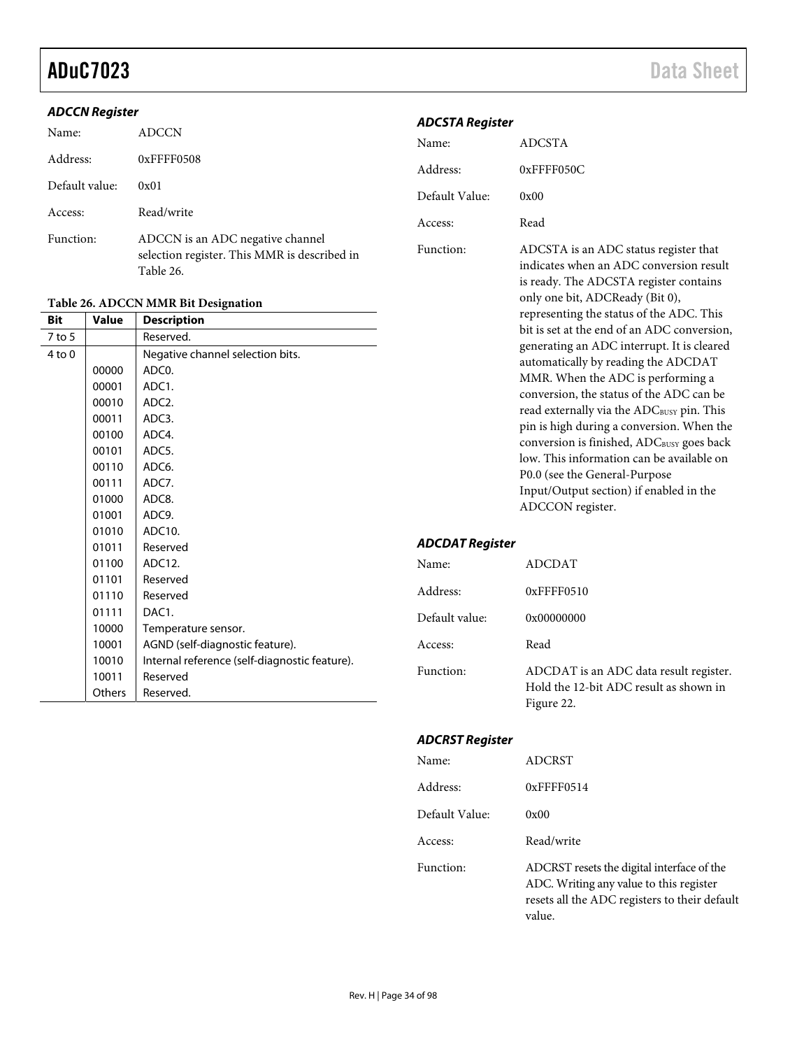### ADCCN Register

Name: ADCCN

Address: 0xFFFF0508

Default value: 0x01

Access: Read/write

Function: ADCCN is an ADC negative channel selection register. This MMR is described in Table 26.

**Table 26. ADCCN MMR Bit Designation**

| Bit | Value | Description |
|---|---|---|
| 7 to 5 | | Reserved. |
| 4 to 0 | | Negative channel selection bits. |
| | 00000 | ADC0. |
| | 00001 | ADC1. |
| | 00010 | ADC2. |
| | 00011 | ADC3. |
| | 00100 | ADC4. |
| | 00101 | ADC5. |
| | 00110 | ADC6. |
| | 00111 | ADC7. |
| | 01000 | ADC8. |
| | 01001 | ADC9. |
| | 01010 | ADC10. |
| | 01011 | Reserved |
| | 01100 | ADC12. |
| | 01101 | Reserved |
| | 01110 | Reserved |
| | 01111 | DAC1. |
| | 10000 | Temperature sensor. |
| | 10001 | AGND (self-diagnostic feature). |
| | 10010 | Internal reference (self-diagnostic feature). |
| | 10011 | Reserved |
| | Others | Reserved. |

### ADCSTA Register

Name: ADCSTA

Address: 0xFFFF050C

Default Value: 0x00

Access: Read

Function: ADCSTA is an ADC status register that indicates when an ADC conversion result is ready. The ADCSTA register contains only one bit, ADCReady (Bit 0), representing the status of the ADC. This bit is set at the end of an ADC conversion, generating an ADC interrupt. It is cleared automatically by reading the ADCDAT MMR. When the ADC is performing a conversion, the status of the ADC can be read externally via the $ADC_{BUSY}$ pin. This pin is high during a conversion. When the conversion is finished, $ADC_{BUSY}$ goes back low. This information can be available on P0.0 (see the General-Purpose Input/Output section) if enabled in the ADCCON register.

### ADCDAT Register

Name: ADCDAT

Address: 0xFFFF0510

Default value: 0x00000000

Access: Read

Function: ADCDAT is an ADC data result register. Hold the 12-bit ADC result as shown in Figure 22.

### ADCRST Register

Name: ADCRST

Address: 0xFFFF0514

Default Value: 0x00

Access: Read/write

Function: ADCRST resets the digital interface of the ADC. Writing any value to this register resets all the ADC registers to their default value.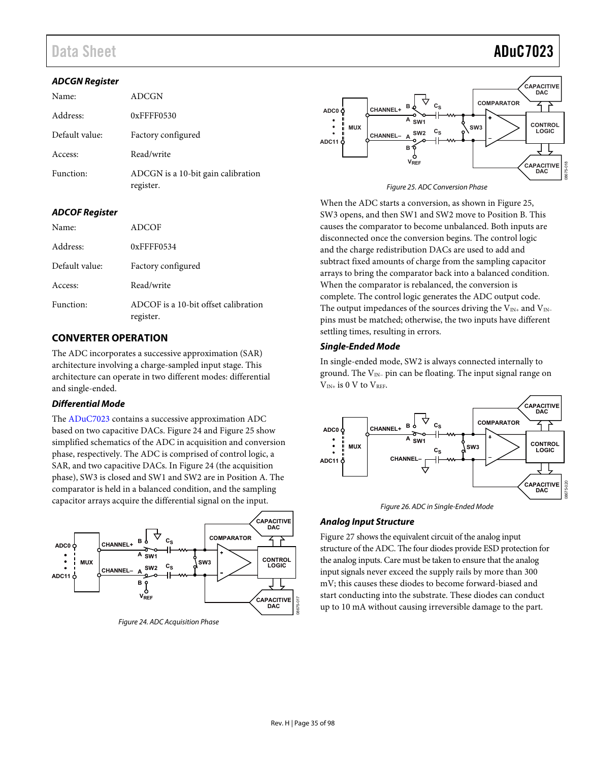### ADCGN Register

Name: ADCGN

Address: 0xFFFF0530

Default value: Factory configured

Access: Read/write

Function: ADCGN is a 10-bit gain calibration register.

### ADCOF Register

Name: ADCOF

Address: 0xFFFF0534

Default value: Factory configured

Access: Read/write

Function: ADCOF is a 10-bit offset calibration register.

## CONVERTER OPERATION

The ADC incorporates a successive approximation (SAR) architecture involving a charge-sampled input stage. This architecture can operate in two different modes: differential and single-ended.

### Differential Mode

The ADuC7023 contains a successive approximation ADC based on two capacitive DACs. Figure 24 and Figure 25 show simplified schematics of the ADC in acquisition and conversion phase, respectively. The ADC is comprised of control logic, a SAR, and two capacitive DACs. In Figure 24 (the acquisition phase), SW3 is closed and SW1 and SW2 are in Position A. The comparator is held in a balanced condition, and the sampling capacitor arrays acquire the differential signal on the input.

Figure 24. ADC Acquisition Phase

Figure 25. ADC Conversion Phase

When the ADC starts a conversion, as shown in Figure 25, SW3 opens, and then SW1 and SW2 move to Position B. This causes the comparator to become unbalanced. Both inputs are disconnected once the conversion begins. The control logic and the charge redistribution DACs are used to add and subtract fixed amounts of charge from the sampling capacitor arrays to bring the comparator back into a balanced condition. When the comparator is rebalanced, the conversion is complete. The control logic generates the ADC output code. The output impedances of the sources driving the $V_{IN+}$ and $V_{IN-}$ pins must be matched; otherwise, the two inputs have different settling times, resulting in errors.

### Single-Ended Mode

In single-ended mode, SW2 is always connected internally to ground. The $V_{IN-}$ pin can be floating. The input signal range on $V_{IN+}$ is 0 V to $V_{REF}$.

Figure 26. ADC in Single-Ended Mode

### Analog Input Structure

Figure 27 shows the equivalent circuit of the analog input structure of the ADC. The four diodes provide ESD protection for the analog inputs. Care must be taken to ensure that the analog input signals never exceed the supply rails by more than 300 mV; this causes these diodes to become forward-biased and start conducting into the substrate. These diodes can conduct up to 10 mA without causing irreversible damage to the part.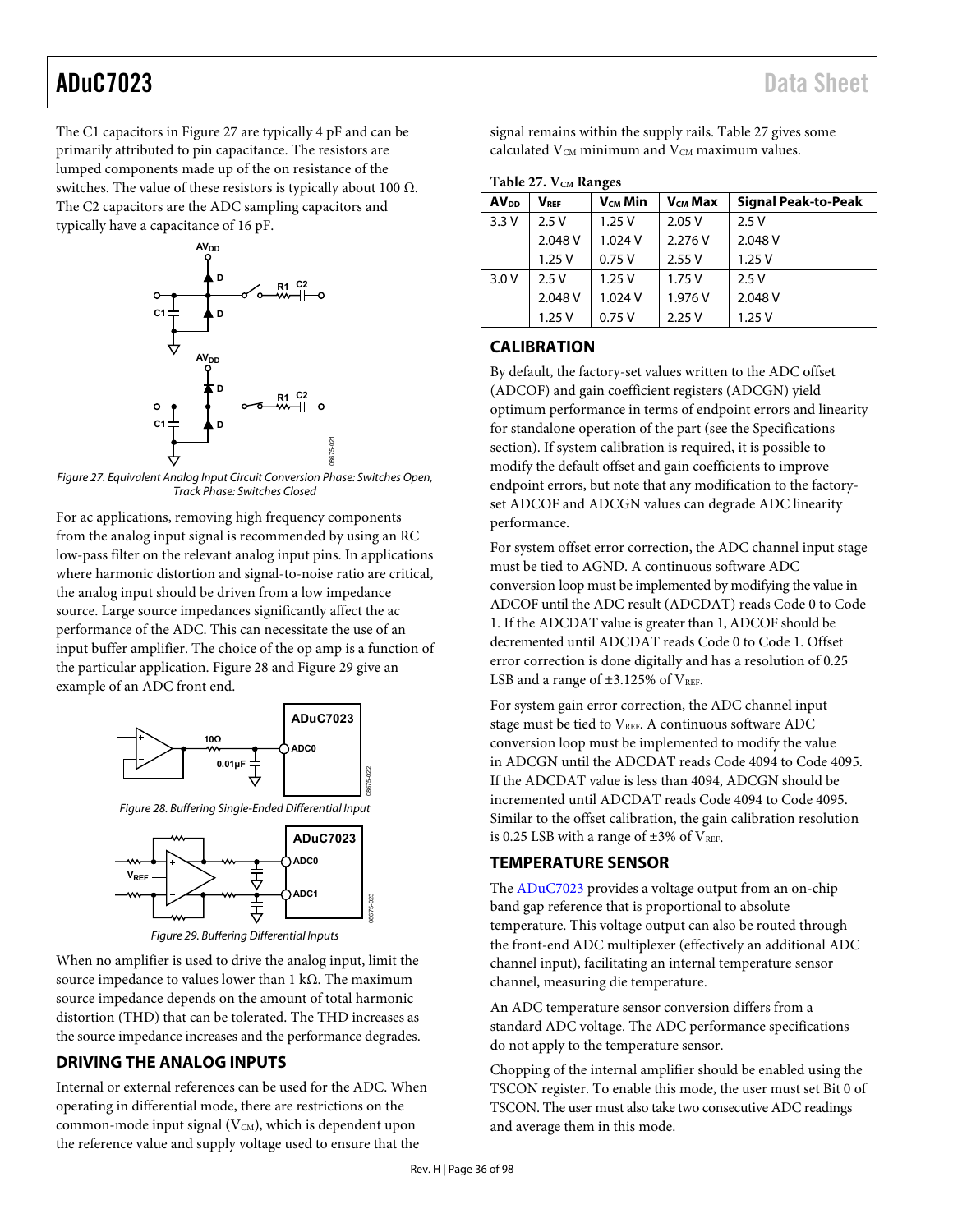The C1 capacitors in Figure 27 are typically 4 pF and can be primarily attributed to pin capacitance. The resistors are lumped components made up of the on resistance of the switches. The value of these resistors is typically about 100 Ω. The C2 capacitors are the ADC sampling capacitors and typically have a capacitance of 16 pF.

*Figure 27. Equivalent Analog Input Circuit Conversion Phase: Switches Open, Track Phase: Switches Closed*

For ac applications, removing high frequency components from the analog input signal is recommended by using an RC low-pass filter on the relevant analog input pins. In applications where harmonic distortion and signal-to-noise ratio are critical, the analog input should be driven from a low impedance source. Large source impedances significantly affect the ac performance of the ADC. This can necessitate the use of an input buffer amplifier. The choice of the op amp is a function of the particular application. Figure 28 and Figure 29 give an example of an ADC front end.

*Figure 28. Buffering Single-Ended Differential Input*

*Figure 29. Buffering Differential Inputs*

When no amplifier is used to drive the analog input, limit the source impedance to values lower than 1 kΩ. The maximum source impedance depends on the amount of total harmonic distortion (THD) that can be tolerated. The THD increases as the source impedance increases and the performance degrades.

## DRIVING THE ANALOG INPUTS

Internal or external references can be used for the ADC. When operating in differential mode, there are restrictions on the common-mode input signal ($V_{CM}$), which is dependent upon the reference value and supply voltage used to ensure that the signal remains within the supply rails. Table 27 gives some calculated $V_{CM}$ minimum and $V_{CM}$ maximum values.

**Table 27. $V_{CM}$ Ranges**

| $AV_{DD}$ | $V_{REF}$ | $V_{CM}$ Min | $V_{CM}$ Max | Signal Peak-to-Peak |
|---|---|---|---|---|
| 3.3 V | 2.5 V | 1.25 V | 2.05 V | 2.5 V |
| | 2.048 V | 1.024 V | 2.276 V | 2.048 V |
| | 1.25 V | 0.75 V | 2.55 V | 1.25 V |
| 3.0 V | 2.5 V | 1.25 V | 1.75 V | 2.5 V |
| | 2.048 V | 1.024 V | 1.976 V | 2.048 V |
| | 1.25 V | 0.75 V | 2.25 V | 1.25 V |

## CALIBRATION

By default, the factory-set values written to the ADC offset (ADCOF) and gain coefficient registers (ADCGN) yield optimum performance in terms of endpoint errors and linearity for standalone operation of the part (see the Specifications section). If system calibration is required, it is possible to modify the default offset and gain coefficients to improve endpoint errors, but note that any modification to the factory-set ADCOF and ADCGN values can degrade ADC linearity performance.

For system offset error correction, the ADC channel input stage must be tied to AGND. A continuous software ADC conversion loop must be implemented by modifying the value in ADCOF until the ADC result (ADCDAT) reads Code 0 to Code 1. If the ADCDAT value is greater than 1, ADCOF should be decremented until ADCDAT reads Code 0 to Code 1. Offset error correction is done digitally and has a resolution of 0.25 LSB and a range of ±3.125% of $V_{REF}$.

For system gain error correction, the ADC channel input stage must be tied to $V_{REF}$. A continuous software ADC conversion loop must be implemented to modify the value in ADCGN until the ADCDAT reads Code 4094 to Code 4095. If the ADCDAT value is less than 4094, ADCGN should be incremented until ADCDAT reads Code 4094 to Code 4095. Similar to the offset calibration, the gain calibration resolution is 0.25 LSB with a range of ±3% of $V_{REF}$.

## TEMPERATURE SENSOR

The ADuC7023 provides a voltage output from an on-chip band gap reference that is proportional to absolute temperature. This voltage output can also be routed through the front-end ADC multiplexer (effectively an additional ADC channel input), facilitating an internal temperature sensor channel, measuring die temperature.

An ADC temperature sensor conversion differs from a standard ADC voltage. The ADC performance specifications do not apply to the temperature sensor.

Chopping of the internal amplifier should be enabled using the TSCON register. To enable this mode, the user must set Bit 0 of TSCON. The user must also take two consecutive ADC readings and average them in this mode.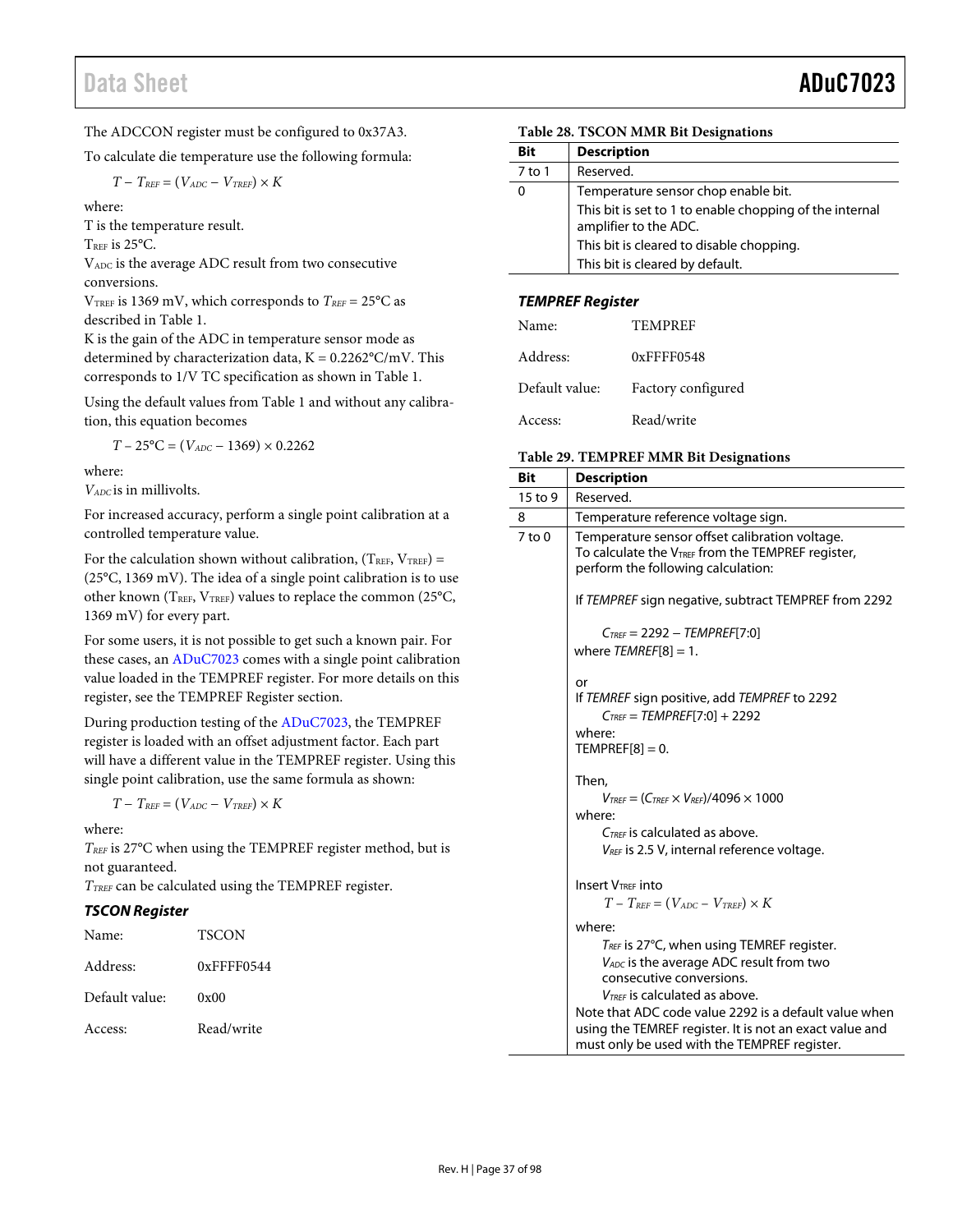The ADCCON register must be configured to 0x37A3.

To calculate die temperature use the following formula:

$$T - T_{REF} = (V_{ADC} - V_{TREF}) \times K$$

where:
T is the temperature result.
$T_{REF}$ is 25°C.
$V_{ADC}$ is the average ADC result from two consecutive conversions.
$V_{TREF}$ is 1369 mV, which corresponds to $T_{REF}$ = 25°C as described in Table 1.
K is the gain of the ADC in temperature sensor mode as determined by characterization data, K = 0.2262°C/mV. This corresponds to 1/V TC specification as shown in Table 1.

Using the default values from Table 1 and without any calibration, this equation becomes

$$T - 25°C = (V_{ADC} - 1369) \times 0.2262$$

where:
$V_{ADC}$ is in millivolts.

For increased accuracy, perform a single point calibration at a controlled temperature value.

For the calculation shown without calibration, ($T_{REF}$, $V_{TREF}$) = (25°C, 1369 mV). The idea of a single point calibration is to use other known ($T_{REF}$, $V_{TREF}$) values to replace the common (25°C, 1369 mV) for every part.

For some users, it is not possible to get such a known pair. For these cases, an ADuC7023 comes with a single point calibration value loaded in the TEMPREF register. For more details on this register, see the TEMPREF Register section.

During production testing of the ADuC7023, the TEMPREF register is loaded with an offset adjustment factor. Each part will have a different value in the TEMPREF register. Using this single point calibration, use the same formula as shown:

$$T - T_{REF} = (V_{ADC} - V_{TREF}) \times K$$

where:
$T_{REF}$ is 27°C when using the TEMPREF register method, but is not guaranteed.
$T_{TREF}$ can be calculated using the TEMPREF register.

### TSCON Register

Name: TSCON

Address: 0xFFFF0544

Default value: 0x00

Access: Read/write

**Table 28. TSCON MMR Bit Designations**

| Bit | Description |
|---|---|
| 7 to 1 | Reserved. |
| 0 | Temperature sensor chop enable bit. This bit is set to 1 to enable chopping of the internal amplifier to the ADC. This bit is cleared to disable chopping. This bit is cleared by default. |

### TEMPREF Register

Name: TEMPREF

Address: 0xFFFF0548

Default value: Factory configured

Access: Read/write

**Table 29. TEMPREF MMR Bit Designations**

| Bit | Description |
|---|---|
| 15 to 9 | Reserved. |
| 8 | Temperature reference voltage sign. |
| 7 to 0 | Temperature sensor offset calibration voltage. To calculate the $V_{TREF}$ from the TEMPREF register, perform the following calculation: <br><br> If *TEMPREF* sign negative, subtract TEMPREF from 2292 <br><br> $C_{TREF}$ = 2292 − *TEMPREF*[7:0] <br> where *TEMREF*[8] = 1. <br><br> or <br> If *TEMREF* sign positive, add *TEMPREF* to 2292 <br> $C_{TREF}$ = *TEMPREF*[7:0] + 2292 <br> where: <br> TEMPREF[8] = 0. <br><br> Then, <br> $V_{TREF} = (C_{TREF} \times V_{REF})/4096 \times 1000$ <br> where: <br> $C_{TREF}$ is calculated as above. <br> $V_{REF}$ is 2.5 V, internal reference voltage. <br><br> Insert $V_{TREF}$ into <br> $T - T_{REF} = (V_{ADC} - V_{TREF}) \times K$ <br><br> where: <br> $T_{REF}$ is 27°C, when using TEMREF register. <br> $V_{ADC}$ is the average ADC result from two consecutive conversions. <br> $V_{TREF}$ is calculated as above. <br> Note that ADC code value 2292 is a default value when using the TEMREF register. It is not an exact value and must only be used with the TEMPREF register. |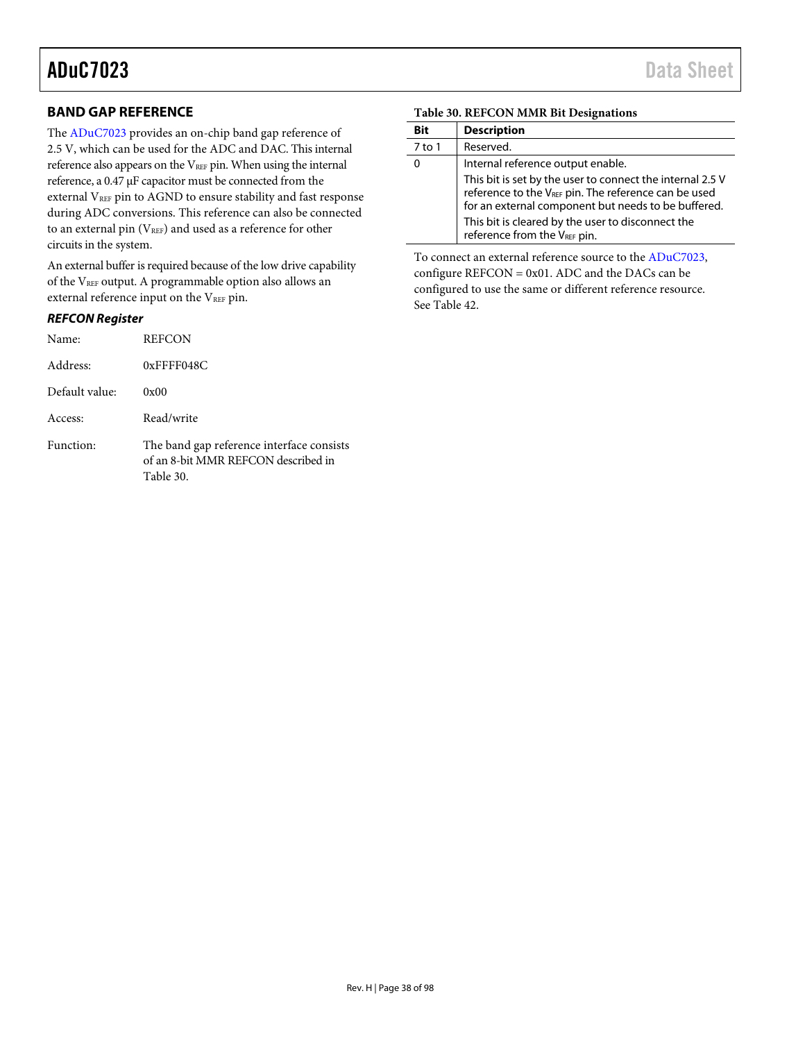## BAND GAP REFERENCE

The ADuC7023 provides an on-chip band gap reference of 2.5 V, which can be used for the ADC and DAC. This internal reference also appears on the $V_{REF}$ pin. When using the internal reference, a 0.47 µF capacitor must be connected from the external $V_{REF}$ pin to AGND to ensure stability and fast response during ADC conversions. This reference can also be connected to an external pin ($V_{REF}$) and used as a reference for other circuits in the system.

An external buffer is required because of the low drive capability of the $V_{REF}$ output. A programmable option also allows an external reference input on the $V_{REF}$ pin.

### *REFCON Register*

Name: REFCON

Address: 0xFFFF048C

Default value: 0x00

Access: Read/write

Function: The band gap reference interface consists of an 8-bit MMR REFCON described in Table 30.

**Table 30. REFCON MMR Bit Designations**

| Bit | Description |
|---|---|
| 7 to 1 | Reserved. |
| 0 | Internal reference output enable. This bit is set by the user to connect the internal 2.5 V reference to the $V_{REF}$ pin. The reference can be used for an external component but needs to be buffered. This bit is cleared by the user to disconnect the reference from the $V_{REF}$ pin. |

To connect an external reference source to the ADuC7023, configure REFCON = 0x01. ADC and the DACs can be configured to use the same or different reference resource. See Table 42.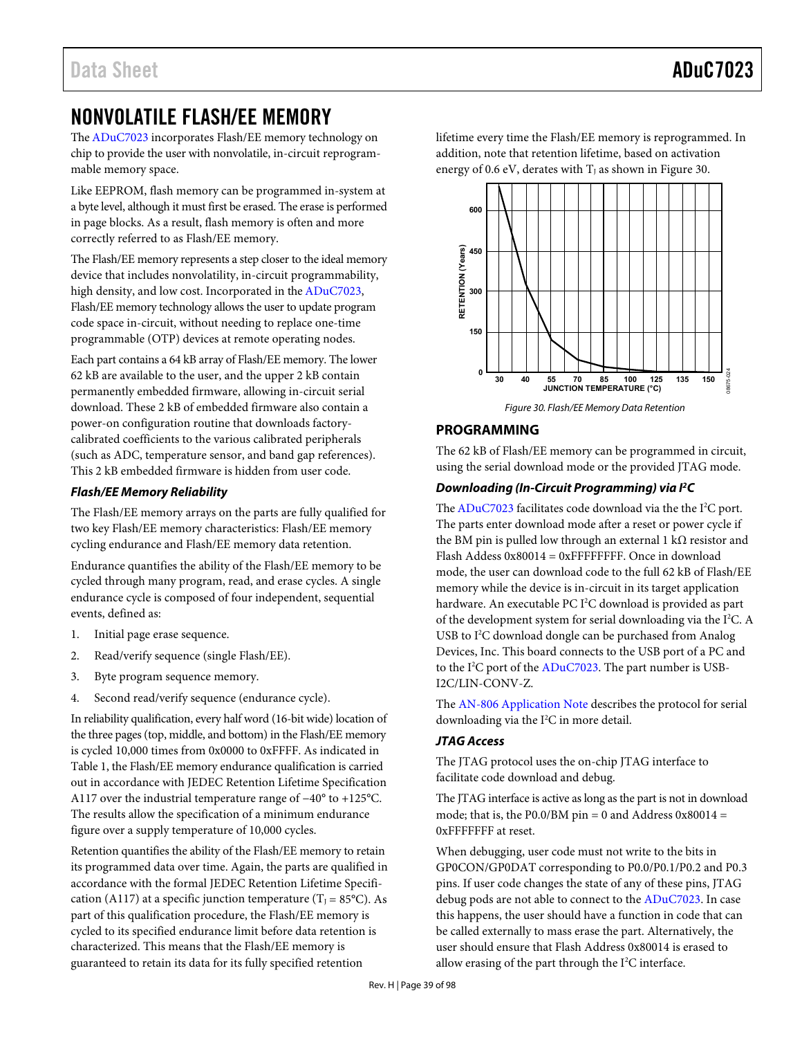# NONVOLATILE FLASH/EE MEMORY

The ADuC7023 incorporates Flash/EE memory technology on chip to provide the user with nonvolatile, in-circuit reprogrammable memory space.

Like EEPROM, flash memory can be programmed in-system at a byte level, although it must first be erased. The erase is performed in page blocks. As a result, flash memory is often and more correctly referred to as Flash/EE memory.

The Flash/EE memory represents a step closer to the ideal memory device that includes nonvolatility, in-circuit programmability, high density, and low cost. Incorporated in the ADuC7023, Flash/EE memory technology allows the user to update program code space in-circuit, without needing to replace one-time programmable (OTP) devices at remote operating nodes.

Each part contains a 64 kB array of Flash/EE memory. The lower 62 kB are available to the user, and the upper 2 kB contain permanently embedded firmware, allowing in-circuit serial download. These 2 kB of embedded firmware also contain a power-on configuration routine that downloads factory-calibrated coefficients to the various calibrated peripherals (such as ADC, temperature sensor, and band gap references). This 2 kB embedded firmware is hidden from user code.

### *Flash/EE Memory Reliability*

The Flash/EE memory arrays on the parts are fully qualified for two key Flash/EE memory characteristics: Flash/EE memory cycling endurance and Flash/EE memory data retention.

Endurance quantifies the ability of the Flash/EE memory to be cycled through many program, read, and erase cycles. A single endurance cycle is composed of four independent, sequential events, defined as:

1. Initial page erase sequence.
2. Read/verify sequence (single Flash/EE).
3. Byte program sequence memory.
4. Second read/verify sequence (endurance cycle).

In reliability qualification, every half word (16-bit wide) location of the three pages (top, middle, and bottom) in the Flash/EE memory is cycled 10,000 times from 0x0000 to 0xFFFF. As indicated in Table 1, the Flash/EE memory endurance qualification is carried out in accordance with JEDEC Retention Lifetime Specification A117 over the industrial temperature range of −40° to +125°C. The results allow the specification of a minimum endurance figure over a supply temperature of 10,000 cycles.

Retention quantifies the ability of the Flash/EE memory to retain its programmed data over time. Again, the parts are qualified in accordance with the formal JEDEC Retention Lifetime Specification (A117) at a specific junction temperature ($T_J$ = 85°C). As part of this qualification procedure, the Flash/EE memory is cycled to its specified endurance limit before data retention is characterized. This means that the Flash/EE memory is guaranteed to retain its data for its fully specified retention lifetime every time the Flash/EE memory is reprogrammed. In addition, note that retention lifetime, based on activation energy of 0.6 eV, derates with $T_J$ as shown in Figure 30.

*Figure 30. Flash/EE Memory Data Retention*

## PROGRAMMING

The 62 kB of Flash/EE memory can be programmed in circuit, using the serial download mode or the provided JTAG mode.

### *Downloading (In-Circuit Programming) via I²C*

The ADuC7023 facilitates code download via the the I²C port. The parts enter download mode after a reset or power cycle if the BM pin is pulled low through an external 1 kΩ resistor and Flash Addess 0x80014 = 0xFFFFFFFF. Once in download mode, the user can download code to the full 62 kB of Flash/EE memory while the device is in-circuit in its target application hardware. An executable PC I²C download is provided as part of the development system for serial downloading via the I²C. A USB to I²C download dongle can be purchased from Analog Devices, Inc. This board connects to the USB port of a PC and to the I²C port of the ADuC7023. The part number is USB-I2C/LIN-CONV-Z.

The AN-806 Application Note describes the protocol for serial downloading via the I²C in more detail.

### *JTAG Access*

The JTAG protocol uses the on-chip JTAG interface to facilitate code download and debug.

The JTAG interface is active as long as the part is not in download mode; that is, the P0.0/BM pin = 0 and Address 0x80014 = 0xFFFFFFFF at reset.

When debugging, user code must not write to the bits in GP0CON/GP0DAT corresponding to P0.0/P0.1/P0.2 and P0.3 pins. If user code changes the state of any of these pins, JTAG debug pods are not able to connect to the ADuC7023. In case this happens, the user should have a function in code that can be called externally to mass erase the part. Alternatively, the user should ensure that Flash Address 0x80014 is erased to allow erasing of the part through the I²C interface.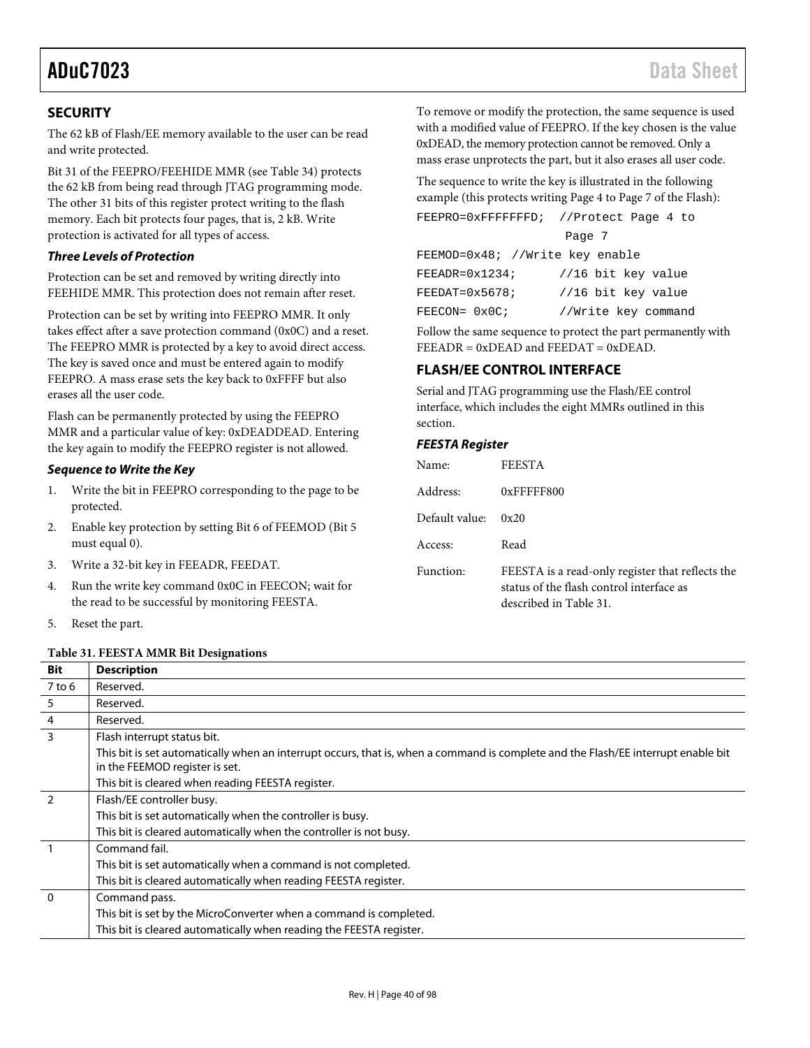## SECURITY

The 62 kB of Flash/EE memory available to the user can be read and write protected.

Bit 31 of the FEEPRO/FEEHIDE MMR (see Table 34) protects the 62 kB from being read through JTAG programming mode. The other 31 bits of this register protect writing to the flash memory. Each bit protects four pages, that is, 2 kB. Write protection is activated for all types of access.

### *Three Levels of Protection*

Protection can be set and removed by writing directly into FEEHIDE MMR. This protection does not remain after reset.

Protection can be set by writing into FEEPRO MMR. It only takes effect after a save protection command (0x0C) and a reset. The FEEPRO MMR is protected by a key to avoid direct access. The key is saved once and must be entered again to modify FEEPRO. A mass erase sets the key back to 0xFFFF but also erases all the user code.

Flash can be permanently protected by using the FEEPRO MMR and a particular value of key: 0xDEADDEAD. Entering the key again to modify the FEEPRO register is not allowed.

### *Sequence to Write the Key*

1. Write the bit in FEEPRO corresponding to the page to be protected.
2. Enable key protection by setting Bit 6 of FEEMOD (Bit 5 must equal 0).
3. Write a 32-bit key in FEEADR, FEEDAT.
4. Run the write key command 0x0C in FEECON; wait for the read to be successful by monitoring FEESTA.
5. Reset the part.

To remove or modify the protection, the same sequence is used with a modified value of FEEPRO. If the key chosen is the value 0xDEAD, the memory protection cannot be removed. Only a mass erase unprotects the part, but it also erases all user code.

The sequence to write the key is illustrated in the following example (this protects writing Page 4 to Page 7 of the Flash):

```
FEEPRO=0xFFFFFFFD;  //Protect Page 4 to
                     Page 7
FEEMOD=0x48; //Write key enable
FEEADR=0x1234;      //16 bit key value
FEEDAT=0x5678;      //16 bit key value
FEECON= 0x0C;       //Write key command
```

Follow the same sequence to protect the part permanently with FEEADR = 0xDEAD and FEEDAT = 0xDEAD.

## FLASH/EE CONTROL INTERFACE

Serial and JTAG programming use the Flash/EE control interface, which includes the eight MMRs outlined in this section.

### *FEESTA Register*

Name: FEESTA

Address: 0xFFFFF800

Default value: 0x20

Access: Read

Function: FEESTA is a read-only register that reflects the status of the flash control interface as described in Table 31.

**Table 31. FEESTA MMR Bit Designations**

| Bit | Description |
|---|---|
| 7 to 6 | Reserved. |
| 5 | Reserved. |
| 4 | Reserved. |
| 3 | Flash interrupt status bit.<br>This bit is set automatically when an interrupt occurs, that is, when a command is complete and the Flash/EE interrupt enable bit in the FEEMOD register is set.<br>This bit is cleared when reading FEESTA register. |
| 2 | Flash/EE controller busy.<br>This bit is set automatically when the controller is busy.<br>This bit is cleared automatically when the controller is not busy. |
| 1 | Command fail.<br>This bit is set automatically when a command is not completed.<br>This bit is cleared automatically when reading FEESTA register. |
| 0 | Command pass.<br>This bit is set by the MicroConverter when a command is completed.<br>This bit is cleared automatically when reading the FEESTA register. |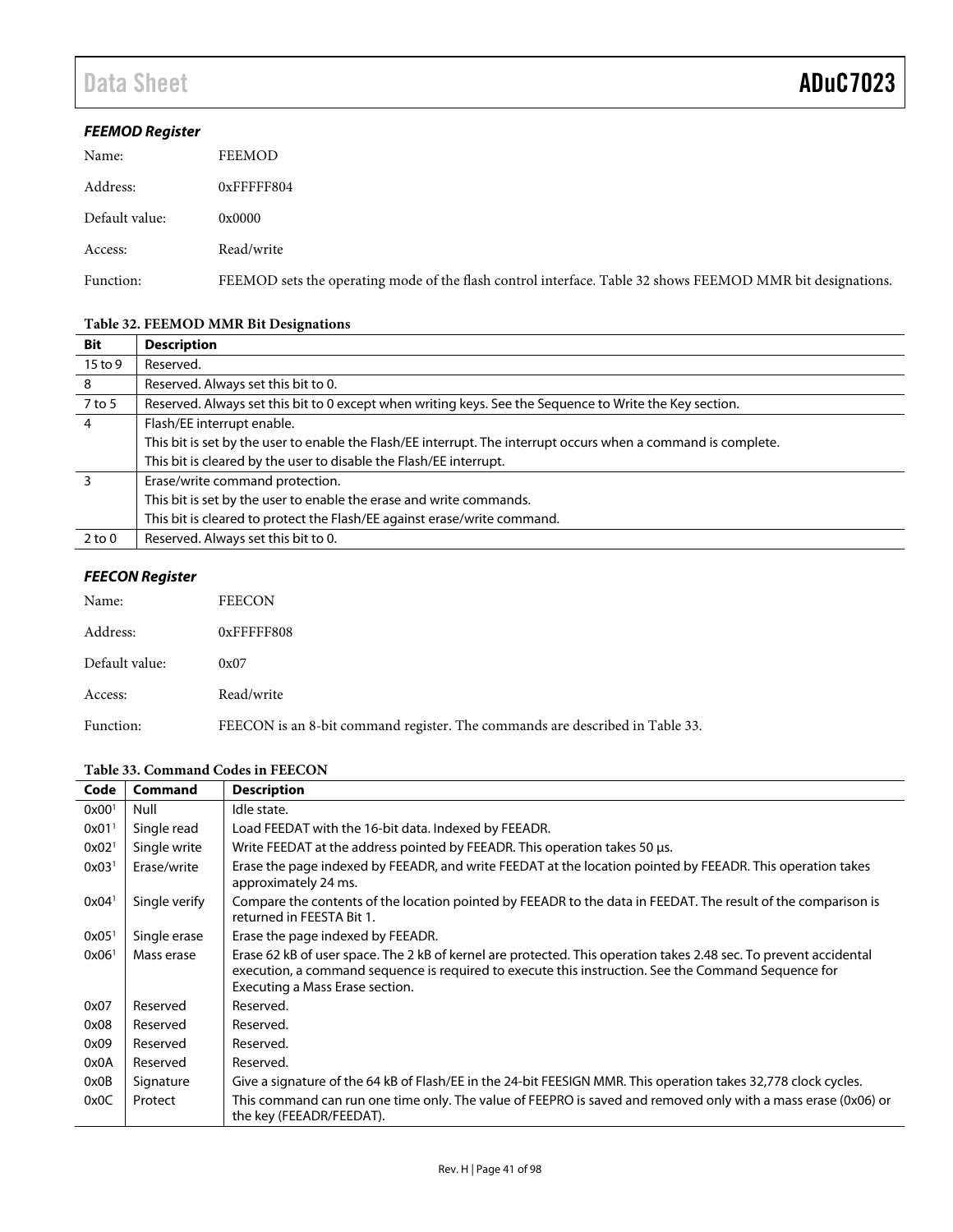### *FEEMOD Register*

Name: FEEMOD

Address: 0xFFFFF804

Default value: 0x0000

Access: Read/write

Function: FEEMOD sets the operating mode of the flash control interface. Table 32 shows FEEMOD MMR bit designations.

**Table 32. FEEMOD MMR Bit Designations**

| Bit | Description |
|---|---|
| 15 to 9 | Reserved. |
| 8 | Reserved. Always set this bit to 0. |
| 7 to 5 | Reserved. Always set this bit to 0 except when writing keys. See the Sequence to Write the Key section. |
| 4 | Flash/EE interrupt enable.<br>This bit is set by the user to enable the Flash/EE interrupt. The interrupt occurs when a command is complete.<br>This bit is cleared by the user to disable the Flash/EE interrupt. |
| 3 | Erase/write command protection.<br>This bit is set by the user to enable the erase and write commands.<br>This bit is cleared to protect the Flash/EE against erase/write command. |
| 2 to 0 | Reserved. Always set this bit to 0. |

### *FEECON Register*

Name: FEECON

Address: 0xFFFFF808

Default value: 0x07

Access: Read/write

Function: FEECON is an 8-bit command register. The commands are described in Table 33.

**Table 33. Command Codes in FEECON**

| Code | Command | Description |
|---|---|---|
| 0x00[1] | Null | Idle state. |
| 0x01[1] | Single read | Load FEEDAT with the 16-bit data. Indexed by FEEADR. |
| 0x02[1] | Single write | Write FEEDAT at the address pointed by FEEADR. This operation takes 50 µs. |
| 0x03[1] | Erase/write | Erase the page indexed by FEEADR, and write FEEDAT at the location pointed by FEEADR. This operation takes approximately 24 ms. |
| 0x04[1] | Single verify | Compare the contents of the location pointed by FEEADR to the data in FEEDAT. The result of the comparison is returned in FEESTA Bit 1. |
| 0x05[1] | Single erase | Erase the page indexed by FEEADR. |
| 0x06[1] | Mass erase | Erase 62 kB of user space. The 2 kB of kernel are protected. This operation takes 2.48 sec. To prevent accidental execution, a command sequence is required to execute this instruction. See the Command Sequence for Executing a Mass Erase section. |
| 0x07 | Reserved | Reserved. |
| 0x08 | Reserved | Reserved. |
| 0x09 | Reserved | Reserved. |
| 0x0A | Reserved | Reserved. |
| 0x0B | Signature | Give a signature of the 64 kB of Flash/EE in the 24-bit FEESIGN MMR. This operation takes 32,778 clock cycles. |
| 0x0C | Protect | This command can run one time only. The value of FEEPRO is saved and removed only with a mass erase (0x06) or the key (FEEADR/FEEDAT). |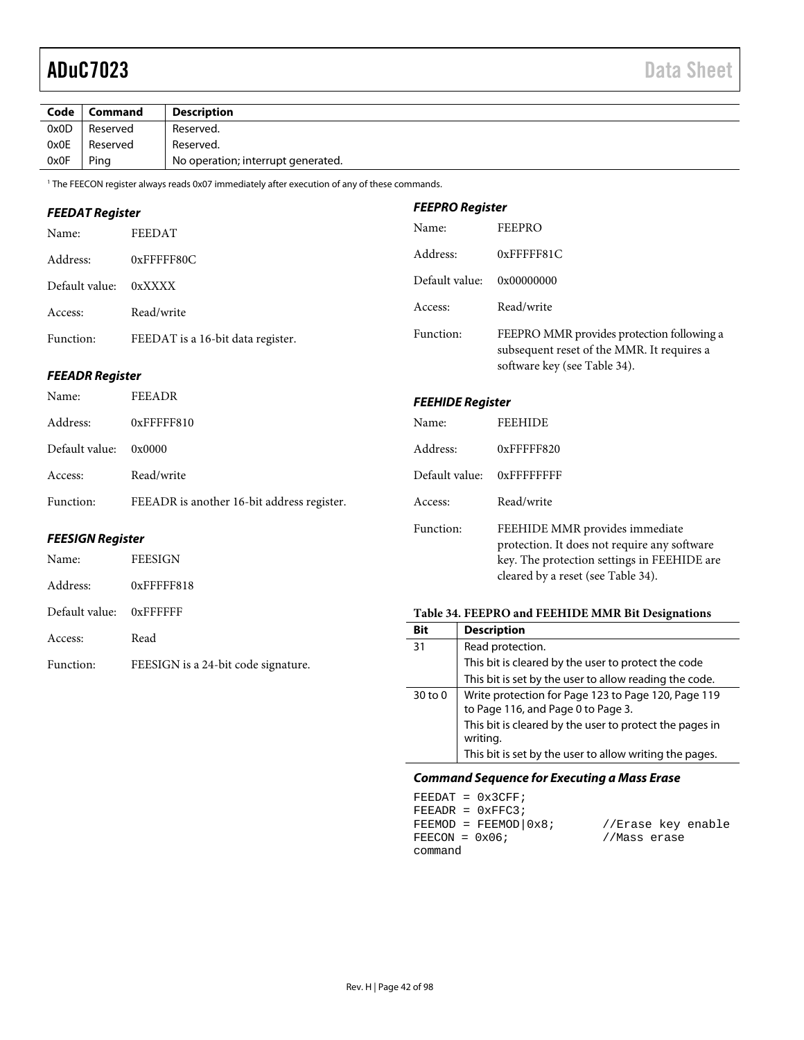| Code | Command | Description |
|---|---|---|
| 0x0D | Reserved | Reserved. |
| 0x0E | Reserved | Reserved. |
| 0x0F | Ping | No operation; interrupt generated. |

[1] The FEECON register always reads 0x07 immediately after execution of any of these commands.

### FEEDAT Register

Name: FEEDAT

Address: 0xFFFFF80C

Default value: 0xXXXX

Access: Read/write

Function: FEEDAT is a 16-bit data register.

### FEEADR Register

Name: FEEADR

Address: 0xFFFFF810

Default value: 0x0000

Access: Read/write

Function: FEEADR is another 16-bit address register.

### FEESIGN Register

Name: FEESIGN

Address: 0xFFFFF818

Default value: 0xFFFFFF

Access: Read

Function: FEESIGN is a 24-bit code signature.

### FEEPRO Register

Name: FEEPRO

Address: 0xFFFFF81C

Default value: 0x00000000

Access: Read/write

Function: FEEPRO MMR provides protection following a subsequent reset of the MMR. It requires a software key (see Table 34).

### FEEHIDE Register

Name: FEEHIDE

Address: 0xFFFFF820

Default value: 0xFFFFFFFF

Access: Read/write

Function: FEEHIDE MMR provides immediate protection. It does not require any software key. The protection settings in FEEHIDE are cleared by a reset (see Table 34).

**Table 34. FEEPRO and FEEHIDE MMR Bit Designations**

| Bit | Description |
|---|---|
| 31 | Read protection. |
| | This bit is cleared by the user to protect the code |
| | This bit is set by the user to allow reading the code. |
| 30 to 0 | Write protection for Page 123 to Page 120, Page 119 to Page 116, and Page 0 to Page 3. |
| | This bit is cleared by the user to protect the pages in writing. |
| | This bit is set by the user to allow writing the pages. |

### Command Sequence for Executing a Mass Erase

```
FEEDAT = 0x3CFF;
FEEADR = 0xFFC3;
FEEMOD = FEEMOD|0x8;        //Erase key enable
FEECON = 0x06;              //Mass erase
command
```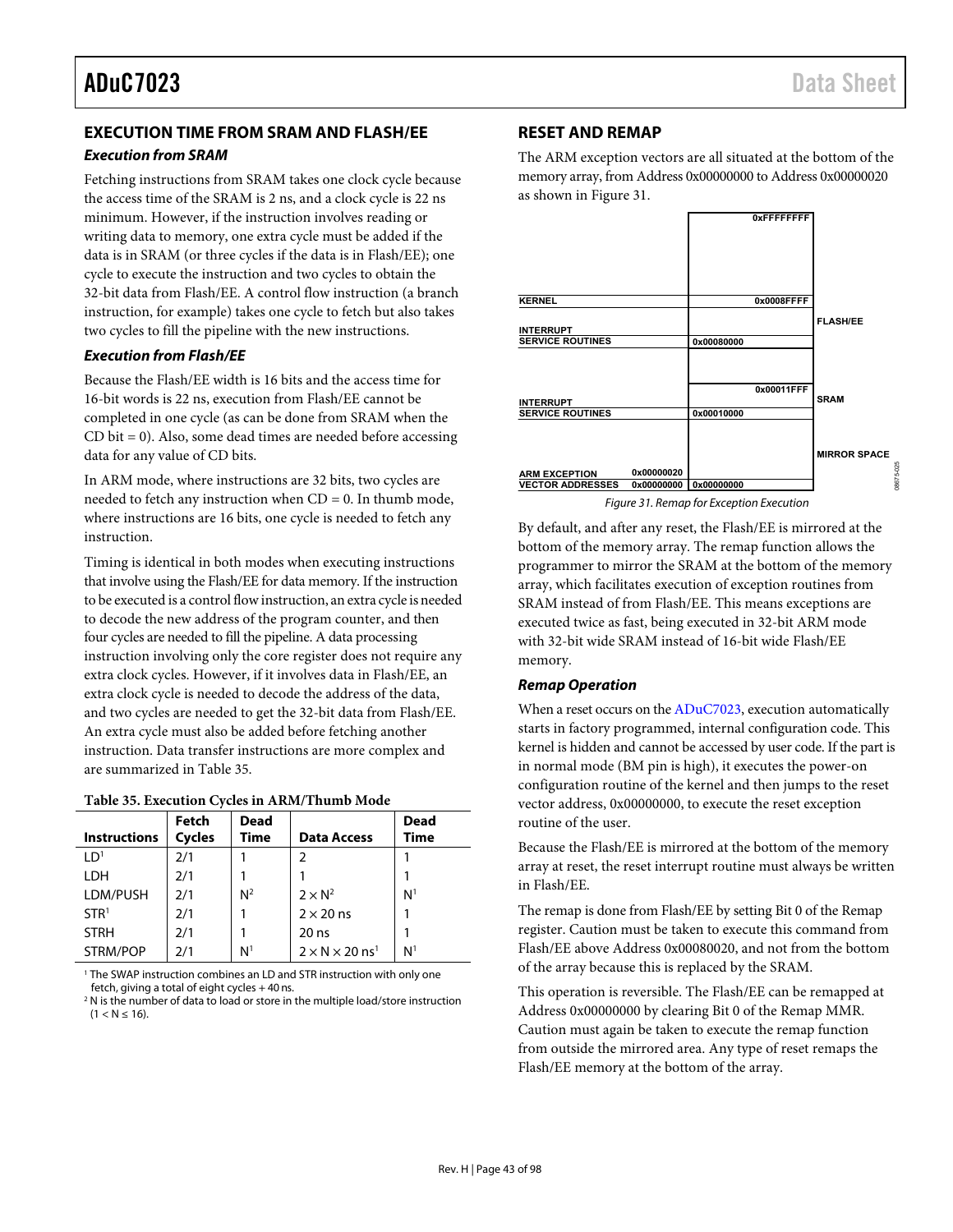## EXECUTION TIME FROM SRAM AND FLASH/EE

### *Execution from SRAM*

Fetching instructions from SRAM takes one clock cycle because the access time of the SRAM is 2 ns, and a clock cycle is 22 ns minimum. However, if the instruction involves reading or writing data to memory, one extra cycle must be added if the data is in SRAM (or three cycles if the data is in Flash/EE); one cycle to execute the instruction and two cycles to obtain the 32-bit data from Flash/EE. A control flow instruction (a branch instruction, for example) takes one cycle to fetch but also takes two cycles to fill the pipeline with the new instructions.

### *Execution from Flash/EE*

Because the Flash/EE width is 16 bits and the access time for 16-bit words is 22 ns, execution from Flash/EE cannot be completed in one cycle (as can be done from SRAM when the CD bit = 0). Also, some dead times are needed before accessing data for any value of CD bits.

In ARM mode, where instructions are 32 bits, two cycles are needed to fetch any instruction when CD = 0. In thumb mode, where instructions are 16 bits, one cycle is needed to fetch any instruction.

Timing is identical in both modes when executing instructions that involve using the Flash/EE for data memory. If the instruction to be executed is a control flow instruction, an extra cycle is needed to decode the new address of the program counter, and then four cycles are needed to fill the pipeline. A data processing instruction involving only the core register does not require any extra clock cycles. However, if it involves data in Flash/EE, an extra clock cycle is needed to decode the address of the data, and two cycles are needed to get the 32-bit data from Flash/EE. An extra cycle must also be added before fetching another instruction. Data transfer instructions are more complex and are summarized in Table 35.

**Table 35. Execution Cycles in ARM/Thumb Mode**

| Instructions | Fetch Cycles | Dead Time | Data Access | Dead Time |
|---|---|---|---|---|
| LD[1] | 2/1 | 1 | 2 | 1 |
| LDH | 2/1 | 1 | 1 | 1 |
| LDM/PUSH | 2/1 | N[2] | 2 × N[2] | N[1] |
| STR[1] | 2/1 | 1 | 2 × 20 ns | 1 |
| STRH | 2/1 | 1 | 20 ns | 1 |
| STRM/POP | 2/1 | N[1] | 2 × N × 20 ns[1] | N[1] |

[1] The SWAP instruction combines an LD and STR instruction with only one fetch, giving a total of eight cycles + 40 ns.
[2] N is the number of data to load or store in the multiple load/store instruction ($1 < N \leq 16$).

## RESET AND REMAP

The ARM exception vectors are all situated at the bottom of the memory array, from Address 0x00000000 to Address 0x00000020 as shown in Figure 31.

| | | Address (upper) | Address (lower) | Region |
|---|---|---|---|---|
| | | 0xFFFFFFFF | | |
| KERNEL | | 0x0008FFFF | | FLASH/EE |
| INTERRUPT SERVICE ROUTINES | | | 0x00080000 | |
| INTERRUPT SERVICE ROUTINES | | 0x00011FFF | 0x00010000 | SRAM |
| ARM EXCEPTION VECTOR ADDRESSES | 0x00000020 / 0x00000000 | | 0x00000000 | MIRROR SPACE |

*Figure 31. Remap for Exception Execution*

By default, and after any reset, the Flash/EE is mirrored at the bottom of the memory array. The remap function allows the programmer to mirror the SRAM at the bottom of the memory array, which facilitates execution of exception routines from SRAM instead of from Flash/EE. This means exceptions are executed twice as fast, being executed in 32-bit ARM mode with 32-bit wide SRAM instead of 16-bit wide Flash/EE memory.

### *Remap Operation*

When a reset occurs on the ADuC7023, execution automatically starts in factory programmed, internal configuration code. This kernel is hidden and cannot be accessed by user code. If the part is in normal mode (BM pin is high), it executes the power-on configuration routine of the kernel and then jumps to the reset vector address, 0x00000000, to execute the reset exception routine of the user.

Because the Flash/EE is mirrored at the bottom of the memory array at reset, the reset interrupt routine must always be written in Flash/EE.

The remap is done from Flash/EE by setting Bit 0 of the Remap register. Caution must be taken to execute this command from Flash/EE above Address 0x00080020, and not from the bottom of the array because this is replaced by the SRAM.

This operation is reversible. The Flash/EE can be remapped at Address 0x00000000 by clearing Bit 0 of the Remap MMR. Caution must again be taken to execute the remap function from outside the mirrored area. Any type of reset remaps the Flash/EE memory at the bottom of the array.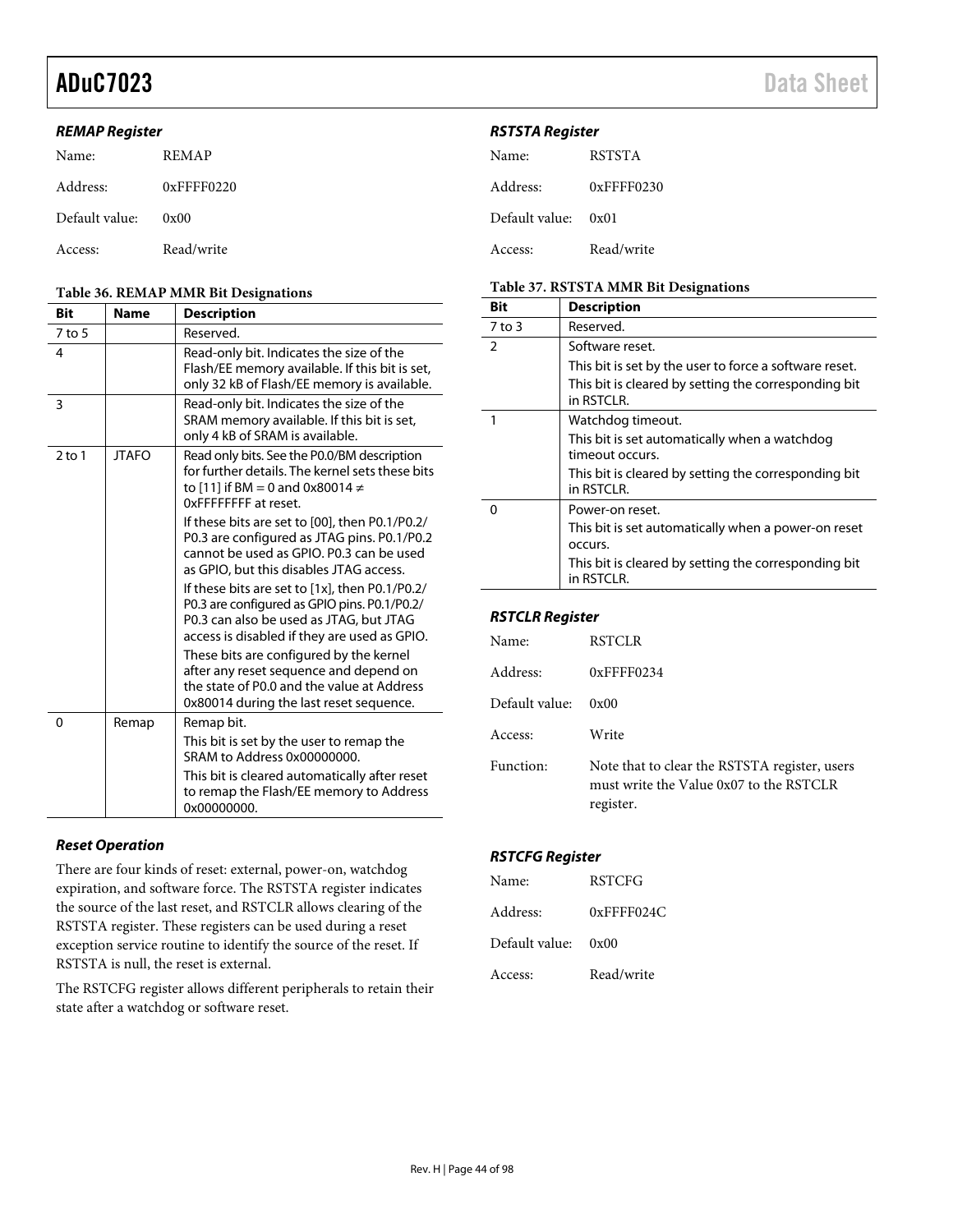### REMAP Register

Name: REMAP

Address: 0xFFFF0220

Default value: 0x00

Access: Read/write

**Table 36. REMAP MMR Bit Designations**

| Bit | Name | Description |
|---|---|---|
| 7 to 5 | | Reserved. |
| 4 | | Read-only bit. Indicates the size of the Flash/EE memory available. If this bit is set, only 32 kB of Flash/EE memory is available. |
| 3 | | Read-only bit. Indicates the size of the SRAM memory available. If this bit is set, only 4 kB of SRAM is available. |
| 2 to 1 | JTAFO | Read only bits. See the P0.0/BM description for further details. The kernel sets these bits to [11] if BM = 0 and 0x80014 ≠ 0xFFFFFFFF at reset. If these bits are set to [00], then P0.1/P0.2/P0.3 are configured as JTAG pins. P0.1/P0.2 cannot be used as GPIO. P0.3 can be used as GPIO, but this disables JTAG access. If these bits are set to [1x], then P0.1/P0.2/P0.3 are configured as GPIO pins. P0.1/P0.2/P0.3 can also be used as JTAG, but JTAG access is disabled if they are used as GPIO. These bits are configured by the kernel after any reset sequence and depend on the state of P0.0 and the value at Address 0x80014 during the last reset sequence. |
| 0 | Remap | Remap bit. This bit is set by the user to remap the SRAM to Address 0x00000000. This bit is cleared automatically after reset to remap the Flash/EE memory to Address 0x00000000. |

### Reset Operation

There are four kinds of reset: external, power-on, watchdog expiration, and software force. The RSTSTA register indicates the source of the last reset, and RSTCLR allows clearing of the RSTSTA register. These registers can be used during a reset exception service routine to identify the source of the reset. If RSTSTA is null, the reset is external.

The RSTCFG register allows different peripherals to retain their state after a watchdog or software reset.

### RSTSTA Register

Name: RSTSTA

Address: 0xFFFF0230

Default value: 0x01

Access: Read/write

**Table 37. RSTSTA MMR Bit Designations**

| Bit | Description |
|---|---|
| 7 to 3 | Reserved. |
| 2 | Software reset. This bit is set by the user to force a software reset. This bit is cleared by setting the corresponding bit in RSTCLR. |
| 1 | Watchdog timeout. This bit is set automatically when a watchdog timeout occurs. This bit is cleared by setting the corresponding bit in RSTCLR. |
| 0 | Power-on reset. This bit is set automatically when a power-on reset occurs. This bit is cleared by setting the corresponding bit in RSTCLR. |

### RSTCLR Register

Name: RSTCLR

Address: 0xFFFF0234

Default value: 0x00

Access: Write

Function: Note that to clear the RSTSTA register, users must write the Value 0x07 to the RSTCLR register.

### RSTCFG Register

Name: RSTCFG

Address: 0xFFFF024C

Default value: 0x00

Access: Read/write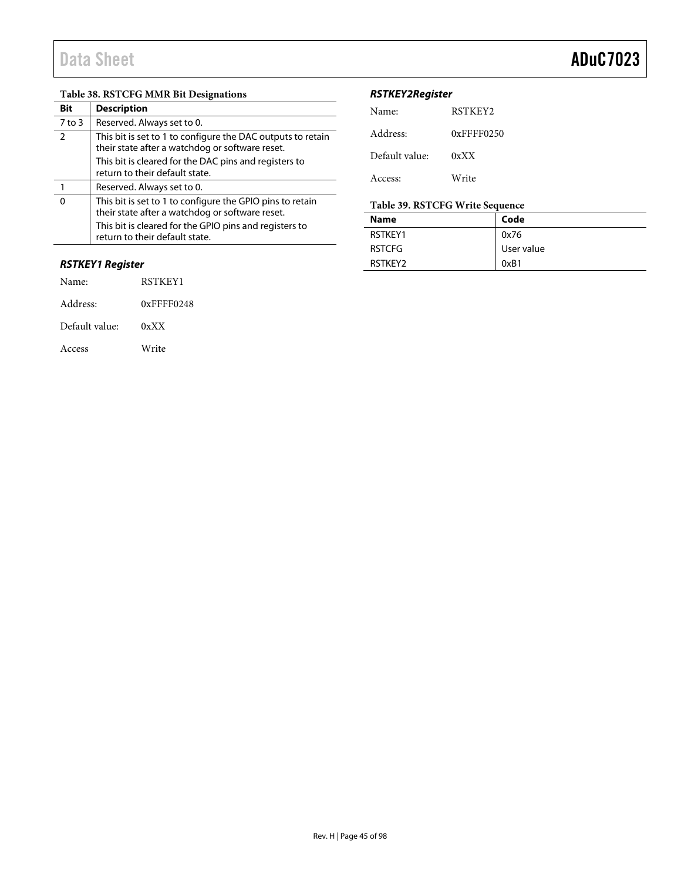**Table 38. RSTCFG MMR Bit Designations**

| Bit | Description |
|---|---|
| 7 to 3 | Reserved. Always set to 0. |
| 2 | This bit is set to 1 to configure the DAC outputs to retain their state after a watchdog or software reset. This bit is cleared for the DAC pins and registers to return to their default state. |
| 1 | Reserved. Always set to 0. |
| 0 | This bit is set to 1 to configure the GPIO pins to retain their state after a watchdog or software reset. This bit is cleared for the GPIO pins and registers to return to their default state. |

### *RSTKEY1 Register*

Name: RSTKEY1

Address: 0xFFFF0248

Default value: 0xXX

Access Write

### *RSTKEY2Register*

Name: RSTKEY2

Address: 0xFFFF0250

Default value: 0xXX

Access: Write

**Table 39. RSTCFG Write Sequence**

| Name | Code |
|---|---|
| RSTKEY1 | 0x76 |
| RSTCFG | User value |
| RSTKEY2 | 0xB1 |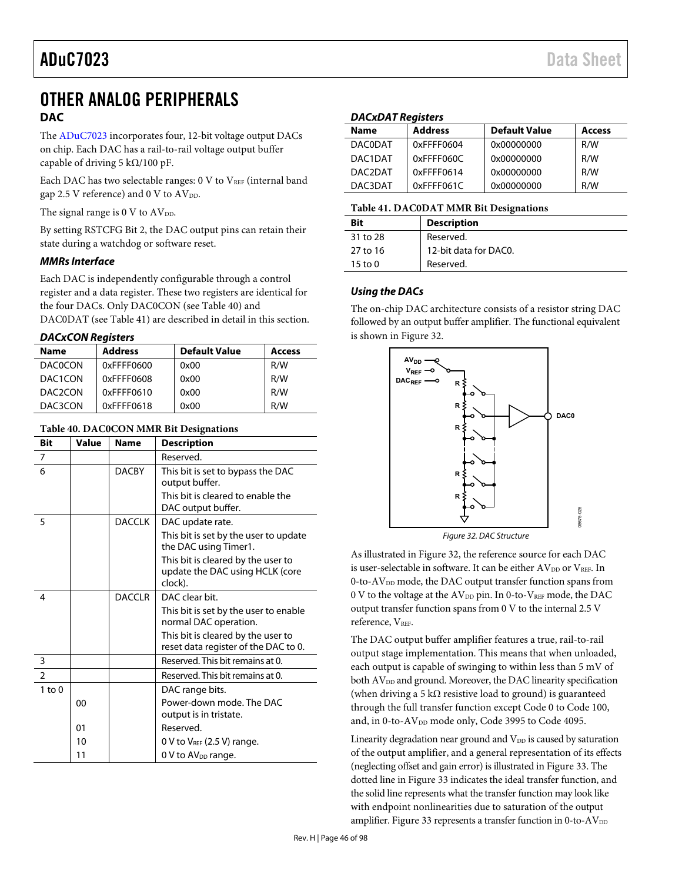# OTHER ANALOG PERIPHERALS

## DAC

The ADuC7023 incorporates four, 12-bit voltage output DACs on chip. Each DAC has a rail-to-rail voltage output buffer capable of driving 5 kΩ/100 pF.

Each DAC has two selectable ranges: 0 V to $V_{REF}$ (internal band gap 2.5 V reference) and 0 V to $AV_{DD}$.

The signal range is 0 V to $AV_{DD}$.

By setting RSTCFG Bit 2, the DAC output pins can retain their state during a watchdog or software reset.

### *MMRs Interface*

Each DAC is independently configurable through a control register and a data register. These two registers are identical for the four DACs. Only DAC0CON (see Table 40) and DAC0DAT (see Table 41) are described in detail in this section.

#### *DACxCON Registers*

| Name | Address | Default Value | Access |
|---|---|---|---|
| DAC0CON | 0xFFFF0600 | 0x00 | R/W |
| DAC1CON | 0xFFFF0608 | 0x00 | R/W |
| DAC2CON | 0xFFFF0610 | 0x00 | R/W |
| DAC3CON | 0xFFFF0618 | 0x00 | R/W |

**Table 40. DAC0CON MMR Bit Designations**

| Bit | Value | Name | Description |
|---|---|---|---|
| 7 | | | Reserved. |
| 6 | | DACBY | This bit is set to bypass the DAC output buffer. |
| | | | This bit is cleared to enable the DAC output buffer. |
| 5 | | DACCLK | DAC update rate. |
| | | | This bit is set by the user to update the DAC using Timer1. |
| | | | This bit is cleared by the user to update the DAC using HCLK (core clock). |
| 4 | | DACCLR | DAC clear bit. |
| | | | This bit is set by the user to enable normal DAC operation. |
| | | | This bit is cleared by the user to reset data register of the DAC to 0. |
| 3 | | | Reserved. This bit remains at 0. |
| 2 | | | Reserved. This bit remains at 0. |
| 1 to 0 | | | DAC range bits. |
| | 00 | | Power-down mode. The DAC output is in tristate. |
| | 01 | | Reserved. |
| | 10 | | 0 V to $V_{REF}$ (2.5 V) range. |
| | 11 | | 0 V to $AV_{DD}$ range. |

#### *DACxDAT Registers*

| Name | Address | Default Value | Access |
|---|---|---|---|
| DAC0DAT | 0xFFFF0604 | 0x00000000 | R/W |
| DAC1DAT | 0xFFFF060C | 0x00000000 | R/W |
| DAC2DAT | 0xFFFF0614 | 0x00000000 | R/W |
| DAC3DAT | 0xFFFF061C | 0x00000000 | R/W |

**Table 41. DAC0DAT MMR Bit Designations**

| Bit | Description |
|---|---|
| 31 to 28 | Reserved. |
| 27 to 16 | 12-bit data for DAC0. |
| 15 to 0 | Reserved. |

### *Using the DACs*

The on-chip DAC architecture consists of a resistor string DAC followed by an output buffer amplifier. The functional equivalent is shown in Figure 32.

*Figure 32. DAC Structure*

As illustrated in Figure 32, the reference source for each DAC is user-selectable in software. It can be either $AV_{DD}$ or $V_{REF}$. In 0-to-$AV_{DD}$ mode, the DAC output transfer function spans from 0 V to the voltage at the $AV_{DD}$ pin. In 0-to-$V_{REF}$ mode, the DAC output transfer function spans from 0 V to the internal 2.5 V reference, $V_{REF}$.

The DAC output buffer amplifier features a true, rail-to-rail output stage implementation. This means that when unloaded, each output is capable of swinging to within less than 5 mV of both $AV_{DD}$ and ground. Moreover, the DAC linearity specification (when driving a 5 kΩ resistive load to ground) is guaranteed through the full transfer function except Code 0 to Code 100, and, in 0-to-$AV_{DD}$ mode only, Code 3995 to Code 4095.

Linearity degradation near ground and $V_{DD}$ is caused by saturation of the output amplifier, and a general representation of its effects (neglecting offset and gain error) is illustrated in Figure 33. The dotted line in Figure 33 indicates the ideal transfer function, and the solid line represents what the transfer function may look like with endpoint nonlinearities due to saturation of the output amplifier. Figure 33 represents a transfer function in 0-to-$AV_{DD}$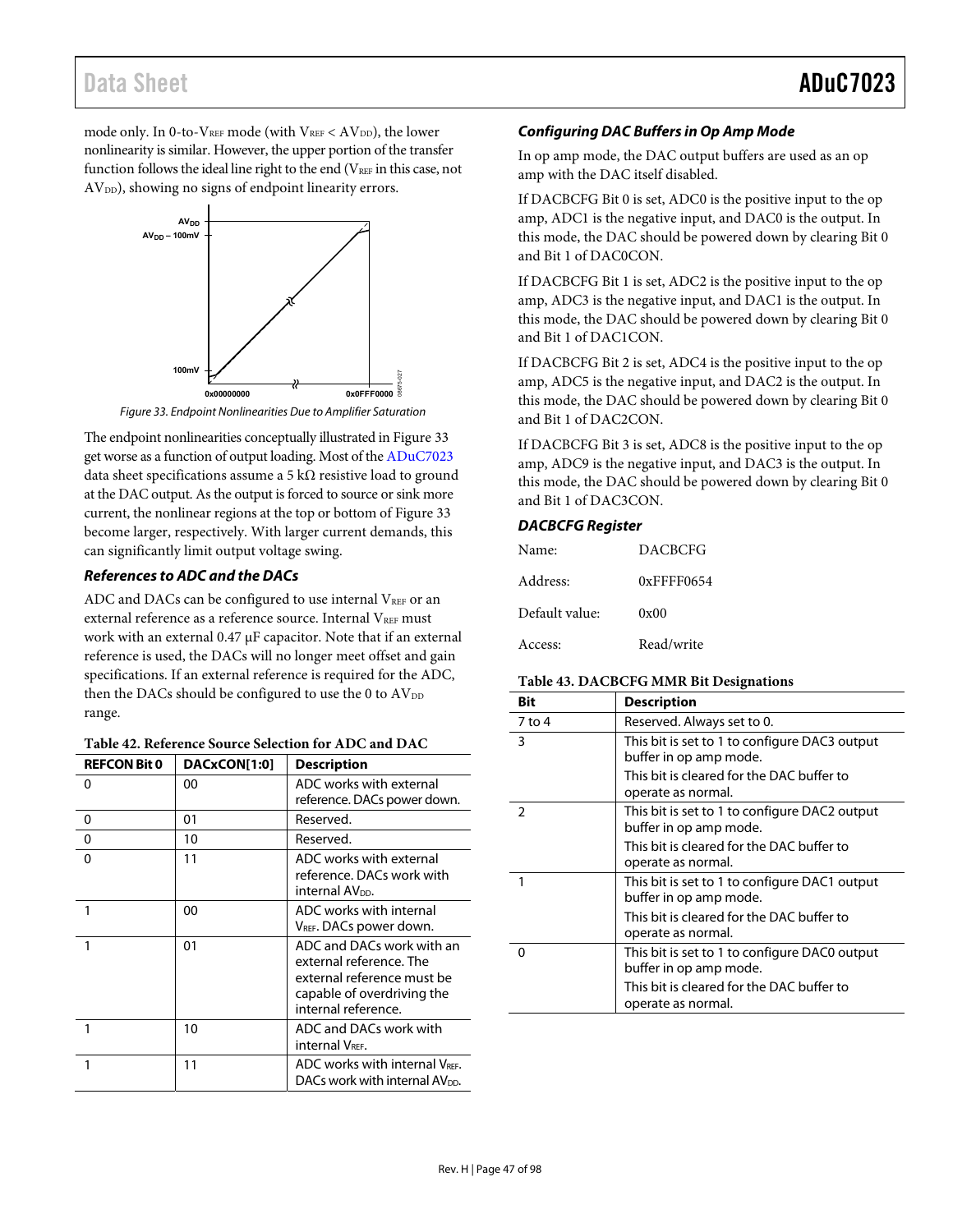mode only. In 0-to-$V_{REF}$ mode (with $V_{REF} < AV_{DD}$), the lower nonlinearity is similar. However, the upper portion of the transfer function follows the ideal line right to the end ($V_{REF}$ in this case, not $AV_{DD}$), showing no signs of endpoint linearity errors.

Figure 33. Endpoint Nonlinearities Due to Amplifier Saturation

The endpoint nonlinearities conceptually illustrated in Figure 33 get worse as a function of output loading. Most of the ADuC7023 data sheet specifications assume a 5 kΩ resistive load to ground at the DAC output. As the output is forced to source or sink more current, the nonlinear regions at the top or bottom of Figure 33 become larger, respectively. With larger current demands, this can significantly limit output voltage swing.

### References to ADC and the DACs

ADC and DACs can be configured to use internal $V_{REF}$ or an external reference as a reference source. Internal $V_{REF}$ must work with an external 0.47 μF capacitor. Note that if an external reference is used, the DACs will no longer meet offset and gain specifications. If an external reference is required for the ADC, then the DACs should be configured to use the 0 to $AV_{DD}$ range.

**Table 42. Reference Source Selection for ADC and DAC**

| REFCON Bit 0 | DACxCON[1:0] | Description |
|---|---|---|
| 0 | 00 | ADC works with external reference. DACs power down. |
| 0 | 01 | Reserved. |
| 0 | 10 | Reserved. |
| 0 | 11 | ADC works with external reference. DACs work with internal $AV_{DD}$. |
| 1 | 00 | ADC works with internal $V_{REF}$. DACs power down. |
| 1 | 01 | ADC and DACs work with an external reference. The external reference must be capable of overdriving the internal reference. |
| 1 | 10 | ADC and DACs work with internal $V_{REF}$. |
| 1 | 11 | ADC works with internal $V_{REF}$. DACs work with internal $AV_{DD}$. |

### Configuring DAC Buffers in Op Amp Mode

In op amp mode, the DAC output buffers are used as an op amp with the DAC itself disabled.

If DACBCFG Bit 0 is set, ADC0 is the positive input to the op amp, ADC1 is the negative input, and DAC0 is the output. In this mode, the DAC should be powered down by clearing Bit 0 and Bit 1 of DAC0CON.

If DACBCFG Bit 1 is set, ADC2 is the positive input to the op amp, ADC3 is the negative input, and DAC1 is the output. In this mode, the DAC should be powered down by clearing Bit 0 and Bit 1 of DAC1CON.

If DACBCFG Bit 2 is set, ADC4 is the positive input to the op amp, ADC5 is the negative input, and DAC2 is the output. In this mode, the DAC should be powered down by clearing Bit 0 and Bit 1 of DAC2CON.

If DACBCFG Bit 3 is set, ADC8 is the positive input to the op amp, ADC9 is the negative input, and DAC3 is the output. In this mode, the DAC should be powered down by clearing Bit 0 and Bit 1 of DAC3CON.

### DACBCFG Register

Name: DACBCFG

Address: 0xFFFF0654

Default value: 0x00

Access: Read/write

**Table 43. DACBCFG MMR Bit Designations**

| Bit | Description |
|---|---|
| 7 to 4 | Reserved. Always set to 0. |
| 3 | This bit is set to 1 to configure DAC3 output buffer in op amp mode. This bit is cleared for the DAC buffer to operate as normal. |
| 2 | This bit is set to 1 to configure DAC2 output buffer in op amp mode. This bit is cleared for the DAC buffer to operate as normal. |
| 1 | This bit is set to 1 to configure DAC1 output buffer in op amp mode. This bit is cleared for the DAC buffer to operate as normal. |
| 0 | This bit is set to 1 to configure DAC0 output buffer in op amp mode. This bit is cleared for the DAC buffer to operate as normal. |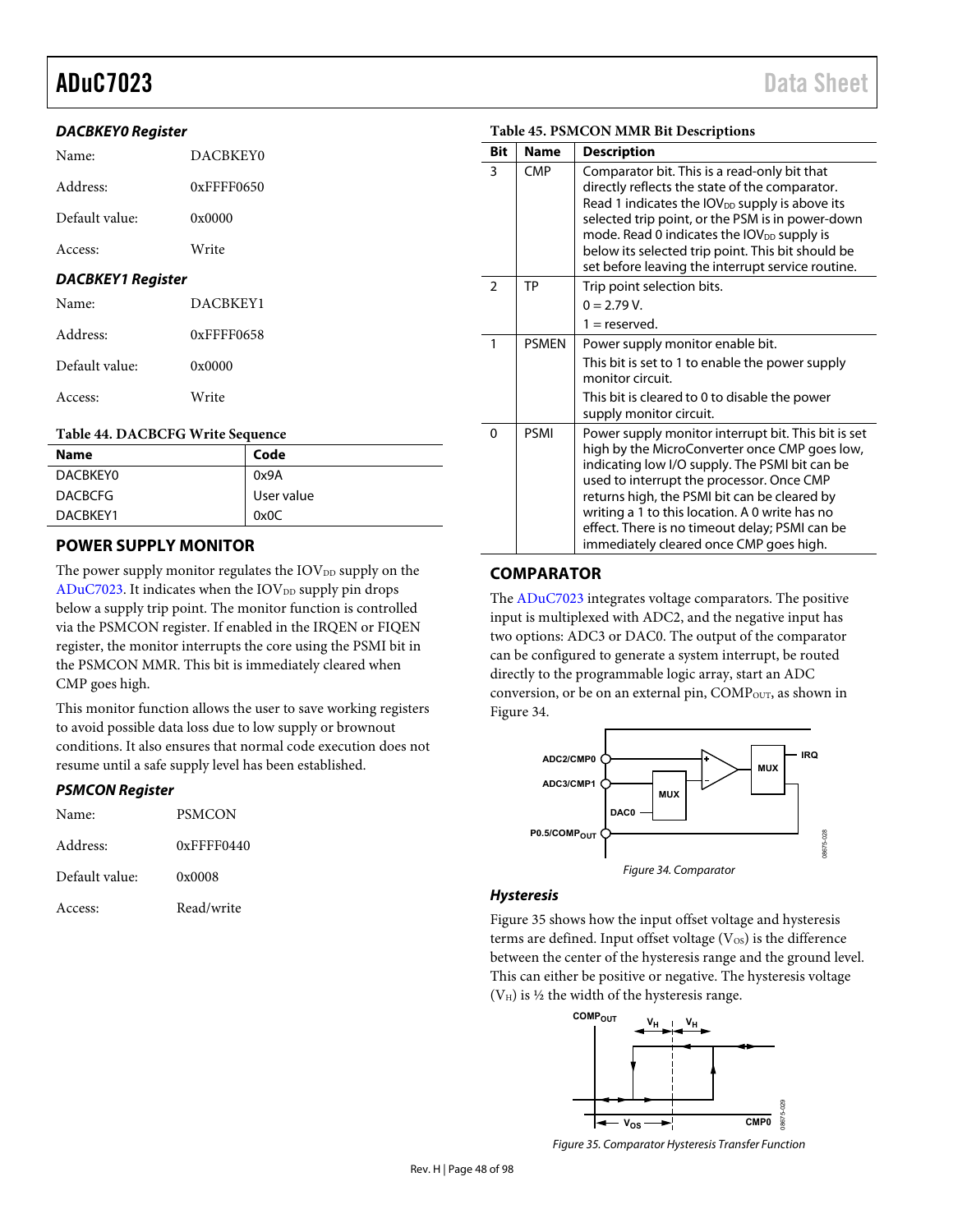#### DACBKEY0 Register

Name: DACBKEY0

Address: 0xFFFF0650

Default value: 0x0000

Access: Write

#### DACBKEY1 Register

Name: DACBKEY1

Address: 0xFFFF0658

Default value: 0x0000

Access: Write

**Table 44. DACBCFG Write Sequence**

| Name | Code |
|---|---|
| DACBKEY0 | 0x9A |
| DACBCFG | User value |
| DACBKEY1 | 0x0C |

### POWER SUPPLY MONITOR

The power supply monitor regulates the $IOV_{DD}$ supply on the ADuC7023. It indicates when the $IOV_{DD}$ supply pin drops below a supply trip point. The monitor function is controlled via the PSMCON register. If enabled in the IRQEN or FIQEN register, the monitor interrupts the core using the PSMI bit in the PSMCON MMR. This bit is immediately cleared when CMP goes high.

This monitor function allows the user to save working registers to avoid possible data loss due to low supply or brownout conditions. It also ensures that normal code execution does not resume until a safe supply level has been established.

#### PSMCON Register

Name: PSMCON

Address: 0xFFFF0440

Default value: 0x0008

Access: Read/write

**Table 45. PSMCON MMR Bit Descriptions**

| Bit | Name | Description |
|---|---|---|
| 3 | CMP | Comparator bit. This is a read-only bit that directly reflects the state of the comparator. Read 1 indicates the $IOV_{DD}$ supply is above its selected trip point, or the PSM is in power-down mode. Read 0 indicates the $IOV_{DD}$ supply is below its selected trip point. This bit should be set before leaving the interrupt service routine. |
| 2 | TP | Trip point selection bits. 0 = 2.79 V. 1 = reserved. |
| 1 | PSMEN | Power supply monitor enable bit. This bit is set to 1 to enable the power supply monitor circuit. This bit is cleared to 0 to disable the power supply monitor circuit. |
| 0 | PSMI | Power supply monitor interrupt bit. This bit is set high by the MicroConverter once CMP goes low, indicating low I/O supply. The PSMI bit can be used to interrupt the processor. Once CMP returns high, the PSMI bit can be cleared by writing a 1 to this location. A 0 write has no effect. There is no timeout delay; PSMI can be immediately cleared once CMP goes high. |

### COMPARATOR

The ADuC7023 integrates voltage comparators. The positive input is multiplexed with ADC2, and the negative input has two options: ADC3 or DAC0. The output of the comparator can be configured to generate a system interrupt, be routed directly to the programmable logic array, start an ADC conversion, or be on an external pin, $COMP_{OUT}$, as shown in Figure 34.

*Figure 34. Comparator*

#### Hysteresis

Figure 35 shows how the input offset voltage and hysteresis terms are defined. Input offset voltage ($V_{OS}$) is the difference between the center of the hysteresis range and the ground level. This can either be positive or negative. The hysteresis voltage ($V_H$) is ½ the width of the hysteresis range.

*Figure 35. Comparator Hysteresis Transfer Function*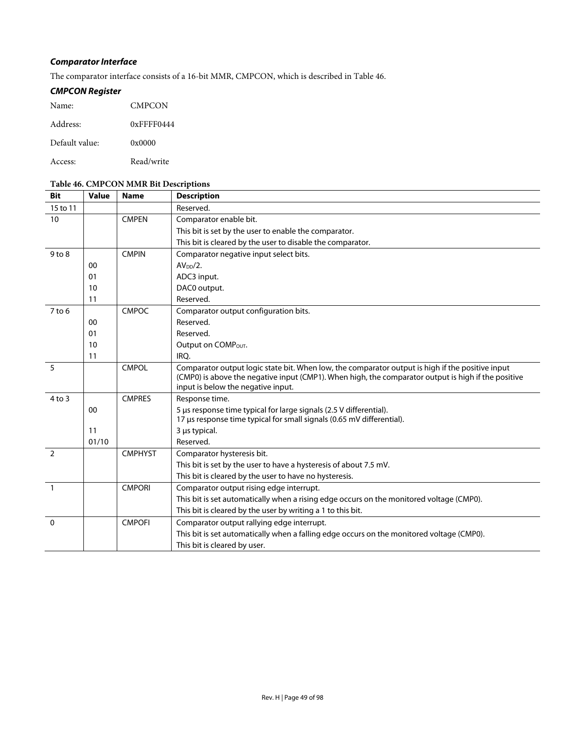### Comparator Interface

The comparator interface consists of a 16-bit MMR, CMPCON, which is described in Table 46.

### CMPCON Register

Name: CMPCON

Address: 0xFFFF0444

Default value: 0x0000

Access: Read/write

**Table 46. CMPCON MMR Bit Descriptions**

| Bit | Value | Name | Description |
|---|---|---|---|
| 15 to 11 | | | Reserved. |
| 10 | | CMPEN | Comparator enable bit. |
| | | | This bit is set by the user to enable the comparator. |
| | | | This bit is cleared by the user to disable the comparator. |
| 9 to 8 | | CMPIN | Comparator negative input select bits. |
| | 00 | | $AV_{DD}/2$. |
| | 01 | | ADC3 input. |
| | 10 | | DAC0 output. |
| | 11 | | Reserved. |
| 7 to 6 | | CMPOC | Comparator output configuration bits. |
| | 00 | | Reserved. |
| | 01 | | Reserved. |
| | 10 | | Output on $COMP_{OUT}$. |
| | 11 | | IRQ. |
| 5 | | CMPOL | Comparator output logic state bit. When low, the comparator output is high if the positive input (CMP0) is above the negative input (CMP1). When high, the comparator output is high if the positive input is below the negative input. |
| 4 to 3 | | CMPRES | Response time. |
| | 00 | | 5 µs response time typical for large signals (2.5 V differential). 17 µs response time typical for small signals (0.65 mV differential). |
| | 11 | | 3 µs typical. |
| | 01/10 | | Reserved. |
| 2 | | CMPHYST | Comparator hysteresis bit. |
| | | | This bit is set by the user to have a hysteresis of about 7.5 mV. |
| | | | This bit is cleared by the user to have no hysteresis. |
| 1 | | CMPORI | Comparator output rising edge interrupt. |
| | | | This bit is set automatically when a rising edge occurs on the monitored voltage (CMP0). |
| | | | This bit is cleared by the user by writing a 1 to this bit. |
| 0 | | CMPOFI | Comparator output rallying edge interrupt. |
| | | | This bit is set automatically when a falling edge occurs on the monitored voltage (CMP0). |
| | | | This bit is cleared by user. |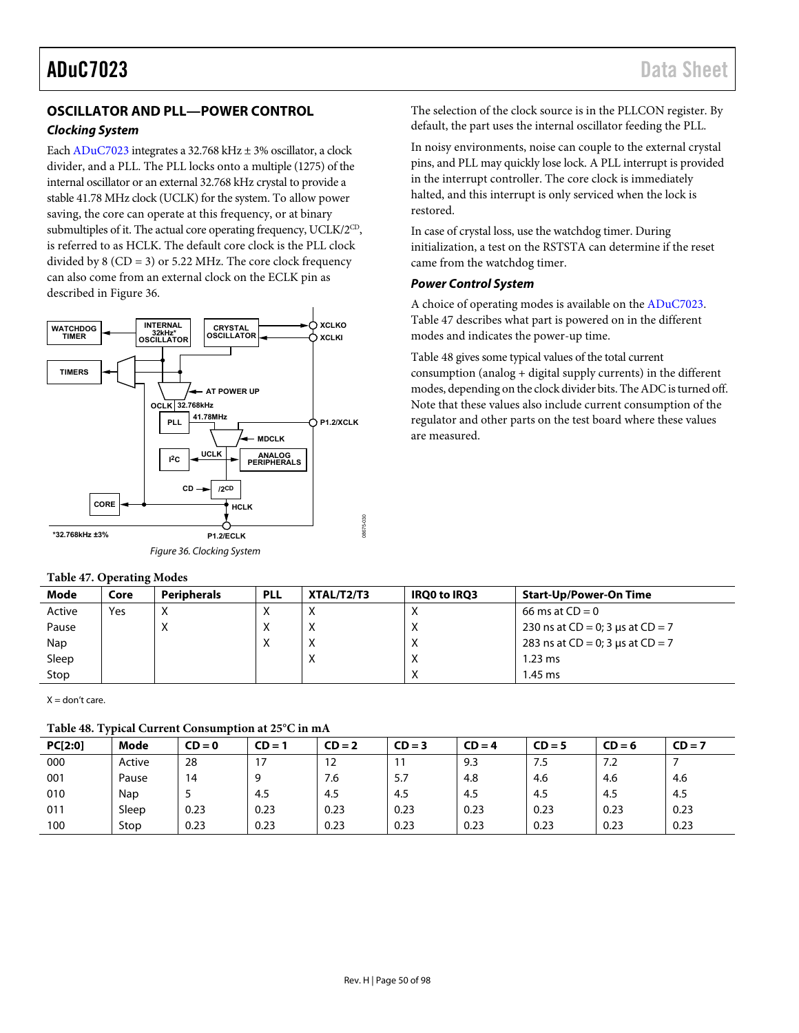## OSCILLATOR AND PLL—POWER CONTROL

### *Clocking System*

Each ADuC7023 integrates a 32.768 kHz ± 3% oscillator, a clock divider, and a PLL. The PLL locks onto a multiple (1275) of the internal oscillator or an external 32.768 kHz crystal to provide a stable 41.78 MHz clock (UCLK) for the system. To allow power saving, the core can operate at this frequency, or at binary submultiples of it. The actual core operating frequency, UCLK/$2^{CD}$, is referred to as HCLK. The default core clock is the PLL clock divided by 8 (CD = 3) or 5.22 MHz. The core clock frequency can also come from an external clock on the ECLK pin as described in Figure 36.

Figure 36. Clocking System

The selection of the clock source is in the PLLCON register. By default, the part uses the internal oscillator feeding the PLL.

In noisy environments, noise can couple to the external crystal pins, and PLL may quickly lose lock. A PLL interrupt is provided in the interrupt controller. The core clock is immediately halted, and this interrupt is only serviced when the lock is restored.

In case of crystal loss, use the watchdog timer. During initialization, a test on the RSTSTA can determine if the reset came from the watchdog timer.

### *Power Control System*

A choice of operating modes is available on the ADuC7023. Table 47 describes what part is powered on in the different modes and indicates the power-up time.

Table 48 gives some typical values of the total current consumption (analog + digital supply currents) in the different modes, depending on the clock divider bits. The ADC is turned off. Note that these values also include current consumption of the regulator and other parts on the test board where these values are measured.

**Table 47. Operating Modes**

| Mode | Core | Peripherals | PLL | XTAL/T2/T3 | IRQ0 to IRQ3 | Start-Up/Power-On Time |
|---|---|---|---|---|---|---|
| Active | Yes | X | X | X | X | 66 ms at CD = 0 |
| Pause | | X | X | X | X | 230 ns at CD = 0; 3 µs at CD = 7 |
| Nap | | | X | X | X | 283 ns at CD = 0; 3 µs at CD = 7 |
| Sleep | | | | X | X | 1.23 ms |
| Stop | | | | | X | 1.45 ms |

X = don't care.

**Table 48. Typical Current Consumption at 25°C in mA**

| PC[2:0] | Mode | CD = 0 | CD = 1 | CD = 2 | CD = 3 | CD = 4 | CD = 5 | CD = 6 | CD = 7 |
|---|---|---|---|---|---|---|---|---|---|
| 000 | Active | 28 | 17 | 12 | 11 | 9.3 | 7.5 | 7.2 | 7 |
| 001 | Pause | 14 | 9 | 7.6 | 5.7 | 4.8 | 4.6 | 4.6 | 4.6 |
| 010 | Nap | 5 | 4.5 | 4.5 | 4.5 | 4.5 | 4.5 | 4.5 | 4.5 |
| 011 | Sleep | 0.23 | 0.23 | 0.23 | 0.23 | 0.23 | 0.23 | 0.23 | 0.23 |
| 100 | Stop | 0.23 | 0.23 | 0.23 | 0.23 | 0.23 | 0.23 | 0.23 | 0.23 |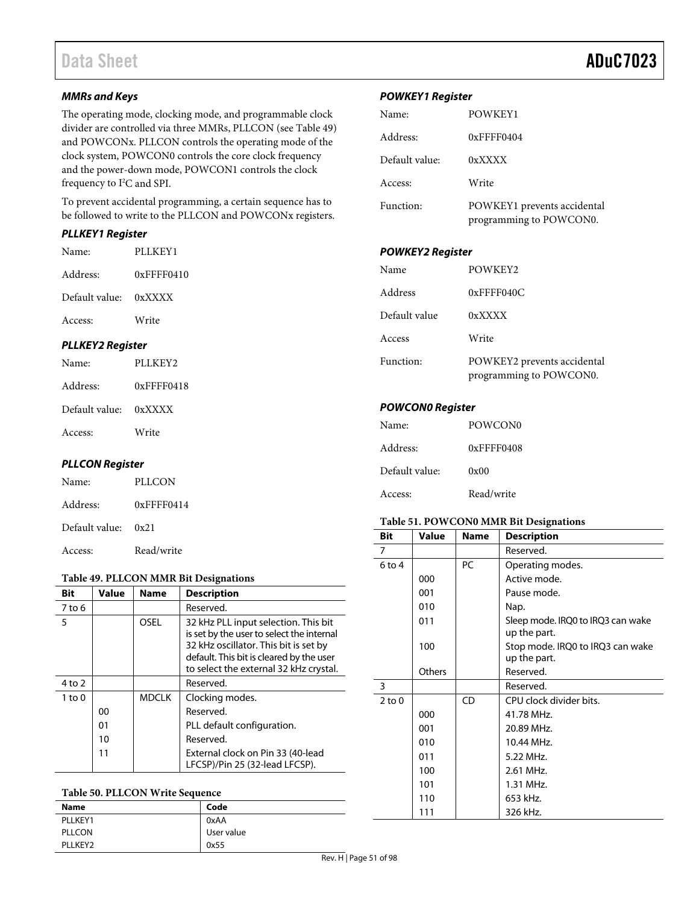### MMRs and Keys

The operating mode, clocking mode, and programmable clock divider are controlled via three MMRs, PLLCON (see Table 49) and POWCONx. PLLCON controls the operating mode of the clock system, POWCON0 controls the core clock frequency and the power-down mode, POWCON1 controls the clock frequency to I²C and SPI.

To prevent accidental programming, a certain sequence has to be followed to write to the PLLCON and POWCONx registers.

### PLLKEY1 Register

| | |
|---|---|
| Name: | PLLKEY1 |
| Address: | 0xFFFF0410 |
| Default value: | 0xXXXX |
| Access: | Write |

### PLLKEY2 Register

| | |
|---|---|
| Name: | PLLKEY2 |
| Address: | 0xFFFF0418 |
| Default value: | 0xXXXX |
| Access: | Write |

### PLLCON Register

| | |
|---|---|
| Name: | PLLCON |
| Address: | 0xFFFF0414 |
| Default value: | 0x21 |
| Access: | Read/write |

**Table 49. PLLCON MMR Bit Designations**

| Bit | Value | Name | Description |
|---|---|---|---|
| 7 to 6 | | | Reserved. |
| 5 | | OSEL | 32 kHz PLL input selection. This bit is set by the user to select the internal 32 kHz oscillator. This bit is set by default. This bit is cleared by the user to select the external 32 kHz crystal. |
| 4 to 2 | | | Reserved. |
| 1 to 0 | | MDCLK | Clocking modes. |
| | 00 | | Reserved. |
| | 01 | | PLL default configuration. |
| | 10 | | Reserved. |
| | 11 | | External clock on Pin 33 (40-lead LFCSP)/Pin 25 (32-lead LFCSP). |

**Table 50. PLLCON Write Sequence**

| Name | Code |
|---|---|
| PLLKEY1 | 0xAA |
| PLLCON | User value |
| PLLKEY2 | 0x55 |

### POWKEY1 Register

| | |
|---|---|
| Name: | POWKEY1 |
| Address: | 0xFFFF0404 |
| Default value: | 0xXXXX |
| Access: | Write |
| Function: | POWKEY1 prevents accidental programming to POWCON0. |

### POWKEY2 Register

| | |
|---|---|
| Name | POWKEY2 |
| Address | 0xFFFF040C |
| Default value | 0xXXXX |
| Access | Write |
| Function: | POWKEY2 prevents accidental programming to POWCON0. |

### POWCON0 Register

| | |
|---|---|
| Name: | POWCON0 |
| Address: | 0xFFFF0408 |
| Default value: | 0x00 |
| Access: | Read/write |

**Table 51. POWCON0 MMR Bit Designations**

| Bit | Value | Name | Description |
|---|---|---|---|
| 7 | | | Reserved. |
| 6 to 4 | | PC | Operating modes. |
| | 000 | | Active mode. |
| | 001 | | Pause mode. |
| | 010 | | Nap. |
| | 011 | | Sleep mode. IRQ0 to IRQ3 can wake up the part. |
| | 100 | | Stop mode. IRQ0 to IRQ3 can wake up the part. |
| | Others | | Reserved. |
| 3 | | | Reserved. |
| 2 to 0 | | CD | CPU clock divider bits. |
| | 000 | | 41.78 MHz. |
| | 001 | | 20.89 MHz. |
| | 010 | | 10.44 MHz. |
| | 011 | | 5.22 MHz. |
| | 100 | | 2.61 MHz. |
| | 101 | | 1.31 MHz. |
| | 110 | | 653 kHz. |
| | 111 | | 326 kHz. |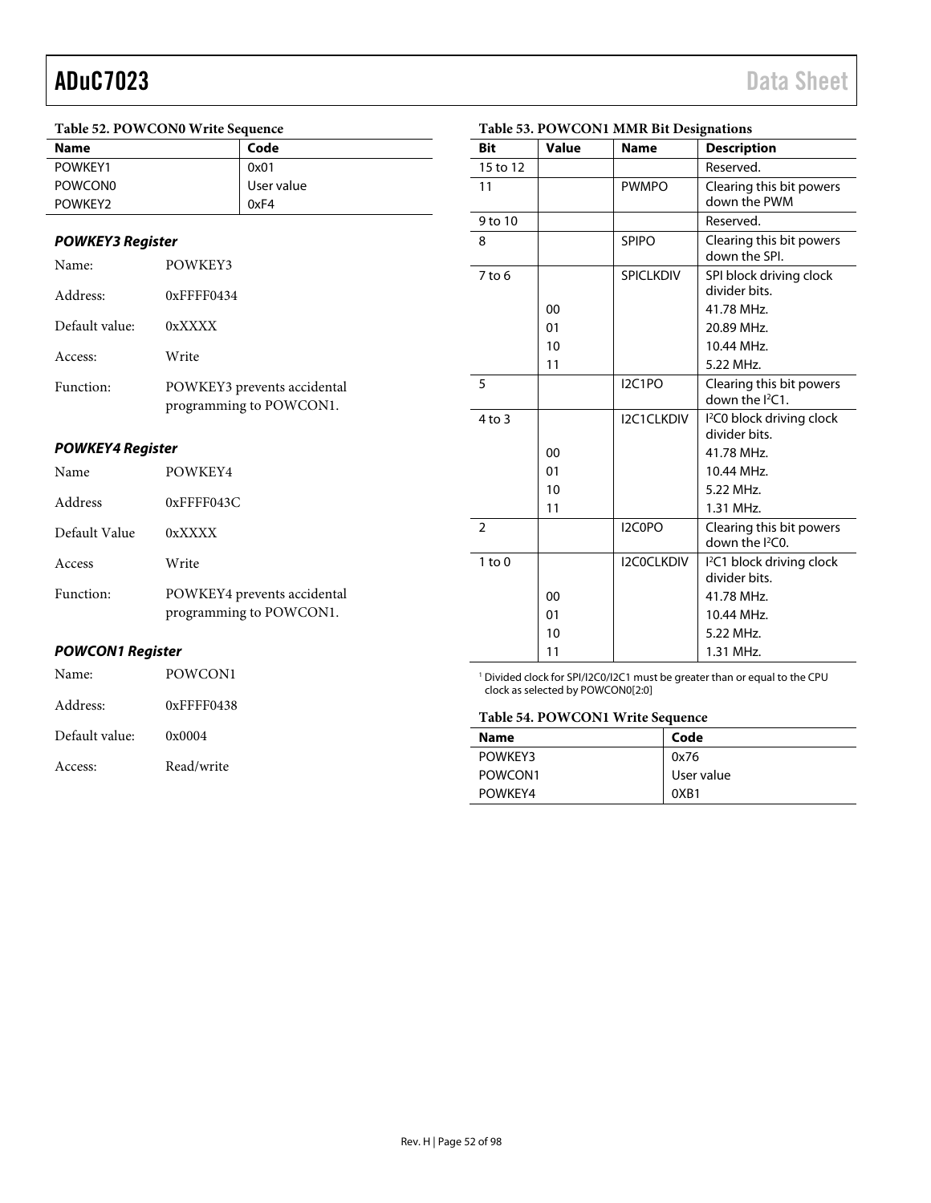**Table 52. POWCON0 Write Sequence**

| Name | Code |
|---|---|
| POWKEY1 | 0x01 |
| POWCON0 | User value |
| POWKEY2 | 0xF4 |

### *POWKEY3 Register*

Name: POWKEY3

Address: 0xFFFF0434

Default value: 0xXXXX

Access: Write

Function: POWKEY3 prevents accidental programming to POWCON1.

### *POWKEY4 Register*

Name POWKEY4

Address 0xFFFF043C

Default Value 0xXXXX

Access Write

Function: POWKEY4 prevents accidental programming to POWCON1.

### *POWCON1 Register*

Name: POWCON1

Address: 0xFFFF0438

Default value: 0x0004

Access: Read/write

**Table 53. POWCON1 MMR Bit Designations**

| Bit | Value | Name | Description |
|---|---|---|---|
| 15 to 12 | | | Reserved. |
| 11 | | PWMPO | Clearing this bit powers down the PWM |
| 9 to 10 | | | Reserved. |
| 8 | | SPIPO | Clearing this bit powers down the SPI. |
| 7 to 6 | | SPICLKDIV | SPI block driving clock divider bits. |
| | 00 | | 41.78 MHz. |
| | 01 | | 20.89 MHz. |
| | 10 | | 10.44 MHz. |
| | 11 | | 5.22 MHz. |
| 5 | | I2C1PO | Clearing this bit powers down the I²C1. |
| 4 to 3 | | I2C1CLKDIV | I²C0 block driving clock divider bits. |
| | 00 | | 41.78 MHz. |
| | 01 | | 10.44 MHz. |
| | 10 | | 5.22 MHz. |
| | 11 | | 1.31 MHz. |
| 2 | | I2C0PO | Clearing this bit powers down the I²C0. |
| 1 to 0 | | I2C0CLKDIV | I²C1 block driving clock divider bits. |
| | 00 | | 41.78 MHz. |
| | 01 | | 10.44 MHz. |
| | 10 | | 5.22 MHz. |
| | 11 | | 1.31 MHz. |

[1] Divided clock for SPI/I2C0/I2C1 must be greater than or equal to the CPU clock as selected by POWCON0[2:0]

**Table 54. POWCON1 Write Sequence**

| Name | Code |
|---|---|
| POWKEY3 | 0x76 |
| POWCON1 | User value |
| POWKEY4 | 0XB1 |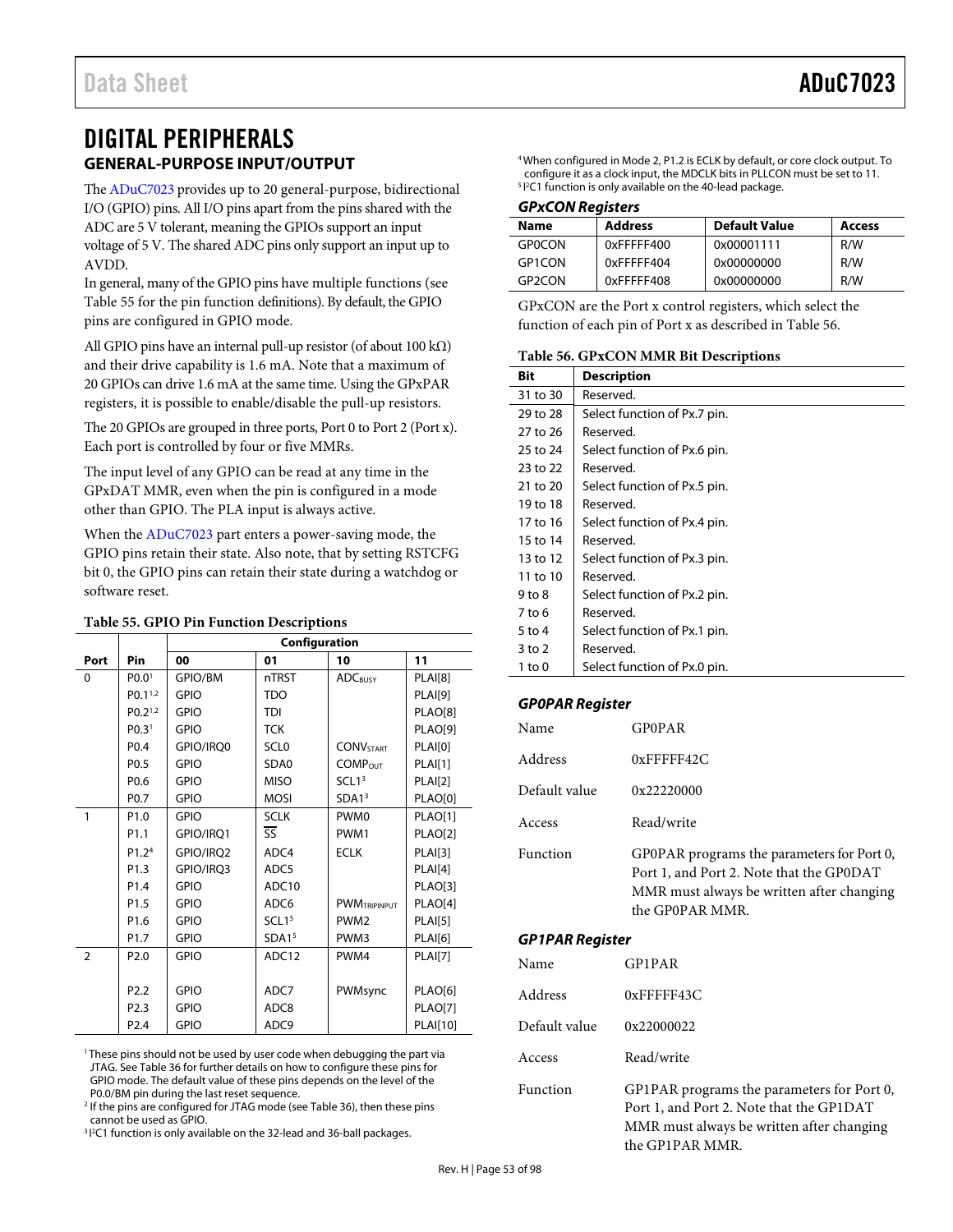# DIGITAL PERIPHERALS

## GENERAL-PURPOSE INPUT/OUTPUT

The ADuC7023 provides up to 20 general-purpose, bidirectional I/O (GPIO) pins. All I/O pins apart from the pins shared with the ADC are 5 V tolerant, meaning the GPIOs support an input voltage of 5 V. The shared ADC pins only support an input up to AVDD.

In general, many of the GPIO pins have multiple functions (see Table 55 for the pin function definitions). By default, the GPIO pins are configured in GPIO mode.

All GPIO pins have an internal pull-up resistor (of about 100 kΩ) and their drive capability is 1.6 mA. Note that a maximum of 20 GPIOs can drive 1.6 mA at the same time. Using the GPxPAR registers, it is possible to enable/disable the pull-up resistors.

The 20 GPIOs are grouped in three ports, Port 0 to Port 2 (Port x). Each port is controlled by four or five MMRs.

The input level of any GPIO can be read at any time in the GPxDAT MMR, even when the pin is configured in a mode other than GPIO. The PLA input is always active.

When the ADuC7023 part enters a power-saving mode, the GPIO pins retain their state. Also note, that by setting RSTCFG bit 0, the GPIO pins can retain their state during a watchdog or software reset.

**Table 55. GPIO Pin Function Descriptions**

| | | Configuration | | | |
|---|---|---|---|---|---|
| **Port** | **Pin** | **00** | **01** | **10** | **11** |
| 0 | P0.0[1] | GPIO/BM | nTRST | $ADC_{BUSY}$ | PLAI[8] |
| | P0.1[1,2] | GPIO | TDO | | PLAI[9] |
| | P0.2[1,2] | GPIO | TDI | | PLAO[8] |
| | P0.3[1] | GPIO | TCK | | PLAO[9] |
| | P0.4 | GPIO/IRQ0 | SCL0 | $CONV_{START}$ | PLAI[0] |
| | P0.5 | GPIO | SDA0 | $COMP_{OUT}$ | PLAI[1] |
| | P0.6 | GPIO | MISO | SCL1[3] | PLAI[2] |
| | P0.7 | GPIO | MOSI | SDA1[3] | PLAO[0] |
| 1 | P1.0 | GPIO | SCLK | PWM0 | PLAO[1] |
| | P1.1 | GPIO/IRQ1 | $\overline{SS}$ | PWM1 | PLAO[2] |
| | P1.2[4] | GPIO/IRQ2 | ADC4 | ECLK | PLAI[3] |
| | P1.3 | GPIO/IRQ3 | ADC5 | | PLAI[4] |
| | P1.4 | GPIO | ADC10 | | PLAO[3] |
| | P1.5 | GPIO | ADC6 | $PWM_{TRIPINPUT}$ | PLAO[4] |
| | P1.6 | GPIO | SCL1[5] | PWM2 | PLAI[5] |
| | P1.7 | GPIO | SDA1[5] | PWM3 | PLAI[6] |
| 2 | P2.0 | GPIO | ADC12 | PWM4 | PLAI[7] |
| | P2.2 | GPIO | ADC7 | PWMsync | PLAO[6] |
| | P2.3 | GPIO | ADC8 | | PLAO[7] |
| | P2.4 | GPIO | ADC9 | | PLAI[10] |

[1] These pins should not be used by user code when debugging the part via JTAG. See Table 36 for further details on how to configure these pins for GPIO mode. The default value of these pins depends on the level of the P0.0/BM pin during the last reset sequence.
[2] If the pins are configured for JTAG mode (see Table 36), then these pins cannot be used as GPIO.
[3] I²C1 function is only available on the 32-lead and 36-ball packages.
[4] When configured in Mode 2, P1.2 is ECLK by default, or core clock output. To configure it as a clock input, the MDCLK bits in PLLCON must be set to 11.
[5] I²C1 function is only available on the 40-lead package.

### GPxCON Registers

| Name | Address | Default Value | Access |
|---|---|---|---|
| GP0CON | 0xFFFFF400 | 0x00001111 | R/W |
| GP1CON | 0xFFFFF404 | 0x00000000 | R/W |
| GP2CON | 0xFFFFF408 | 0x00000000 | R/W |

GPxCON are the Port x control registers, which select the function of each pin of Port x as described in Table 56.

**Table 56. GPxCON MMR Bit Descriptions**

| Bit | Description |
|---|---|
| 31 to 30 | Reserved. |
| 29 to 28 | Select function of Px.7 pin. |
| 27 to 26 | Reserved. |
| 25 to 24 | Select function of Px.6 pin. |
| 23 to 22 | Reserved. |
| 21 to 20 | Select function of Px.5 pin. |
| 19 to 18 | Reserved. |
| 17 to 16 | Select function of Px.4 pin. |
| 15 to 14 | Reserved. |
| 13 to 12 | Select function of Px.3 pin. |
| 11 to 10 | Reserved. |
| 9 to 8 | Select function of Px.2 pin. |
| 7 to 6 | Reserved. |
| 5 to 4 | Select function of Px.1 pin. |
| 3 to 2 | Reserved. |
| 1 to 0 | Select function of Px.0 pin. |

### GP0PAR Register

| | |
|---|---|
| Name | GP0PAR |
| Address | 0xFFFFF42C |
| Default value | 0x22220000 |
| Access | Read/write |
| Function | GP0PAR programs the parameters for Port 0, Port 1, and Port 2. Note that the GP0DAT MMR must always be written after changing the GP0PAR MMR. |

### GP1PAR Register

| | |
|---|---|
| Name | GP1PAR |
| Address | 0xFFFFF43C |
| Default value | 0x22000022 |
| Access | Read/write |
| Function | GP1PAR programs the parameters for Port 0, Port 1, and Port 2. Note that the GP1DAT MMR must always be written after changing the GP1PAR MMR. |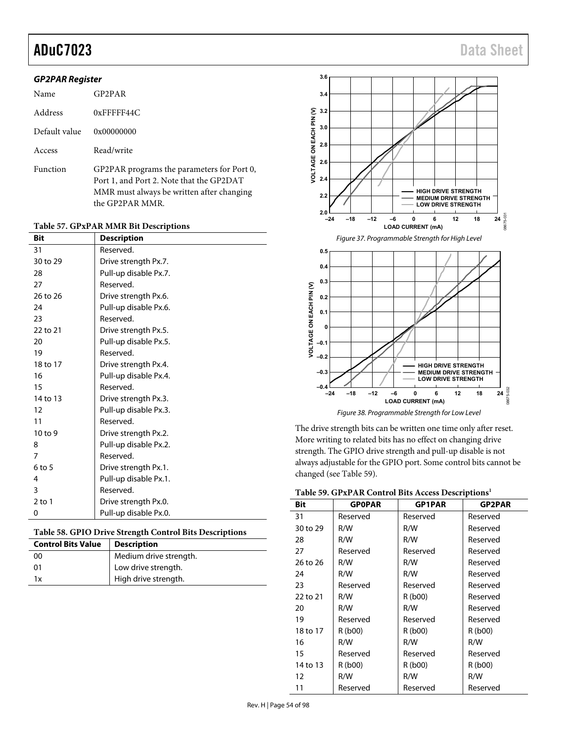### *GP2PAR Register*

| | |
|---|---|
| Name | GP2PAR |
| Address | 0xFFFFF44C |
| Default value | 0x00000000 |
| Access | Read/write |
| Function | GP2PAR programs the parameters for Port 0, Port 1, and Port 2. Note that the GP2DAT MMR must always be written after changing the GP2PAR MMR. |

**Table 57. GPxPAR MMR Bit Descriptions**

| Bit | Description |
|---|---|
| 31 | Reserved. |
| 30 to 29 | Drive strength Px.7. |
| 28 | Pull-up disable Px.7. |
| 27 | Reserved. |
| 26 to 26 | Drive strength Px.6. |
| 24 | Pull-up disable Px.6. |
| 23 | Reserved. |
| 22 to 21 | Drive strength Px.5. |
| 20 | Pull-up disable Px.5. |
| 19 | Reserved. |
| 18 to 17 | Drive strength Px.4. |
| 16 | Pull-up disable Px.4. |
| 15 | Reserved. |
| 14 to 13 | Drive strength Px.3. |
| 12 | Pull-up disable Px.3. |
| 11 | Reserved. |
| 10 to 9 | Drive strength Px.2. |
| 8 | Pull-up disable Px.2. |
| 7 | Reserved. |
| 6 to 5 | Drive strength Px.1. |
| 4 | Pull-up disable Px.1. |
| 3 | Reserved. |
| 2 to 1 | Drive strength Px.0. |
| 0 | Pull-up disable Px.0. |

**Table 58. GPIO Drive Strength Control Bits Descriptions**

| Control Bits Value | Description |
|---|---|
| 00 | Medium drive strength. |
| 01 | Low drive strength. |
| 1x | High drive strength. |

*Figure 37. Programmable Strength for High Level*

*Figure 38. Programmable Strength for Low Level*

The drive strength bits can be written one time only after reset. More writing to related bits has no effect on changing drive strength. The GPIO drive strength and pull-up disable is not always adjustable for the GPIO port. Some control bits cannot be changed (see Table 59).

**Table 59. GPxPAR Control Bits Access Descriptions[1]**

| Bit | GP0PAR | GP1PAR | GP2PAR |
|---|---|---|---|
| 31 | Reserved | Reserved | Reserved |
| 30 to 29 | R/W | R/W | Reserved |
| 28 | R/W | R/W | Reserved |
| 27 | Reserved | Reserved | Reserved |
| 26 to 26 | R/W | R/W | Reserved |
| 24 | R/W | R/W | Reserved |
| 23 | Reserved | Reserved | Reserved |
| 22 to 21 | R/W | R (b00) | Reserved |
| 20 | R/W | R/W | Reserved |
| 19 | Reserved | Reserved | Reserved |
| 18 to 17 | R (b00) | R (b00) | R (b00) |
| 16 | R/W | R/W | R/W |
| 15 | Reserved | Reserved | Reserved |
| 14 to 13 | R (b00) | R (b00) | R (b00) |
| 12 | R/W | R/W | R/W |
| 11 | Reserved | Reserved | Reserved |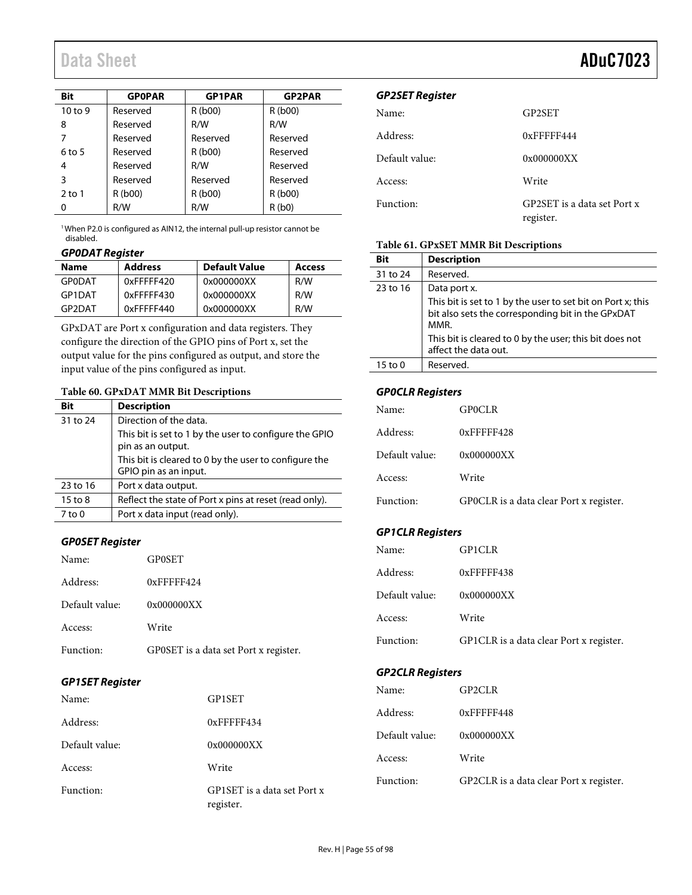| Bit | GP0PAR | GP1PAR | GP2PAR |
|---|---|---|---|
| 10 to 9 | Reserved | R (b00) | R (b00) |
| 8 | Reserved | R/W | R/W |
| 7 | Reserved | Reserved | Reserved |
| 6 to 5 | Reserved | R (b00) | Reserved |
| 4 | Reserved | R/W | Reserved |
| 3 | Reserved | Reserved | Reserved |
| 2 to 1 | R (b00) | R (b00) | R (b00) |
| 0 | R/W | R/W | R (b0) |

[1] When P2.0 is configured as AIN12, the internal pull-up resistor cannot be disabled.

### GP0DAT Register

| Name | Address | Default Value | Access |
|---|---|---|---|
| GP0DAT | 0xFFFFF420 | 0x000000XX | R/W |
| GP1DAT | 0xFFFFF430 | 0x000000XX | R/W |
| GP2DAT | 0xFFFFF440 | 0x000000XX | R/W |

GPxDAT are Port x configuration and data registers. They configure the direction of the GPIO pins of Port x, set the output value for the pins configured as output, and store the input value of the pins configured as input.

**Table 60. GPxDAT MMR Bit Descriptions**

| Bit | Description |
|---|---|
| 31 to 24 | Direction of the data.<br>This bit is set to 1 by the user to configure the GPIO pin as an output.<br>This bit is cleared to 0 by the user to configure the GPIO pin as an input. |
| 23 to 16 | Port x data output. |
| 15 to 8 | Reflect the state of Port x pins at reset (read only). |
| 7 to 0 | Port x data input (read only). |

### GP0SET Register

Name: GP0SET

Address: 0xFFFFF424

Default value: 0x000000XX

Access: Write

Function: GP0SET is a data set Port x register.

### GP1SET Register

Name: GP1SET

Address: 0xFFFFF434

Default value: 0x000000XX

Access: Write

Function: GP1SET is a data set Port x register.

### GP2SET Register

Name: GP2SET

Address: 0xFFFFF444

Default value: 0x000000XX

Access: Write

Function: GP2SET is a data set Port x register.

**Table 61. GPxSET MMR Bit Descriptions**

| Bit | Description |
|---|---|
| 31 to 24 | Reserved. |
| 23 to 16 | Data port x.<br>This bit is set to 1 by the user to set bit on Port x; this bit also sets the corresponding bit in the GPxDAT MMR.<br>This bit is cleared to 0 by the user; this bit does not affect the data out. |
| 15 to 0 | Reserved. |

### GP0CLR Registers

Name: GP0CLR

Address: 0xFFFFF428

Default value: 0x000000XX

Access: Write

Function: GP0CLR is a data clear Port x register.

### GP1CLR Registers

Name: GP1CLR

Address: 0xFFFFF438

Default value: 0x000000XX

Access: Write

Function: GP1CLR is a data clear Port x register.

### GP2CLR Registers

Name: GP2CLR

Address: 0xFFFFF448

Default value: 0x000000XX

Access: Write

Function: GP2CLR is a data clear Port x register.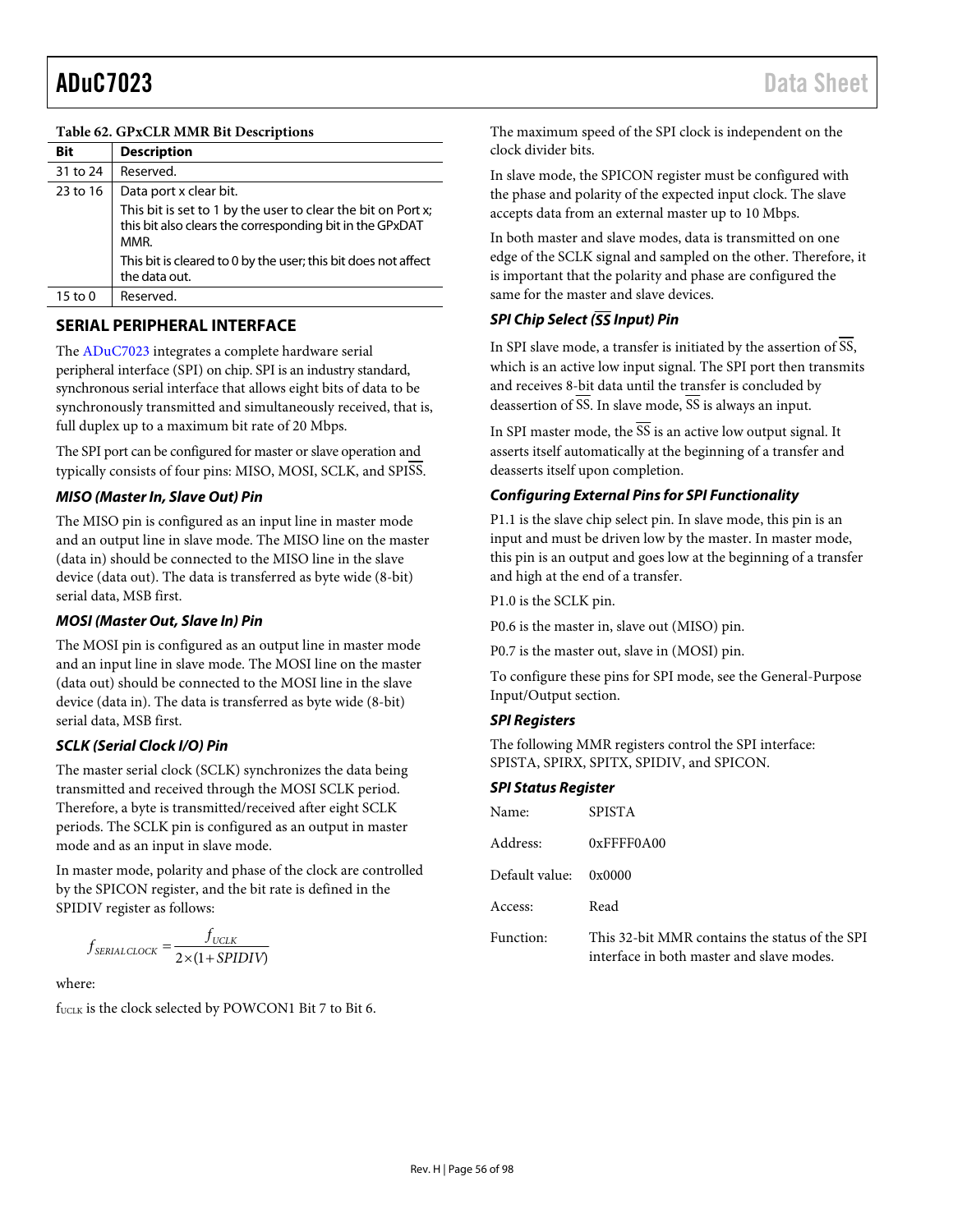**Table 62. GPxCLR MMR Bit Descriptions**

| Bit | Description |
|---|---|
| 31 to 24 | Reserved. |
| 23 to 16 | Data port x clear bit. This bit is set to 1 by the user to clear the bit on Port x; this bit also clears the corresponding bit in the GPxDAT MMR. This bit is cleared to 0 by the user; this bit does not affect the data out. |
| 15 to 0 | Reserved. |

## SERIAL PERIPHERAL INTERFACE

The ADuC7023 integrates a complete hardware serial peripheral interface (SPI) on chip. SPI is an industry standard, synchronous serial interface that allows eight bits of data to be synchronously transmitted and simultaneously received, that is, full duplex up to a maximum bit rate of 20 Mbps.

The SPI port can be configured for master or slave operation and typically consists of four pins: MISO, MOSI, SCLK, and SPI$\overline{\text{SS}}$.

### *MISO (Master In, Slave Out) Pin*

The MISO pin is configured as an input line in master mode and an output line in slave mode. The MISO line on the master (data in) should be connected to the MISO line in the slave device (data out). The data is transferred as byte wide (8-bit) serial data, MSB first.

### *MOSI (Master Out, Slave In) Pin*

The MOSI pin is configured as an output line in master mode and an input line in slave mode. The MOSI line on the master (data out) should be connected to the MOSI line in the slave device (data in). The data is transferred as byte wide (8-bit) serial data, MSB first.

### *SCLK (Serial Clock I/O) Pin*

The master serial clock (SCLK) synchronizes the data being transmitted and received through the MOSI SCLK period. Therefore, a byte is transmitted/received after eight SCLK periods. The SCLK pin is configured as an output in master mode and as an input in slave mode.

In master mode, polarity and phase of the clock are controlled by the SPICON register, and the bit rate is defined in the SPIDIV register as follows:

$$f_{SERIAL\,CLOCK} = \frac{f_{UCLK}}{2 \times (1 + SPIDIV)}$$

where:

$f_{UCLK}$ is the clock selected by POWCON1 Bit 7 to Bit 6.

The maximum speed of the SPI clock is independent on the clock divider bits.

In slave mode, the SPICON register must be configured with the phase and polarity of the expected input clock. The slave accepts data from an external master up to 10 Mbps.

In both master and slave modes, data is transmitted on one edge of the SCLK signal and sampled on the other. Therefore, it is important that the polarity and phase are configured the same for the master and slave devices.

### *SPI Chip Select ($\overline{\text{SS}}$ Input) Pin*

In SPI slave mode, a transfer is initiated by the assertion of $\overline{\text{SS}}$, which is an active low input signal. The SPI port then transmits and receives 8-bit data until the transfer is concluded by deassertion of $\overline{\text{SS}}$. In slave mode, $\overline{\text{SS}}$ is always an input.

In SPI master mode, the $\overline{\text{SS}}$ is an active low output signal. It asserts itself automatically at the beginning of a transfer and deasserts itself upon completion.

### *Configuring External Pins for SPI Functionality*

P1.1 is the slave chip select pin. In slave mode, this pin is an input and must be driven low by the master. In master mode, this pin is an output and goes low at the beginning of a transfer and high at the end of a transfer.

P1.0 is the SCLK pin.

P0.6 is the master in, slave out (MISO) pin.

P0.7 is the master out, slave in (MOSI) pin.

To configure these pins for SPI mode, see the General-Purpose Input/Output section.

### *SPI Registers*

The following MMR registers control the SPI interface: SPISTA, SPIRX, SPITX, SPIDIV, and SPICON.

### *SPI Status Register*

Name: SPISTA

Address: 0xFFFF0A00

Default value: 0x0000

Access: Read

Function: This 32-bit MMR contains the status of the SPI interface in both master and slave modes.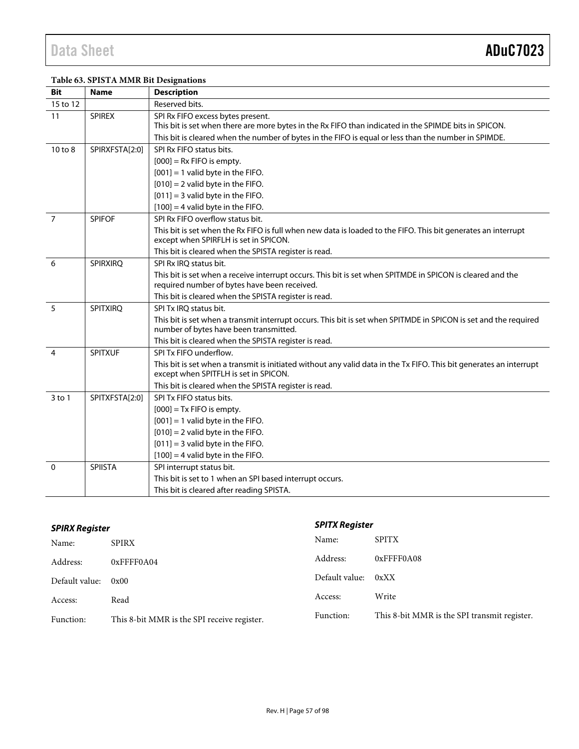**Table 63. SPISTA MMR Bit Designations**

| Bit | Name | Description |
|---|---|---|
| 15 to 12 | | Reserved bits. |
| 11 | SPIREX | SPI Rx FIFO excess bytes present. This bit is set when there are more bytes in the Rx FIFO than indicated in the SPIMDE bits in SPICON. This bit is cleared when the number of bytes in the FIFO is equal or less than the number in SPIMDE. |
| 10 to 8 | SPIRXFSTA[2:0] | SPI Rx FIFO status bits. [000] = Rx FIFO is empty. [001] = 1 valid byte in the FIFO. [010] = 2 valid byte in the FIFO. [011] = 3 valid byte in the FIFO. [100] = 4 valid byte in the FIFO. |
| 7 | SPIFOF | SPI Rx FIFO overflow status bit. This bit is set when the Rx FIFO is full when new data is loaded to the FIFO. This bit generates an interrupt except when SPIRFLH is set in SPICON. This bit is cleared when the SPISTA register is read. |
| 6 | SPIRXIRQ | SPI Rx IRQ status bit. This bit is set when a receive interrupt occurs. This bit is set when SPITMDE in SPICON is cleared and the required number of bytes have been received. This bit is cleared when the SPISTA register is read. |
| 5 | SPITXIRQ | SPI Tx IRQ status bit. This bit is set when a transmit interrupt occurs. This bit is set when SPITMDE in SPICON is set and the required number of bytes have been transmitted. This bit is cleared when the SPISTA register is read. |
| 4 | SPITXUF | SPI Tx FIFO underflow. This bit is set when a transmit is initiated without any valid data in the Tx FIFO. This bit generates an interrupt except when SPITFLH is set in SPICON. This bit is cleared when the SPISTA register is read. |
| 3 to 1 | SPITXFSTA[2:0] | SPI Tx FIFO status bits. [000] = Tx FIFO is empty. [001] = 1 valid byte in the FIFO. [010] = 2 valid byte in the FIFO. [011] = 3 valid byte in the FIFO. [100] = 4 valid byte in the FIFO. |
| 0 | SPIISTA | SPI interrupt status bit. This bit is set to 1 when an SPI based interrupt occurs. This bit is cleared after reading SPISTA. |

### *SPIRX Register*

Name: SPIRX

Address: 0xFFFF0A04

Default value: 0x00

Access: Read

Function: This 8-bit MMR is the SPI receive register.

### *SPITX Register*

Name: SPITX

Address: 0xFFFF0A08

Default value: 0xXX

Access: Write

Function: This 8-bit MMR is the SPI transmit register.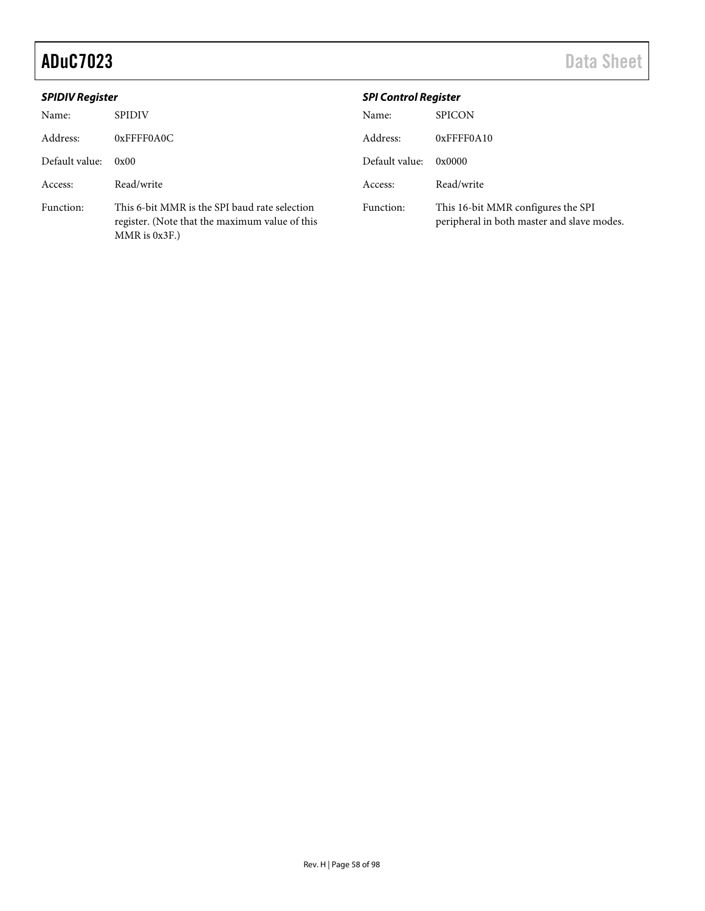### *SPIDIV Register*

| | |
|---|---|
| Name: | SPIDIV |
| Address: | 0xFFFF0A0C |
| Default value: | 0x00 |
| Access: | Read/write |
| Function: | This 6-bit MMR is the SPI baud rate selection register. (Note that the maximum value of this MMR is 0x3F.) |

### *SPI Control Register*

| | |
|---|---|
| Name: | SPICON |
| Address: | 0xFFFF0A10 |
| Default value: | 0x0000 |
| Access: | Read/write |
| Function: | This 16-bit MMR configures the SPI peripheral in both master and slave modes. |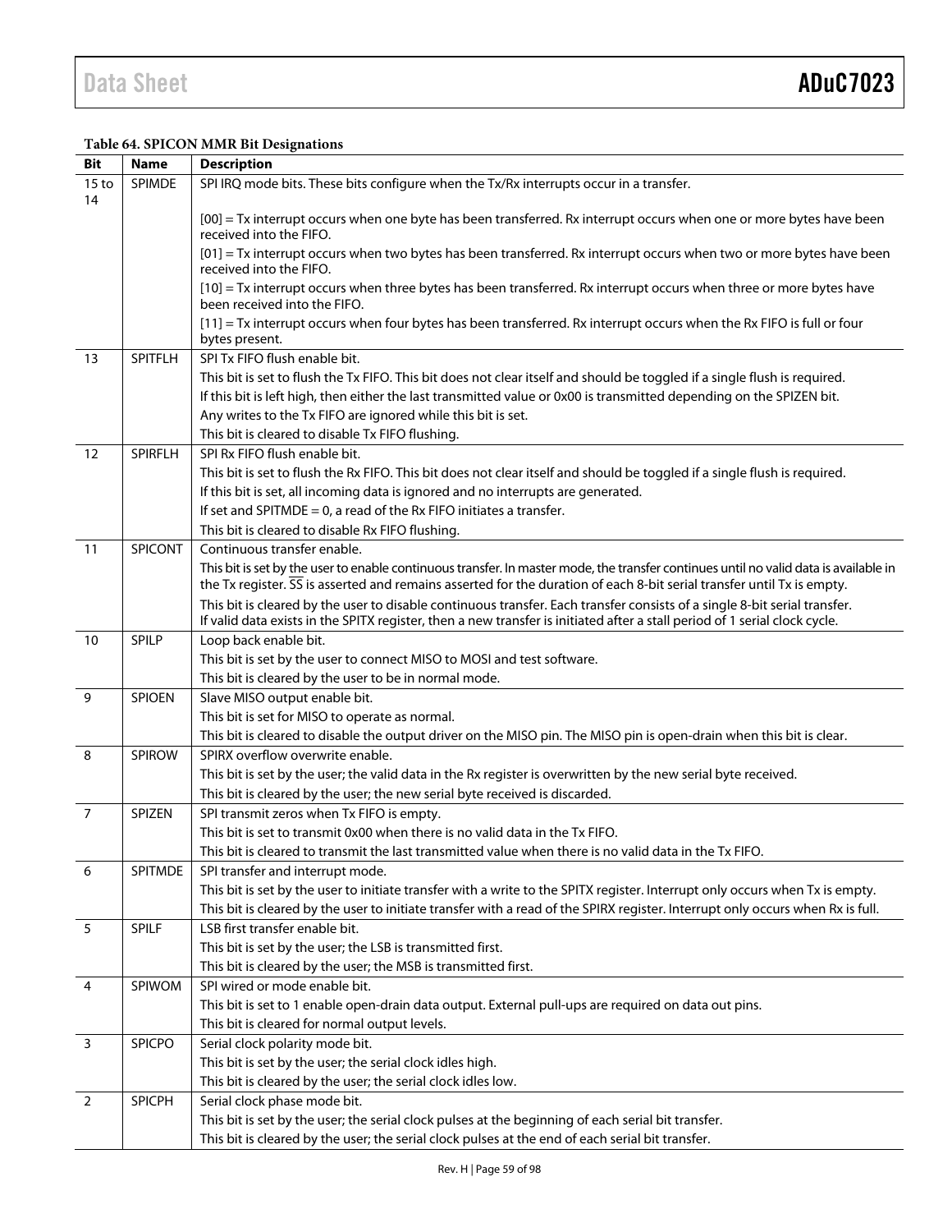**Table 64. SPICON MMR Bit Designations**

| Bit | Name | Description |
|---|---|---|
| 15 to 14 | SPIMDE | SPI IRQ mode bits. These bits configure when the Tx/Rx interrupts occur in a transfer. |
| | | [00] = Tx interrupt occurs when one byte has been transferred. Rx interrupt occurs when one or more bytes have been received into the FIFO. |
| | | [01] = Tx interrupt occurs when two bytes has been transferred. Rx interrupt occurs when two or more bytes have been received into the FIFO. |
| | | [10] = Tx interrupt occurs when three bytes has been transferred. Rx interrupt occurs when three or more bytes have been received into the FIFO. |
| | | [11] = Tx interrupt occurs when four bytes has been transferred. Rx interrupt occurs when the Rx FIFO is full or four bytes present. |
| 13 | SPITFLH | SPI Tx FIFO flush enable bit. |
| | | This bit is set to flush the Tx FIFO. This bit does not clear itself and should be toggled if a single flush is required. |
| | | If this bit is left high, then either the last transmitted value or 0x00 is transmitted depending on the SPIZEN bit. |
| | | Any writes to the Tx FIFO are ignored while this bit is set. |
| | | This bit is cleared to disable Tx FIFO flushing. |
| 12 | SPIRFLH | SPI Rx FIFO flush enable bit. |
| | | This bit is set to flush the Rx FIFO. This bit does not clear itself and should be toggled if a single flush is required. |
| | | If this bit is set, all incoming data is ignored and no interrupts are generated. |
| | | If set and SPITMDE = 0, a read of the Rx FIFO initiates a transfer. |
| | | This bit is cleared to disable Rx FIFO flushing. |
| 11 | SPICONT | Continuous transfer enable. |
| | | This bit is set by the user to enable continuous transfer. In master mode, the transfer continues until no valid data is available in the Tx register. $\overline{\text{SS}}$ is asserted and remains asserted for the duration of each 8-bit serial transfer until Tx is empty. |
| | | This bit is cleared by the user to disable continuous transfer. Each transfer consists of a single 8-bit serial transfer. If valid data exists in the SPITX register, then a new transfer is initiated after a stall period of 1 serial clock cycle. |
| 10 | SPILP | Loop back enable bit. |
| | | This bit is set by the user to connect MISO to MOSI and test software. |
| | | This bit is cleared by the user to be in normal mode. |
| 9 | SPIOEN | Slave MISO output enable bit. |
| | | This bit is set for MISO to operate as normal. |
| | | This bit is cleared to disable the output driver on the MISO pin. The MISO pin is open-drain when this bit is clear. |
| 8 | SPIROW | SPIRX overflow overwrite enable. |
| | | This bit is set by the user; the valid data in the Rx register is overwritten by the new serial byte received. |
| | | This bit is cleared by the user; the new serial byte received is discarded. |
| 7 | SPIZEN | SPI transmit zeros when Tx FIFO is empty. |
| | | This bit is set to transmit 0x00 when there is no valid data in the Tx FIFO. |
| | | This bit is cleared to transmit the last transmitted value when there is no valid data in the Tx FIFO. |
| 6 | SPITMDE | SPI transfer and interrupt mode. |
| | | This bit is set by the user to initiate transfer with a write to the SPITX register. Interrupt only occurs when Tx is empty. |
| | | This bit is cleared by the user to initiate transfer with a read of the SPIRX register. Interrupt only occurs when Rx is full. |
| 5 | SPILF | LSB first transfer enable bit. |
| | | This bit is set by the user; the LSB is transmitted first. |
| | | This bit is cleared by the user; the MSB is transmitted first. |
| 4 | SPIWOM | SPI wired or mode enable bit. |
| | | This bit is set to 1 enable open-drain data output. External pull-ups are required on data out pins. |
| | | This bit is cleared for normal output levels. |
| 3 | SPICPO | Serial clock polarity mode bit. |
| | | This bit is set by the user; the serial clock idles high. |
| | | This bit is cleared by the user; the serial clock idles low. |
| 2 | SPICPH | Serial clock phase mode bit. |
| | | This bit is set by the user; the serial clock pulses at the beginning of each serial bit transfer. |
| | | This bit is cleared by the user; the serial clock pulses at the end of each serial bit transfer. |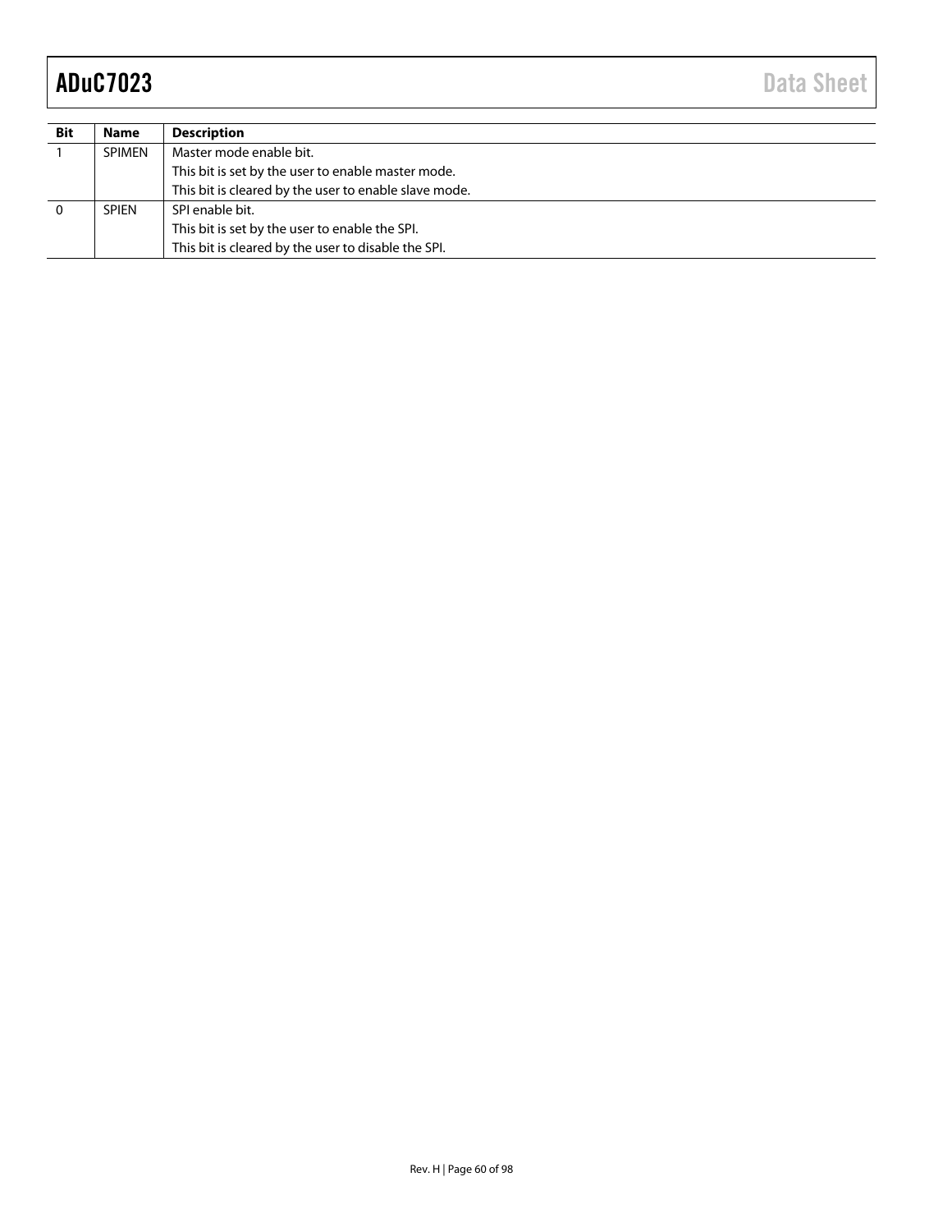| Bit | Name | Description |
|---|---|---|
| 1 | SPIMEN | Master mode enable bit. |
| | | This bit is set by the user to enable master mode. |
| | | This bit is cleared by the user to enable slave mode. |
| 0 | SPIEN | SPI enable bit. |
| | | This bit is set by the user to enable the SPI. |
| | | This bit is cleared by the user to disable the SPI. |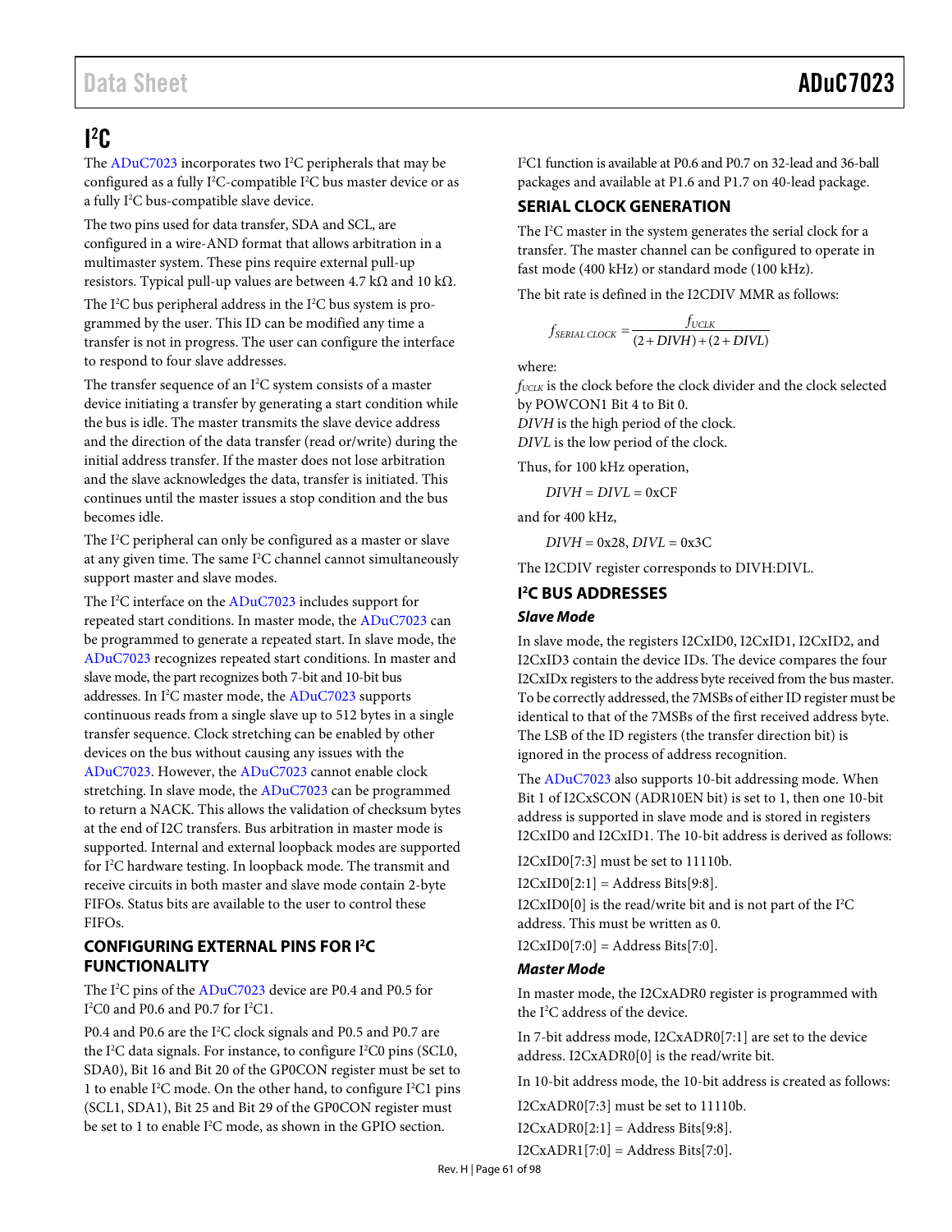# I²C

The ADuC7023 incorporates two I²C peripherals that may be configured as a fully I²C-compatible I²C bus master device or as a fully I²C bus-compatible slave device.

The two pins used for data transfer, SDA and SCL, are configured in a wire-AND format that allows arbitration in a multimaster system. These pins require external pull-up resistors. Typical pull-up values are between 4.7 kΩ and 10 kΩ.

The I²C bus peripheral address in the I²C bus system is programmed by the user. This ID can be modified any time a transfer is not in progress. The user can configure the interface to respond to four slave addresses.

The transfer sequence of an I²C system consists of a master device initiating a transfer by generating a start condition while the bus is idle. The master transmits the slave device address and the direction of the data transfer (read or/write) during the initial address transfer. If the master does not lose arbitration and the slave acknowledges the data, transfer is initiated. This continues until the master issues a stop condition and the bus becomes idle.

The I²C peripheral can only be configured as a master or slave at any given time. The same I²C channel cannot simultaneously support master and slave modes.

The I²C interface on the ADuC7023 includes support for repeated start conditions. In master mode, the ADuC7023 can be programmed to generate a repeated start. In slave mode, the ADuC7023 recognizes repeated start conditions. In master and slave mode, the part recognizes both 7-bit and 10-bit bus addresses. In I²C master mode, the ADuC7023 supports continuous reads from a single slave up to 512 bytes in a single transfer sequence. Clock stretching can be enabled by other devices on the bus without causing any issues with the ADuC7023. However, the ADuC7023 cannot enable clock stretching. In slave mode, the ADuC7023 can be programmed to return a NACK. This allows the validation of checksum bytes at the end of I2C transfers. Bus arbitration in master mode is supported. Internal and external loopback modes are supported for I²C hardware testing. In loopback mode. The transmit and receive circuits in both master and slave mode contain 2-byte FIFOs. Status bits are available to the user to control these FIFOs.

## CONFIGURING EXTERNAL PINS FOR I²C FUNCTIONALITY

The I²C pins of the ADuC7023 device are P0.4 and P0.5 for I²C0 and P0.6 and P0.7 for I²C1.

P0.4 and P0.6 are the I²C clock signals and P0.5 and P0.7 are the I²C data signals. For instance, to configure I²C0 pins (SCL0, SDA0), Bit 16 and Bit 20 of the GP0CON register must be set to 1 to enable I²C mode. On the other hand, to configure I²C1 pins (SCL1, SDA1), Bit 25 and Bit 29 of the GP0CON register must be set to 1 to enable I²C mode, as shown in the GPIO section.

I²C1 function is available at P0.6 and P0.7 on 32-lead and 36-ball packages and available at P1.6 and P1.7 on 40-lead package.

## SERIAL CLOCK GENERATION

The I²C master in the system generates the serial clock for a transfer. The master channel can be configured to operate in fast mode (400 kHz) or standard mode (100 kHz).

The bit rate is defined in the I2CDIV MMR as follows:

$$f_{SERIAL\ CLOCK} = \frac{f_{UCLK}}{(2 + DIVH) + (2 + DIVL)}$$

where:
$f_{UCLK}$ is the clock before the clock divider and the clock selected by POWCON1 Bit 4 to Bit 0.
$DIVH$ is the high period of the clock.
$DIVL$ is the low period of the clock.

Thus, for 100 kHz operation,

$DIVH = DIVL = 0xCF$

and for 400 kHz,

$DIVH = 0x28$, $DIVL = 0x3C$

The I2CDIV register corresponds to DIVH:DIVL.

## I²C BUS ADDRESSES

### *Slave Mode*

In slave mode, the registers I2CxID0, I2CxID1, I2CxID2, and I2CxID3 contain the device IDs. The device compares the four I2CxIDx registers to the address byte received from the bus master. To be correctly addressed, the 7MSBs of either ID register must be identical to that of the 7MSBs of the first received address byte. The LSB of the ID registers (the transfer direction bit) is ignored in the process of address recognition.

The ADuC7023 also supports 10-bit addressing mode. When Bit 1 of I2CxSCON (ADR10EN bit) is set to 1, then one 10-bit address is supported in slave mode and is stored in registers I2CxID0 and I2CxID1. The 10-bit address is derived as follows:

I2CxID0[7:3] must be set to 11110b.

I2CxID0[2:1] = Address Bits[9:8].

I2CxID0[0] is the read/write bit and is not part of the I²C address. This must be written as 0.

I2CxID0[7:0] = Address Bits[7:0].

### *Master Mode*

In master mode, the I2CxADR0 register is programmed with the I²C address of the device.

In 7-bit address mode, I2CxADR0[7:1] are set to the device address. I2CxADR0[0] is the read/write bit.

In 10-bit address mode, the 10-bit address is created as follows:

I2CxADR0[7:3] must be set to 11110b.

I2CxADR0[2:1] = Address Bits[9:8].

I2CxADR1[7:0] = Address Bits[7:0].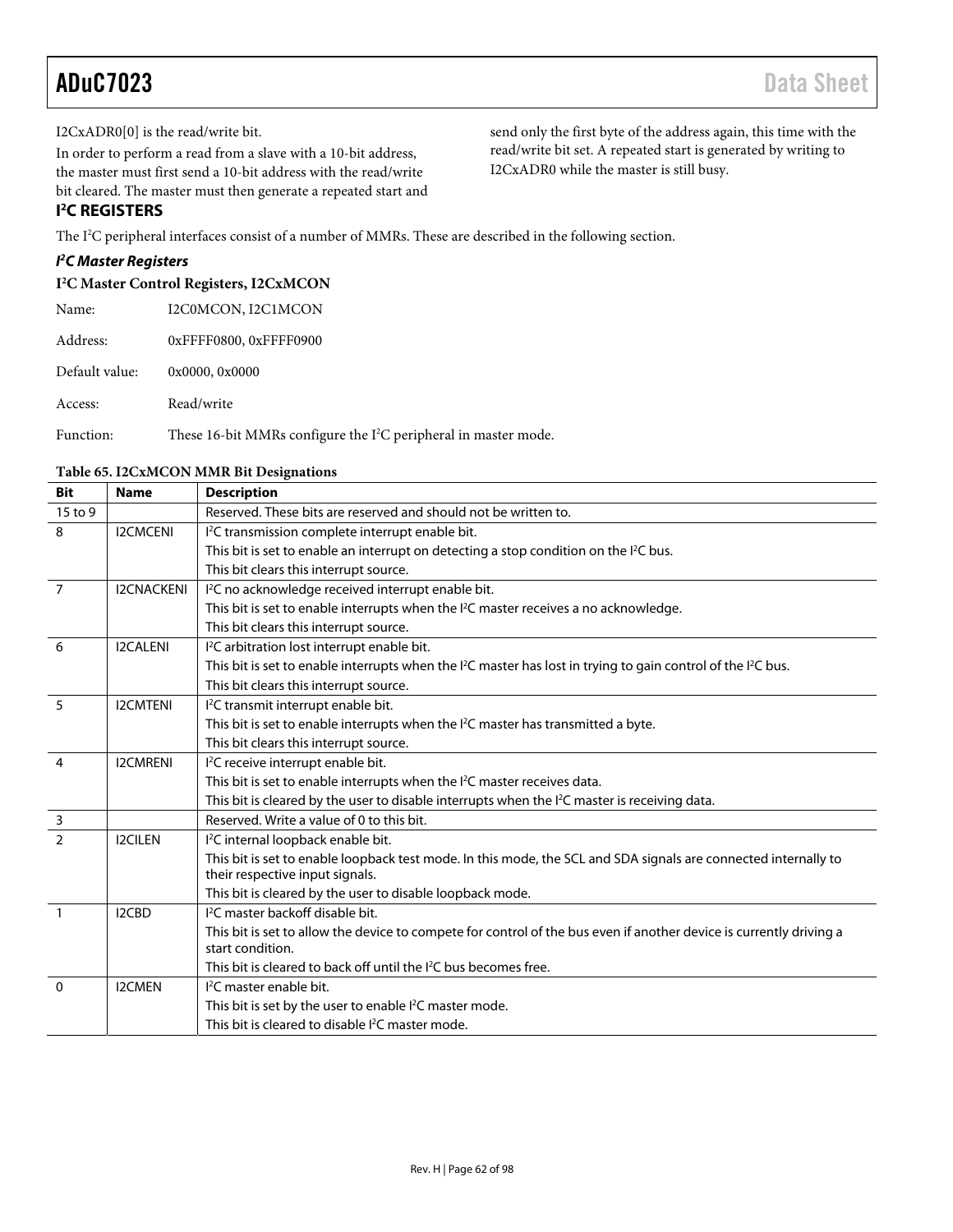I2CxADR0[0] is the read/write bit.

In order to perform a read from a slave with a 10-bit address, the master must first send a 10-bit address with the read/write bit cleared. The master must then generate a repeated start and send only the first byte of the address again, this time with the read/write bit set. A repeated start is generated by writing to I2CxADR0 while the master is still busy.

## I²C REGISTERS

The I²C peripheral interfaces consist of a number of MMRs. These are described in the following section.

### *I²C Master Registers*

#### I²C Master Control Registers, I2CxMCON

Name: I2C0MCON, I2C1MCON

Address: 0xFFFF0800, 0xFFFF0900

Default value: 0x0000, 0x0000

Access: Read/write

Function: These 16-bit MMRs configure the I²C peripheral in master mode.

**Table 65. I2CxMCON MMR Bit Designations**

| Bit | Name | Description |
|---|---|---|
| 15 to 9 | | Reserved. These bits are reserved and should not be written to. |
| 8 | I2CMCENI | I²C transmission complete interrupt enable bit.<br>This bit is set to enable an interrupt on detecting a stop condition on the I²C bus.<br>This bit clears this interrupt source. |
| 7 | I2CNACKENI | I²C no acknowledge received interrupt enable bit.<br>This bit is set to enable interrupts when the I²C master receives a no acknowledge.<br>This bit clears this interrupt source. |
| 6 | I2CALENI | I²C arbitration lost interrupt enable bit.<br>This bit is set to enable interrupts when the I²C master has lost in trying to gain control of the I²C bus.<br>This bit clears this interrupt source. |
| 5 | I2CMTENI | I²C transmit interrupt enable bit.<br>This bit is set to enable interrupts when the I²C master has transmitted a byte.<br>This bit clears this interrupt source. |
| 4 | I2CMRENI | I²C receive interrupt enable bit.<br>This bit is set to enable interrupts when the I²C master receives data.<br>This bit is cleared by the user to disable interrupts when the I²C master is receiving data. |
| 3 | | Reserved. Write a value of 0 to this bit. |
| 2 | I2CILEN | I²C internal loopback enable bit.<br>This bit is set to enable loopback test mode. In this mode, the SCL and SDA signals are connected internally to their respective input signals.<br>This bit is cleared by the user to disable loopback mode. |
| 1 | I2CBD | I²C master backoff disable bit.<br>This bit is set to allow the device to compete for control of the bus even if another device is currently driving a start condition.<br>This bit is cleared to back off until the I²C bus becomes free. |
| 0 | I2CMEN | I²C master enable bit.<br>This bit is set by the user to enable I²C master mode.<br>This bit is cleared to disable I²C master mode. |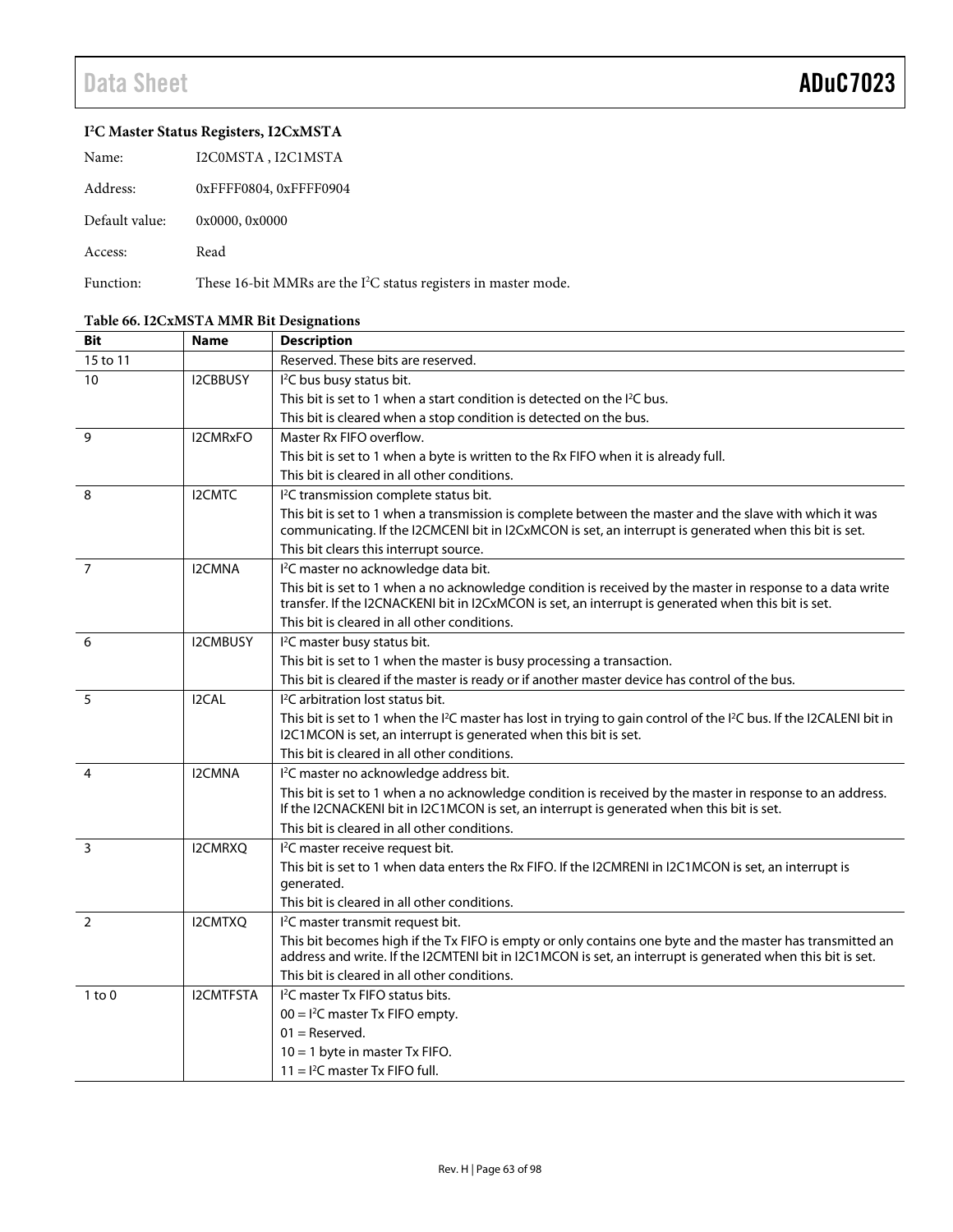### I²C Master Status Registers, I2CxMSTA

Name: I2C0MSTA , I2C1MSTA

Address: 0xFFFF0804, 0xFFFF0904

Default value: 0x0000, 0x0000

Access: Read

Function: These 16-bit MMRs are the I²C status registers in master mode.

**Table 66. I2CxMSTA MMR Bit Designations**

| Bit | Name | Description |
|---|---|---|
| 15 to 11 | | Reserved. These bits are reserved. |
| 10 | I2CBBUSY | I²C bus busy status bit.<br>This bit is set to 1 when a start condition is detected on the I²C bus.<br>This bit is cleared when a stop condition is detected on the bus. |
| 9 | I2CMRxFO | Master Rx FIFO overflow.<br>This bit is set to 1 when a byte is written to the Rx FIFO when it is already full.<br>This bit is cleared in all other conditions. |
| 8 | I2CMTC | I²C transmission complete status bit.<br>This bit is set to 1 when a transmission is complete between the master and the slave with which it was communicating. If the I2CMCENI bit in I2CxMCON is set, an interrupt is generated when this bit is set.<br>This bit clears this interrupt source. |
| 7 | I2CMNA | I²C master no acknowledge data bit.<br>This bit is set to 1 when a no acknowledge condition is received by the master in response to a data write transfer. If the I2CNACKENI bit in I2CxMCON is set, an interrupt is generated when this bit is set.<br>This bit is cleared in all other conditions. |
| 6 | I2CMBUSY | I²C master busy status bit.<br>This bit is set to 1 when the master is busy processing a transaction.<br>This bit is cleared if the master is ready or if another master device has control of the bus. |
| 5 | I2CAL | I²C arbitration lost status bit.<br>This bit is set to 1 when the I²C master has lost in trying to gain control of the I²C bus. If the I2CALENI bit in I2C1MCON is set, an interrupt is generated when this bit is set.<br>This bit is cleared in all other conditions. |
| 4 | I2CMNA | I²C master no acknowledge address bit.<br>This bit is set to 1 when a no acknowledge condition is received by the master in response to an address. If the I2CNACKENI bit in I2C1MCON is set, an interrupt is generated when this bit is set.<br>This bit is cleared in all other conditions. |
| 3 | I2CMRXQ | I²C master receive request bit.<br>This bit is set to 1 when data enters the Rx FIFO. If the I2CMRENI in I2C1MCON is set, an interrupt is generated.<br>This bit is cleared in all other conditions. |
| 2 | I2CMTXQ | I²C master transmit request bit.<br>This bit becomes high if the Tx FIFO is empty or only contains one byte and the master has transmitted an address and write. If the I2CMTENI bit in I2C1MCON is set, an interrupt is generated when this bit is set.<br>This bit is cleared in all other conditions. |
| 1 to 0 | I2CMTFSTA | I²C master Tx FIFO status bits.<br>00 = I²C master Tx FIFO empty.<br>01 = Reserved.<br>10 = 1 byte in master Tx FIFO.<br>11 = I²C master Tx FIFO full. |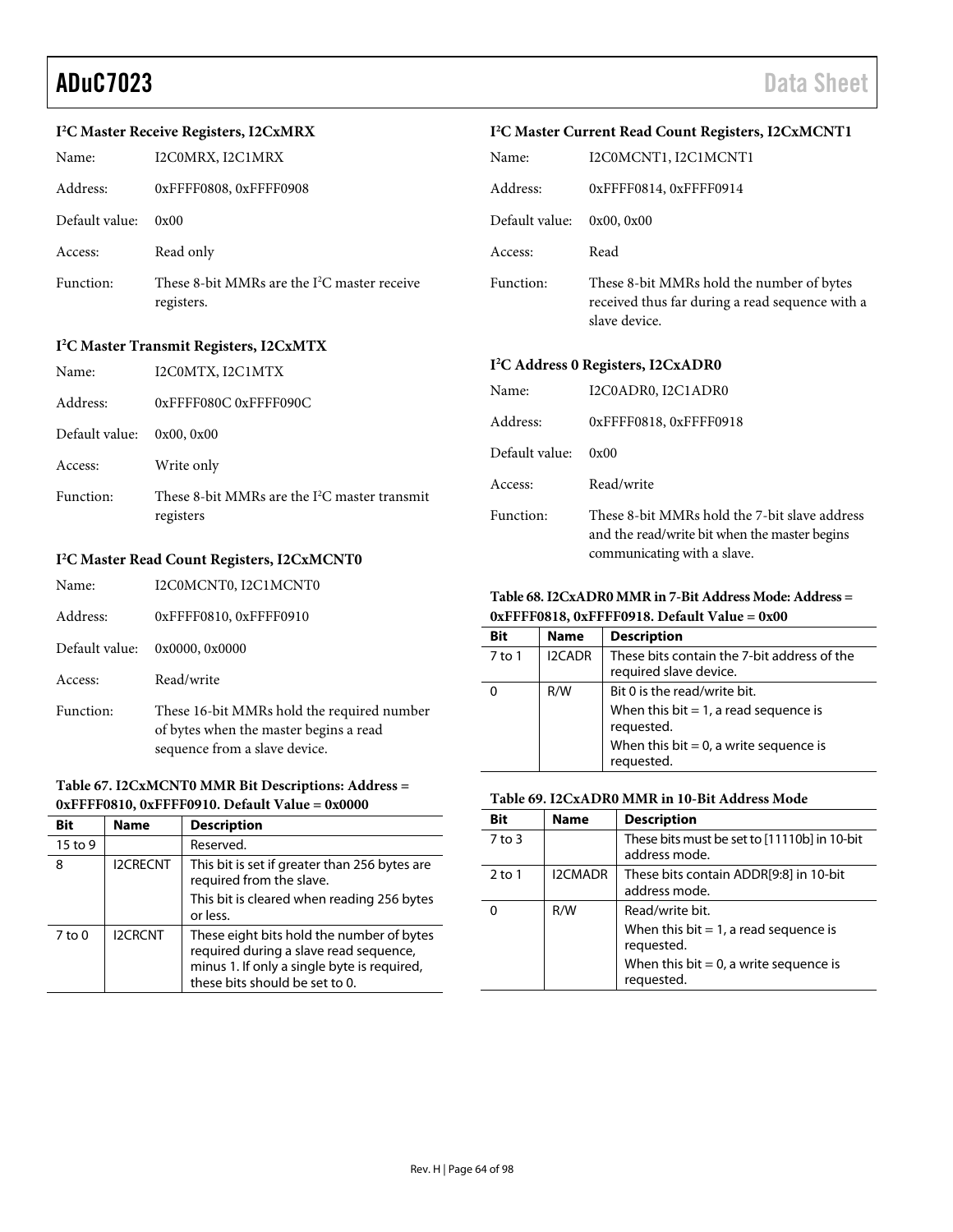### I²C Master Receive Registers, I2CxMRX

Name: I2C0MRX, I2C1MRX

Address: 0xFFFF0808, 0xFFFF0908

Default value: 0x00

Access: Read only

Function: These 8-bit MMRs are the I²C master receive registers.

### I²C Master Transmit Registers, I2CxMTX

Name: I2C0MTX, I2C1MTX

Address: 0xFFFF080C 0xFFFF090C

Default value: 0x00, 0x00

Access: Write only

Function: These 8-bit MMRs are the I²C master transmit registers

### I²C Master Read Count Registers, I2CxMCNT0

Name: I2C0MCNT0, I2C1MCNT0

Address: 0xFFFF0810, 0xFFFF0910

Default value: 0x0000, 0x0000

Access: Read/write

Function: These 16-bit MMRs hold the required number of bytes when the master begins a read sequence from a slave device.

**Table 67. I2CxMCNT0 MMR Bit Descriptions: Address = 0xFFFF0810, 0xFFFF0910. Default Value = 0x0000**

| Bit | Name | Description |
|---|---|---|
| 15 to 9 | | Reserved. |
| 8 | I2CRECNT | This bit is set if greater than 256 bytes are required from the slave. This bit is cleared when reading 256 bytes or less. |
| 7 to 0 | I2CRCNT | These eight bits hold the number of bytes required during a slave read sequence, minus 1. If only a single byte is required, these bits should be set to 0. |

### I²C Master Current Read Count Registers, I2CxMCNT1

Name: I2C0MCNT1, I2C1MCNT1

Address: 0xFFFF0814, 0xFFFF0914

Default value: 0x00, 0x00

Access: Read

Function: These 8-bit MMRs hold the number of bytes received thus far during a read sequence with a slave device.

### I²C Address 0 Registers, I2CxADR0

Name: I2C0ADR0, I2C1ADR0

Address: 0xFFFF0818, 0xFFFF0918

Default value: 0x00

Access: Read/write

Function: These 8-bit MMRs hold the 7-bit slave address and the read/write bit when the master begins communicating with a slave.

**Table 68. I2CxADR0 MMR in 7-Bit Address Mode: Address = 0xFFFF0818, 0xFFFF0918. Default Value = 0x00**

| Bit | Name | Description |
|---|---|---|
| 7 to 1 | I2CADR | These bits contain the 7-bit address of the required slave device. |
| 0 | R/W | Bit 0 is the read/write bit. When this bit = 1, a read sequence is requested. When this bit = 0, a write sequence is requested. |

**Table 69. I2CxADR0 MMR in 10-Bit Address Mode**

| Bit | Name | Description |
|---|---|---|
| 7 to 3 | | These bits must be set to [11110b] in 10-bit address mode. |
| 2 to 1 | I2CMADR | These bits contain ADDR[9:8] in 10-bit address mode. |
| 0 | R/W | Read/write bit. When this bit = 1, a read sequence is requested. When this bit = 0, a write sequence is requested. |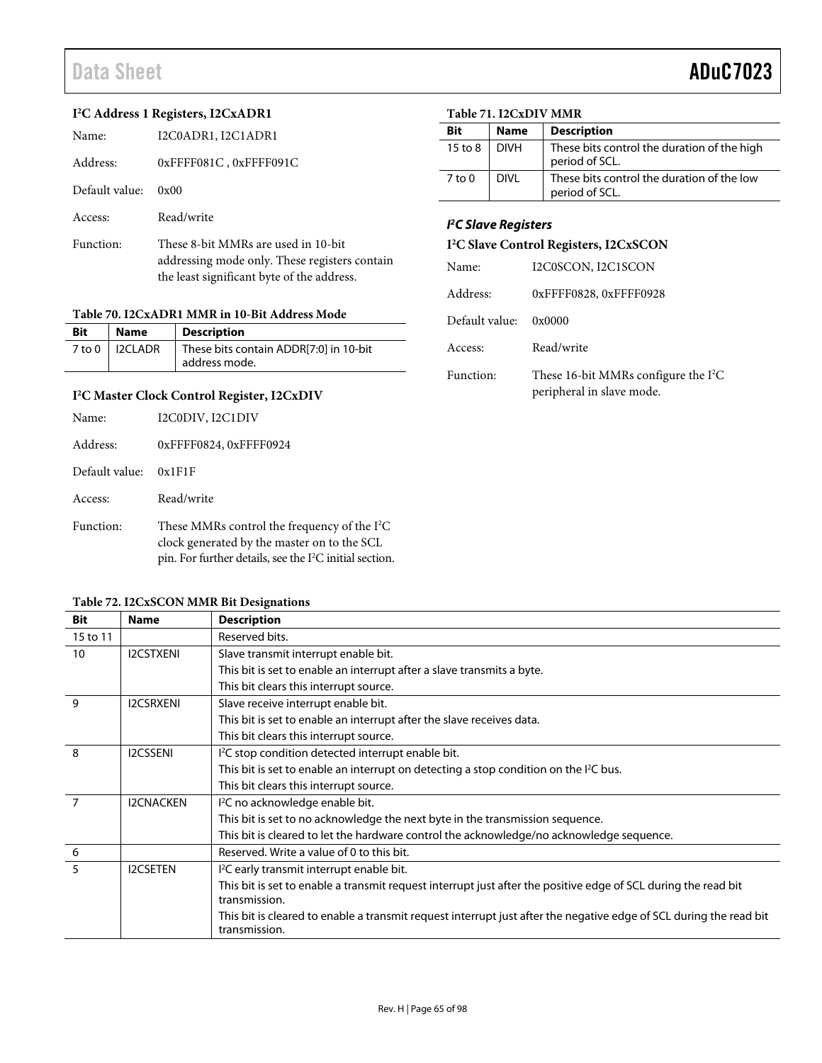### I²C Address 1 Registers, I2CxADR1

Name: I2C0ADR1, I2C1ADR1

Address: 0xFFFF081C , 0xFFFF091C

Default value: 0x00

Access: Read/write

Function: These 8-bit MMRs are used in 10-bit addressing mode only. These registers contain the least significant byte of the address.

**Table 70. I2CxADR1 MMR in 10-Bit Address Mode**

| Bit | Name | Description |
|---|---|---|
| 7 to 0 | I2CLADR | These bits contain ADDR[7:0] in 10-bit address mode. |

### I²C Master Clock Control Register, I2CxDIV

Name: I2C0DIV, I2C1DIV

Address: 0xFFFF0824, 0xFFFF0924

Default value: 0x1F1F

Access: Read/write

Function: These MMRs control the frequency of the I²C clock generated by the master on to the SCL pin. For further details, see the I²C initial section.

**Table 71. I2CxDIV MMR**

| Bit | Name | Description |
|---|---|---|
| 15 to 8 | DIVH | These bits control the duration of the high period of SCL. |
| 7 to 0 | DIVL | These bits control the duration of the low period of SCL. |

## *I²C Slave Registers*

### I²C Slave Control Registers, I2CxSCON

Name: I2C0SCON, I2C1SCON

Address: 0xFFFF0828, 0xFFFF0928

Default value: 0x0000

Access: Read/write

Function: These 16-bit MMRs configure the I²C peripheral in slave mode.

**Table 72. I2CxSCON MMR Bit Designations**

| Bit | Name | Description |
|---|---|---|
| 15 to 11 | | Reserved bits. |
| 10 | I2CSTXENI | Slave transmit interrupt enable bit. |
| | | This bit is set to enable an interrupt after a slave transmits a byte. |
| | | This bit clears this interrupt source. |
| 9 | I2CSRXENI | Slave receive interrupt enable bit. |
| | | This bit is set to enable an interrupt after the slave receives data. |
| | | This bit clears this interrupt source. |
| 8 | I2CSSENI | I²C stop condition detected interrupt enable bit. |
| | | This bit is set to enable an interrupt on detecting a stop condition on the I²C bus. |
| | | This bit clears this interrupt source. |
| 7 | I2CNACKEN | I²C no acknowledge enable bit. |
| | | This bit is set to no acknowledge the next byte in the transmission sequence. |
| | | This bit is cleared to let the hardware control the acknowledge/no acknowledge sequence. |
| 6 | | Reserved. Write a value of 0 to this bit. |
| 5 | I2CSETEN | I²C early transmit interrupt enable bit. |
| | | This bit is set to enable a transmit request interrupt just after the positive edge of SCL during the read bit transmission. |
| | | This bit is cleared to enable a transmit request interrupt just after the negative edge of SCL during the read bit transmission. |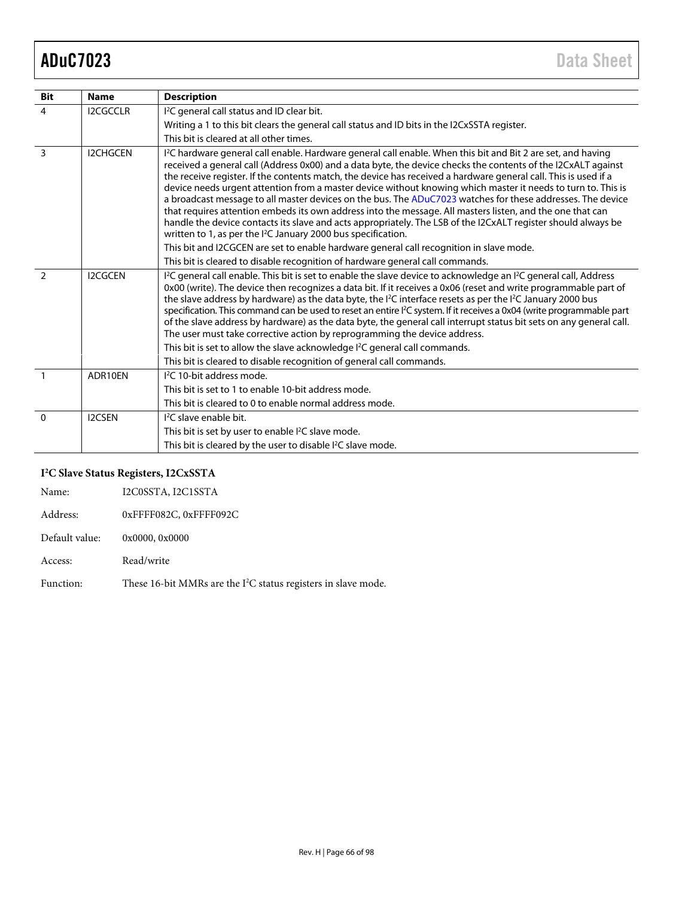| Bit | Name | Description |
|---|---|---|
| 4 | I2CGCCLR | I²C general call status and ID clear bit. |
| | | Writing a 1 to this bit clears the general call status and ID bits in the I2CxSSTA register. |
| | | This bit is cleared at all other times. |
| 3 | I2CHGCEN | I²C hardware general call enable. Hardware general call enable. When this bit and Bit 2 are set, and having received a general call (Address 0x00) and a data byte, the device checks the contents of the I2CxALT against the receive register. If the contents match, the device has received a hardware general call. This is used if a device needs urgent attention from a master device without knowing which master it needs to turn to. This is a broadcast message to all master devices on the bus. The ADuC7023 watches for these addresses. The device that requires attention embeds its own address into the message. All masters listen, and the one that can handle the device contacts its slave and acts appropriately. The LSB of the I2CxALT register should always be written to 1, as per the I²C January 2000 bus specification. |
| | | This bit and I2CGCEN are set to enable hardware general call recognition in slave mode. |
| | | This bit is cleared to disable recognition of hardware general call commands. |
| 2 | I2CGCEN | I²C general call enable. This bit is set to enable the slave device to acknowledge an I²C general call, Address 0x00 (write). The device then recognizes a data bit. If it receives a 0x06 (reset and write programmable part of the slave address by hardware) as the data byte, the I²C interface resets as per the I²C January 2000 bus specification. This command can be used to reset an entire I²C system. If it receives a 0x04 (write programmable part of the slave address by hardware) as the data byte, the general call interrupt status bit sets on any general call. The user must take corrective action by reprogramming the device address. |
| | | This bit is set to allow the slave acknowledge I²C general call commands. |
| | | This bit is cleared to disable recognition of general call commands. |
| 1 | ADR10EN | I²C 10-bit address mode. |
| | | This bit is set to 1 to enable 10-bit address mode. |
| | | This bit is cleared to 0 to enable normal address mode. |
| 0 | I2CSEN | I²C slave enable bit. |
| | | This bit is set by user to enable I²C slave mode. |
| | | This bit is cleared by the user to disable I²C slave mode. |

### I²C Slave Status Registers, I2CxSSTA

Name: I2C0SSTA, I2C1SSTA

Address: 0xFFFF082C, 0xFFFF092C

Default value: 0x0000, 0x0000

Access: Read/write

Function: These 16-bit MMRs are the I²C status registers in slave mode.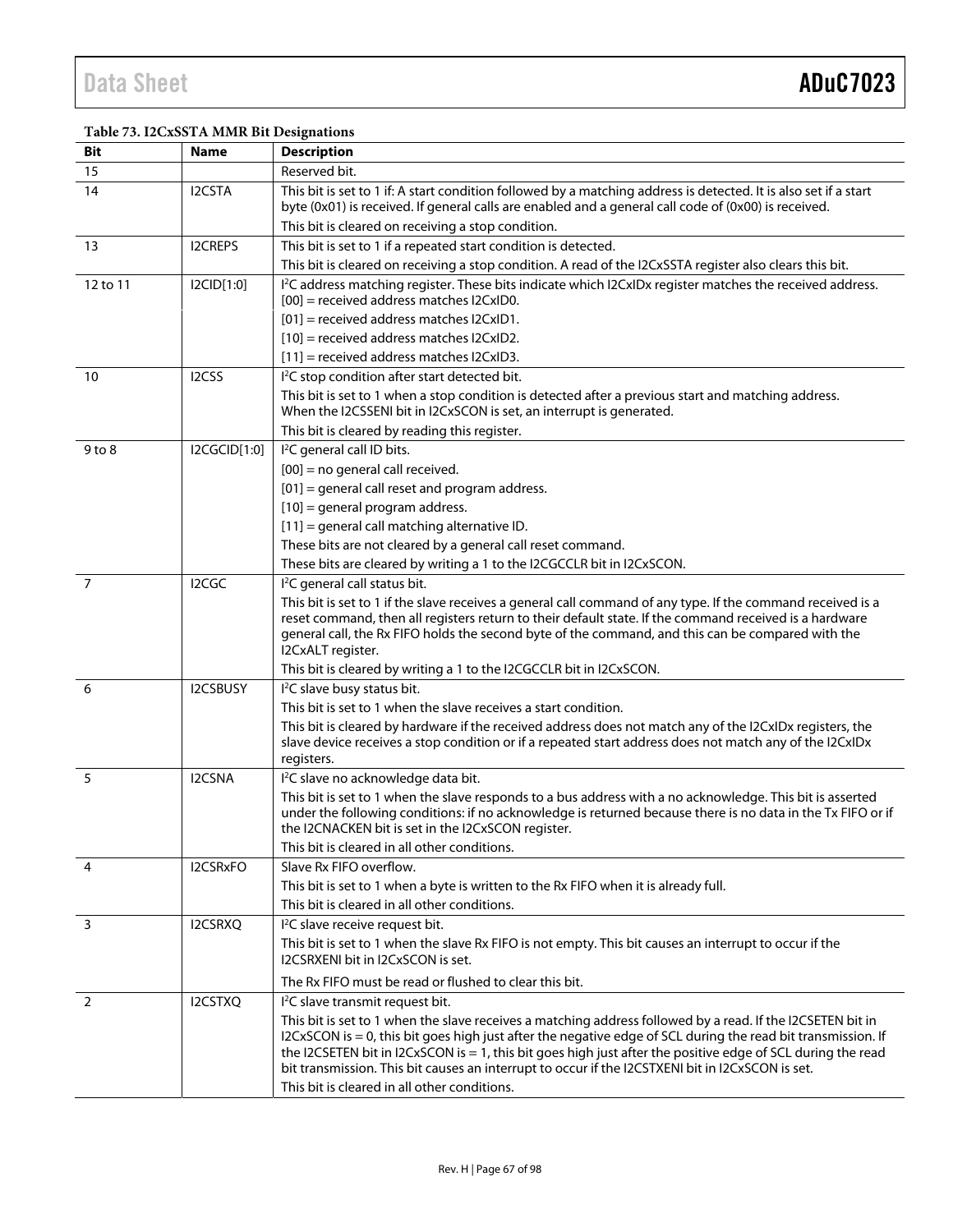**Table 73. I2CxSSTA MMR Bit Designations**

| Bit | Name | Description |
|---|---|---|
| 15 | | Reserved bit. |
| 14 | I2CSTA | This bit is set to 1 if: A start condition followed by a matching address is detected. It is also set if a start byte (0x01) is received. If general calls are enabled and a general call code of (0x00) is received.<br>This bit is cleared on receiving a stop condition. |
| 13 | I2CREPS | This bit is set to 1 if a repeated start condition is detected.<br>This bit is cleared on receiving a stop condition. A read of the I2CxSSTA register also clears this bit. |
| 12 to 11 | I2CID[1:0] | I²C address matching register. These bits indicate which I2CxIDx register matches the received address.<br>[00] = received address matches I2CxID0.<br>[01] = received address matches I2CxID1.<br>[10] = received address matches I2CxID2.<br>[11] = received address matches I2CxID3. |
| 10 | I2CSS | I²C stop condition after start detected bit.<br>This bit is set to 1 when a stop condition is detected after a previous start and matching address. When the I2CSSENI bit in I2CxSCON is set, an interrupt is generated.<br>This bit is cleared by reading this register. |
| 9 to 8 | I2CGCID[1:0] | I²C general call ID bits.<br>[00] = no general call received.<br>[01] = general call reset and program address.<br>[10] = general program address.<br>[11] = general call matching alternative ID.<br>These bits are not cleared by a general call reset command.<br>These bits are cleared by writing a 1 to the I2CGCCLR bit in I2CxSCON. |
| 7 | I2CGC | I²C general call status bit.<br>This bit is set to 1 if the slave receives a general call command of any type. If the command received is a reset command, then all registers return to their default state. If the command received is a hardware general call, the Rx FIFO holds the second byte of the command, and this can be compared with the I2CxALT register.<br>This bit is cleared by writing a 1 to the I2CGCCLR bit in I2CxSCON. |
| 6 | I2CSBUSY | I²C slave busy status bit.<br>This bit is set to 1 when the slave receives a start condition.<br>This bit is cleared by hardware if the received address does not match any of the I2CxIDx registers, the slave device receives a stop condition or if a repeated start address does not match any of the I2CxIDx registers. |
| 5 | I2CSNA | I²C slave no acknowledge data bit.<br>This bit is set to 1 when the slave responds to a bus address with a no acknowledge. This bit is asserted under the following conditions: if no acknowledge is returned because there is no data in the Tx FIFO or if the I2CNACKEN bit is set in the I2CxSCON register.<br>This bit is cleared in all other conditions. |
| 4 | I2CSRxFO | Slave Rx FIFO overflow.<br>This bit is set to 1 when a byte is written to the Rx FIFO when it is already full.<br>This bit is cleared in all other conditions. |
| 3 | I2CSRXQ | I²C slave receive request bit.<br>This bit is set to 1 when the slave Rx FIFO is not empty. This bit causes an interrupt to occur if the I2CSRXENI bit in I2CxSCON is set.<br>The Rx FIFO must be read or flushed to clear this bit. |
| 2 | I2CSTXQ | I²C slave transmit request bit.<br>This bit is set to 1 when the slave receives a matching address followed by a read. If the I2CSETEN bit in I2CxSCON is = 0, this bit goes high just after the negative edge of SCL during the read bit transmission. If the I2CSETEN bit in I2CxSCON is = 1, this bit goes high just after the positive edge of SCL during the read bit transmission. This bit causes an interrupt to occur if the I2CSTXENI bit in I2CxSCON is set.<br>This bit is cleared in all other conditions. |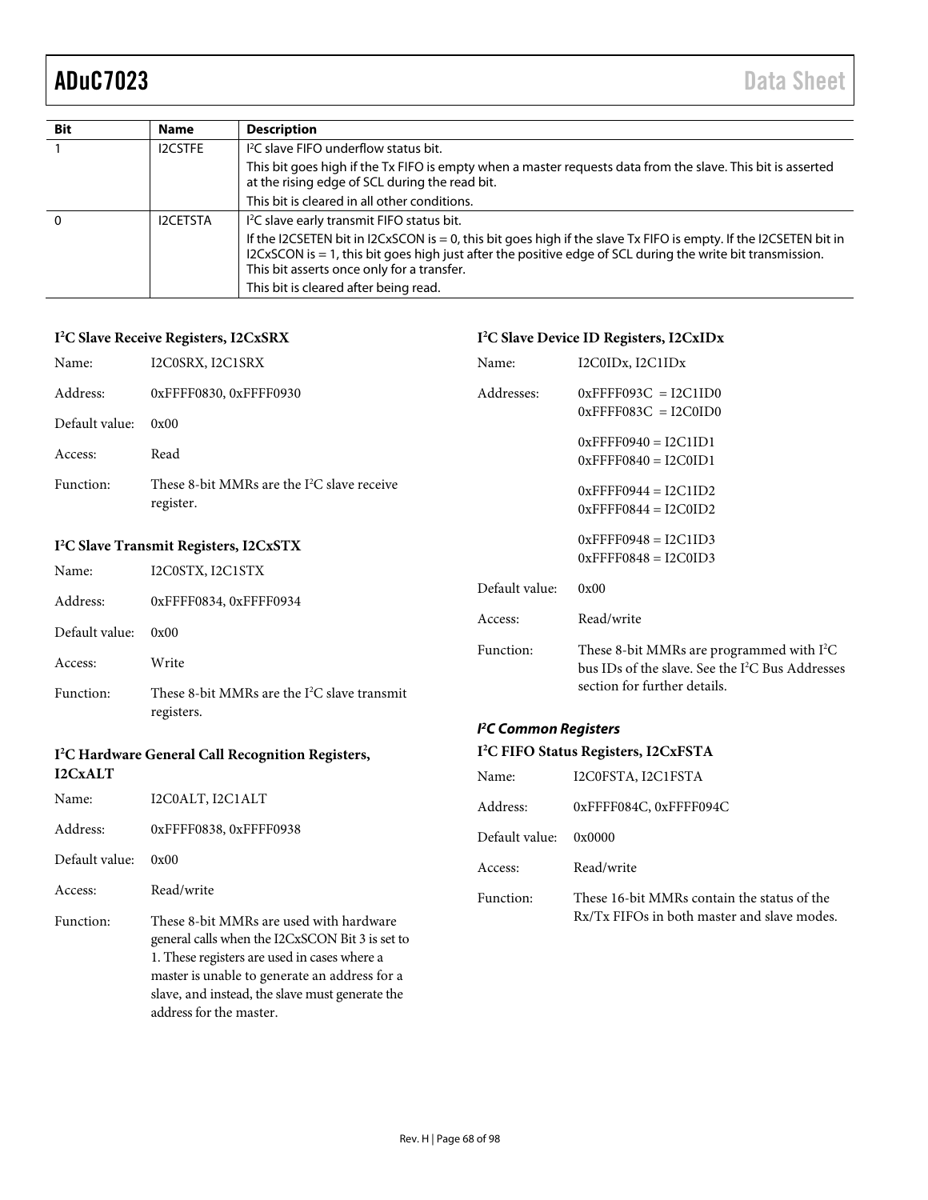| Bit | Name | Description |
|---|---|---|
| 1 | I2CSTFE | I²C slave FIFO underflow status bit. |
| | | This bit goes high if the Tx FIFO is empty when a master requests data from the slave. This bit is asserted at the rising edge of SCL during the read bit. |
| | | This bit is cleared in all other conditions. |
| 0 | I2CETSTA | I²C slave early transmit FIFO status bit. |
| | | If the I2CSETEN bit in I2CxSCON is = 0, this bit goes high if the slave Tx FIFO is empty. If the I2CSETEN bit in I2CxSCON is = 1, this bit goes high just after the positive edge of SCL during the write bit transmission. This bit asserts once only for a transfer. |
| | | This bit is cleared after being read. |

#### I²C Slave Receive Registers, I2CxSRX

Name: I2C0SRX, I2C1SRX

Address: 0xFFFF0830, 0xFFFF0930

Default value: 0x00

Access: Read

Function: These 8-bit MMRs are the I²C slave receive register.

#### I²C Slave Transmit Registers, I2CxSTX

Name: I2C0STX, I2C1STX

Address: 0xFFFF0834, 0xFFFF0934

Default value: 0x00

Access: Write

Function: These 8-bit MMRs are the I²C slave transmit registers.

#### I²C Hardware General Call Recognition Registers, I2CxALT

Name: I2C0ALT, I2C1ALT

Address: 0xFFFF0838, 0xFFFF0938

Default value: 0x00

Access: Read/write

Function: These 8-bit MMRs are used with hardware general calls when the I2CxSCON Bit 3 is set to 1. These registers are used in cases where a master is unable to generate an address for a slave, and instead, the slave must generate the address for the master.

#### I²C Slave Device ID Registers, I2CxIDx

Name: I2C0IDx, I2C1IDx

Addresses:
0xFFFF093C = I2C1ID0
0xFFFF083C = I2C0ID0

0xFFFF0940 = I2C1ID1
0xFFFF0840 = I2C0ID1

0xFFFF0944 = I2C1ID2
0xFFFF0844 = I2C0ID2

0xFFFF0948 = I2C1ID3
0xFFFF0848 = I2C0ID3

Default value: 0x00

Access: Read/write

Function: These 8-bit MMRs are programmed with I²C bus IDs of the slave. See the I²C Bus Addresses section for further details.

### *I²C Common Registers*

#### I²C FIFO Status Registers, I2CxFSTA

Name: I2C0FSTA, I2C1FSTA

Address: 0xFFFF084C, 0xFFFF094C

Default value: 0x0000

Access: Read/write

Function: These 16-bit MMRs contain the status of the Rx/Tx FIFOs in both master and slave modes.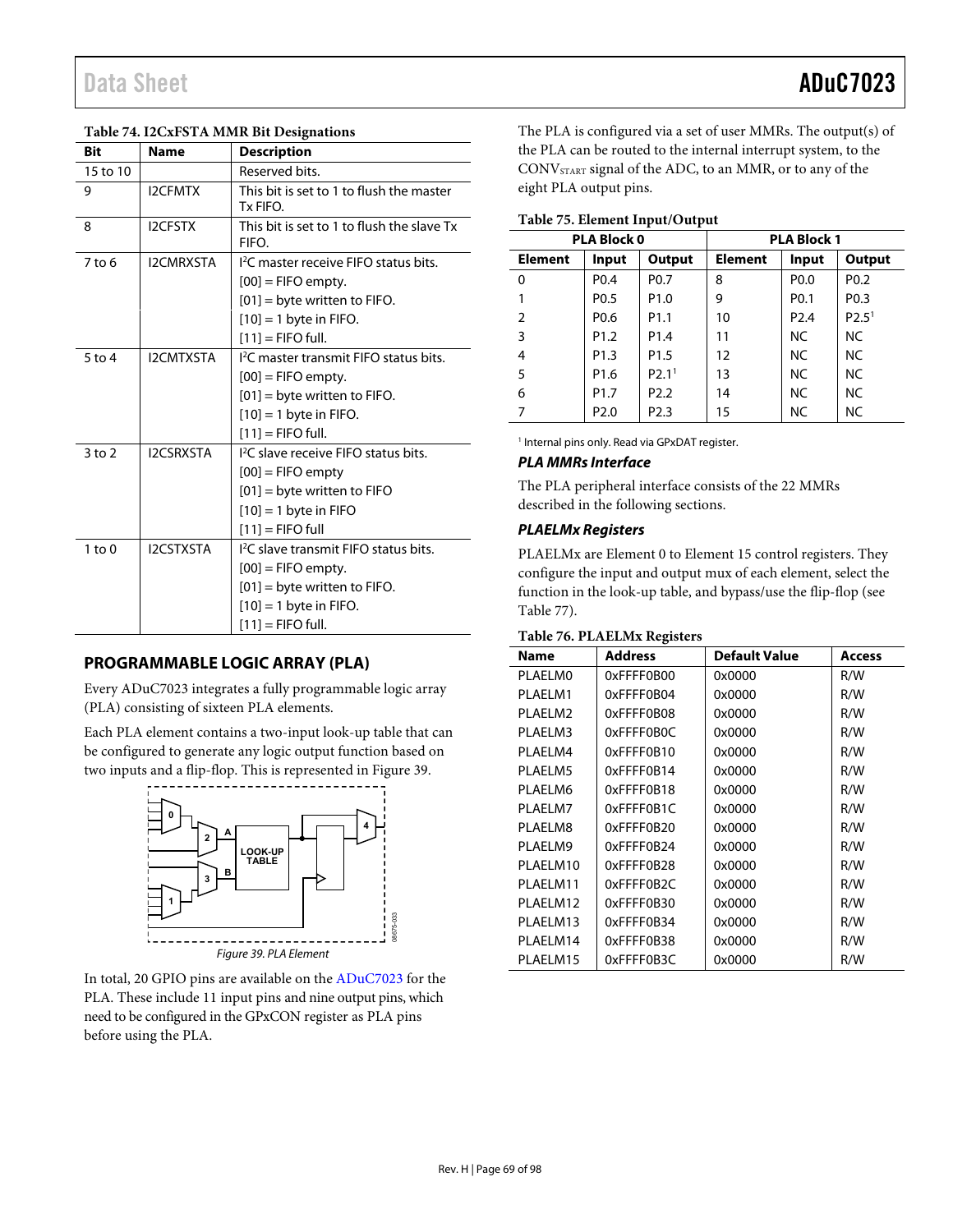Table 74. I2CxFSTA MMR Bit Designations

| Bit | Name | Description |
|---|---|---|
| 15 to 10 | | Reserved bits. |
| 9 | I2CFMTX | This bit is set to 1 to flush the master Tx FIFO. |
| 8 | I2CFSTX | This bit is set to 1 to flush the slave Tx FIFO. |
| 7 to 6 | I2CMRXSTA | I²C master receive FIFO status bits.<br>[00] = FIFO empty.<br>[01] = byte written to FIFO.<br>[10] = 1 byte in FIFO.<br>[11] = FIFO full. |
| 5 to 4 | I2CMTXSTA | I²C master transmit FIFO status bits.<br>[00] = FIFO empty.<br>[01] = byte written to FIFO.<br>[10] = 1 byte in FIFO.<br>[11] = FIFO full. |
| 3 to 2 | I2CSRXSTA | I²C slave receive FIFO status bits.<br>[00] = FIFO empty<br>[01] = byte written to FIFO<br>[10] = 1 byte in FIFO<br>[11] = FIFO full |
| 1 to 0 | I2CSTXSTA | I²C slave transmit FIFO status bits.<br>[00] = FIFO empty.<br>[01] = byte written to FIFO.<br>[10] = 1 byte in FIFO.<br>[11] = FIFO full. |

## PROGRAMMABLE LOGIC ARRAY (PLA)

Every ADuC7023 integrates a fully programmable logic array (PLA) consisting of sixteen PLA elements.

Each PLA element contains a two-input look-up table that can be configured to generate any logic output function based on two inputs and a flip-flop. This is represented in Figure 39.

Figure 39. PLA Element

In total, 20 GPIO pins are available on the ADuC7023 for the PLA. These include 11 input pins and nine output pins, which need to be configured in the GPxCON register as PLA pins before using the PLA.

The PLA is configured via a set of user MMRs. The output(s) of the PLA can be routed to the internal interrupt system, to the $\text{CONV}_{\text{START}}$ signal of the ADC, to an MMR, or to any of the eight PLA output pins.

Table 75. Element Input/Output

| PLA Block 0 | | | PLA Block 1 | | |
|---|---|---|---|---|---|
| Element | Input | Output | Element | Input | Output |
| 0 | P0.4 | P0.7 | 8 | P0.0 | P0.2 |
| 1 | P0.5 | P1.0 | 9 | P0.1 | P0.3 |
| 2 | P0.6 | P1.1 | 10 | P2.4 | P2.5[1] |
| 3 | P1.2 | P1.4 | 11 | NC | NC |
| 4 | P1.3 | P1.5 | 12 | NC | NC |
| 5 | P1.6 | P2.1[1] | 13 | NC | NC |
| 6 | P1.7 | P2.2 | 14 | NC | NC |
| 7 | P2.0 | P2.3 | 15 | NC | NC |

[1] Internal pins only. Read via GPxDAT register.

### *PLA MMRs Interface*

The PLA peripheral interface consists of the 22 MMRs described in the following sections.

### *PLAELMx Registers*

PLAELMx are Element 0 to Element 15 control registers. They configure the input and output mux of each element, select the function in the look-up table, and bypass/use the flip-flop (see Table 77).

Table 76. PLAELMx Registers

| Name | Address | Default Value | Access |
|---|---|---|---|
| PLAELM0 | 0xFFFF0B00 | 0x0000 | R/W |
| PLAELM1 | 0xFFFF0B04 | 0x0000 | R/W |
| PLAELM2 | 0xFFFF0B08 | 0x0000 | R/W |
| PLAELM3 | 0xFFFF0B0C | 0x0000 | R/W |
| PLAELM4 | 0xFFFF0B10 | 0x0000 | R/W |
| PLAELM5 | 0xFFFF0B14 | 0x0000 | R/W |
| PLAELM6 | 0xFFFF0B18 | 0x0000 | R/W |
| PLAELM7 | 0xFFFF0B1C | 0x0000 | R/W |
| PLAELM8 | 0xFFFF0B20 | 0x0000 | R/W |
| PLAELM9 | 0xFFFF0B24 | 0x0000 | R/W |
| PLAELM10 | 0xFFFF0B28 | 0x0000 | R/W |
| PLAELM11 | 0xFFFF0B2C | 0x0000 | R/W |
| PLAELM12 | 0xFFFF0B30 | 0x0000 | R/W |
| PLAELM13 | 0xFFFF0B34 | 0x0000 | R/W |
| PLAELM14 | 0xFFFF0B38 | 0x0000 | R/W |
| PLAELM15 | 0xFFFF0B3C | 0x0000 | R/W |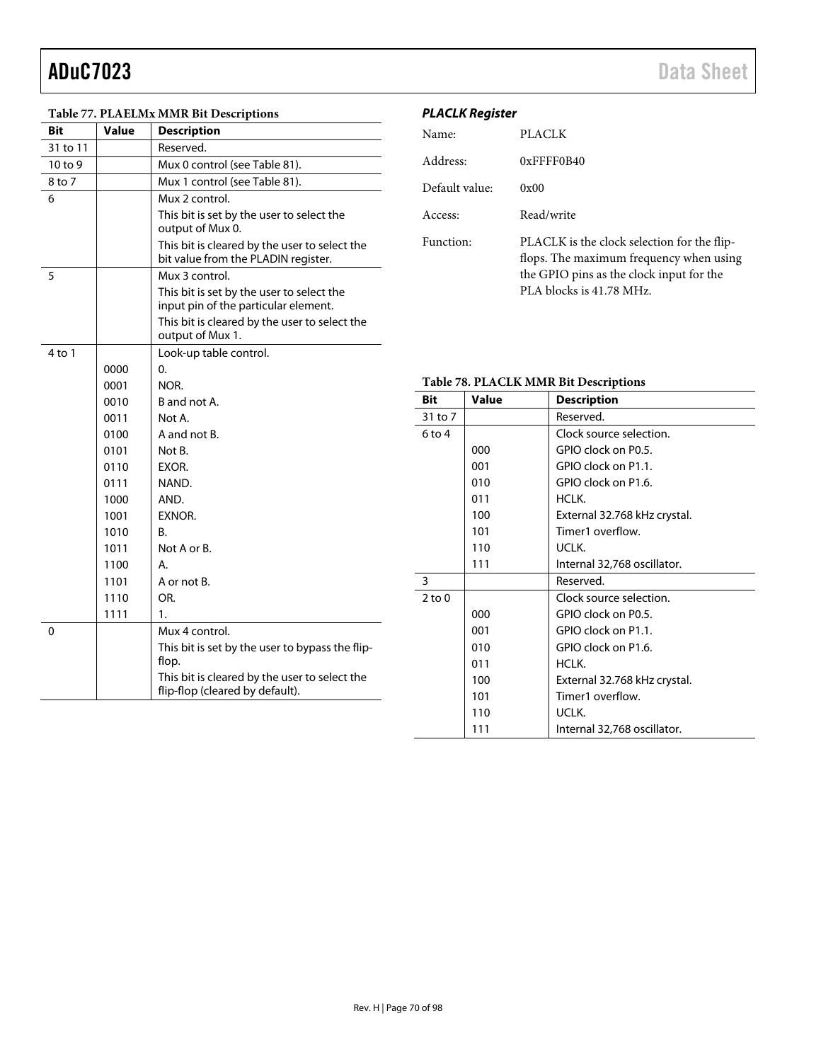Table 77. PLAELMx MMR Bit Descriptions

| Bit | Value | Description |
|---|---|---|
| 31 to 11 | | Reserved. |
| 10 to 9 | | Mux 0 control (see Table 81). |
| 8 to 7 | | Mux 1 control (see Table 81). |
| 6 | | Mux 2 control. This bit is set by the user to select the output of Mux 0. This bit is cleared by the user to select the bit value from the PLADIN register. |
| 5 | | Mux 3 control. This bit is set by the user to select the input pin of the particular element. This bit is cleared by the user to select the output of Mux 1. |
| 4 to 1 | | Look-up table control. |
| | 0000 | 0. |
| | 0001 | NOR. |
| | 0010 | B and not A. |
| | 0011 | Not A. |
| | 0100 | A and not B. |
| | 0101 | Not B. |
| | 0110 | EXOR. |
| | 0111 | NAND. |
| | 1000 | AND. |
| | 1001 | EXNOR. |
| | 1010 | B. |
| | 1011 | Not A or B. |
| | 1100 | A. |
| | 1101 | A or not B. |
| | 1110 | OR. |
| | 1111 | 1. |
| 0 | | Mux 4 control. This bit is set by the user to bypass the flip-flop. This bit is cleared by the user to select the flip-flop (cleared by default). |

### PLACLK Register

Name: PLACLK

Address: 0xFFFF0B40

Default value: 0x00

Access: Read/write

Function: PLACLK is the clock selection for the flip-flops. The maximum frequency when using the GPIO pins as the clock input for the PLA blocks is 41.78 MHz.

Table 78. PLACLK MMR Bit Descriptions

| Bit | Value | Description |
|---|---|---|
| 31 to 7 | | Reserved. |
| 6 to 4 | | Clock source selection. |
| | 000 | GPIO clock on P0.5. |
| | 001 | GPIO clock on P1.1. |
| | 010 | GPIO clock on P1.6. |
| | 011 | HCLK. |
| | 100 | External 32.768 kHz crystal. |
| | 101 | Timer1 overflow. |
| | 110 | UCLK. |
| | 111 | Internal 32,768 oscillator. |
| 3 | | Reserved. |
| 2 to 0 | | Clock source selection. |
| | 000 | GPIO clock on P0.5. |
| | 001 | GPIO clock on P1.1. |
| | 010 | GPIO clock on P1.6. |
| | 011 | HCLK. |
| | 100 | External 32.768 kHz crystal. |
| | 101 | Timer1 overflow. |
| | 110 | UCLK. |
| | 111 | Internal 32,768 oscillator. |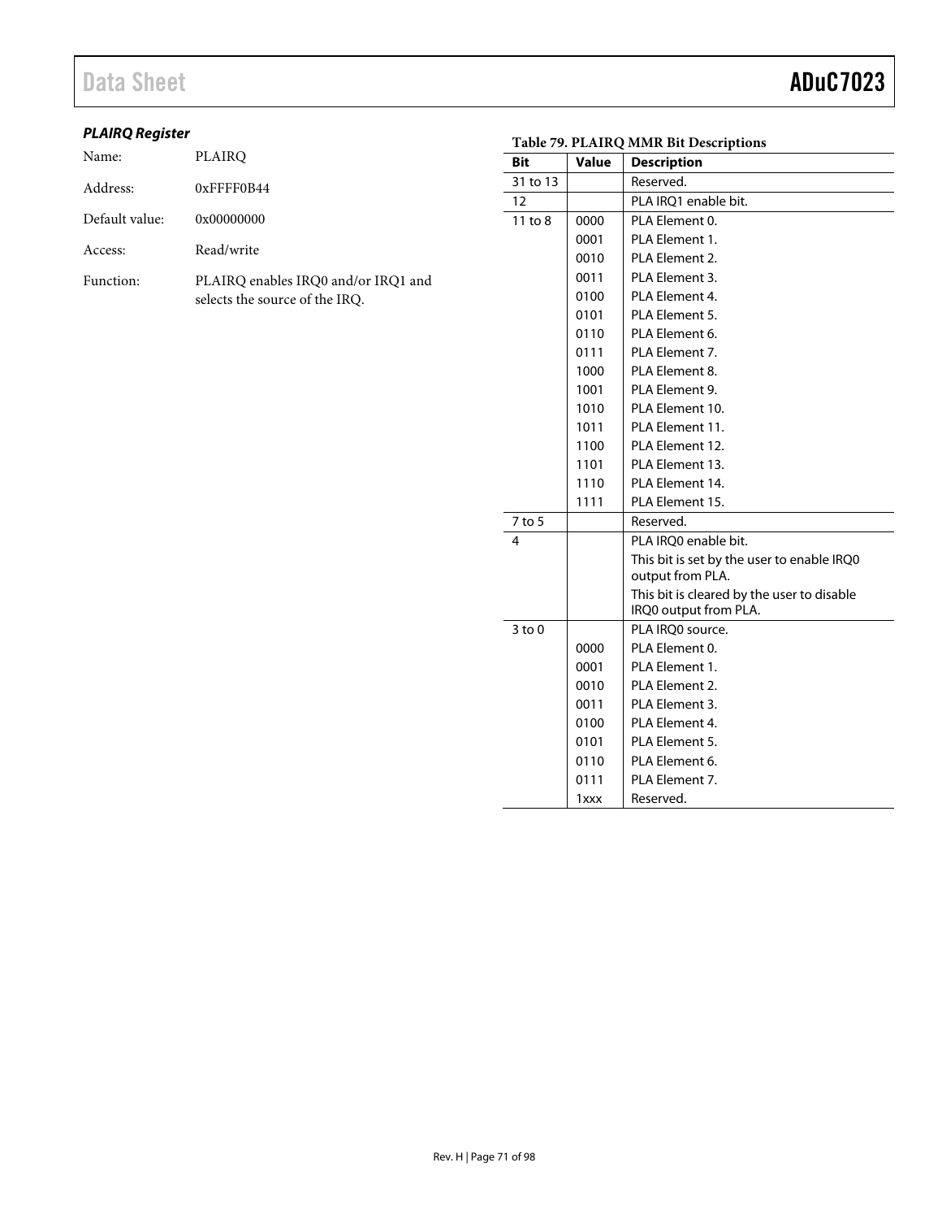### *PLAIRQ Register*

Name: PLAIRQ

Address: 0xFFFF0B44

Default value: 0x00000000

Access: Read/write

Function: PLAIRQ enables IRQ0 and/or IRQ1 and selects the source of the IRQ.

**Table 79. PLAIRQ MMR Bit Descriptions**

| Bit | Value | Description |
|---|---|---|
| 31 to 13 | | Reserved. |
| 12 | | PLA IRQ1 enable bit. |
| 11 to 8 | 0000 | PLA Element 0. |
| | 0001 | PLA Element 1. |
| | 0010 | PLA Element 2. |
| | 0011 | PLA Element 3. |
| | 0100 | PLA Element 4. |
| | 0101 | PLA Element 5. |
| | 0110 | PLA Element 6. |
| | 0111 | PLA Element 7. |
| | 1000 | PLA Element 8. |
| | 1001 | PLA Element 9. |
| | 1010 | PLA Element 10. |
| | 1011 | PLA Element 11. |
| | 1100 | PLA Element 12. |
| | 1101 | PLA Element 13. |
| | 1110 | PLA Element 14. |
| | 1111 | PLA Element 15. |
| 7 to 5 | | Reserved. |
| 4 | | PLA IRQ0 enable bit. |
| | | This bit is set by the user to enable IRQ0 output from PLA. |
| | | This bit is cleared by the user to disable IRQ0 output from PLA. |
| 3 to 0 | | PLA IRQ0 source. |
| | 0000 | PLA Element 0. |
| | 0001 | PLA Element 1. |
| | 0010 | PLA Element 2. |
| | 0011 | PLA Element 3. |
| | 0100 | PLA Element 4. |
| | 0101 | PLA Element 5. |
| | 0110 | PLA Element 6. |
| | 0111 | PLA Element 7. |
| | 1xxx | Reserved. |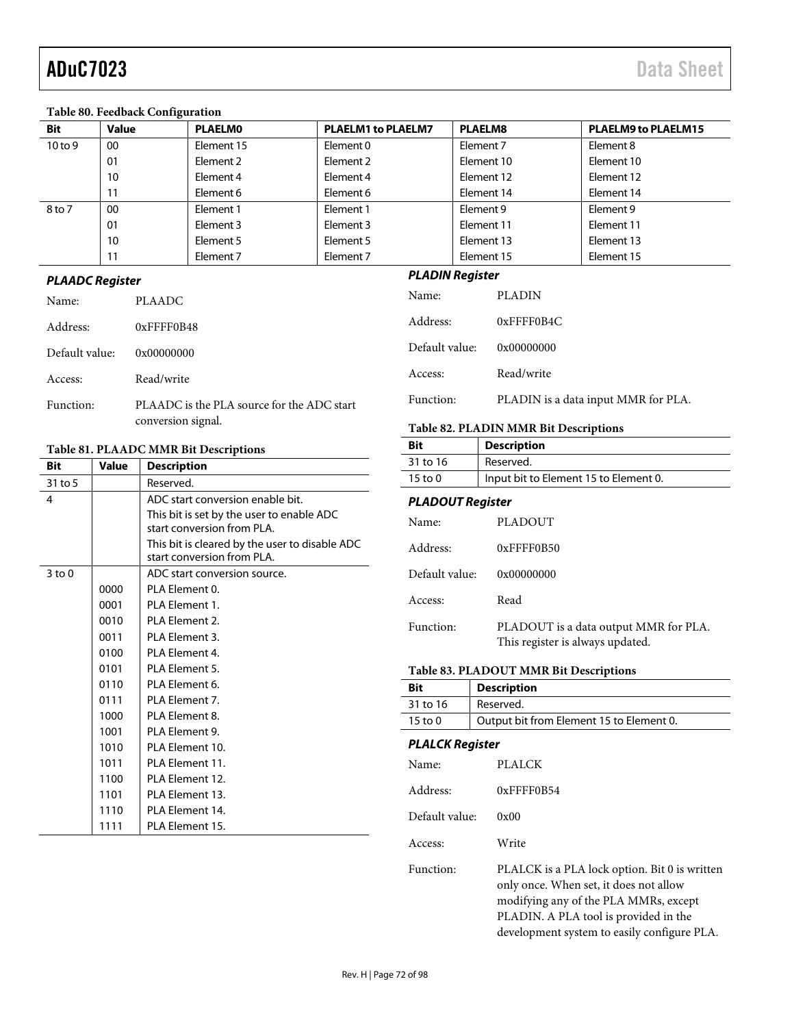**Table 80. Feedback Configuration**

| Bit | Value | PLAELM0 | PLAELM1 to PLAELM7 | PLAELM8 | PLAELM9 to PLAELM15 |
|---|---|---|---|---|---|
| 10 to 9 | 00 | Element 15 | Element 0 | Element 7 | Element 8 |
| | 01 | Element 2 | Element 2 | Element 10 | Element 10 |
| | 10 | Element 4 | Element 4 | Element 12 | Element 12 |
| | 11 | Element 6 | Element 6 | Element 14 | Element 14 |
| 8 to 7 | 00 | Element 1 | Element 1 | Element 9 | Element 9 |
| | 01 | Element 3 | Element 3 | Element 11 | Element 11 |
| | 10 | Element 5 | Element 5 | Element 13 | Element 13 |
| | 11 | Element 7 | Element 7 | Element 15 | Element 15 |

### *PLAADC Register*

Name: PLAADC

Address: 0xFFFF0B48

Default value: 0x00000000

Access: Read/write

Function: PLAADC is the PLA source for the ADC start conversion signal.

**Table 81. PLAADC MMR Bit Descriptions**

| Bit | Value | Description |
|---|---|---|
| 31 to 5 | | Reserved. |
| 4 | | ADC start conversion enable bit. This bit is set by the user to enable ADC start conversion from PLA. This bit is cleared by the user to disable ADC start conversion from PLA. |
| 3 to 0 | | ADC start conversion source. |
| | 0000 | PLA Element 0. |
| | 0001 | PLA Element 1. |
| | 0010 | PLA Element 2. |
| | 0011 | PLA Element 3. |
| | 0100 | PLA Element 4. |
| | 0101 | PLA Element 5. |
| | 0110 | PLA Element 6. |
| | 0111 | PLA Element 7. |
| | 1000 | PLA Element 8. |
| | 1001 | PLA Element 9. |
| | 1010 | PLA Element 10. |
| | 1011 | PLA Element 11. |
| | 1100 | PLA Element 12. |
| | 1101 | PLA Element 13. |
| | 1110 | PLA Element 14. |
| | 1111 | PLA Element 15. |

### *PLADIN Register*

Name: PLADIN

Address: 0xFFFF0B4C

Default value: 0x00000000

Access: Read/write

Function: PLADIN is a data input MMR for PLA.

**Table 82. PLADIN MMR Bit Descriptions**

| Bit | Description |
|---|---|
| 31 to 16 | Reserved. |
| 15 to 0 | Input bit to Element 15 to Element 0. |

### *PLADOUT Register*

Name: PLADOUT

Address: 0xFFFF0B50

Default value: 0x00000000

Access: Read

Function: PLADOUT is a data output MMR for PLA. This register is always updated.

**Table 83. PLADOUT MMR Bit Descriptions**

| Bit | Description |
|---|---|
| 31 to 16 | Reserved. |
| 15 to 0 | Output bit from Element 15 to Element 0. |

### *PLALCK Register*

Name: PLALCK

Address: 0xFFFF0B54

Default value: 0x00

Access: Write

Function: PLALCK is a PLA lock option. Bit 0 is written only once. When set, it does not allow modifying any of the PLA MMRs, except PLADIN. A PLA tool is provided in the development system to easily configure PLA.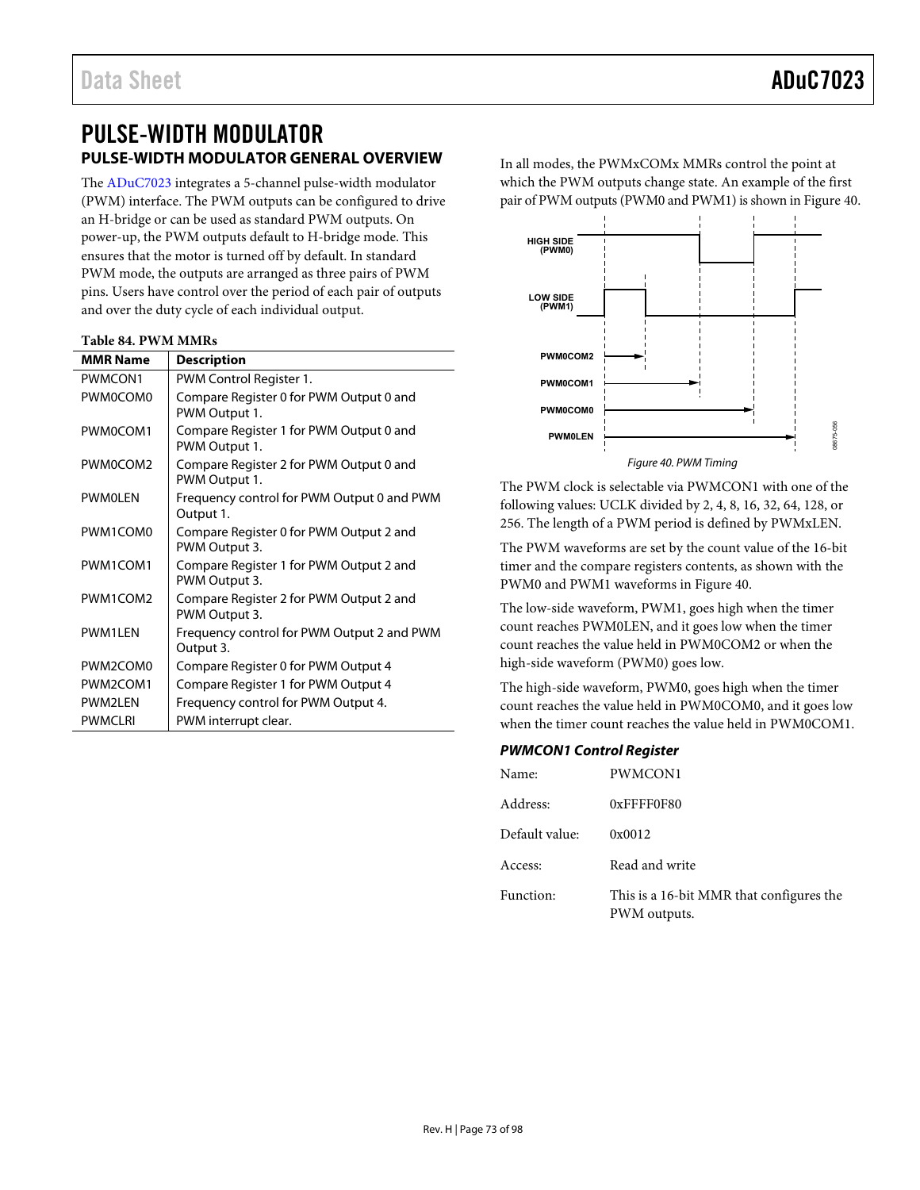# PULSE-WIDTH MODULATOR

## PULSE-WIDTH MODULATOR GENERAL OVERVIEW

The ADuC7023 integrates a 5-channel pulse-width modulator (PWM) interface. The PWM outputs can be configured to drive an H-bridge or can be used as standard PWM outputs. On power-up, the PWM outputs default to H-bridge mode. This ensures that the motor is turned off by default. In standard PWM mode, the outputs are arranged as three pairs of PWM pins. Users have control over the period of each pair of outputs and over the duty cycle of each individual output.

**Table 84. PWM MMRs**

| MMR Name | Description |
|---|---|
| PWMCON1 | PWM Control Register 1. |
| PWM0COM0 | Compare Register 0 for PWM Output 0 and PWM Output 1. |
| PWM0COM1 | Compare Register 1 for PWM Output 0 and PWM Output 1. |
| PWM0COM2 | Compare Register 2 for PWM Output 0 and PWM Output 1. |
| PWM0LEN | Frequency control for PWM Output 0 and PWM Output 1. |
| PWM1COM0 | Compare Register 0 for PWM Output 2 and PWM Output 3. |
| PWM1COM1 | Compare Register 1 for PWM Output 2 and PWM Output 3. |
| PWM1COM2 | Compare Register 2 for PWM Output 2 and PWM Output 3. |
| PWM1LEN | Frequency control for PWM Output 2 and PWM Output 3. |
| PWM2COM0 | Compare Register 0 for PWM Output 4 |
| PWM2COM1 | Compare Register 1 for PWM Output 4 |
| PWM2LEN | Frequency control for PWM Output 4. |
| PWMCLRI | PWM interrupt clear. |

In all modes, the PWMxCOMx MMRs control the point at which the PWM outputs change state. An example of the first pair of PWM outputs (PWM0 and PWM1) is shown in Figure 40.

*Figure 40. PWM Timing*

The PWM clock is selectable via PWMCON1 with one of the following values: UCLK divided by 2, 4, 8, 16, 32, 64, 128, or 256. The length of a PWM period is defined by PWMxLEN.

The PWM waveforms are set by the count value of the 16-bit timer and the compare registers contents, as shown with the PWM0 and PWM1 waveforms in Figure 40.

The low-side waveform, PWM1, goes high when the timer count reaches PWM0LEN, and it goes low when the timer count reaches the value held in PWM0COM2 or when the high-side waveform (PWM0) goes low.

The high-side waveform, PWM0, goes high when the timer count reaches the value held in PWM0COM0, and it goes low when the timer count reaches the value held in PWM0COM1.

### *PWMCON1 Control Register*

Name: PWMCON1

Address: 0xFFFF0F80

Default value: 0x0012

Access: Read and write

Function: This is a 16-bit MMR that configures the PWM outputs.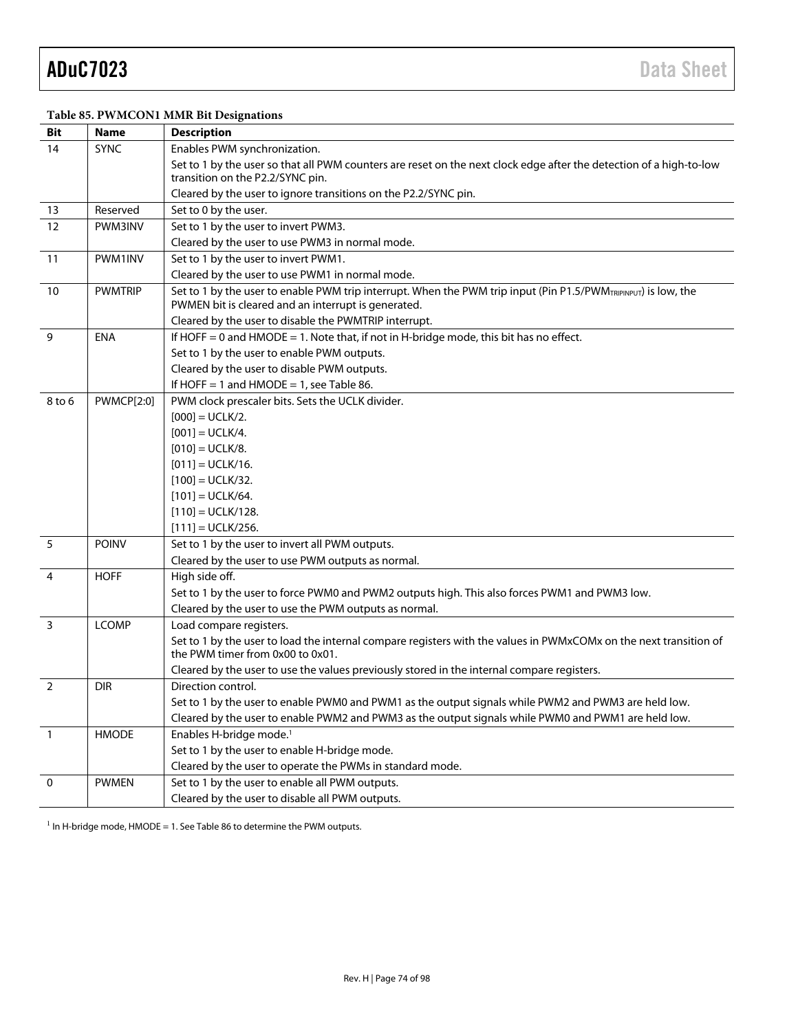**Table 85. PWMCON1 MMR Bit Designations**

| Bit | Name | Description |
|---|---|---|
| 14 | SYNC | Enables PWM synchronization. |
| | | Set to 1 by the user so that all PWM counters are reset on the next clock edge after the detection of a high-to-low transition on the P2.2/SYNC pin. |
| | | Cleared by the user to ignore transitions on the P2.2/SYNC pin. |
| 13 | Reserved | Set to 0 by the user. |
| 12 | PWM3INV | Set to 1 by the user to invert PWM3. |
| | | Cleared by the user to use PWM3 in normal mode. |
| 11 | PWM1INV | Set to 1 by the user to invert PWM1. |
| | | Cleared by the user to use PWM1 in normal mode. |
| 10 | PWMTRIP | Set to 1 by the user to enable PWM trip interrupt. When the PWM trip input (Pin P1.5/$PWM_{TRIPINPUT}$) is low, the PWMEN bit is cleared and an interrupt is generated. |
| | | Cleared by the user to disable the PWMTRIP interrupt. |
| 9 | ENA | If HOFF = 0 and HMODE = 1. Note that, if not in H-bridge mode, this bit has no effect. |
| | | Set to 1 by the user to enable PWM outputs. |
| | | Cleared by the user to disable PWM outputs. |
| | | If HOFF = 1 and HMODE = 1, see Table 86. |
| 8 to 6 | PWMCP[2:0] | PWM clock prescaler bits. Sets the UCLK divider. |
| | | [000] = UCLK/2. |
| | | [001] = UCLK/4. |
| | | [010] = UCLK/8. |
| | | [011] = UCLK/16. |
| | | [100] = UCLK/32. |
| | | [101] = UCLK/64. |
| | | [110] = UCLK/128. |
| | | [111] = UCLK/256. |
| 5 | POINV | Set to 1 by the user to invert all PWM outputs. |
| | | Cleared by the user to use PWM outputs as normal. |
| 4 | HOFF | High side off. |
| | | Set to 1 by the user to force PWM0 and PWM2 outputs high. This also forces PWM1 and PWM3 low. |
| | | Cleared by the user to use the PWM outputs as normal. |
| 3 | LCOMP | Load compare registers. |
| | | Set to 1 by the user to load the internal compare registers with the values in PWMxCOMx on the next transition of the PWM timer from 0x00 to 0x01. |
| | | Cleared by the user to use the values previously stored in the internal compare registers. |
| 2 | DIR | Direction control. |
| | | Set to 1 by the user to enable PWM0 and PWM1 as the output signals while PWM2 and PWM3 are held low. |
| | | Cleared by the user to enable PWM2 and PWM3 as the output signals while PWM0 and PWM1 are held low. |
| 1 | HMODE | Enables H-bridge mode.[1] |
| | | Set to 1 by the user to enable H-bridge mode. |
| | | Cleared by the user to operate the PWMs in standard mode. |
| 0 | PWMEN | Set to 1 by the user to enable all PWM outputs. |
| | | Cleared by the user to disable all PWM outputs. |

[1] In H-bridge mode, HMODE = 1. See Table 86 to determine the PWM outputs.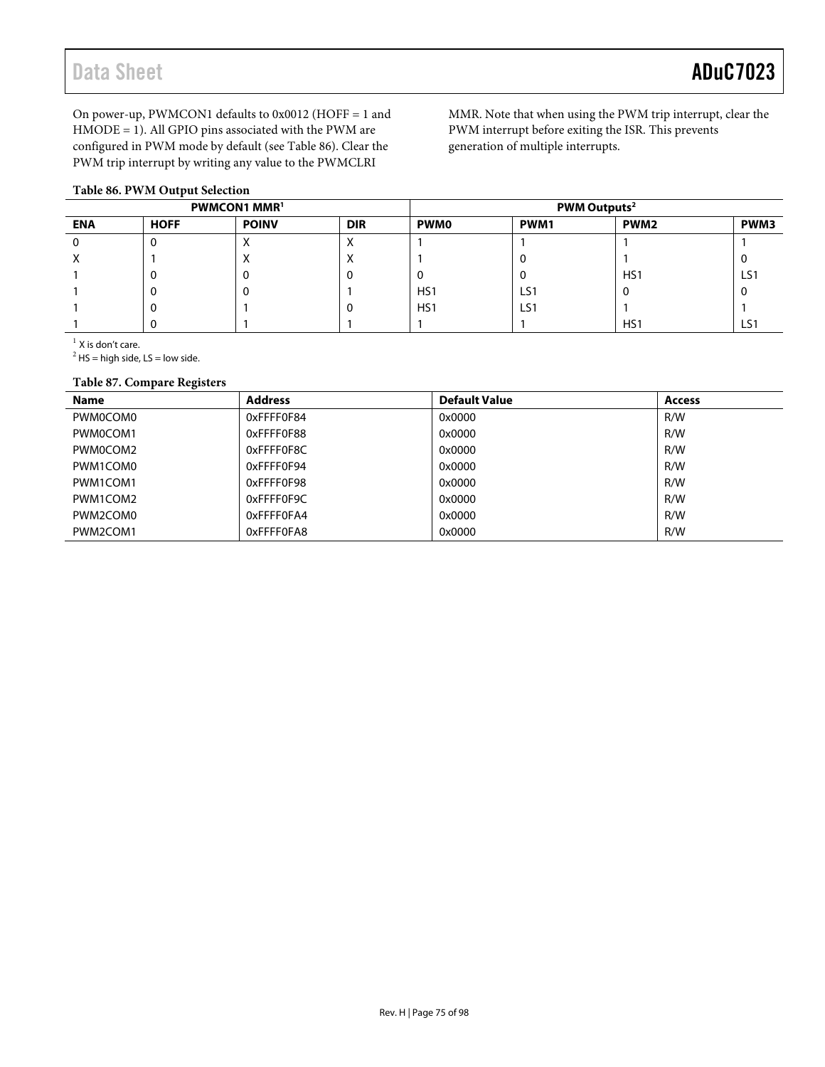On power-up, PWMCON1 defaults to 0x0012 (HOFF = 1 and HMODE = 1). All GPIO pins associated with the PWM are configured in PWM mode by default (see Table 86). Clear the PWM trip interrupt by writing any value to the PWMCLRI MMR. Note that when using the PWM trip interrupt, clear the PWM interrupt before exiting the ISR. This prevents generation of multiple interrupts.

**Table 86. PWM Output Selection**

| PWMCON1 MMR[1] | | | | PWM Outputs[2] | | | |
|---|---|---|---|---|---|---|---|
| **ENA** | **HOFF** | **POINV** | **DIR** | **PWM0** | **PWM1** | **PWM2** | **PWM3** |
| 0 | 0 | X | X | 1 | 1 | 1 | 1 |
| X | 1 | X | X | 1 | 0 | 1 | 0 |
| 1 | 0 | 0 | 0 | 0 | 0 | HS1 | LS1 |
| 1 | 0 | 0 | 1 | HS1 | LS1 | 0 | 0 |
| 1 | 0 | 1 | 0 | HS1 | LS1 | 1 | 1 |
| 1 | 0 | 1 | 1 | 1 | 1 | HS1 | LS1 |

[1] X is don't care.

[2] HS = high side, LS = low side.

**Table 87. Compare Registers**

| Name | Address | Default Value | Access |
|---|---|---|---|
| PWM0COM0 | 0xFFFF0F84 | 0x0000 | R/W |
| PWM0COM1 | 0xFFFF0F88 | 0x0000 | R/W |
| PWM0COM2 | 0xFFFF0F8C | 0x0000 | R/W |
| PWM1COM0 | 0xFFFF0F94 | 0x0000 | R/W |
| PWM1COM1 | 0xFFFF0F98 | 0x0000 | R/W |
| PWM1COM2 | 0xFFFF0F9C | 0x0000 | R/W |
| PWM2COM0 | 0xFFFF0FA4 | 0x0000 | R/W |
| PWM2COM1 | 0xFFFF0FA8 | 0x0000 | R/W |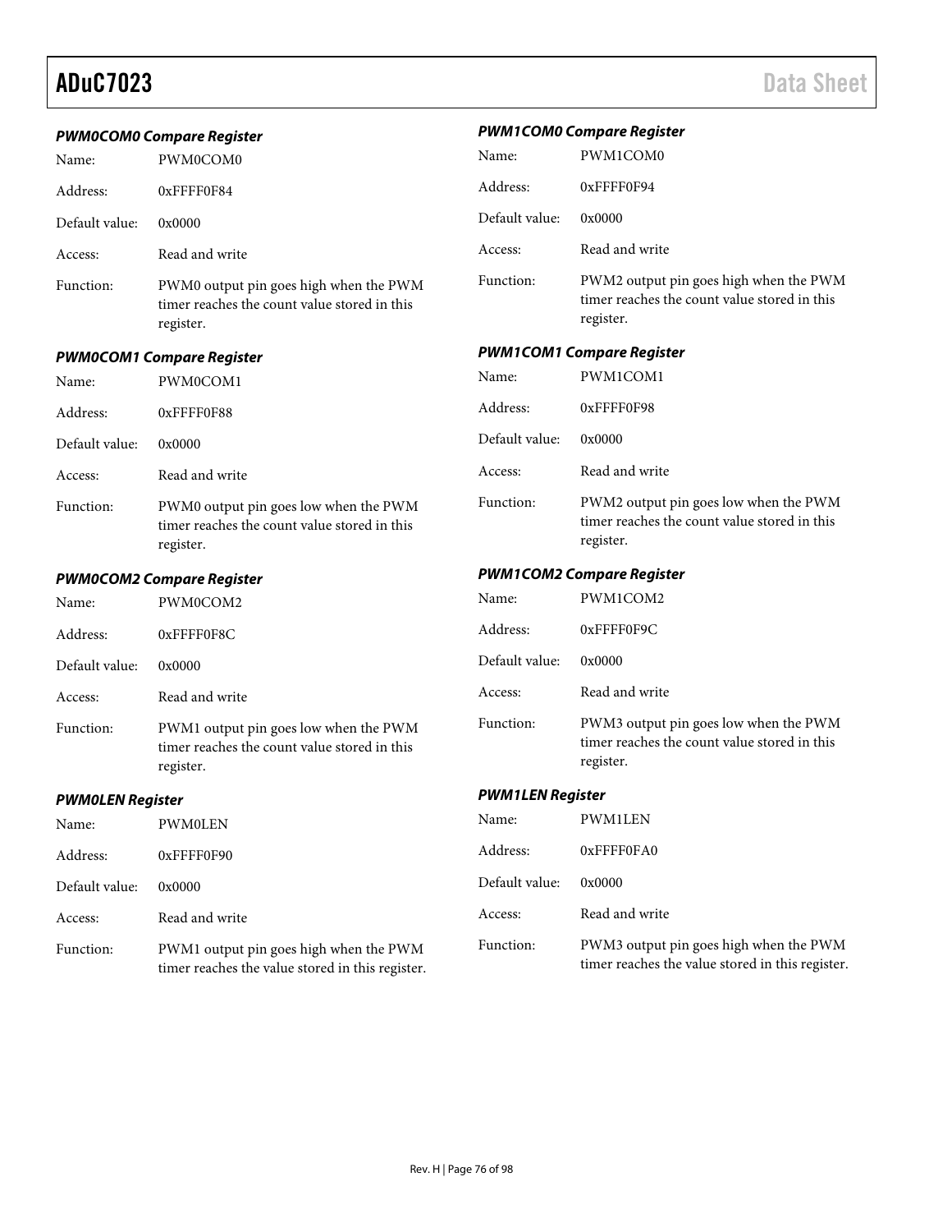### *PWM0COM0 Compare Register*

Name: PWM0COM0

Address: 0xFFFF0F84

Default value: 0x0000

Access: Read and write

Function: PWM0 output pin goes high when the PWM timer reaches the count value stored in this register.

### *PWM0COM1 Compare Register*

Name: PWM0COM1

Address: 0xFFFF0F88

Default value: 0x0000

Access: Read and write

Function: PWM0 output pin goes low when the PWM timer reaches the count value stored in this register.

### *PWM0COM2 Compare Register*

Name: PWM0COM2

Address: 0xFFFF0F8C

Default value: 0x0000

Access: Read and write

Function: PWM1 output pin goes low when the PWM timer reaches the count value stored in this register.

### *PWM0LEN Register*

Name: PWM0LEN

Address: 0xFFFF0F90

Default value: 0x0000

Access: Read and write

Function: PWM1 output pin goes high when the PWM timer reaches the value stored in this register.

### *PWM1COM0 Compare Register*

Name: PWM1COM0

Address: 0xFFFF0F94

Default value: 0x0000

Access: Read and write

Function: PWM2 output pin goes high when the PWM timer reaches the count value stored in this register.

### *PWM1COM1 Compare Register*

Name: PWM1COM1

Address: 0xFFFF0F98

Default value: 0x0000

Access: Read and write

Function: PWM2 output pin goes low when the PWM timer reaches the count value stored in this register.

### *PWM1COM2 Compare Register*

Name: PWM1COM2

Address: 0xFFFF0F9C

Default value: 0x0000

Access: Read and write

Function: PWM3 output pin goes low when the PWM timer reaches the count value stored in this register.

### *PWM1LEN Register*

Name: PWM1LEN

Address: 0xFFFF0FA0

Default value: 0x0000

Access: Read and write

Function: PWM3 output pin goes high when the PWM timer reaches the value stored in this register.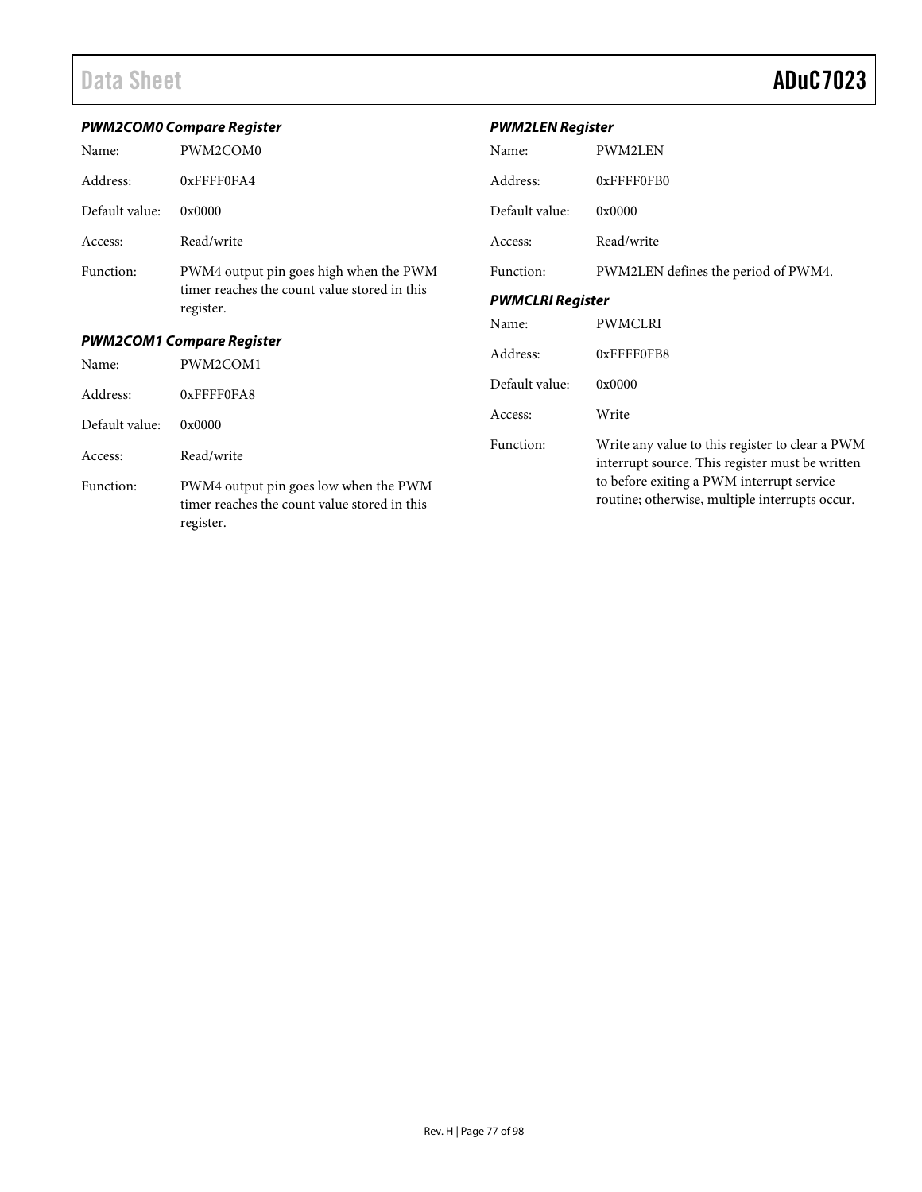#### *PWM2COM0 Compare Register*

| | |
|---|---|
| Name: | PWM2COM0 |
| Address: | 0xFFFF0FA4 |
| Default value: | 0x0000 |
| Access: | Read/write |
| Function: | PWM4 output pin goes high when the PWM timer reaches the count value stored in this register. |

#### *PWM2COM1 Compare Register*

| | |
|---|---|
| Name: | PWM2COM1 |
| Address: | 0xFFFF0FA8 |
| Default value: | 0x0000 |
| Access: | Read/write |
| Function: | PWM4 output pin goes low when the PWM timer reaches the count value stored in this register. |

#### *PWM2LEN Register*

| | |
|---|---|
| Name: | PWM2LEN |
| Address: | 0xFFFF0FB0 |
| Default value: | 0x0000 |
| Access: | Read/write |
| Function: | PWM2LEN defines the period of PWM4. |

#### *PWMCLRI Register*

| | |
|---|---|
| Name: | PWMCLRI |
| Address: | 0xFFFF0FB8 |
| Default value: | 0x0000 |
| Access: | Write |
| Function: | Write any value to this register to clear a PWM interrupt source. This register must be written to before exiting a PWM interrupt service routine; otherwise, multiple interrupts occur. |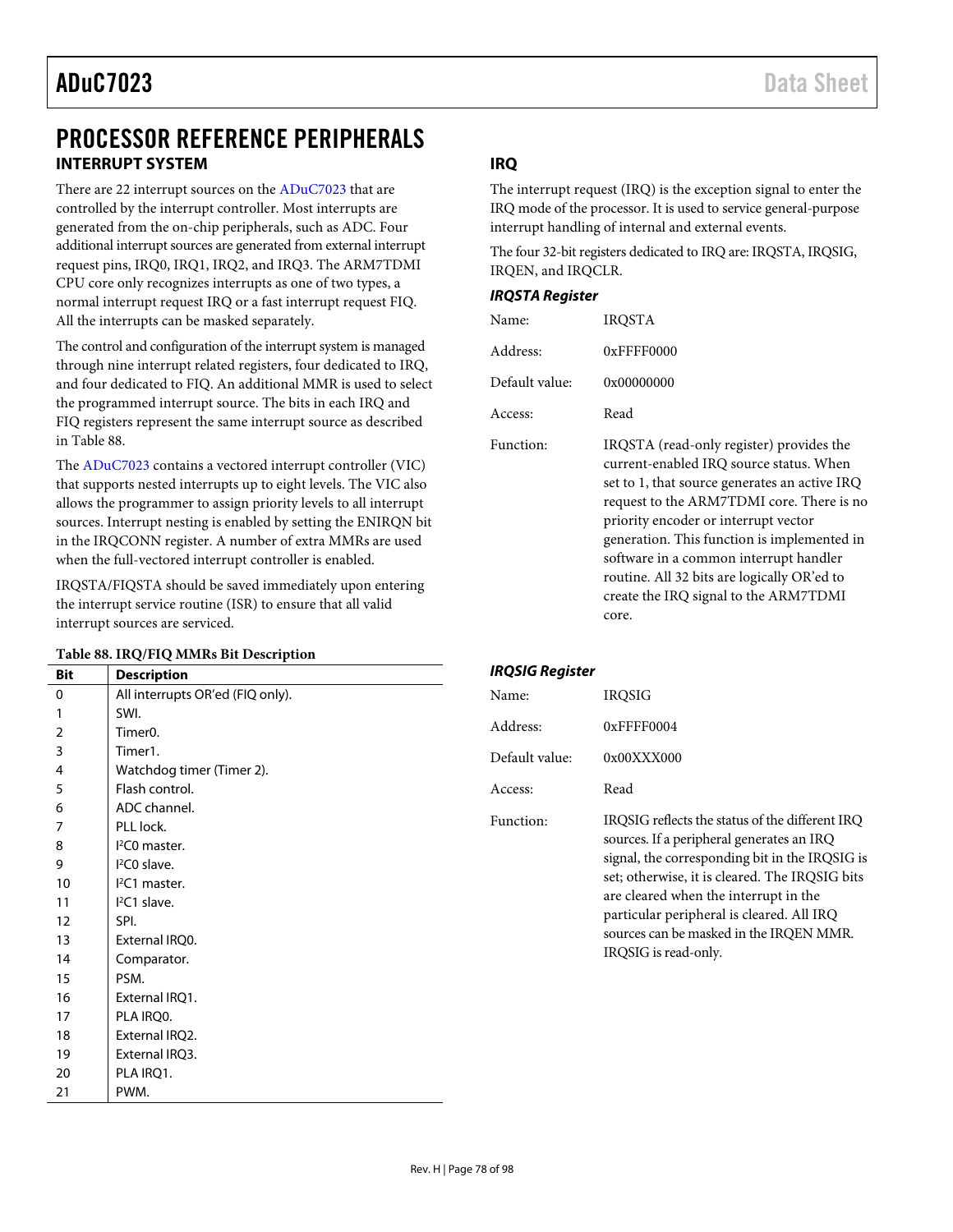# PROCESSOR REFERENCE PERIPHERALS

## INTERRUPT SYSTEM

There are 22 interrupt sources on the ADuC7023 that are controlled by the interrupt controller. Most interrupts are generated from the on-chip peripherals, such as ADC. Four additional interrupt sources are generated from external interrupt request pins, IRQ0, IRQ1, IRQ2, and IRQ3. The ARM7TDMI CPU core only recognizes interrupts as one of two types, a normal interrupt request IRQ or a fast interrupt request FIQ. All the interrupts can be masked separately.

The control and configuration of the interrupt system is managed through nine interrupt related registers, four dedicated to IRQ, and four dedicated to FIQ. An additional MMR is used to select the programmed interrupt source. The bits in each IRQ and FIQ registers represent the same interrupt source as described in Table 88.

The ADuC7023 contains a vectored interrupt controller (VIC) that supports nested interrupts up to eight levels. The VIC also allows the programmer to assign priority levels to all interrupt sources. Interrupt nesting is enabled by setting the ENIRQN bit in the IRQCONN register. A number of extra MMRs are used when the full-vectored interrupt controller is enabled.

IRQSTA/FIQSTA should be saved immediately upon entering the interrupt service routine (ISR) to ensure that all valid interrupt sources are serviced.

**Table 88. IRQ/FIQ MMRs Bit Description**

| Bit | Description |
|---|---|
| 0 | All interrupts OR'ed (FIQ only). |
| 1 | SWI. |
| 2 | Timer0. |
| 3 | Timer1. |
| 4 | Watchdog timer (Timer 2). |
| 5 | Flash control. |
| 6 | ADC channel. |
| 7 | PLL lock. |
| 8 | I²C0 master. |
| 9 | I²C0 slave. |
| 10 | I²C1 master. |
| 11 | I²C1 slave. |
| 12 | SPI. |
| 13 | External IRQ0. |
| 14 | Comparator. |
| 15 | PSM. |
| 16 | External IRQ1. |
| 17 | PLA IRQ0. |
| 18 | External IRQ2. |
| 19 | External IRQ3. |
| 20 | PLA IRQ1. |
| 21 | PWM. |

## IRQ

The interrupt request (IRQ) is the exception signal to enter the IRQ mode of the processor. It is used to service general-purpose interrupt handling of internal and external events.

The four 32-bit registers dedicated to IRQ are: IRQSTA, IRQSIG, IRQEN, and IRQCLR.

### *IRQSTA Register*

Name: IRQSTA

Address: 0xFFFF0000

Default value: 0x00000000

Access: Read

Function: IRQSTA (read-only register) provides the current-enabled IRQ source status. When set to 1, that source generates an active IRQ request to the ARM7TDMI core. There is no priority encoder or interrupt vector generation. This function is implemented in software in a common interrupt handler routine. All 32 bits are logically OR'ed to create the IRQ signal to the ARM7TDMI core.

### *IRQSIG Register*

Name: IRQSIG

Address: 0xFFFF0004

Default value: 0x00XXX000

Access: Read

Function: IRQSIG reflects the status of the different IRQ sources. If a peripheral generates an IRQ signal, the corresponding bit in the IRQSIG is set; otherwise, it is cleared. The IRQSIG bits are cleared when the interrupt in the particular peripheral is cleared. All IRQ sources can be masked in the IRQEN MMR. IRQSIG is read-only.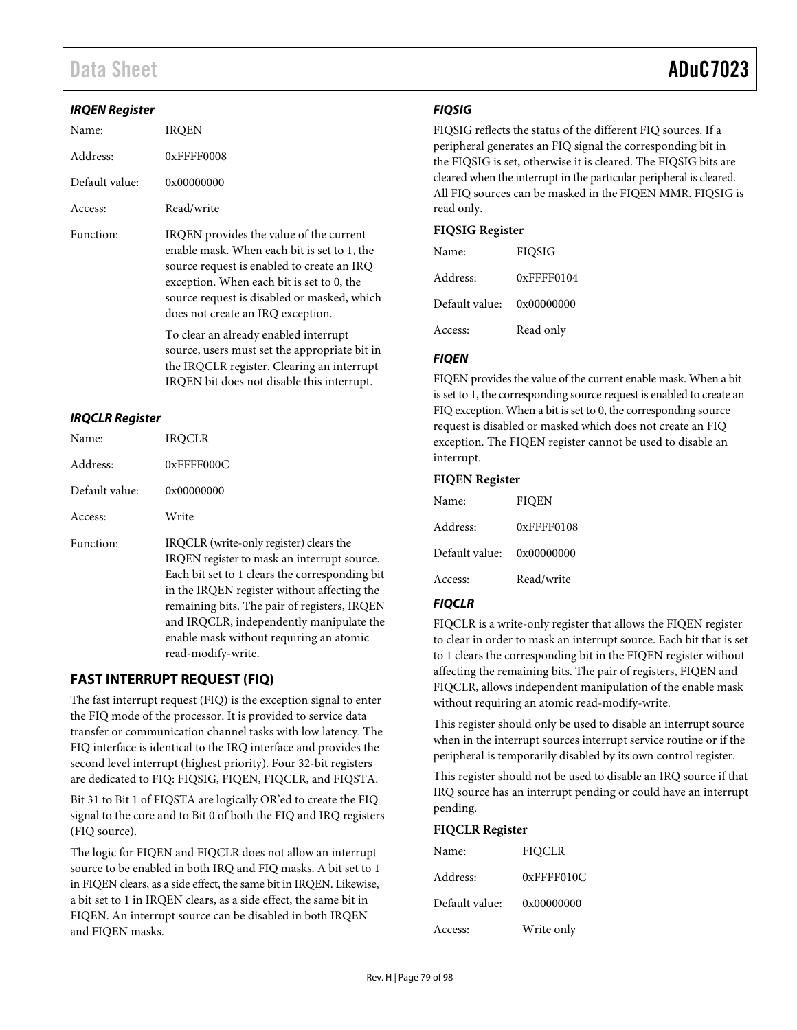#### *IRQEN Register*

| | |
|---|---|
| Name: | IRQEN |
| Address: | 0xFFFF0008 |
| Default value: | 0x00000000 |
| Access: | Read/write |
| Function: | IRQEN provides the value of the current enable mask. When each bit is set to 1, the source request is enabled to create an IRQ exception. When each bit is set to 0, the source request is disabled or masked, which does not create an IRQ exception. |

To clear an already enabled interrupt source, users must set the appropriate bit in the IRQCLR register. Clearing an interrupt IRQEN bit does not disable this interrupt.

#### *IRQCLR Register*

| | |
|---|---|
| Name: | IRQCLR |
| Address: | 0xFFFF000C |
| Default value: | 0x00000000 |
| Access: | Write |
| Function: | IRQCLR (write-only register) clears the IRQEN register to mask an interrupt source. Each bit set to 1 clears the corresponding bit in the IRQEN register without affecting the remaining bits. The pair of registers, IRQEN and IRQCLR, independently manipulate the enable mask without requiring an atomic read-modify-write. |

### FAST INTERRUPT REQUEST (FIQ)

The fast interrupt request (FIQ) is the exception signal to enter the FIQ mode of the processor. It is provided to service data transfer or communication channel tasks with low latency. The FIQ interface is identical to the IRQ interface and provides the second level interrupt (highest priority). Four 32-bit registers are dedicated to FIQ: FIQSIG, FIQEN, FIQCLR, and FIQSTA.

Bit 31 to Bit 1 of FIQSTA are logically OR'ed to create the FIQ signal to the core and to Bit 0 of both the FIQ and IRQ registers (FIQ source).

The logic for FIQEN and FIQCLR does not allow an interrupt source to be enabled in both IRQ and FIQ masks. A bit set to 1 in FIQEN clears, as a side effect, the same bit in IRQEN. Likewise, a bit set to 1 in IRQEN clears, as a side effect, the same bit in FIQEN. An interrupt source can be disabled in both IRQEN and FIQEN masks.

#### *FIQSIG*

FIQSIG reflects the status of the different FIQ sources. If a peripheral generates an FIQ signal the corresponding bit in the FIQSIG is set, otherwise it is cleared. The FIQSIG bits are cleared when the interrupt in the particular peripheral is cleared. All FIQ sources can be masked in the FIQEN MMR. FIQSIG is read only.

**FIQSIG Register**

| | |
|---|---|
| Name: | FIQSIG |
| Address: | 0xFFFF0104 |
| Default value: | 0x00000000 |
| Access: | Read only |

#### *FIQEN*

FIQEN provides the value of the current enable mask. When a bit is set to 1, the corresponding source request is enabled to create an FIQ exception. When a bit is set to 0, the corresponding source request is disabled or masked which does not create an FIQ exception. The FIQEN register cannot be used to disable an interrupt.

**FIQEN Register**

| | |
|---|---|
| Name: | FIQEN |
| Address: | 0xFFFF0108 |
| Default value: | 0x00000000 |
| Access: | Read/write |

#### *FIQCLR*

FIQCLR is a write-only register that allows the FIQEN register to clear in order to mask an interrupt source. Each bit that is set to 1 clears the corresponding bit in the FIQEN register without affecting the remaining bits. The pair of registers, FIQEN and FIQCLR, allows independent manipulation of the enable mask without requiring an atomic read-modify-write.

This register should only be used to disable an interrupt source when in the interrupt sources interrupt service routine or if the peripheral is temporarily disabled by its own control register.

This register should not be used to disable an IRQ source if that IRQ source has an interrupt pending or could have an interrupt pending.

**FIQCLR Register**

| | |
|---|---|
| Name: | FIQCLR |
| Address: | 0xFFFF010C |
| Default value: | 0x00000000 |
| Access: | Write only |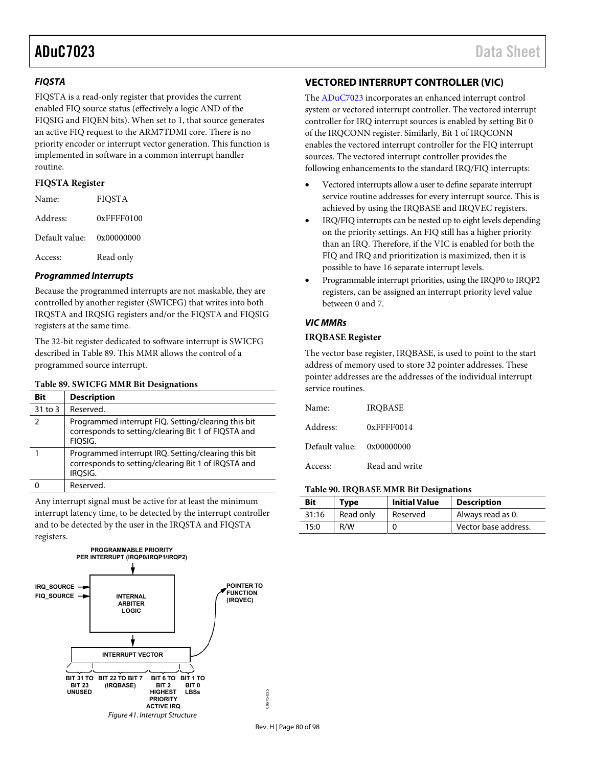### FIQSTA

FIQSTA is a read-only register that provides the current enabled FIQ source status (effectively a logic AND of the FIQSIG and FIQEN bits). When set to 1, that source generates an active FIQ request to the ARM7TDMI core. There is no priority encoder or interrupt vector generation. This function is implemented in software in a common interrupt handler routine.

#### FIQSTA Register

Name: FIQSTA

Address: 0xFFFF0100

Default value: 0x00000000

Access: Read only

### Programmed Interrupts

Because the programmed interrupts are not maskable, they are controlled by another register (SWICFG) that writes into both IRQSTA and IRQSIG registers and/or the FIQSTA and FIQSIG registers at the same time.

The 32-bit register dedicated to software interrupt is SWICFG described in Table 89. This MMR allows the control of a programmed source interrupt.

**Table 89. SWICFG MMR Bit Designations**

| Bit | Description |
|---|---|
| 31 to 3 | Reserved. |
| 2 | Programmed interrupt FIQ. Setting/clearing this bit corresponds to setting/clearing Bit 1 of FIQSTA and FIQSIG. |
| 1 | Programmed interrupt IRQ. Setting/clearing this bit corresponds to setting/clearing Bit 1 of IRQSTA and IRQSIG. |
| 0 | Reserved. |

Any interrupt signal must be active for at least the minimum interrupt latency time, to be detected by the interrupt controller and to be detected by the user in the IRQSTA and FIQSTA registers.

PROGRAMMABLE PRIORITY PER INTERRUPT (IRQP0/IRQP1/IRQP2)

IRQ_SOURCE
FIQ_SOURCE

INTERNAL ARBITER LOGIC

POINTER TO FUNCTION (IRQVEC)

INTERRUPT VECTOR

BIT 31 TO BIT 23 UNUSED | BIT 22 TO BIT 7 (IRQBASE) | BIT 6 TO BIT 2 HIGHEST PRIORITY ACTIVE IRQ | BIT 1 TO BIT 0 LBSs

08675-035

*Figure 41. Interrupt Structure*

## VECTORED INTERRUPT CONTROLLER (VIC)

The ADuC7023 incorporates an enhanced interrupt control system or vectored interrupt controller. The vectored interrupt controller for IRQ interrupt sources is enabled by setting Bit 0 of the IRQCONN register. Similarly, Bit 1 of IRQCONN enables the vectored interrupt controller for the FIQ interrupt sources. The vectored interrupt controller provides the following enhancements to the standard IRQ/FIQ interrupts:

- Vectored interrupts allow a user to define separate interrupt service routine addresses for every interrupt source. This is achieved by using the IRQBASE and IRQVEC registers.
- IRQ/FIQ interrupts can be nested up to eight levels depending on the priority settings. An FIQ still has a higher priority than an IRQ. Therefore, if the VIC is enabled for both the FIQ and IRQ and prioritization is maximized, then it is possible to have 16 separate interrupt levels.
- Programmable interrupt priorities, using the IRQP0 to IRQP2 registers, can be assigned an interrupt priority level value between 0 and 7.

### VIC MMRs

#### IRQBASE Register

The vector base register, IRQBASE, is used to point to the start address of memory used to store 32 pointer addresses. These pointer addresses are the addresses of the individual interrupt service routines.

Name: IRQBASE

Address: 0xFFFF0014

Default value: 0x00000000

Access: Read and write

**Table 90. IRQBASE MMR Bit Designations**

| Bit | Type | Initial Value | Description |
|---|---|---|---|
| 31:16 | Read only | Reserved | Always read as 0. |
| 15:0 | R/W | 0 | Vector base address. |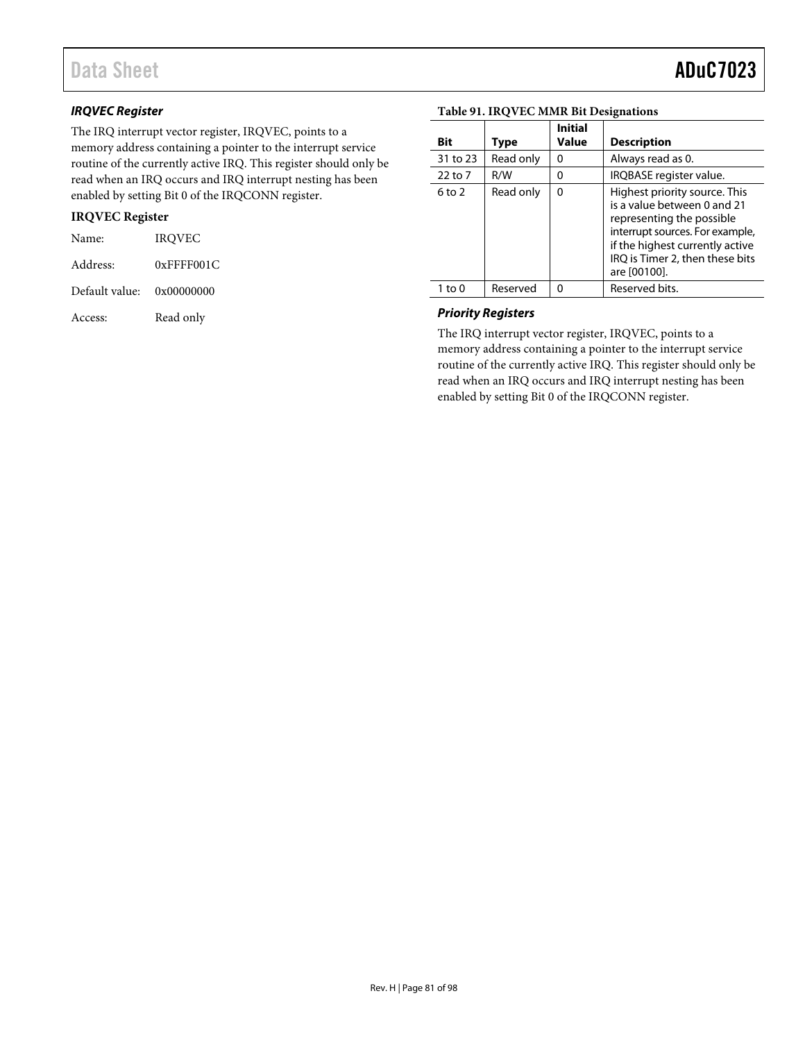### IRQVEC Register

The IRQ interrupt vector register, IRQVEC, points to a memory address containing a pointer to the interrupt service routine of the currently active IRQ. This register should only be read when an IRQ occurs and IRQ interrupt nesting has been enabled by setting Bit 0 of the IRQCONN register.

**IRQVEC Register**

Name: IRQVEC

Address: 0xFFFF001C

Default value: 0x00000000

Access: Read only

**Table 91. IRQVEC MMR Bit Designations**

| Bit | Type | Initial Value | Description |
|---|---|---|---|
| 31 to 23 | Read only | 0 | Always read as 0. |
| 22 to 7 | R/W | 0 | IRQBASE register value. |
| 6 to 2 | Read only | 0 | Highest priority source. This is a value between 0 and 21 representing the possible interrupt sources. For example, if the highest currently active IRQ is Timer 2, then these bits are [00100]. |
| 1 to 0 | Reserved | 0 | Reserved bits. |

### Priority Registers

The IRQ interrupt vector register, IRQVEC, points to a memory address containing a pointer to the interrupt service routine of the currently active IRQ. This register should only be read when an IRQ occurs and IRQ interrupt nesting has been enabled by setting Bit 0 of the IRQCONN register.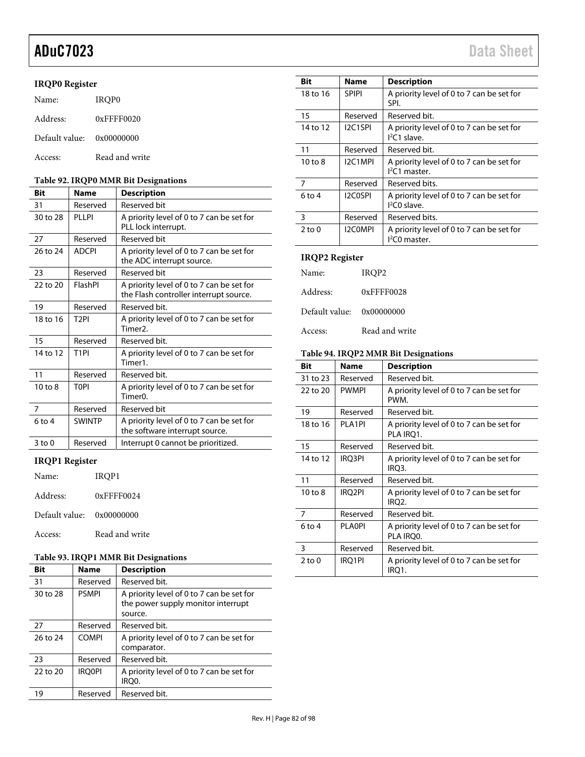### IRQP0 Register

Name: IRQP0

Address: 0xFFFF0020

Default value: 0x00000000

Access: Read and write

**Table 92. IRQP0 MMR Bit Designations**

| Bit | Name | Description |
|---|---|---|
| 31 | Reserved | Reserved bit |
| 30 to 28 | PLLPI | A priority level of 0 to 7 can be set for PLL lock interrupt. |
| 27 | Reserved | Reserved bit |
| 26 to 24 | ADCPI | A priority level of 0 to 7 can be set for the ADC interrupt source. |
| 23 | Reserved | Reserved bit |
| 22 to 20 | FlashPI | A priority level of 0 to 7 can be set for the Flash controller interrupt source. |
| 19 | Reserved | Reserved bit. |
| 18 to 16 | T2PI | A priority level of 0 to 7 can be set for Timer2. |
| 15 | Reserved | Reserved bit. |
| 14 to 12 | T1PI | A priority level of 0 to 7 can be set for Timer1. |
| 11 | Reserved | Reserved bit. |
| 10 to 8 | T0PI | A priority level of 0 to 7 can be set for Timer0. |
| 7 | Reserved | Reserved bit |
| 6 to 4 | SWINTP | A priority level of 0 to 7 can be set for the software interrupt source. |
| 3 to 0 | Reserved | Interrupt 0 cannot be prioritized. |

### IRQP1 Register

Name: IRQP1

Address: 0xFFFF0024

Default value: 0x00000000

Access: Read and write

**Table 93. IRQP1 MMR Bit Designations**

| Bit | Name | Description |
|---|---|---|
| 31 | Reserved | Reserved bit. |
| 30 to 28 | PSMPI | A priority level of 0 to 7 can be set for the power supply monitor interrupt source. |
| 27 | Reserved | Reserved bit. |
| 26 to 24 | COMPI | A priority level of 0 to 7 can be set for comparator. |
| 23 | Reserved | Reserved bit. |
| 22 to 20 | IRQ0PI | A priority level of 0 to 7 can be set for IRQ0. |
| 19 | Reserved | Reserved bit. |
| 18 to 16 | SPIPI | A priority level of 0 to 7 can be set for SPI. |
| 15 | Reserved | Reserved bit. |
| 14 to 12 | I2C1SPI | A priority level of 0 to 7 can be set for I²C1 slave. |
| 11 | Reserved | Reserved bit. |
| 10 to 8 | I2C1MPI | A priority level of 0 to 7 can be set for I²C1 master. |
| 7 | Reserved | Reserved bits. |
| 6 to 4 | I2C0SPI | A priority level of 0 to 7 can be set for I²C0 slave. |
| 3 | Reserved | Reserved bits. |
| 2 to 0 | I2C0MPI | A priority level of 0 to 7 can be set for I²C0 master. |

### IRQP2 Register

Name: IRQP2

Address: 0xFFFF0028

Default value: 0x00000000

Access: Read and write

**Table 94. IRQP2 MMR Bit Designations**

| Bit | Name | Description |
|---|---|---|
| 31 to 23 | Reserved | Reserved bit. |
| 22 to 20 | PWMPI | A priority level of 0 to 7 can be set for PWM. |
| 19 | Reserved | Reserved bit. |
| 18 to 16 | PLA1PI | A priority level of 0 to 7 can be set for PLA IRQ1. |
| 15 | Reserved | Reserved bit. |
| 14 to 12 | IRQ3PI | A priority level of 0 to 7 can be set for IRQ3. |
| 11 | Reserved | Reserved bit. |
| 10 to 8 | IRQ2PI | A priority level of 0 to 7 can be set for IRQ2. |
| 7 | Reserved | Reserved bit. |
| 6 to 4 | PLA0PI | A priority level of 0 to 7 can be set for PLA IRQ0. |
| 3 | Reserved | Reserved bit. |
| 2 to 0 | IRQ1PI | A priority level of 0 to 7 can be set for IRQ1. |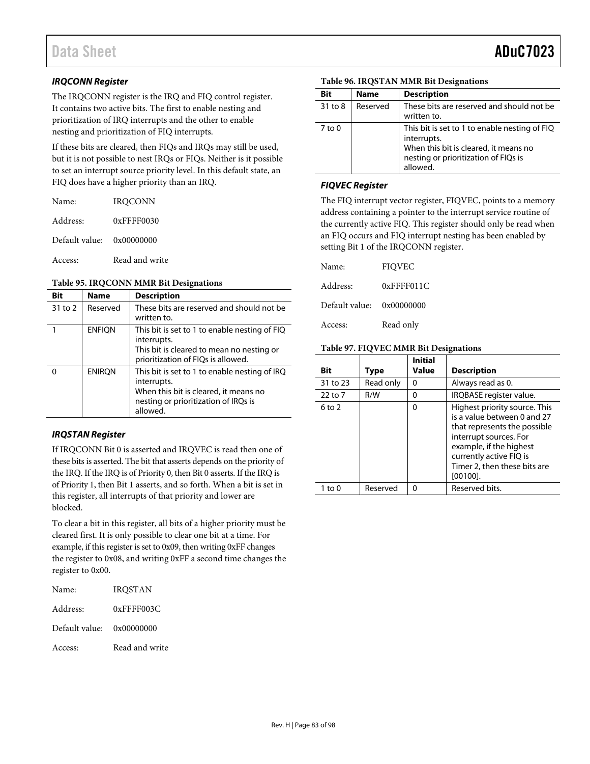### IRQCONN Register

The IRQCONN register is the IRQ and FIQ control register. It contains two active bits. The first to enable nesting and prioritization of IRQ interrupts and the other to enable nesting and prioritization of FIQ interrupts.

If these bits are cleared, then FIQs and IRQs may still be used, but it is not possible to nest IRQs or FIQs. Neither is it possible to set an interrupt source priority level. In this default state, an FIQ does have a higher priority than an IRQ.

Name: IRQCONN

Address: 0xFFFF0030

Default value: 0x00000000

Access: Read and write

**Table 95. IRQCONN MMR Bit Designations**

| Bit | Name | Description |
|---|---|---|
| 31 to 2 | Reserved | These bits are reserved and should not be written to. |
| 1 | ENFIQN | This bit is set to 1 to enable nesting of FIQ interrupts. This bit is cleared to mean no nesting or prioritization of FIQs is allowed. |
| 0 | ENIRQN | This bit is set to 1 to enable nesting of IRQ interrupts. When this bit is cleared, it means no nesting or prioritization of IRQs is allowed. |

### IRQSTAN Register

If IRQCONN Bit 0 is asserted and IRQVEC is read then one of these bits is asserted. The bit that asserts depends on the priority of the IRQ. If the IRQ is of Priority 0, then Bit 0 asserts. If the IRQ is of Priority 1, then Bit 1 asserts, and so forth. When a bit is set in this register, all interrupts of that priority and lower are blocked.

To clear a bit in this register, all bits of a higher priority must be cleared first. It is only possible to clear one bit at a time. For example, if this register is set to 0x09, then writing 0xFF changes the register to 0x08, and writing 0xFF a second time changes the register to 0x00.

Name: IRQSTAN

Address: 0xFFFF003C

Default value: 0x00000000

Access: Read and write

**Table 96. IRQSTAN MMR Bit Designations**

| Bit | Name | Description |
|---|---|---|
| 31 to 8 | Reserved | These bits are reserved and should not be written to. |
| 7 to 0 | | This bit is set to 1 to enable nesting of FIQ interrupts. When this bit is cleared, it means no nesting or prioritization of FIQs is allowed. |

### FIQVEC Register

The FIQ interrupt vector register, FIQVEC, points to a memory address containing a pointer to the interrupt service routine of the currently active FIQ. This register should only be read when an FIQ occurs and FIQ interrupt nesting has been enabled by setting Bit 1 of the IRQCONN register.

Name: FIQVEC

Address: 0xFFFF011C

Default value: 0x00000000

Access: Read only

**Table 97. FIQVEC MMR Bit Designations**

| Bit | Type | Initial Value | Description |
|---|---|---|---|
| 31 to 23 | Read only | 0 | Always read as 0. |
| 22 to 7 | R/W | 0 | IRQBASE register value. |
| 6 to 2 | | 0 | Highest priority source. This is a value between 0 and 27 that represents the possible interrupt sources. For example, if the highest currently active FIQ is Timer 2, then these bits are [00100]. |
| 1 to 0 | Reserved | 0 | Reserved bits. |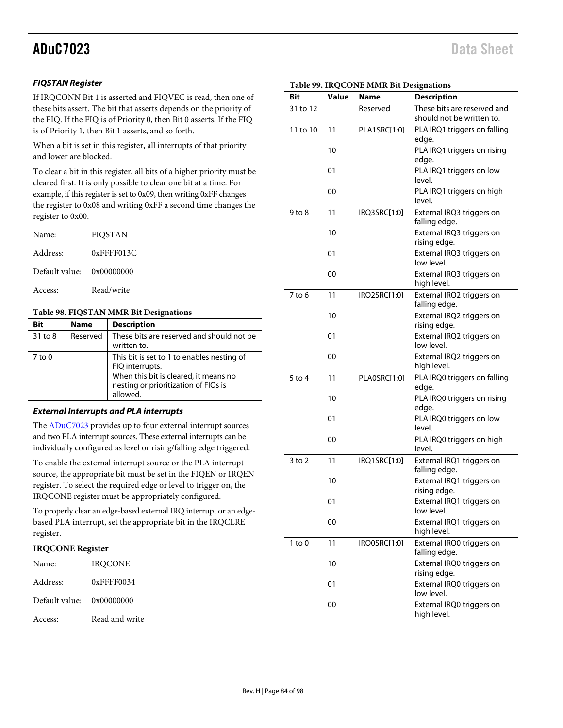### FIQSTAN Register

If IRQCONN Bit 1 is asserted and FIQVEC is read, then one of these bits assert. The bit that asserts depends on the priority of the FIQ. If the FIQ is of Priority 0, then Bit 0 asserts. If the FIQ is of Priority 1, then Bit 1 asserts, and so forth.

When a bit is set in this register, all interrupts of that priority and lower are blocked.

To clear a bit in this register, all bits of a higher priority must be cleared first. It is only possible to clear one bit at a time. For example, if this register is set to 0x09, then writing 0xFF changes the register to 0x08 and writing 0xFF a second time changes the register to 0x00.

Name: FIQSTAN

Address: 0xFFFF013C

Default value: 0x00000000

Access: Read/write

**Table 98. FIQSTAN MMR Bit Designations**

| Bit | Name | Description |
|---|---|---|
| 31 to 8 | Reserved | These bits are reserved and should not be written to. |
| 7 to 0 | | This bit is set to 1 to enables nesting of FIQ interrupts. When this bit is cleared, it means no nesting or prioritization of FIQs is allowed. |

### External Interrupts and PLA interrupts

The ADuC7023 provides up to four external interrupt sources and two PLA interrupt sources. These external interrupts can be individually configured as level or rising/falling edge triggered.

To enable the external interrupt source or the PLA interrupt source, the appropriate bit must be set in the FIQEN or IRQEN register. To select the required edge or level to trigger on, the IRQCONE register must be appropriately configured.

To properly clear an edge-based external IRQ interrupt or an edge-based PLA interrupt, set the appropriate bit in the IRQCLRE register.

### IRQCONE Register

Name: IRQCONE

Address: 0xFFFF0034

Default value: 0x00000000

Access: Read and write

**Table 99. IRQCONE MMR Bit Designations**

| Bit | Value | Name | Description |
|---|---|---|---|
| 31 to 12 | | Reserved | These bits are reserved and should not be written to. |
| 11 to 10 | 11 | PLA1SRC[1:0] | PLA IRQ1 triggers on falling edge. |
| | 10 | | PLA IRQ1 triggers on rising edge. |
| | 01 | | PLA IRQ1 triggers on low level. |
| | 00 | | PLA IRQ1 triggers on high level. |
| 9 to 8 | 11 | IRQ3SRC[1:0] | External IRQ3 triggers on falling edge. |
| | 10 | | External IRQ3 triggers on rising edge. |
| | 01 | | External IRQ3 triggers on low level. |
| | 00 | | External IRQ3 triggers on high level. |
| 7 to 6 | 11 | IRQ2SRC[1:0] | External IRQ2 triggers on falling edge. |
| | 10 | | External IRQ2 triggers on rising edge. |
| | 01 | | External IRQ2 triggers on low level. |
| | 00 | | External IRQ2 triggers on high level. |
| 5 to 4 | 11 | PLA0SRC[1:0] | PLA IRQ0 triggers on falling edge. |
| | 10 | | PLA IRQ0 triggers on rising edge. |
| | 01 | | PLA IRQ0 triggers on low level. |
| | 00 | | PLA IRQ0 triggers on high level. |
| 3 to 2 | 11 | IRQ1SRC[1:0] | External IRQ1 triggers on falling edge. |
| | 10 | | External IRQ1 triggers on rising edge. |
| | 01 | | External IRQ1 triggers on low level. |
| | 00 | | External IRQ1 triggers on high level. |
| 1 to 0 | 11 | IRQ0SRC[1:0] | External IRQ0 triggers on falling edge. |
| | 10 | | External IRQ0 triggers on rising edge. |
| | 01 | | External IRQ0 triggers on low level. |
| | 00 | | External IRQ0 triggers on high level. |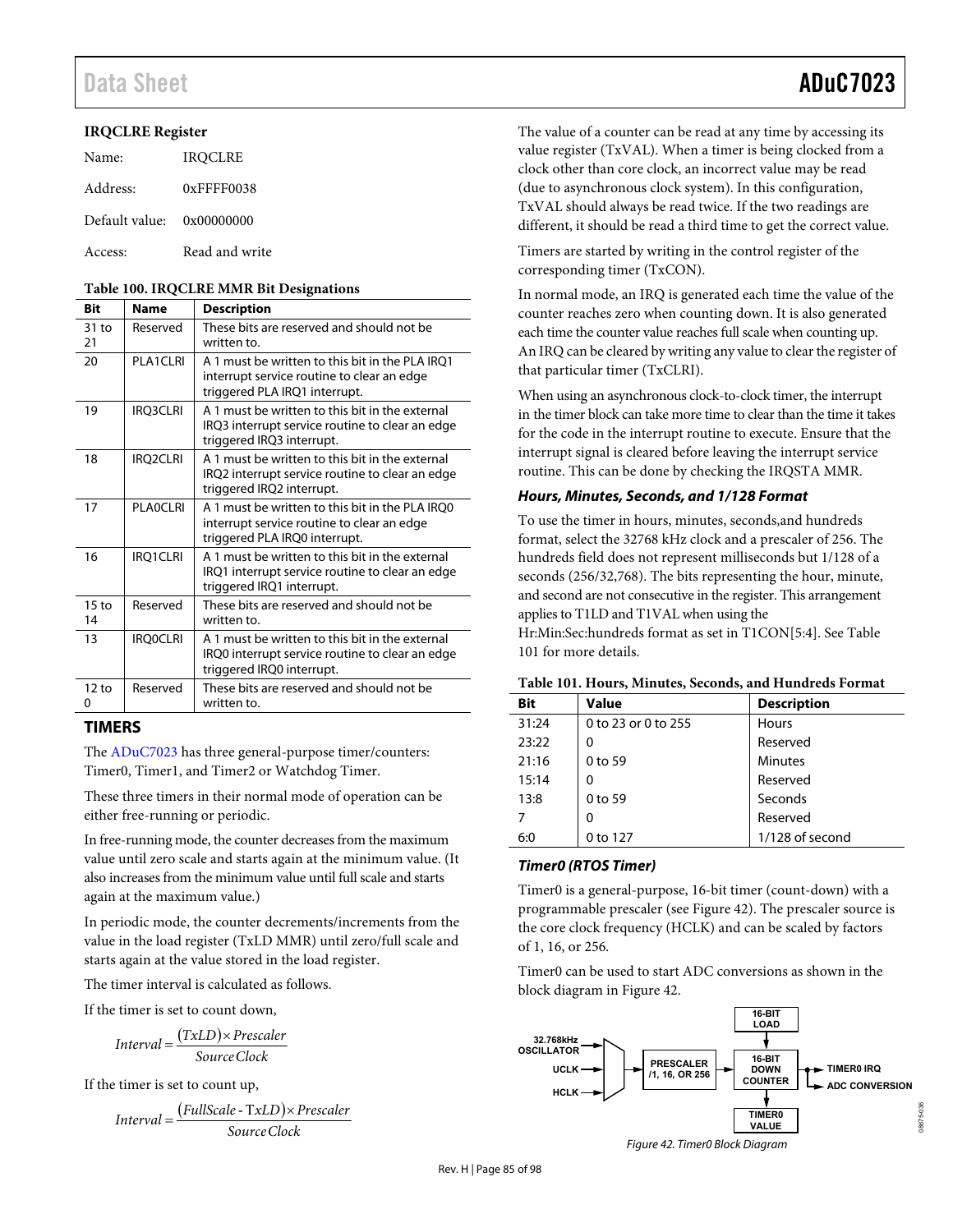### IRQCLRE Register

Name: IRQCLRE

Address: 0xFFFF0038

Default value: 0x00000000

Access: Read and write

**Table 100. IRQCLRE MMR Bit Designations**

| Bit | Name | Description |
|---|---|---|
| 31 to 21 | Reserved | These bits are reserved and should not be written to. |
| 20 | PLA1CLRI | A 1 must be written to this bit in the PLA IRQ1 interrupt service routine to clear an edge triggered PLA IRQ1 interrupt. |
| 19 | IRQ3CLRI | A 1 must be written to this bit in the external IRQ3 interrupt service routine to clear an edge triggered IRQ3 interrupt. |
| 18 | IRQ2CLRI | A 1 must be written to this bit in the external IRQ2 interrupt service routine to clear an edge triggered IRQ2 interrupt. |
| 17 | PLA0CLRI | A 1 must be written to this bit in the PLA IRQ0 interrupt service routine to clear an edge triggered PLA IRQ0 interrupt. |
| 16 | IRQ1CLRI | A 1 must be written to this bit in the external IRQ1 interrupt service routine to clear an edge triggered IRQ1 interrupt. |
| 15 to 14 | Reserved | These bits are reserved and should not be written to. |
| 13 | IRQ0CLRI | A 1 must be written to this bit in the external IRQ0 interrupt service routine to clear an edge triggered IRQ0 interrupt. |
| 12 to 0 | Reserved | These bits are reserved and should not be written to. |

## TIMERS

The ADuC7023 has three general-purpose timer/counters: Timer0, Timer1, and Timer2 or Watchdog Timer.

These three timers in their normal mode of operation can be either free-running or periodic.

In free-running mode, the counter decreases from the maximum value until zero scale and starts again at the minimum value. (It also increases from the minimum value until full scale and starts again at the maximum value.)

In periodic mode, the counter decrements/increments from the value in the load register (TxLD MMR) until zero/full scale and starts again at the value stored in the load register.

The timer interval is calculated as follows.

If the timer is set to count down,

$$Interval = \frac{(TxLD) \times Prescaler}{Source\,Clock}$$

If the timer is set to count up,

$$Interval = \frac{(FullScale - TxLD) \times Prescaler}{Source\,Clock}$$

The value of a counter can be read at any time by accessing its value register (TxVAL). When a timer is being clocked from a clock other than core clock, an incorrect value may be read (due to asynchronous clock system). In this configuration, TxVAL should always be read twice. If the two readings are different, it should be read a third time to get the correct value.

Timers are started by writing in the control register of the corresponding timer (TxCON).

In normal mode, an IRQ is generated each time the value of the counter reaches zero when counting down. It is also generated each time the counter value reaches full scale when counting up. An IRQ can be cleared by writing any value to clear the register of that particular timer (TxCLRI).

When using an asynchronous clock-to-clock timer, the interrupt in the timer block can take more time to clear than the time it takes for the code in the interrupt routine to execute. Ensure that the interrupt signal is cleared before leaving the interrupt service routine. This can be done by checking the IRQSTA MMR.

### *Hours, Minutes, Seconds, and 1/128 Format*

To use the timer in hours, minutes, seconds,and hundreds format, select the 32768 kHz clock and a prescaler of 256. The hundreds field does not represent milliseconds but 1/128 of a seconds (256/32,768). The bits representing the hour, minute, and second are not consecutive in the register. This arrangement applies to T1LD and T1VAL when using the Hr:Min:Sec:hundreds format as set in T1CON[5:4]. See Table 101 for more details.

**Table 101. Hours, Minutes, Seconds, and Hundreds Format**

| Bit | Value | Description |
|---|---|---|
| 31:24 | 0 to 23 or 0 to 255 | Hours |
| 23:22 | 0 | Reserved |
| 21:16 | 0 to 59 | Minutes |
| 15:14 | 0 | Reserved |
| 13:8 | 0 to 59 | Seconds |
| 7 | 0 | Reserved |
| 6:0 | 0 to 127 | 1/128 of second |

### *Timer0 (RTOS Timer)*

Timer0 is a general-purpose, 16-bit timer (count-down) with a programmable prescaler (see Figure 42). The prescaler source is the core clock frequency (HCLK) and can be scaled by factors of 1, 16, or 256.

Timer0 can be used to start ADC conversions as shown in the block diagram in Figure 42.

*Figure 42. Timer0 Block Diagram*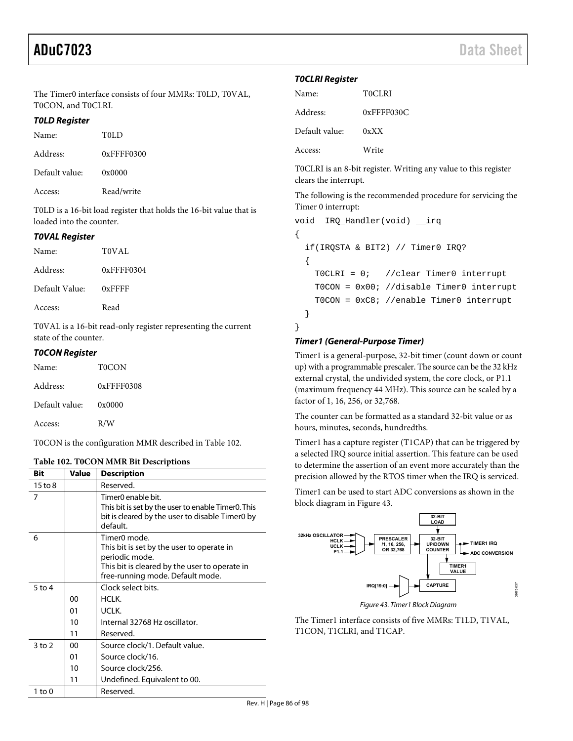The Timer0 interface consists of four MMRs: T0LD, T0VAL, T0CON, and T0CLRI.

#### T0LD Register

Name: T0LD

Address: 0xFFFF0300

Default value: 0x0000

Access: Read/write

T0LD is a 16-bit load register that holds the 16-bit value that is loaded into the counter.

#### T0VAL Register

Name: T0VAL

Address: 0xFFFF0304

Default Value: 0xFFFF

Access: Read

T0VAL is a 16-bit read-only register representing the current state of the counter.

#### T0CON Register

Name: T0CON

Address: 0xFFFF0308

Default value: 0x0000

Access: R/W

T0CON is the configuration MMR described in Table 102.

**Table 102. T0CON MMR Bit Descriptions**

| Bit | Value | Description |
|---|---|---|
| 15 to 8 | | Reserved. |
| 7 | | Timer0 enable bit. This bit is set by the user to enable Timer0. This bit is cleared by the user to disable Timer0 by default. |
| 6 | | Timer0 mode. This bit is set by the user to operate in periodic mode. This bit is cleared by the user to operate in free-running mode. Default mode. |
| 5 to 4 | | Clock select bits. |
| | 00 | HCLK. |
| | 01 | UCLK. |
| | 10 | Internal 32768 Hz oscillator. |
| | 11 | Reserved. |
| 3 to 2 | 00 | Source clock/1. Default value. |
| | 01 | Source clock/16. |
| | 10 | Source clock/256. |
| | 11 | Undefined. Equivalent to 00. |
| 1 to 0 | | Reserved. |

#### T0CLRI Register

Name: T0CLRI

Address: 0xFFFF030C

Default value: 0xXX

Access: Write

T0CLRI is an 8-bit register. Writing any value to this register clears the interrupt.

The following is the recommended procedure for servicing the Timer 0 interrupt:

```
void  IRQ_Handler(void) __irq
{
  if(IRQSTA & BIT2) // Timer0 IRQ?
  {
    T0CLRI = 0;   //clear Timer0 interrupt
    T0CON = 0x00; //disable Timer0 interrupt
    T0CON = 0xC8; //enable Timer0 interrupt
  }
}
```

### Timer1 (General-Purpose Timer)

Timer1 is a general-purpose, 32-bit timer (count down or count up) with a programmable prescaler. The source can be the 32 kHz external crystal, the undivided system, the core clock, or P1.1 (maximum frequency 44 MHz). This source can be scaled by a factor of 1, 16, 256, or 32,768.

The counter can be formatted as a standard 32-bit value or as hours, minutes, seconds, hundredths.

Timer1 has a capture register (T1CAP) that can be triggered by a selected IRQ source initial assertion. This feature can be used to determine the assertion of an event more accurately than the precision allowed by the RTOS timer when the IRQ is serviced.

Timer1 can be used to start ADC conversions as shown in the block diagram in Figure 43.

Figure 43. Timer1 Block Diagram

The Timer1 interface consists of five MMRs: T1LD, T1VAL, T1CON, T1CLRI, and T1CAP.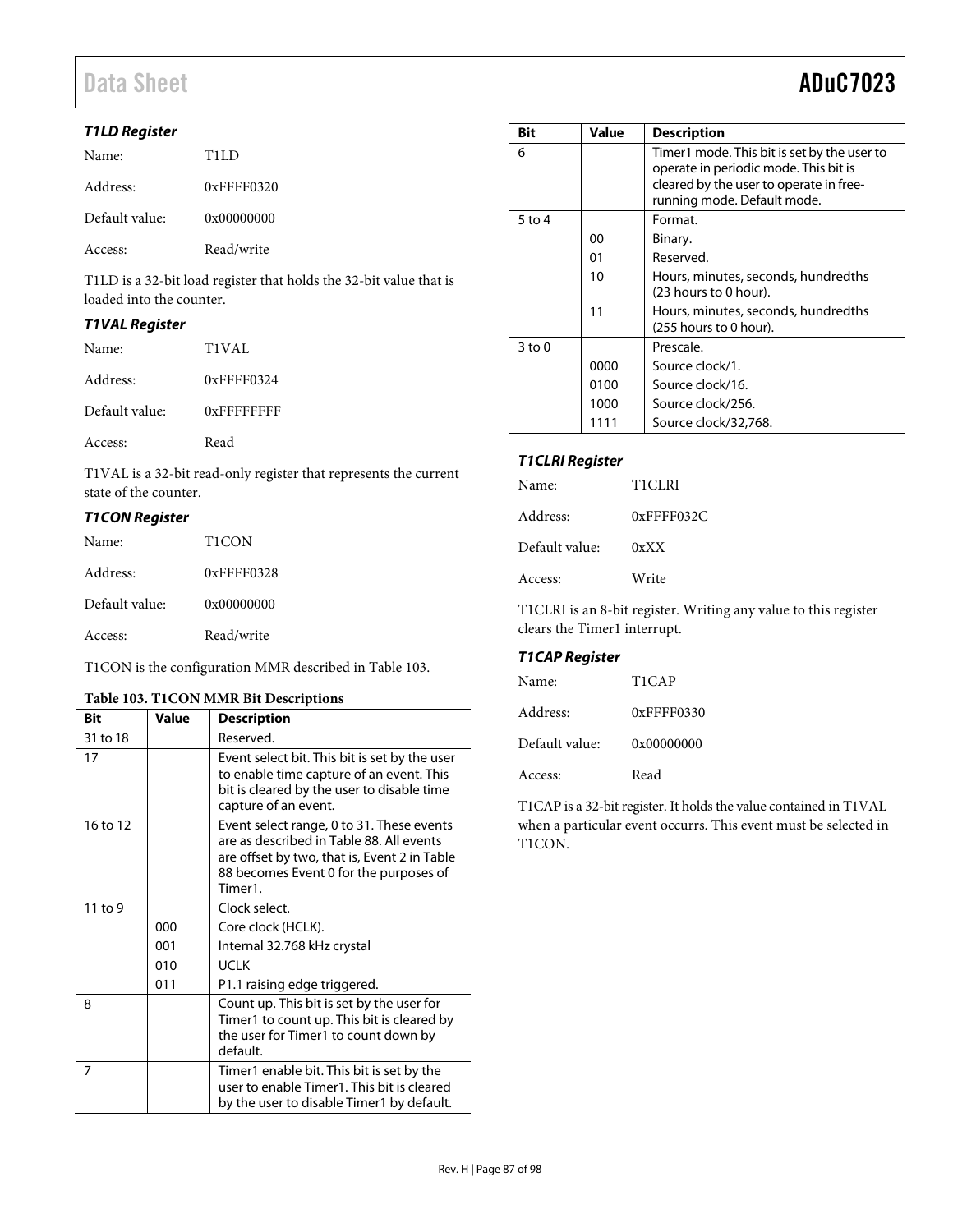### T1LD Register

Name: T1LD

Address: 0xFFFF0320

Default value: 0x00000000

Access: Read/write

T1LD is a 32-bit load register that holds the 32-bit value that is loaded into the counter.

### T1VAL Register

Name: T1VAL

Address: 0xFFFF0324

Default value: 0xFFFFFFFF

Access: Read

T1VAL is a 32-bit read-only register that represents the current state of the counter.

### T1CON Register

Name: T1CON

Address: 0xFFFF0328

Default value: 0x00000000

Access: Read/write

T1CON is the configuration MMR described in Table 103.

**Table 103. T1CON MMR Bit Descriptions**

| Bit | Value | Description |
|---|---|---|
| 31 to 18 | | Reserved. |
| 17 | | Event select bit. This bit is set by the user to enable time capture of an event. This bit is cleared by the user to disable time capture of an event. |
| 16 to 12 | | Event select range, 0 to 31. These events are as described in Table 88. All events are offset by two, that is, Event 2 in Table 88 becomes Event 0 for the purposes of Timer1. |
| 11 to 9 | | Clock select. |
| | 000 | Core clock (HCLK). |
| | 001 | Internal 32.768 kHz crystal |
| | 010 | UCLK |
| | 011 | P1.1 raising edge triggered. |
| 8 | | Count up. This bit is set by the user for Timer1 to count up. This bit is cleared by the user for Timer1 to count down by default. |
| 7 | | Timer1 enable bit. This bit is set by the user to enable Timer1. This bit is cleared by the user to disable Timer1 by default. |
| 6 | | Timer1 mode. This bit is set by the user to operate in periodic mode. This bit is cleared by the user to operate in free-running mode. Default mode. |
| 5 to 4 | | Format. |
| | 00 | Binary. |
| | 01 | Reserved. |
| | 10 | Hours, minutes, seconds, hundredths (23 hours to 0 hour). |
| | 11 | Hours, minutes, seconds, hundredths (255 hours to 0 hour). |
| 3 to 0 | | Prescale. |
| | 0000 | Source clock/1. |
| | 0100 | Source clock/16. |
| | 1000 | Source clock/256. |
| | 1111 | Source clock/32,768. |

### T1CLRI Register

Name: T1CLRI

Address: 0xFFFF032C

Default value: 0xXX

Access: Write

T1CLRI is an 8-bit register. Writing any value to this register clears the Timer1 interrupt.

### T1CAP Register

Name: T1CAP

Address: 0xFFFF0330

Default value: 0x00000000

Access: Read

T1CAP is a 32-bit register. It holds the value contained in T1VAL when a particular event occurrs. This event must be selected in T1CON.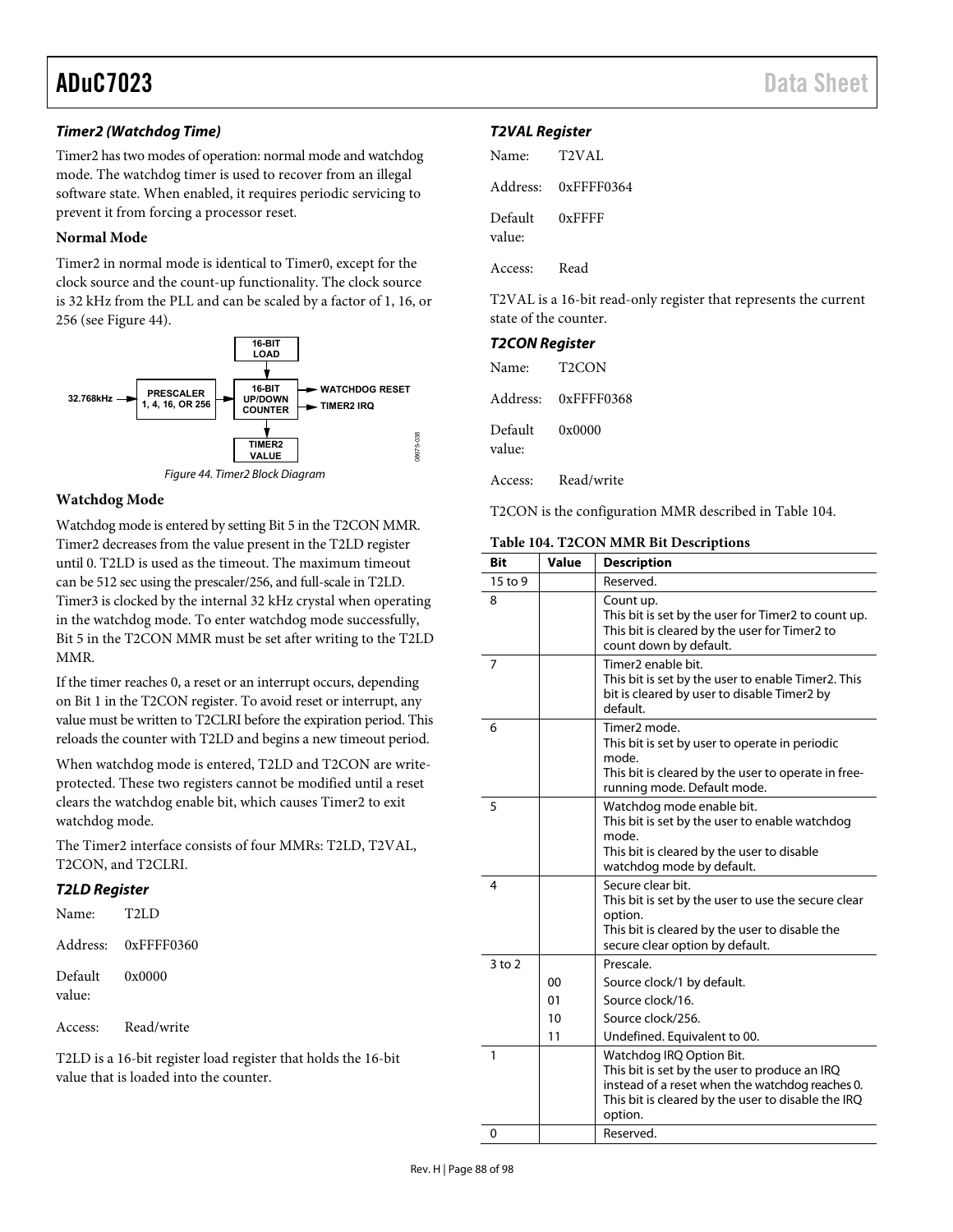### Timer2 (Watchdog Time)

Timer2 has two modes of operation: normal mode and watchdog mode. The watchdog timer is used to recover from an illegal software state. When enabled, it requires periodic servicing to prevent it from forcing a processor reset.

#### Normal Mode

Timer2 in normal mode is identical to Timer0, except for the clock source and the count-up functionality. The clock source is 32 kHz from the PLL and can be scaled by a factor of 1, 16, or 256 (see Figure 44).

Figure 44. Timer2 Block Diagram

#### Watchdog Mode

Watchdog mode is entered by setting Bit 5 in the T2CON MMR. Timer2 decreases from the value present in the T2LD register until 0. T2LD is used as the timeout. The maximum timeout can be 512 sec using the prescaler/256, and full-scale in T2LD. Timer3 is clocked by the internal 32 kHz crystal when operating in the watchdog mode. To enter watchdog mode successfully, Bit 5 in the T2CON MMR must be set after writing to the T2LD MMR.

If the timer reaches 0, a reset or an interrupt occurs, depending on Bit 1 in the T2CON register. To avoid reset or interrupt, any value must be written to T2CLRI before the expiration period. This reloads the counter with T2LD and begins a new timeout period.

When watchdog mode is entered, T2LD and T2CON are write-protected. These two registers cannot be modified until a reset clears the watchdog enable bit, which causes Timer2 to exit watchdog mode.

The Timer2 interface consists of four MMRs: T2LD, T2VAL, T2CON, and T2CLRI.

### T2LD Register

Name: T2LD

Address: 0xFFFF0360

Default value: 0x0000

Access: Read/write

T2LD is a 16-bit register load register that holds the 16-bit value that is loaded into the counter.

### T2VAL Register

Name: T2VAL

Address: 0xFFFF0364

Default value: 0xFFFF

Access: Read

T2VAL is a 16-bit read-only register that represents the current state of the counter.

### T2CON Register

Name: T2CON

Address: 0xFFFF0368

Default value: 0x0000

Access: Read/write

T2CON is the configuration MMR described in Table 104.

**Table 104. T2CON MMR Bit Descriptions**

| Bit | Value | Description |
|---|---|---|
| 15 to 9 | | Reserved. |
| 8 | | Count up.<br>This bit is set by the user for Timer2 to count up.<br>This bit is cleared by the user for Timer2 to count down by default. |
| 7 | | Timer2 enable bit.<br>This bit is set by the user to enable Timer2. This bit is cleared by user to disable Timer2 by default. |
| 6 | | Timer2 mode.<br>This bit is set by user to operate in periodic mode.<br>This bit is cleared by the user to operate in free-running mode. Default mode. |
| 5 | | Watchdog mode enable bit.<br>This bit is set by the user to enable watchdog mode.<br>This bit is cleared by the user to disable watchdog mode by default. |
| 4 | | Secure clear bit.<br>This bit is set by the user to use the secure clear option.<br>This bit is cleared by the user to disable the secure clear option by default. |
| 3 to 2 | | Prescale. |
| | 00 | Source clock/1 by default. |
| | 01 | Source clock/16. |
| | 10 | Source clock/256. |
| | 11 | Undefined. Equivalent to 00. |
| 1 | | Watchdog IRQ Option Bit.<br>This bit is set by the user to produce an IRQ instead of a reset when the watchdog reaches 0.<br>This bit is cleared by the user to disable the IRQ option. |
| 0 | | Reserved. |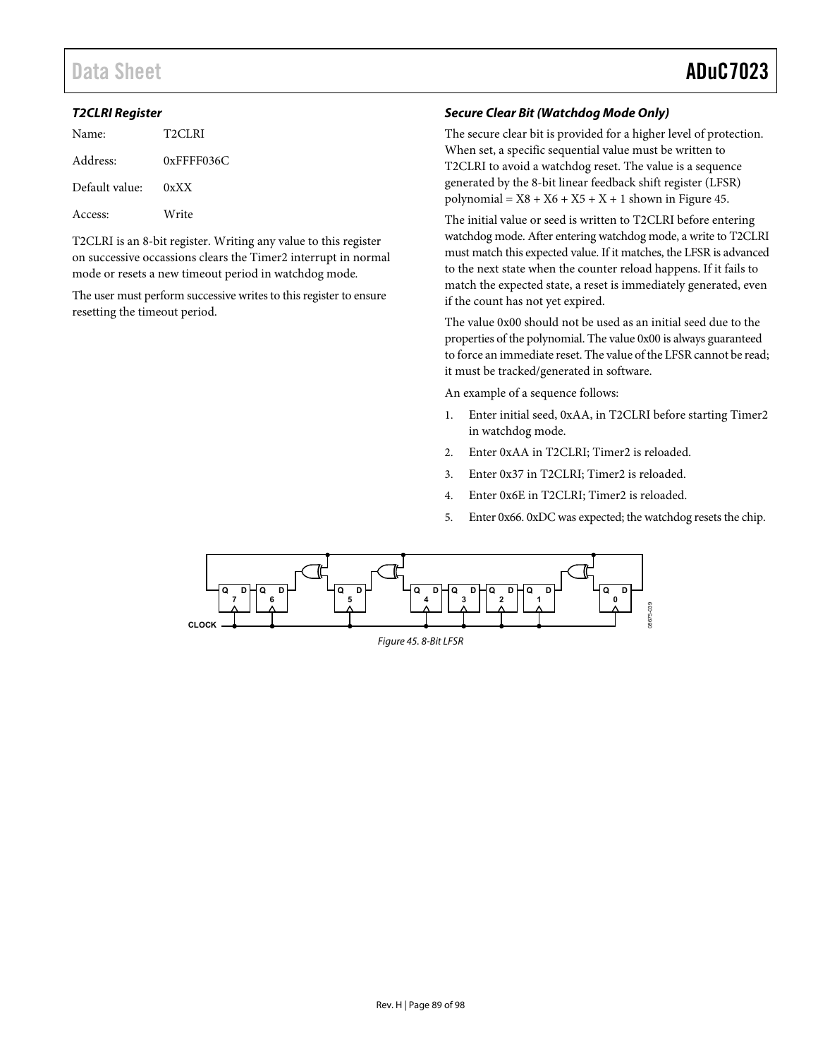### *T2CLRI Register*

| | |
|---|---|
| Name: | T2CLRI |
| Address: | 0xFFFF036C |
| Default value: | 0xXX |
| Access: | Write |

T2CLRI is an 8-bit register. Writing any value to this register on successive occassions clears the Timer2 interrupt in normal mode or resets a new timeout period in watchdog mode.

The user must perform successive writes to this register to ensure resetting the timeout period.

### *Secure Clear Bit (Watchdog Mode Only)*

The secure clear bit is provided for a higher level of protection. When set, a specific sequential value must be written to T2CLRI to avoid a watchdog reset. The value is a sequence generated by the 8-bit linear feedback shift register (LFSR) polynomial = X8 + X6 + X5 + X + 1 shown in Figure 45.

The initial value or seed is written to T2CLRI before entering watchdog mode. After entering watchdog mode, a write to T2CLRI must match this expected value. If it matches, the LFSR is advanced to the next state when the counter reload happens. If it fails to match the expected state, a reset is immediately generated, even if the count has not yet expired.

The value 0x00 should not be used as an initial seed due to the properties of the polynomial. The value 0x00 is always guaranteed to force an immediate reset. The value of the LFSR cannot be read; it must be tracked/generated in software.

An example of a sequence follows:

1. Enter initial seed, 0xAA, in T2CLRI before starting Timer2 in watchdog mode.
2. Enter 0xAA in T2CLRI; Timer2 is reloaded.
3. Enter 0x37 in T2CLRI; Timer2 is reloaded.
4. Enter 0x6E in T2CLRI; Timer2 is reloaded.
5. Enter 0x66. 0xDC was expected; the watchdog resets the chip.

*Figure 45. 8-Bit LFSR*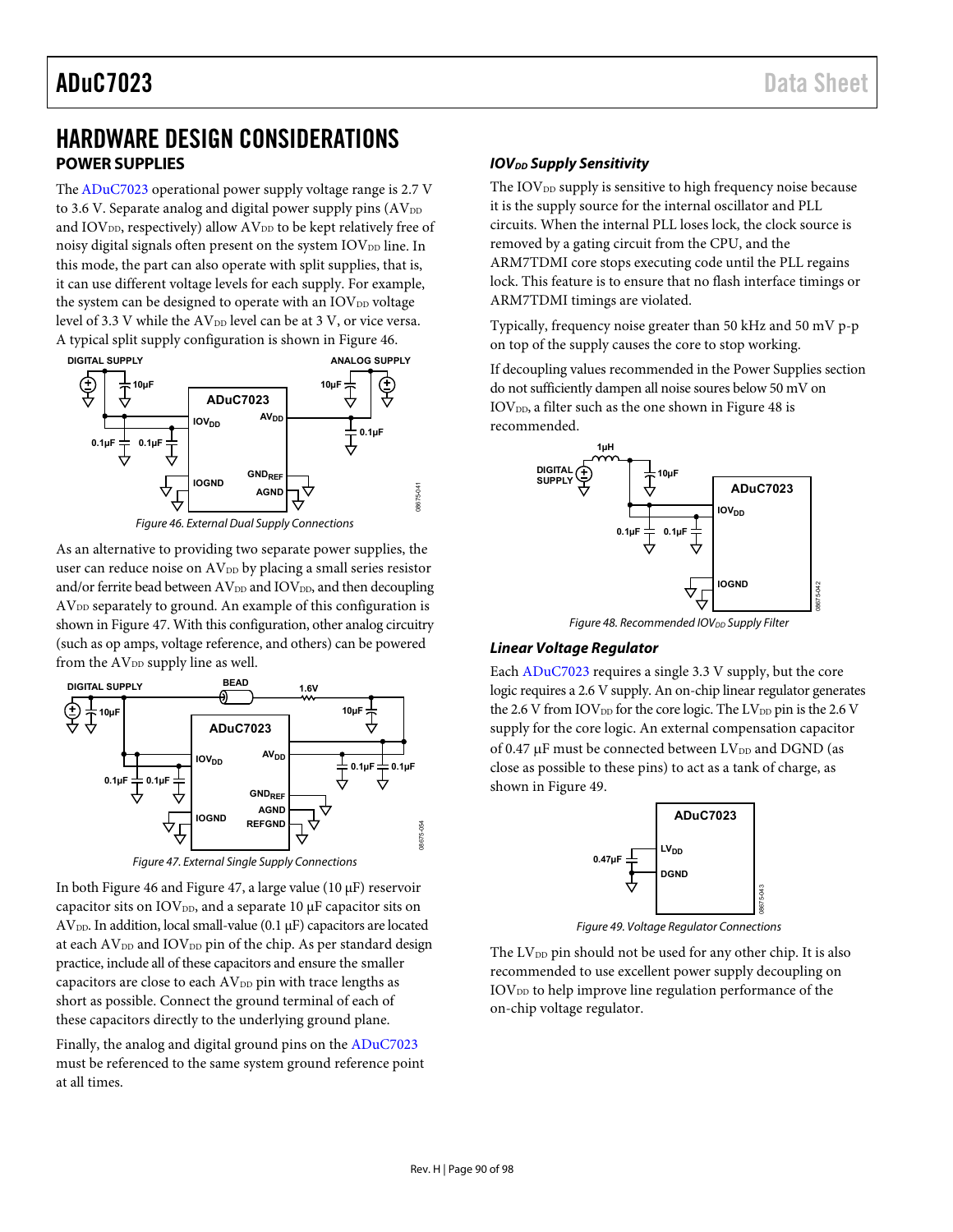# HARDWARE DESIGN CONSIDERATIONS

## POWER SUPPLIES

The ADuC7023 operational power supply voltage range is 2.7 V to 3.6 V. Separate analog and digital power supply pins ($AV_{DD}$ and $IOV_{DD}$, respectively) allow $AV_{DD}$ to be kept relatively free of noisy digital signals often present on the system $IOV_{DD}$ line. In this mode, the part can also operate with split supplies, that is, it can use different voltage levels for each supply. For example, the system can be designed to operate with an $IOV_{DD}$ voltage level of 3.3 V while the $AV_{DD}$ level can be at 3 V, or vice versa. A typical split supply configuration is shown in Figure 46.

Figure 46. External Dual Supply Connections

As an alternative to providing two separate power supplies, the user can reduce noise on $AV_{DD}$ by placing a small series resistor and/or ferrite bead between $AV_{DD}$ and $IOV_{DD}$, and then decoupling $AV_{DD}$ separately to ground. An example of this configuration is shown in Figure 47. With this configuration, other analog circuitry (such as op amps, voltage reference, and others) can be powered from the $AV_{DD}$ supply line as well.

Figure 47. External Single Supply Connections

In both Figure 46 and Figure 47, a large value (10 µF) reservoir capacitor sits on $IOV_{DD}$, and a separate 10 µF capacitor sits on $AV_{DD}$. In addition, local small-value (0.1 µF) capacitors are located at each $AV_{DD}$ and $IOV_{DD}$ pin of the chip. As per standard design practice, include all of these capacitors and ensure the smaller capacitors are close to each $AV_{DD}$ pin with trace lengths as short as possible. Connect the ground terminal of each of these capacitors directly to the underlying ground plane.

Finally, the analog and digital ground pins on the ADuC7023 must be referenced to the same system ground reference point at all times.

### *$IOV_{DD}$ Supply Sensitivity*

The $IOV_{DD}$ supply is sensitive to high frequency noise because it is the supply source for the internal oscillator and PLL circuits. When the internal PLL loses lock, the clock source is removed by a gating circuit from the CPU, and the ARM7TDMI core stops executing code until the PLL regains lock. This feature is to ensure that no flash interface timings or ARM7TDMI timings are violated.

Typically, frequency noise greater than 50 kHz and 50 mV p-p on top of the supply causes the core to stop working.

If decoupling values recommended in the Power Supplies section do not sufficiently dampen all noise soures below 50 mV on $IOV_{DD}$, a filter such as the one shown in Figure 48 is recommended.

Figure 48. Recommended $IOV_{DD}$ Supply Filter

### *Linear Voltage Regulator*

Each ADuC7023 requires a single 3.3 V supply, but the core logic requires a 2.6 V supply. An on-chip linear regulator generates the 2.6 V from $IOV_{DD}$ for the core logic. The $LV_{DD}$ pin is the 2.6 V supply for the core logic. An external compensation capacitor of 0.47 µF must be connected between $LV_{DD}$ and DGND (as close as possible to these pins) to act as a tank of charge, as shown in Figure 49.

Figure 49. Voltage Regulator Connections

The $LV_{DD}$ pin should not be used for any other chip. It is also recommended to use excellent power supply decoupling on $IOV_{DD}$ to help improve line regulation performance of the on-chip voltage regulator.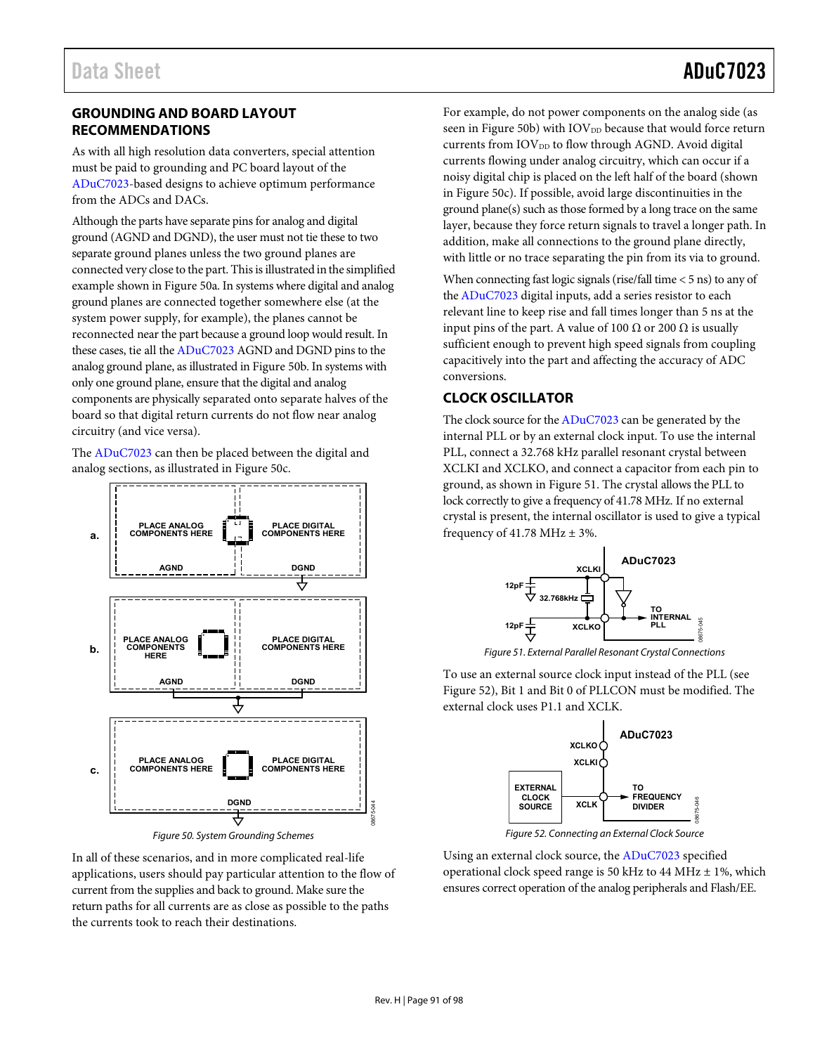## GROUNDING AND BOARD LAYOUT RECOMMENDATIONS

As with all high resolution data converters, special attention must be paid to grounding and PC board layout of the ADuC7023-based designs to achieve optimum performance from the ADCs and DACs.

Although the parts have separate pins for analog and digital ground (AGND and DGND), the user must not tie these to two separate ground planes unless the two ground planes are connected very close to the part. This is illustrated in the simplified example shown in Figure 50a. In systems where digital and analog ground planes are connected together somewhere else (at the system power supply, for example), the planes cannot be reconnected near the part because a ground loop would result. In these cases, tie all the ADuC7023 AGND and DGND pins to the analog ground plane, as illustrated in Figure 50b. In systems with only one ground plane, ensure that the digital and analog components are physically separated onto separate halves of the board so that digital return currents do not flow near analog circuitry (and vice versa).

The ADuC7023 can then be placed between the digital and analog sections, as illustrated in Figure 50c.

Figure 50. System Grounding Schemes

In all of these scenarios, and in more complicated real-life applications, users should pay particular attention to the flow of current from the supplies and back to ground. Make sure the return paths for all currents are as close as possible to the paths the currents took to reach their destinations.

For example, do not power components on the analog side (as seen in Figure 50b) with $IOV_{DD}$ because that would force return currents from $IOV_{DD}$ to flow through AGND. Avoid digital currents flowing under analog circuitry, which can occur if a noisy digital chip is placed on the left half of the board (shown in Figure 50c). If possible, avoid large discontinuities in the ground plane(s) such as those formed by a long trace on the same layer, because they force return signals to travel a longer path. In addition, make all connections to the ground plane directly, with little or no trace separating the pin from its via to ground.

When connecting fast logic signals (rise/fall time < 5 ns) to any of the ADuC7023 digital inputs, add a series resistor to each relevant line to keep rise and fall times longer than 5 ns at the input pins of the part. A value of 100 Ω or 200 Ω is usually sufficient enough to prevent high speed signals from coupling capacitively into the part and affecting the accuracy of ADC conversions.

## CLOCK OSCILLATOR

The clock source for the ADuC7023 can be generated by the internal PLL or by an external clock input. To use the internal PLL, connect a 32.768 kHz parallel resonant crystal between XCLKI and XCLKO, and connect a capacitor from each pin to ground, as shown in Figure 51. The crystal allows the PLL to lock correctly to give a frequency of 41.78 MHz. If no external crystal is present, the internal oscillator is used to give a typical frequency of 41.78 MHz ± 3%.

Figure 51. External Parallel Resonant Crystal Connections

To use an external source clock input instead of the PLL (see Figure 52), Bit 1 and Bit 0 of PLLCON must be modified. The external clock uses P1.1 and XCLK.

Figure 52. Connecting an External Clock Source

Using an external clock source, the ADuC7023 specified operational clock speed range is 50 kHz to 44 MHz ± 1%, which ensures correct operation of the analog peripherals and Flash/EE.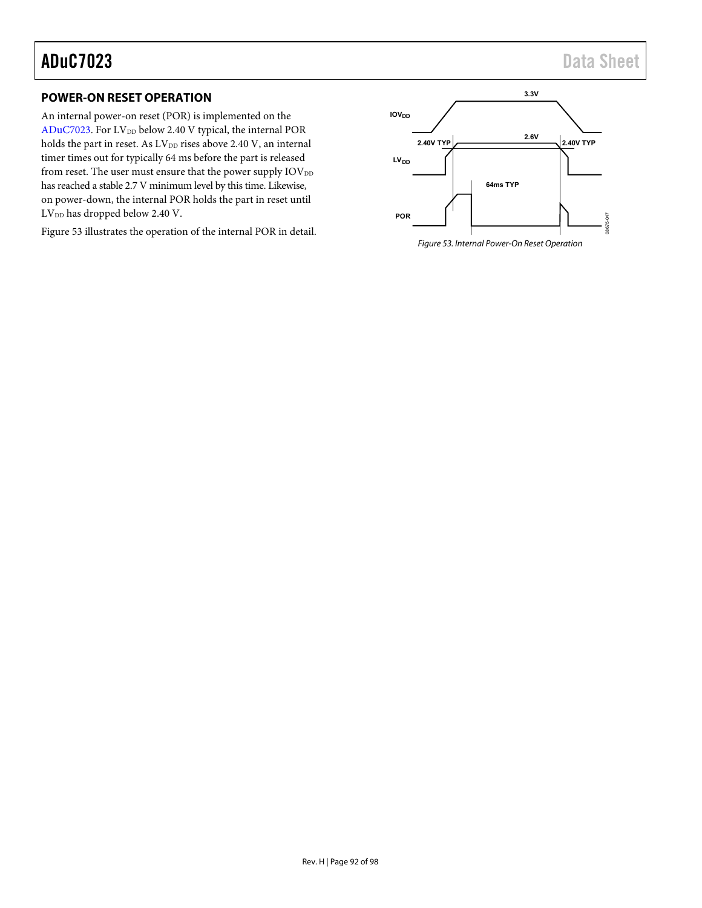## POWER-ON RESET OPERATION

An internal power-on reset (POR) is implemented on the ADuC7023. For $LV_{DD}$ below 2.40 V typical, the internal POR holds the part in reset. As $LV_{DD}$ rises above 2.40 V, an internal timer times out for typically 64 ms before the part is released from reset. The user must ensure that the power supply $IOV_{DD}$ has reached a stable 2.7 V minimum level by this time. Likewise, on power-down, the internal POR holds the part in reset until $LV_{DD}$ has dropped below 2.40 V.

Figure 53 illustrates the operation of the internal POR in detail.

*Figure 53. Internal Power-On Reset Operation*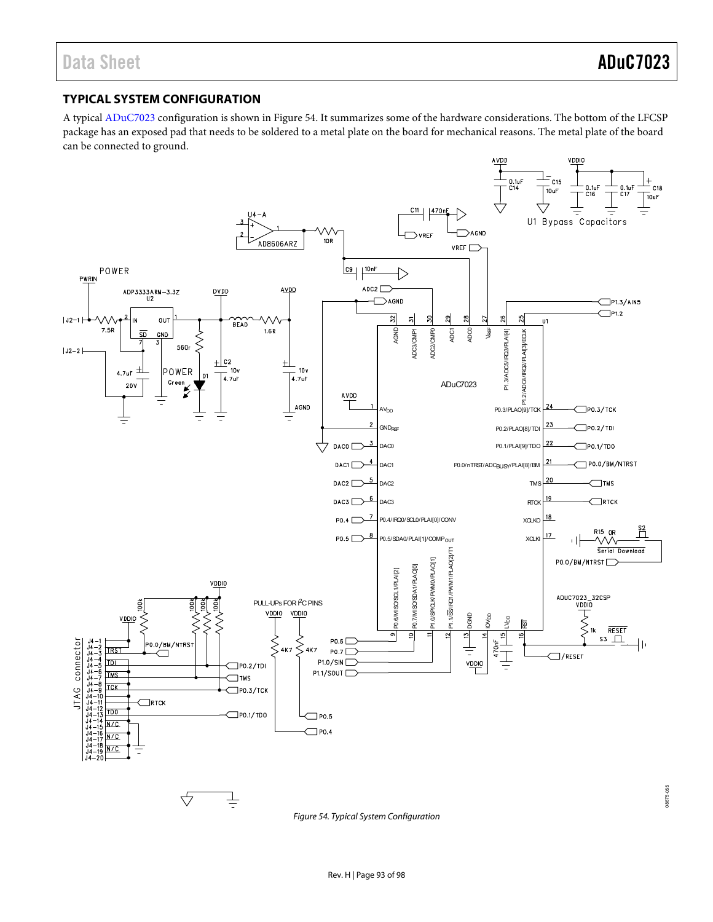## TYPICAL SYSTEM CONFIGURATION

A typical ADuC7023 configuration is shown in Figure 54. It summarizes some of the hardware considerations. The bottom of the LFCSP package has an exposed pad that needs to be soldered to a metal plate on the board for mechanical reasons. The metal plate of the board can be connected to ground.

*Figure 54. Typical System Configuration*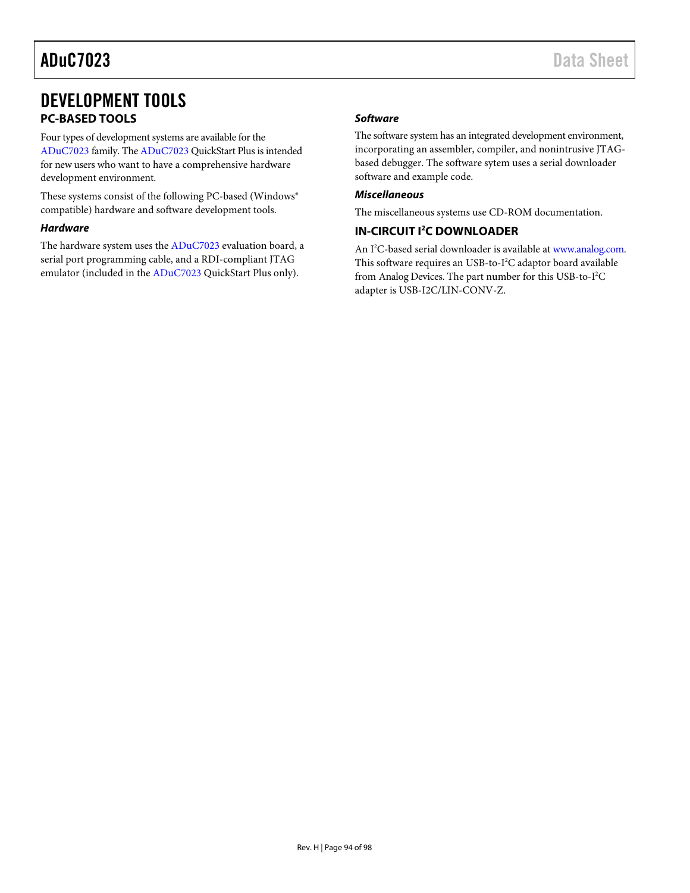# DEVELOPMENT TOOLS

## PC-BASED TOOLS

Four types of development systems are available for the ADuC7023 family. The ADuC7023 QuickStart Plus is intended for new users who want to have a comprehensive hardware development environment.

These systems consist of the following PC-based (Windows® compatible) hardware and software development tools.

### *Hardware*

The hardware system uses the ADuC7023 evaluation board, a serial port programming cable, and a RDI-compliant JTAG emulator (included in the ADuC7023 QuickStart Plus only).

### *Software*

The software system has an integrated development environment, incorporating an assembler, compiler, and nonintrusive JTAG-based debugger. The software sytem uses a serial downloader software and example code.

### *Miscellaneous*

The miscellaneous systems use CD-ROM documentation.

## IN-CIRCUIT I$^2$C DOWNLOADER

An I$^2$C-based serial downloader is available at www.analog.com. This software requires an USB-to-I$^2$C adaptor board available from Analog Devices. The part number for this USB-to-I$^2$C adapter is USB-I2C/LIN-CONV-Z.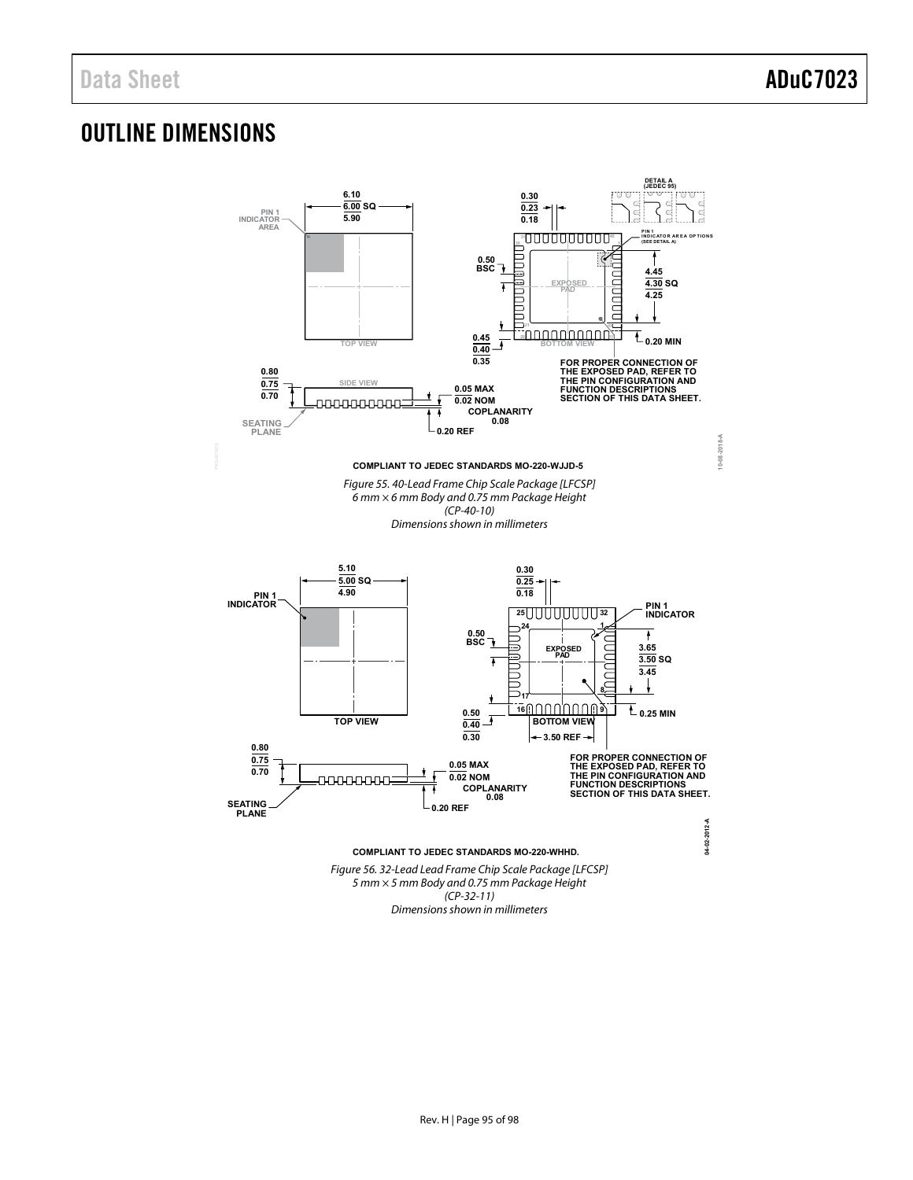# OUTLINE DIMENSIONS

COMPLIANT TO JEDEC STANDARDS MO-220-WJJD-5

*Figure 55. 40-Lead Frame Chip Scale Package [LFCSP]*
*6 mm × 6 mm Body and 0.75 mm Package Height*
*(CP-40-10)*
*Dimensions shown in millimeters*

COMPLIANT TO JEDEC STANDARDS MO-220-WHHD.

*Figure 56. 32-Lead Lead Frame Chip Scale Package [LFCSP]*
*5 mm × 5 mm Body and 0.75 mm Package Height*
*(CP-32-11)*
*Dimensions shown in millimeters*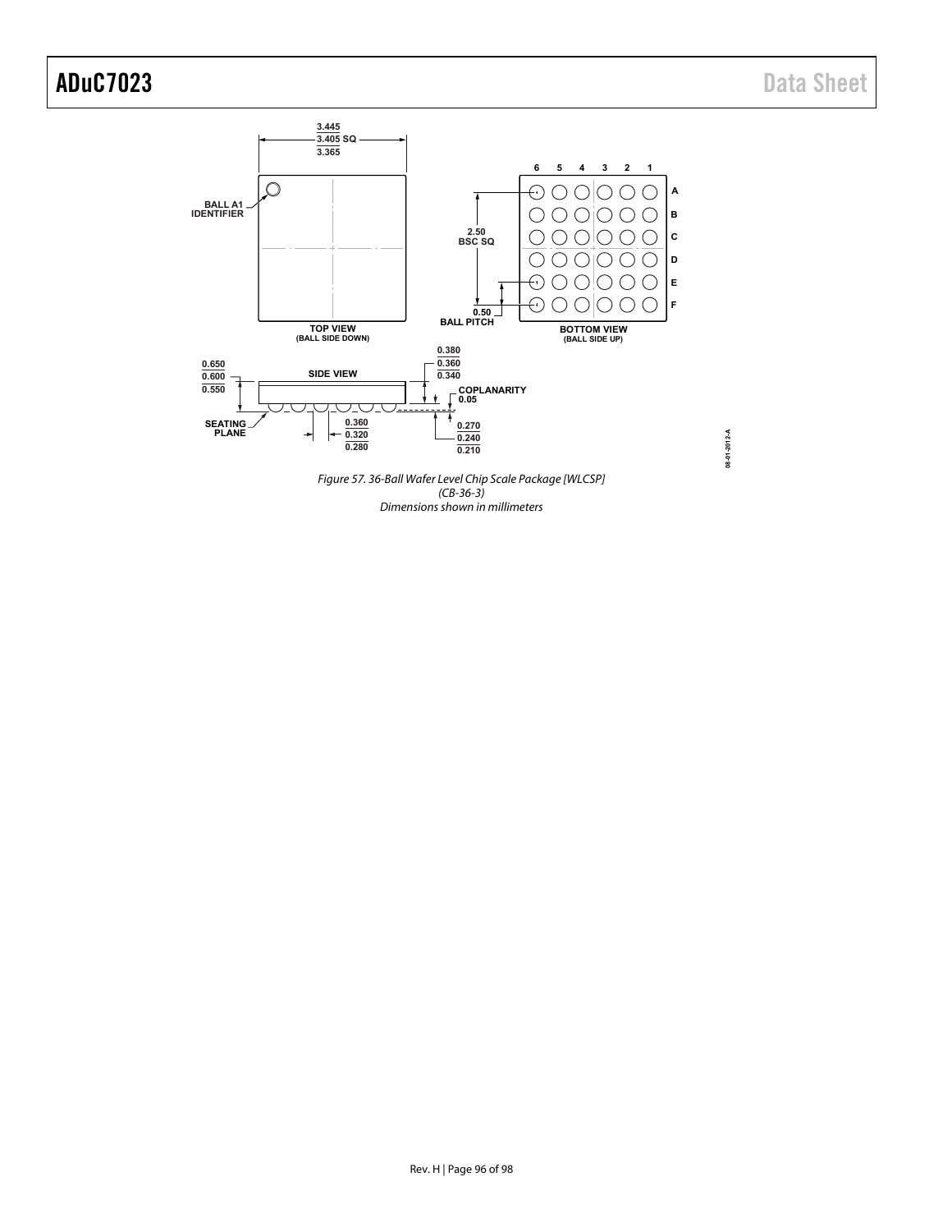Figure 57. 36-Ball Wafer Level Chip Scale Package [WLCSP]
(CB-36-3)
Dimensions shown in millimeters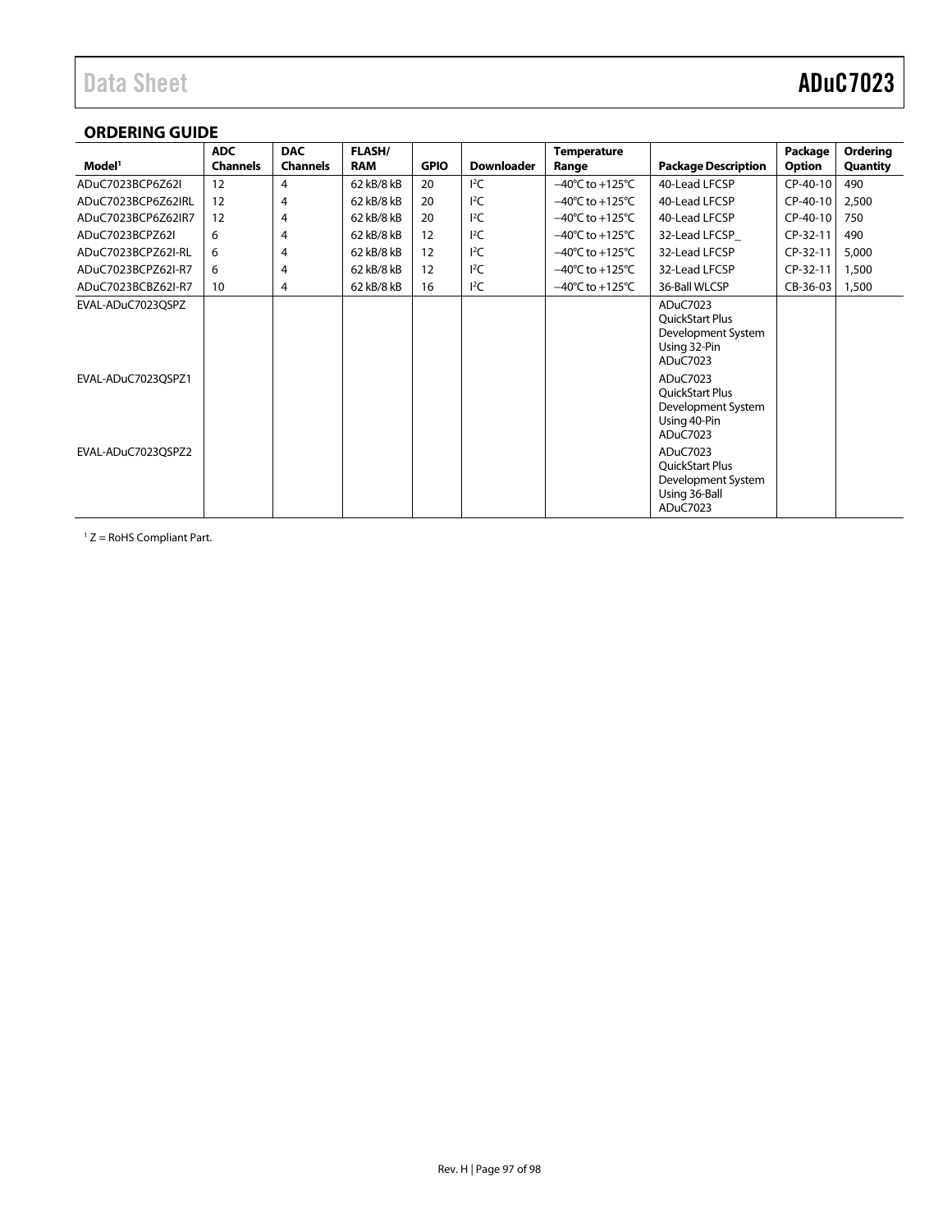## ORDERING GUIDE

| Model[1] | ADC Channels | DAC Channels | FLASH/ RAM | GPIO | Downloader | Temperature Range | Package Description | Package Option | Ordering Quantity |
|---|---|---|---|---|---|---|---|---|---|
| ADuC7023BCP6Z62I | 12 | 4 | 62 kB/8 kB | 20 | I²C | −40°C to +125°C | 40-Lead LFCSP | CP-40-10 | 490 |
| ADuC7023BCP6Z62IRL | 12 | 4 | 62 kB/8 kB | 20 | I²C | −40°C to +125°C | 40-Lead LFCSP | CP-40-10 | 2,500 |
| ADuC7023BCP6Z62IR7 | 12 | 4 | 62 kB/8 kB | 20 | I²C | −40°C to +125°C | 40-Lead LFCSP | CP-40-10 | 750 |
| ADuC7023BCPZ62I | 6 | 4 | 62 kB/8 kB | 12 | I²C | −40°C to +125°C | 32-Lead LFCSP_ | CP-32-11 | 490 |
| ADuC7023BCPZ62I-RL | 6 | 4 | 62 kB/8 kB | 12 | I²C | −40°C to +125°C | 32-Lead LFCSP | CP-32-11 | 5,000 |
| ADuC7023BCPZ62I-R7 | 6 | 4 | 62 kB/8 kB | 12 | I²C | −40°C to +125°C | 32-Lead LFCSP | CP-32-11 | 1,500 |
| ADuC7023BCBZ62I-R7 | 10 | 4 | 62 kB/8 kB | 16 | I²C | −40°C to +125°C | 36-Ball WLCSP | CB-36-03 | 1,500 |
| EVAL-ADuC7023QSPZ | | | | | | | ADuC7023 QuickStart Plus Development System Using 32-Pin ADuC7023 | | |
| EVAL-ADuC7023QSPZ1 | | | | | | | ADuC7023 QuickStart Plus Development System Using 40-Pin ADuC7023 | | |
| EVAL-ADuC7023QSPZ2 | | | | | | | ADuC7023 QuickStart Plus Development System Using 36-Ball ADuC7023 | | |

[1] Z = RoHS Compliant Part.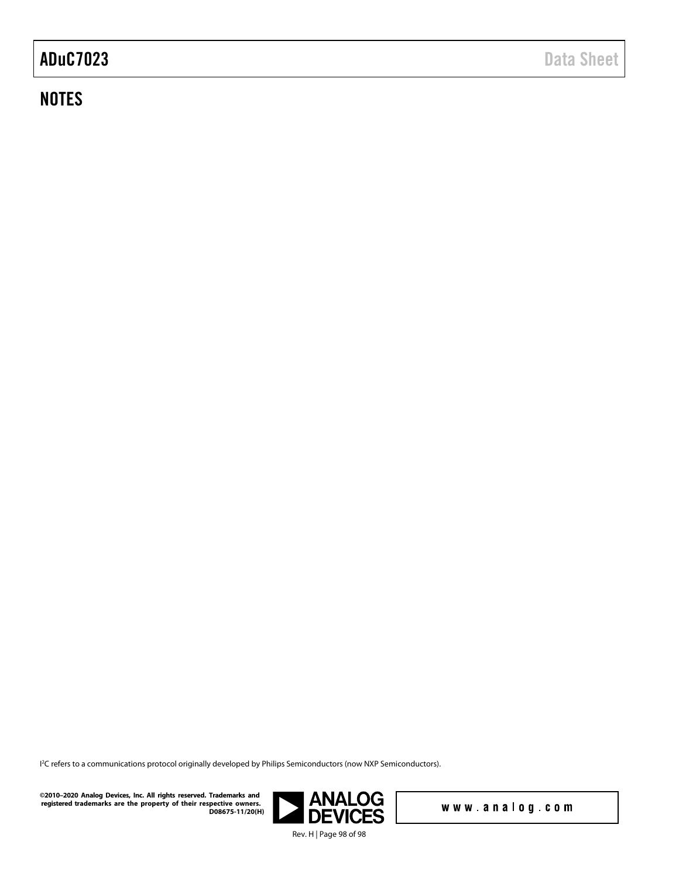## NOTES

I²C refers to a communications protocol originally developed by Philips Semiconductors (now NXP Semiconductors).

©2010–2020 Analog Devices, Inc. All rights reserved. Trademarks and registered trademarks are the property of their respective owners.
D08675-11/20(H)

www.analog.com